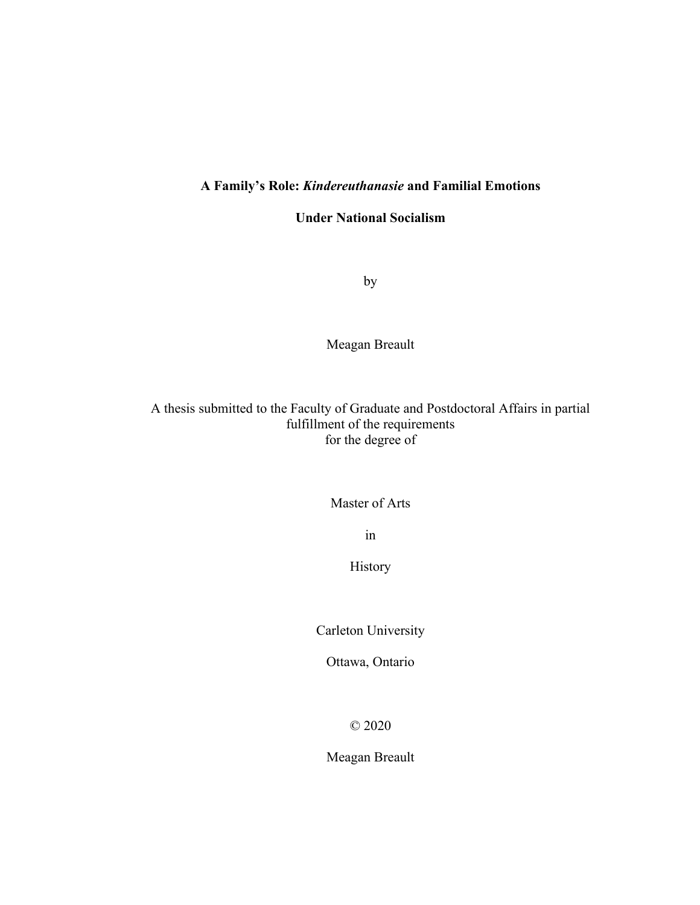# **A Family's Role: *Kindereuthanasie* and Familial Emotions Under National Socialism**

by

Meagan Breault

A thesis submitted to the Faculty of Graduate and Postdoctoral Affairs in partial fulfillment of the requirements
for the degree of

Master of Arts

in

History

Carleton University

Ottawa, Ontario

© 2020

Meagan Breault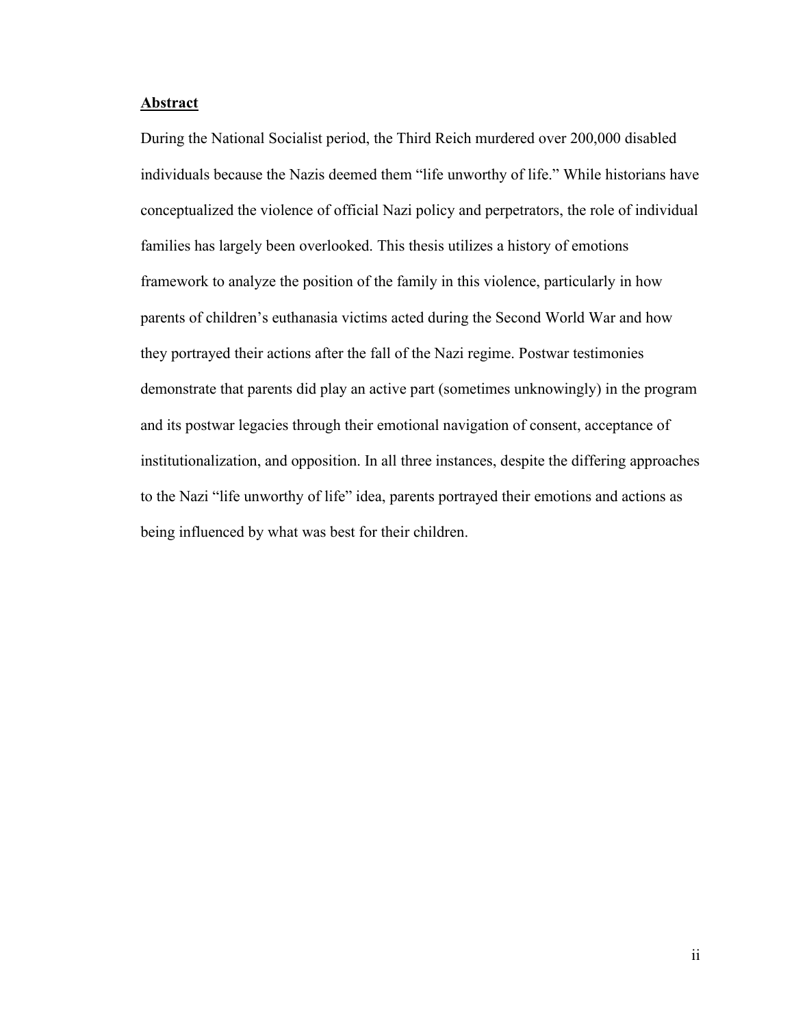## **Abstract**

During the National Socialist period, the Third Reich murdered over 200,000 disabled individuals because the Nazis deemed them “life unworthy of life.” While historians have conceptualized the violence of official Nazi policy and perpetrators, the role of individual families has largely been overlooked. This thesis utilizes a history of emotions framework to analyze the position of the family in this violence, particularly in how parents of children’s euthanasia victims acted during the Second World War and how they portrayed their actions after the fall of the Nazi regime. Postwar testimonies demonstrate that parents did play an active part (sometimes unknowingly) in the program and its postwar legacies through their emotional navigation of consent, acceptance of institutionalization, and opposition. In all three instances, despite the differing approaches to the Nazi “life unworthy of life” idea, parents portrayed their emotions and actions as being influenced by what was best for their children.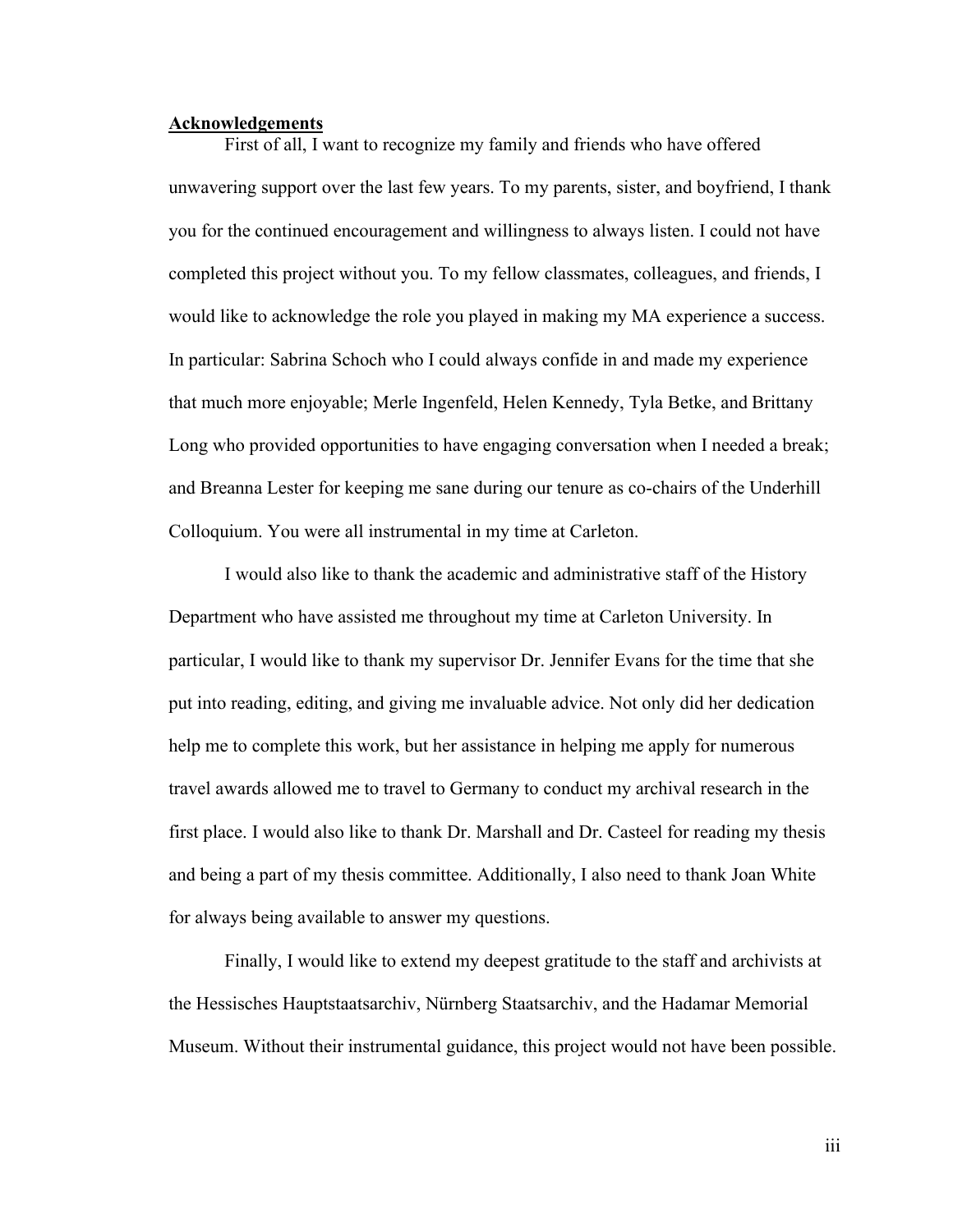## Acknowledgements

First of all, I want to recognize my family and friends who have offered unwavering support over the last few years. To my parents, sister, and boyfriend, I thank you for the continued encouragement and willingness to always listen. I could not have completed this project without you. To my fellow classmates, colleagues, and friends, I would like to acknowledge the role you played in making my MA experience a success. In particular: Sabrina Schoch who I could always confide in and made my experience that much more enjoyable; Merle Ingenfeld, Helen Kennedy, Tyla Betke, and Brittany Long who provided opportunities to have engaging conversation when I needed a break; and Breanna Lester for keeping me sane during our tenure as co-chairs of the Underhill Colloquium. You were all instrumental in my time at Carleton.

I would also like to thank the academic and administrative staff of the History Department who have assisted me throughout my time at Carleton University. In particular, I would like to thank my supervisor Dr. Jennifer Evans for the time that she put into reading, editing, and giving me invaluable advice. Not only did her dedication help me to complete this work, but her assistance in helping me apply for numerous travel awards allowed me to travel to Germany to conduct my archival research in the first place. I would also like to thank Dr. Marshall and Dr. Casteel for reading my thesis and being a part of my thesis committee. Additionally, I also need to thank Joan White for always being available to answer my questions.

Finally, I would like to extend my deepest gratitude to the staff and archivists at the Hessisches Hauptstaatsarchiv, Nürnberg Staatsarchiv, and the Hadamar Memorial Museum. Without their instrumental guidance, this project would not have been possible.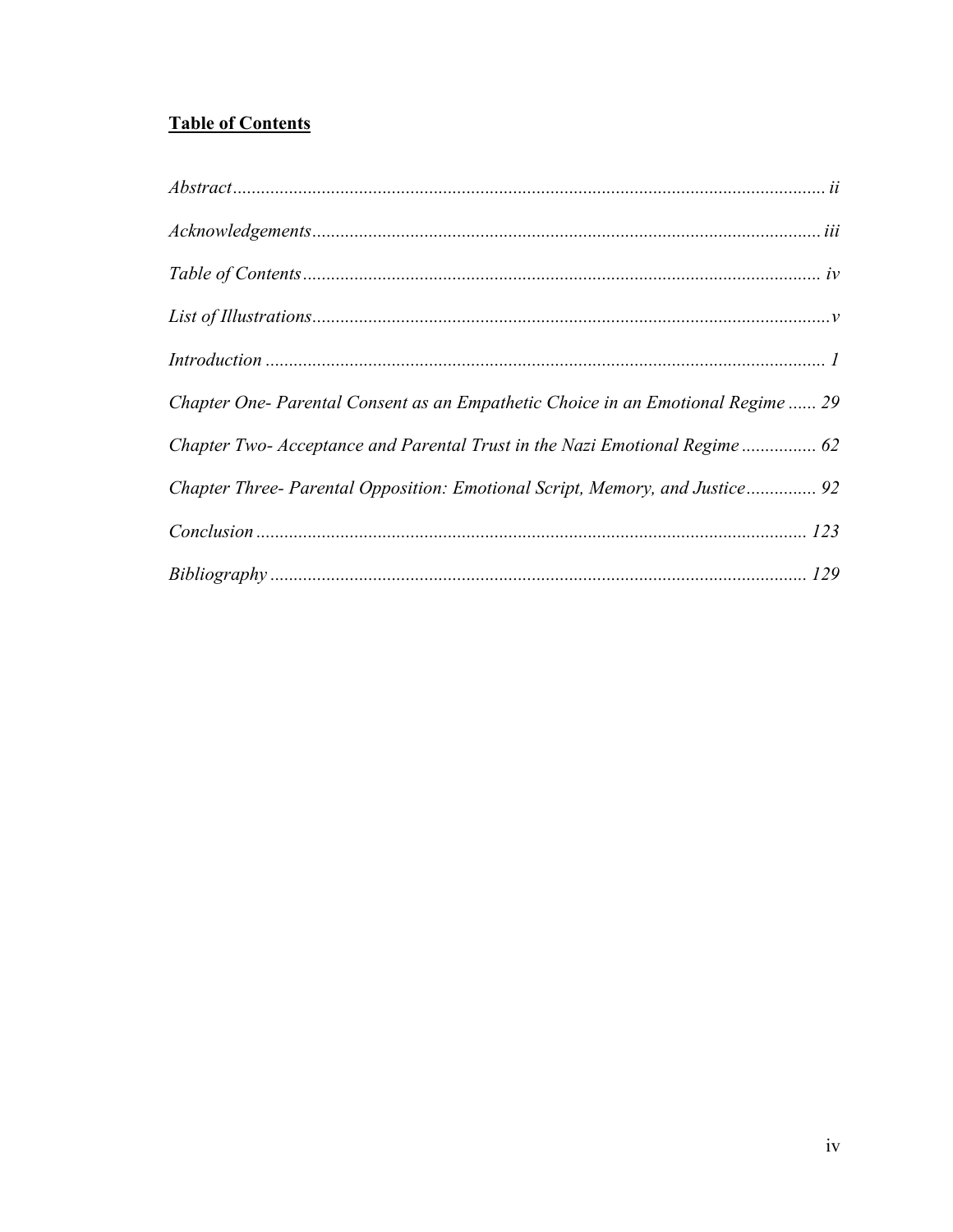## **Table of Contents**

*Abstract* ............................................................................................................................ *ii*

*Acknowledgements* ........................................................................................................... *iii*

*Table of Contents* ............................................................................................................... *iv*

*List of Illustrations* ............................................................................................................ *v*

*Introduction* ....................................................................................................................... *1*

*Chapter One- Parental Consent as an Empathetic Choice in an Emotional Regime* ...... *29*

*Chapter Two- Acceptance and Parental Trust in the Nazi Emotional Regime* ................ *62*

*Chapter Three- Parental Opposition: Emotional Script, Memory, and Justice* ............... *92*

*Conclusion* ..................................................................................................................... *123*

*Bibliography* .................................................................................................................. *129*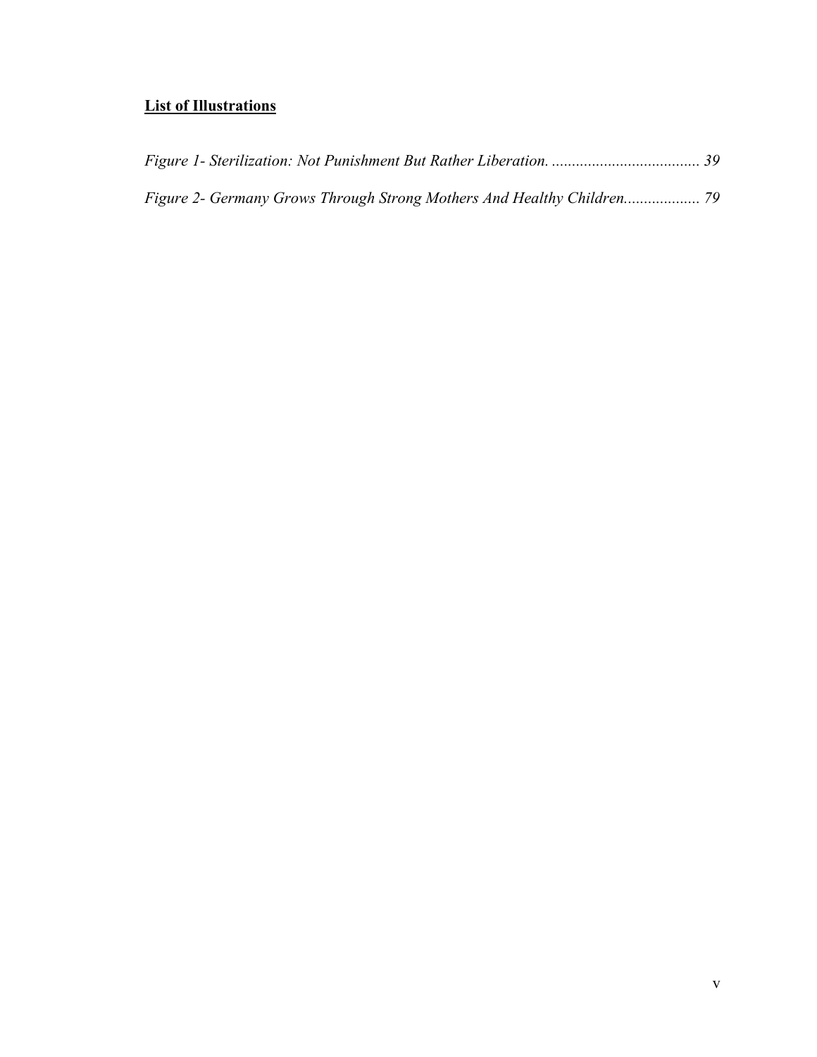## **List of Illustrations**

*Figure 1- Sterilization: Not Punishment But Rather Liberation.* ..................................... 39

*Figure 2- Germany Grows Through Strong Mothers And Healthy Children*................... 79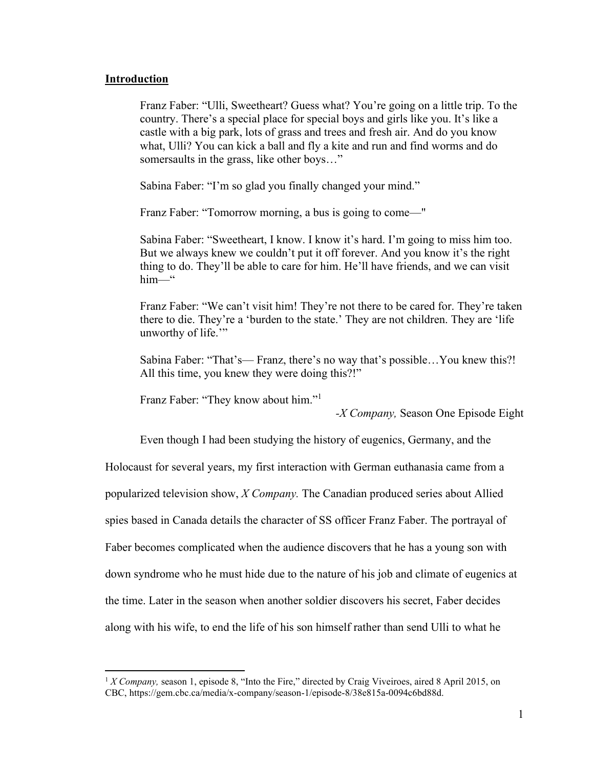## **Introduction**

> Franz Faber: "Ulli, Sweetheart? Guess what? You're going on a little trip. To the country. There's a special place for special boys and girls like you. It's like a castle with a big park, lots of grass and trees and fresh air. And do you know what, Ulli? You can kick a ball and fly a kite and run and find worms and do somersaults in the grass, like other boys…"
>
> Sabina Faber: "I'm so glad you finally changed your mind."
>
> Franz Faber: "Tomorrow morning, a bus is going to come—"
>
> Sabina Faber: "Sweetheart, I know. I know it's hard. I'm going to miss him too. But we always knew we couldn't put it off forever. And you know it's the right thing to do. They'll be able to care for him. He'll have friends, and we can visit him—"
>
> Franz Faber: "We can't visit him! They're not there to be cared for. They're taken there to die. They're a 'burden to the state.' They are not children. They are 'life unworthy of life.'"
>
> Sabina Faber: "That's— Franz, there's no way that's possible…You knew this?! All this time, you knew they were doing this?!"
>
> Franz Faber: "They know about him."[1]
>
> -*X Company,* Season One Episode Eight

Even though I had been studying the history of eugenics, Germany, and the Holocaust for several years, my first interaction with German euthanasia came from a popularized television show, *X Company.* The Canadian produced series about Allied spies based in Canada details the character of SS officer Franz Faber. The portrayal of Faber becomes complicated when the audience discovers that he has a young son with down syndrome who he must hide due to the nature of his job and climate of eugenics at the time. Later in the season when another soldier discovers his secret, Faber decides along with his wife, to end the life of his son himself rather than send Ulli to what he

[1] *X Company,* season 1, episode 8, "Into the Fire," directed by Craig Viveiroes, aired 8 April 2015, on CBC, https://gem.cbc.ca/media/x-company/season-1/episode-8/38e815a-0094c6bd88d.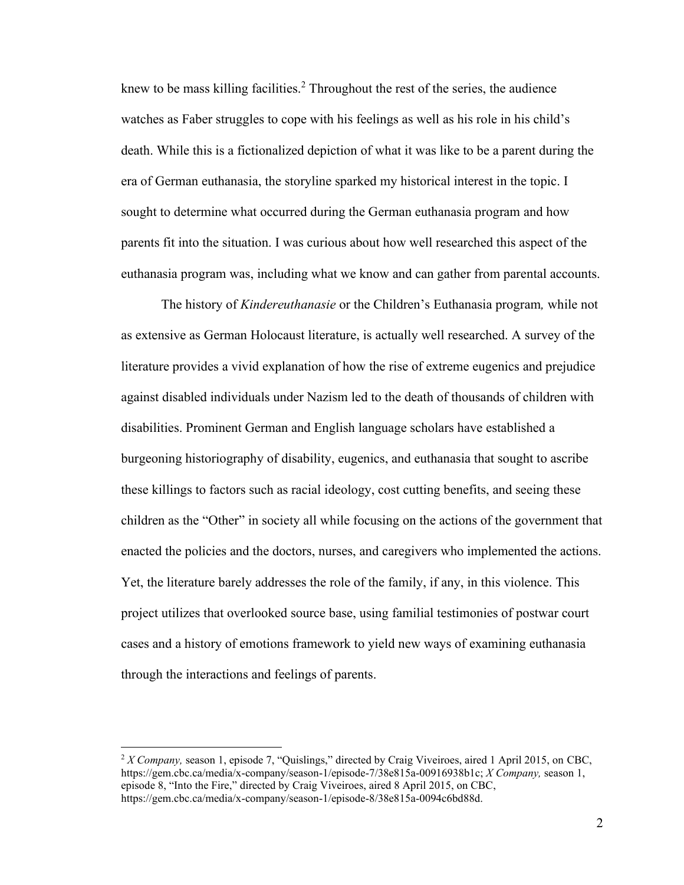knew to be mass killing facilities.[2] Throughout the rest of the series, the audience watches as Faber struggles to cope with his feelings as well as his role in his child's death. While this is a fictionalized depiction of what it was like to be a parent during the era of German euthanasia, the storyline sparked my historical interest in the topic. I sought to determine what occurred during the German euthanasia program and how parents fit into the situation. I was curious about how well researched this aspect of the euthanasia program was, including what we know and can gather from parental accounts.

The history of *Kindereuthanasie* or the Children's Euthanasia program*,* while not as extensive as German Holocaust literature, is actually well researched. A survey of the literature provides a vivid explanation of how the rise of extreme eugenics and prejudice against disabled individuals under Nazism led to the death of thousands of children with disabilities. Prominent German and English language scholars have established a burgeoning historiography of disability, eugenics, and euthanasia that sought to ascribe these killings to factors such as racial ideology, cost cutting benefits, and seeing these children as the "Other" in society all while focusing on the actions of the government that enacted the policies and the doctors, nurses, and caregivers who implemented the actions. Yet, the literature barely addresses the role of the family, if any, in this violence. This project utilizes that overlooked source base, using familial testimonies of postwar court cases and a history of emotions framework to yield new ways of examining euthanasia through the interactions and feelings of parents.

---

[2] *X Company,* season 1, episode 7, "Quislings," directed by Craig Viveiroes, aired 1 April 2015, on CBC, https://gem.cbc.ca/media/x-company/season-1/episode-7/38e815a-00916938b1c; *X Company,* season 1, episode 8, "Into the Fire," directed by Craig Viveiroes, aired 8 April 2015, on CBC, https://gem.cbc.ca/media/x-company/season-1/episode-8/38e815a-0094c6bd88d.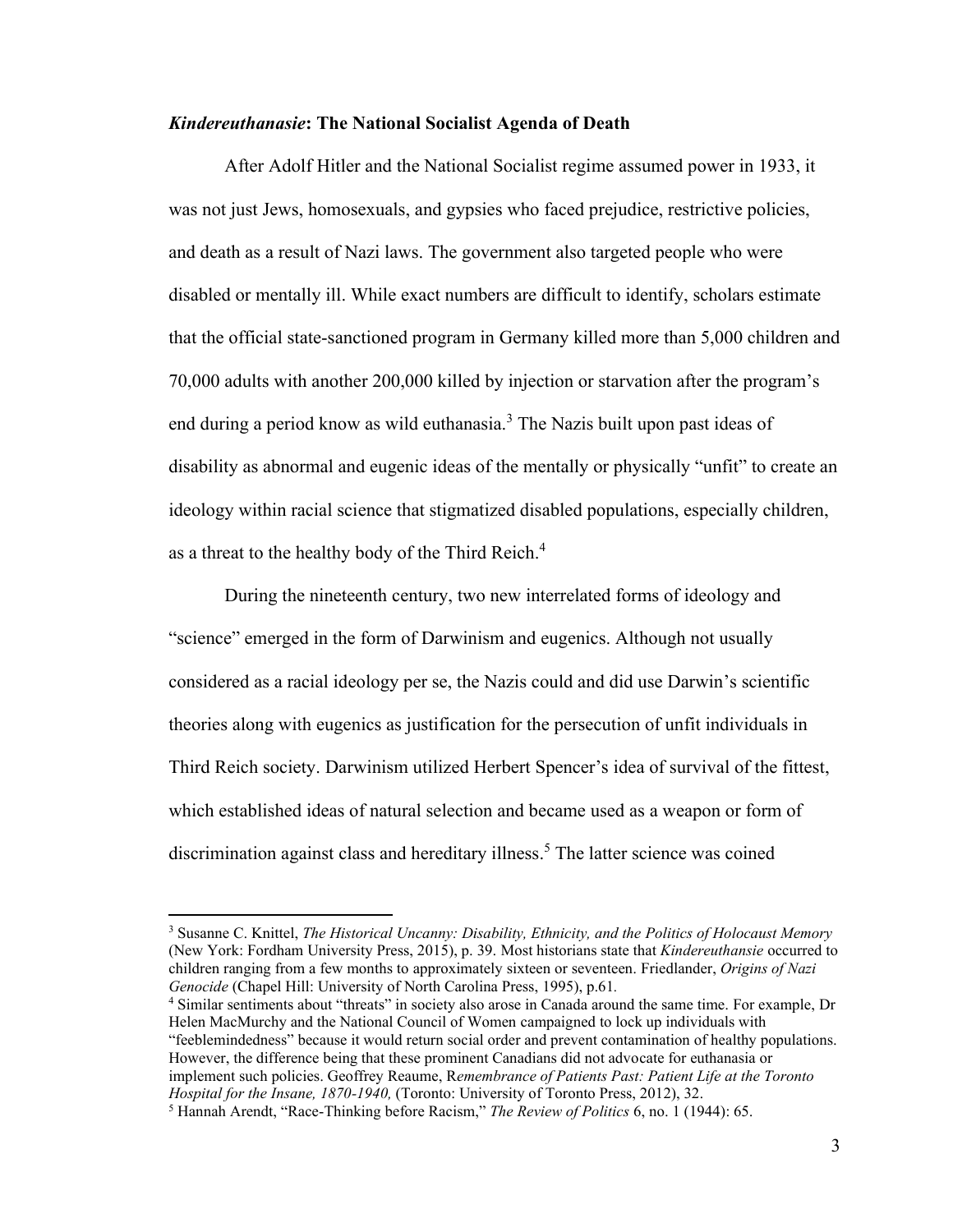### *Kindereuthanasie*: The National Socialist Agenda of Death

After Adolf Hitler and the National Socialist regime assumed power in 1933, it was not just Jews, homosexuals, and gypsies who faced prejudice, restrictive policies, and death as a result of Nazi laws. The government also targeted people who were disabled or mentally ill. While exact numbers are difficult to identify, scholars estimate that the official state-sanctioned program in Germany killed more than 5,000 children and 70,000 adults with another 200,000 killed by injection or starvation after the program's end during a period know as wild euthanasia.[3] The Nazis built upon past ideas of disability as abnormal and eugenic ideas of the mentally or physically "unfit" to create an ideology within racial science that stigmatized disabled populations, especially children, as a threat to the healthy body of the Third Reich.[4]

During the nineteenth century, two new interrelated forms of ideology and "science" emerged in the form of Darwinism and eugenics. Although not usually considered as a racial ideology per se, the Nazis could and did use Darwin's scientific theories along with eugenics as justification for the persecution of unfit individuals in Third Reich society. Darwinism utilized Herbert Spencer's idea of survival of the fittest, which established ideas of natural selection and became used as a weapon or form of discrimination against class and hereditary illness.[5] The latter science was coined

---

[3] Susanne C. Knittel, *The Historical Uncanny: Disability, Ethnicity, and the Politics of Holocaust Memory* (New York: Fordham University Press, 2015), p. 39. Most historians state that *Kindereuthansie* occurred to children ranging from a few months to approximately sixteen or seventeen. Friedlander, *Origins of Nazi Genocide* (Chapel Hill: University of North Carolina Press, 1995), p.61.

[4] Similar sentiments about "threats" in society also arose in Canada around the same time. For example, Dr Helen MacMurchy and the National Council of Women campaigned to lock up individuals with "feeblemindedness" because it would return social order and prevent contamination of healthy populations. However, the difference being that these prominent Canadians did not advocate for euthanasia or implement such policies. Geoffrey Reaume, R*emembrance of Patients Past: Patient Life at the Toronto Hospital for the Insane, 1870-1940,* (Toronto: University of Toronto Press, 2012), 32.

[5] Hannah Arendt, "Race-Thinking before Racism," *The Review of Politics* 6, no. 1 (1944): 65.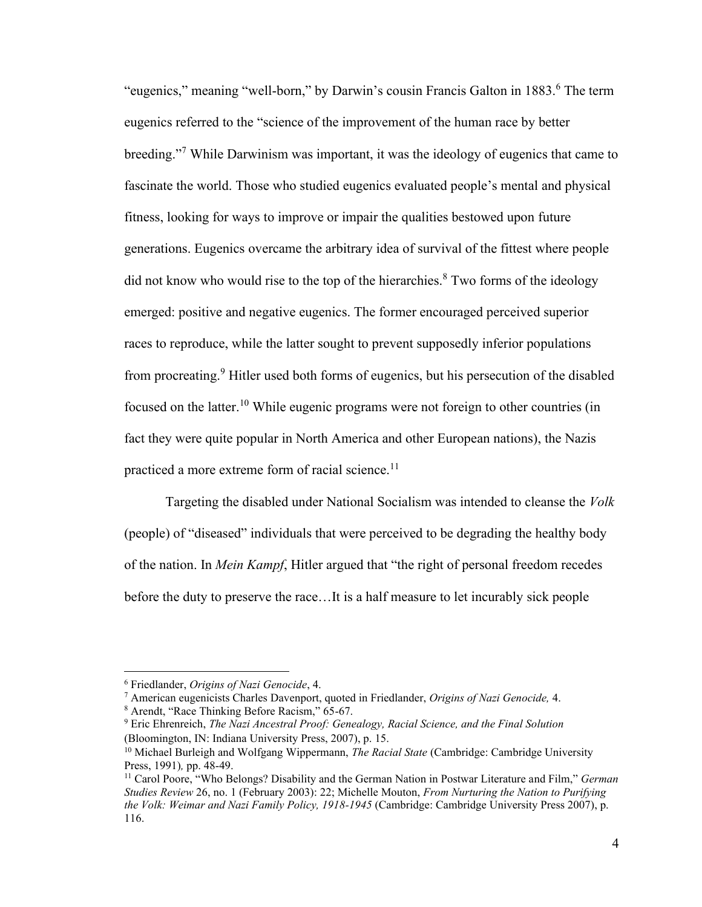"eugenics," meaning "well-born," by Darwin's cousin Francis Galton in 1883.[6] The term eugenics referred to the "science of the improvement of the human race by better breeding."[7] While Darwinism was important, it was the ideology of eugenics that came to fascinate the world. Those who studied eugenics evaluated people's mental and physical fitness, looking for ways to improve or impair the qualities bestowed upon future generations. Eugenics overcame the arbitrary idea of survival of the fittest where people did not know who would rise to the top of the hierarchies.[8] Two forms of the ideology emerged: positive and negative eugenics. The former encouraged perceived superior races to reproduce, while the latter sought to prevent supposedly inferior populations from procreating.[9] Hitler used both forms of eugenics, but his persecution of the disabled focused on the latter.[10] While eugenic programs were not foreign to other countries (in fact they were quite popular in North America and other European nations), the Nazis practiced a more extreme form of racial science.[11]

Targeting the disabled under National Socialism was intended to cleanse the *Volk* (people) of "diseased" individuals that were perceived to be degrading the healthy body of the nation. In *Mein Kampf*, Hitler argued that "the right of personal freedom recedes before the duty to preserve the race…It is a half measure to let incurably sick people

---

[6] Friedlander, *Origins of Nazi Genocide*, 4.

[7] American eugenicists Charles Davenport, quoted in Friedlander, *Origins of Nazi Genocide,* 4.

[8] Arendt, "Race Thinking Before Racism," 65-67.

[9] Eric Ehrenreich, *The Nazi Ancestral Proof: Genealogy, Racial Science, and the Final Solution* (Bloomington, IN: Indiana University Press, 2007), p. 15.

[10] Michael Burleigh and Wolfgang Wippermann, *The Racial State* (Cambridge: Cambridge University Press, 1991)*,* pp. 48-49.

[11] Carol Poore, "Who Belongs? Disability and the German Nation in Postwar Literature and Film," *German Studies Review* 26, no. 1 (February 2003): 22; Michelle Mouton, *From Nurturing the Nation to Purifying the Volk: Weimar and Nazi Family Policy, 1918-1945* (Cambridge: Cambridge University Press 2007), p. 116.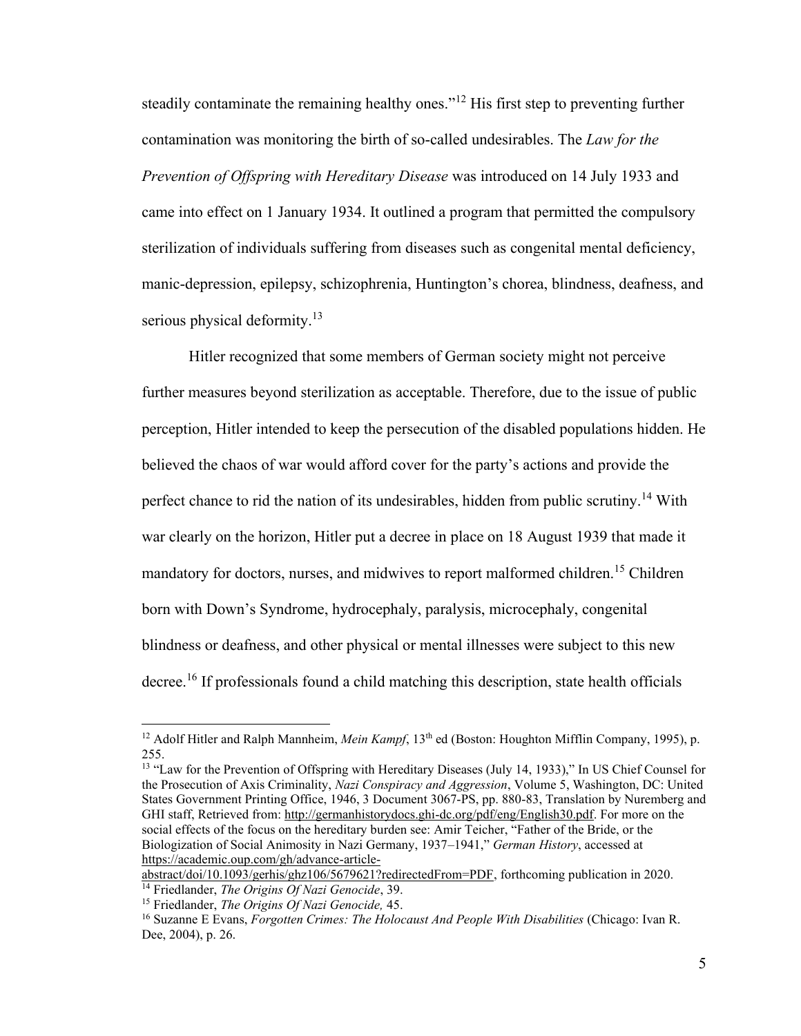steadily contaminate the remaining healthy ones."[12] His first step to preventing further contamination was monitoring the birth of so-called undesirables. The *Law for the Prevention of Offspring with Hereditary Disease* was introduced on 14 July 1933 and came into effect on 1 January 1934. It outlined a program that permitted the compulsory sterilization of individuals suffering from diseases such as congenital mental deficiency, manic-depression, epilepsy, schizophrenia, Huntington's chorea, blindness, deafness, and serious physical deformity.[13]

Hitler recognized that some members of German society might not perceive further measures beyond sterilization as acceptable. Therefore, due to the issue of public perception, Hitler intended to keep the persecution of the disabled populations hidden. He believed the chaos of war would afford cover for the party's actions and provide the perfect chance to rid the nation of its undesirables, hidden from public scrutiny.[14] With war clearly on the horizon, Hitler put a decree in place on 18 August 1939 that made it mandatory for doctors, nurses, and midwives to report malformed children.[15] Children born with Down's Syndrome, hydrocephaly, paralysis, microcephaly, congenital blindness or deafness, and other physical or mental illnesses were subject to this new decree.[16] If professionals found a child matching this description, state health officials

---

[12] Adolf Hitler and Ralph Mannheim, *Mein Kampf*, 13th ed (Boston: Houghton Mifflin Company, 1995), p. 255.

[13] "Law for the Prevention of Offspring with Hereditary Diseases (July 14, 1933)," In US Chief Counsel for the Prosecution of Axis Criminality, *Nazi Conspiracy and Aggression*, Volume 5, Washington, DC: United States Government Printing Office, 1946, 3 Document 3067-PS, pp. 880-83, Translation by Nuremberg and GHI staff, Retrieved from: http://germanhistorydocs.ghi-dc.org/pdf/eng/English30.pdf. For more on the social effects of the focus on the hereditary burden see: Amir Teicher, "Father of the Bride, or the Biologization of Social Animosity in Nazi Germany, 1937–1941," *German History*, accessed at https://academic.oup.com/gh/advance-article-abstract/doi/10.1093/gerhis/ghz106/5679621?redirectedFrom=PDF, forthcoming publication in 2020.

[14] Friedlander, *The Origins Of Nazi Genocide*, 39.

[15] Friedlander, *The Origins Of Nazi Genocide,* 45.

[16] Suzanne E Evans, *Forgotten Crimes: The Holocaust And People With Disabilities* (Chicago: Ivan R. Dee, 2004), p. 26.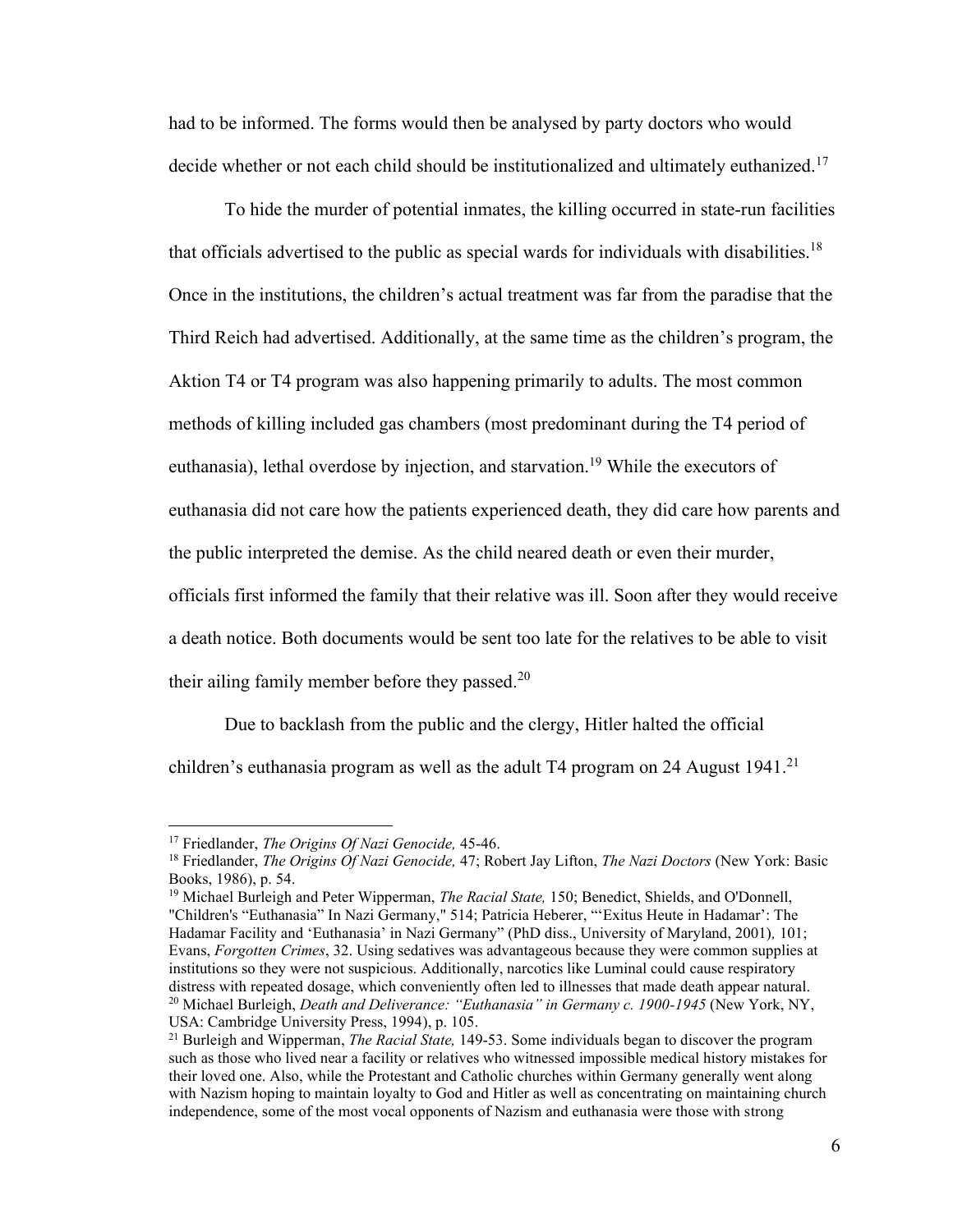had to be informed. The forms would then be analysed by party doctors who would decide whether or not each child should be institutionalized and ultimately euthanized.[17]

To hide the murder of potential inmates, the killing occurred in state-run facilities that officials advertised to the public as special wards for individuals with disabilities.[18] Once in the institutions, the children's actual treatment was far from the paradise that the Third Reich had advertised. Additionally, at the same time as the children's program, the Aktion T4 or T4 program was also happening primarily to adults. The most common methods of killing included gas chambers (most predominant during the T4 period of euthanasia), lethal overdose by injection, and starvation.[19] While the executors of euthanasia did not care how the patients experienced death, they did care how parents and the public interpreted the demise. As the child neared death or even their murder, officials first informed the family that their relative was ill. Soon after they would receive a death notice. Both documents would be sent too late for the relatives to be able to visit their ailing family member before they passed.[20]

Due to backlash from the public and the clergy, Hitler halted the official children's euthanasia program as well as the adult T4 program on 24 August 1941.[21]

---

[17] Friedlander, *The Origins Of Nazi Genocide,* 45-46.

[18] Friedlander, *The Origins Of Nazi Genocide,* 47; Robert Jay Lifton, *The Nazi Doctors* (New York: Basic Books, 1986), p. 54.

[19] Michael Burleigh and Peter Wipperman, *The Racial State,* 150; Benedict, Shields, and O'Donnell, "Children's "Euthanasia" In Nazi Germany," 514; Patricia Heberer, "'Exitus Heute in Hadamar': The Hadamar Facility and 'Euthanasia' in Nazi Germany" (PhD diss., University of Maryland, 2001)*,* 101; Evans, *Forgotten Crimes*, 32. Using sedatives was advantageous because they were common supplies at institutions so they were not suspicious. Additionally, narcotics like Luminal could cause respiratory distress with repeated dosage, which conveniently often led to illnesses that made death appear natural.

[20] Michael Burleigh, *Death and Deliverance: "Euthanasia" in Germany c. 1900-1945* (New York, NY, USA: Cambridge University Press, 1994), p. 105.

[21] Burleigh and Wipperman, *The Racial State,* 149-53. Some individuals began to discover the program such as those who lived near a facility or relatives who witnessed impossible medical history mistakes for their loved one. Also, while the Protestant and Catholic churches within Germany generally went along with Nazism hoping to maintain loyalty to God and Hitler as well as concentrating on maintaining church independence, some of the most vocal opponents of Nazism and euthanasia were those with strong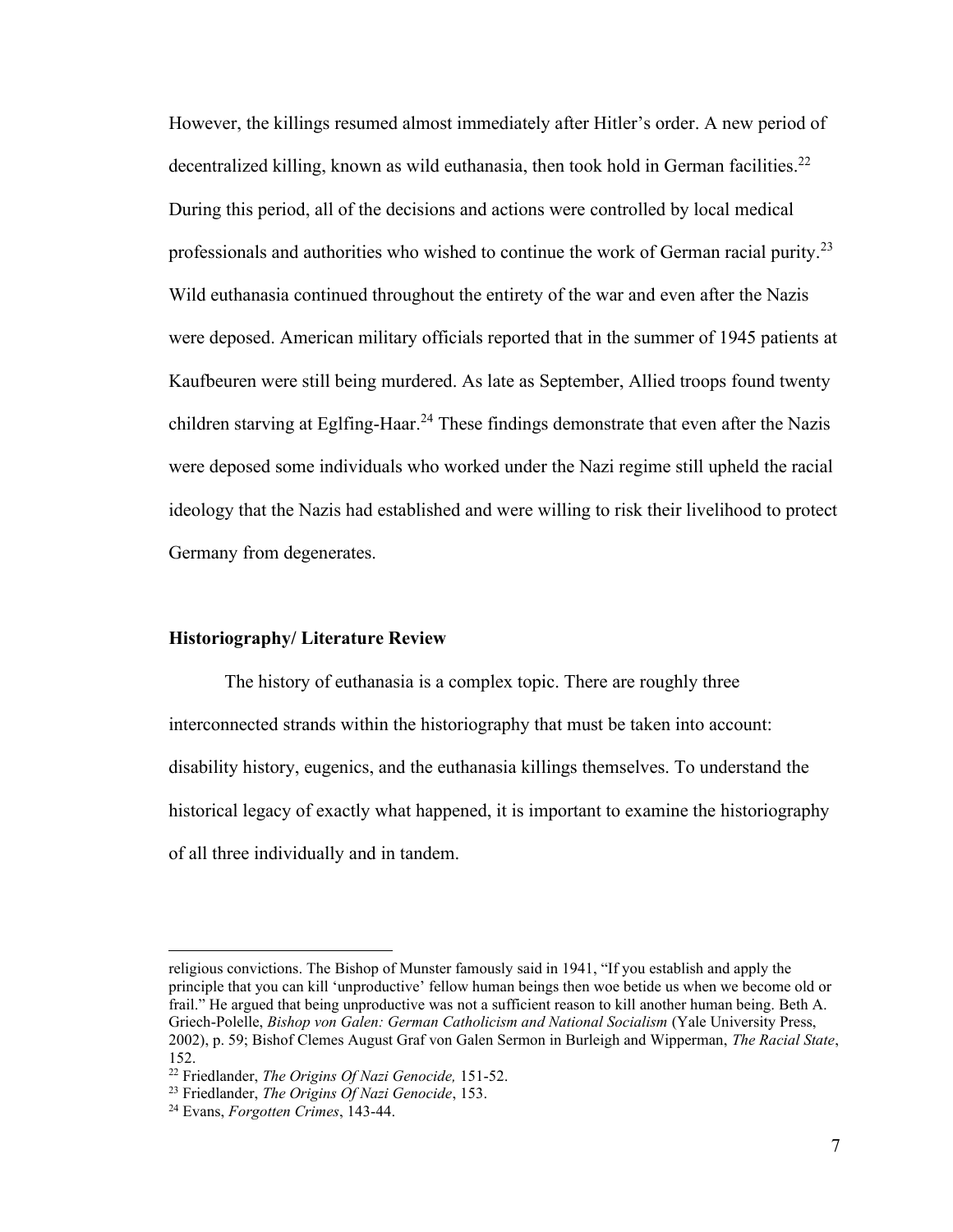However, the killings resumed almost immediately after Hitler's order. A new period of decentralized killing, known as wild euthanasia, then took hold in German facilities.[22] During this period, all of the decisions and actions were controlled by local medical professionals and authorities who wished to continue the work of German racial purity.[23] Wild euthanasia continued throughout the entirety of the war and even after the Nazis were deposed. American military officials reported that in the summer of 1945 patients at Kaufbeuren were still being murdered. As late as September, Allied troops found twenty children starving at Eglfing-Haar.[24] These findings demonstrate that even after the Nazis were deposed some individuals who worked under the Nazi regime still upheld the racial ideology that the Nazis had established and were willing to risk their livelihood to protect Germany from degenerates.

## Historiography/ Literature Review

The history of euthanasia is a complex topic. There are roughly three interconnected strands within the historiography that must be taken into account: disability history, eugenics, and the euthanasia killings themselves. To understand the historical legacy of exactly what happened, it is important to examine the historiography of all three individually and in tandem.

---

religious convictions. The Bishop of Munster famously said in 1941, "If you establish and apply the principle that you can kill 'unproductive' fellow human beings then woe betide us when we become old or frail." He argued that being unproductive was not a sufficient reason to kill another human being. Beth A. Griech-Polelle, *Bishop von Galen: German Catholicism and National Socialism* (Yale University Press, 2002), p. 59; Bishof Clemes August Graf von Galen Sermon in Burleigh and Wipperman, *The Racial State*, 152.

[22] Friedlander, *The Origins Of Nazi Genocide,* 151-52.

[23] Friedlander, *The Origins Of Nazi Genocide*, 153.

[24] Evans, *Forgotten Crimes*, 143-44.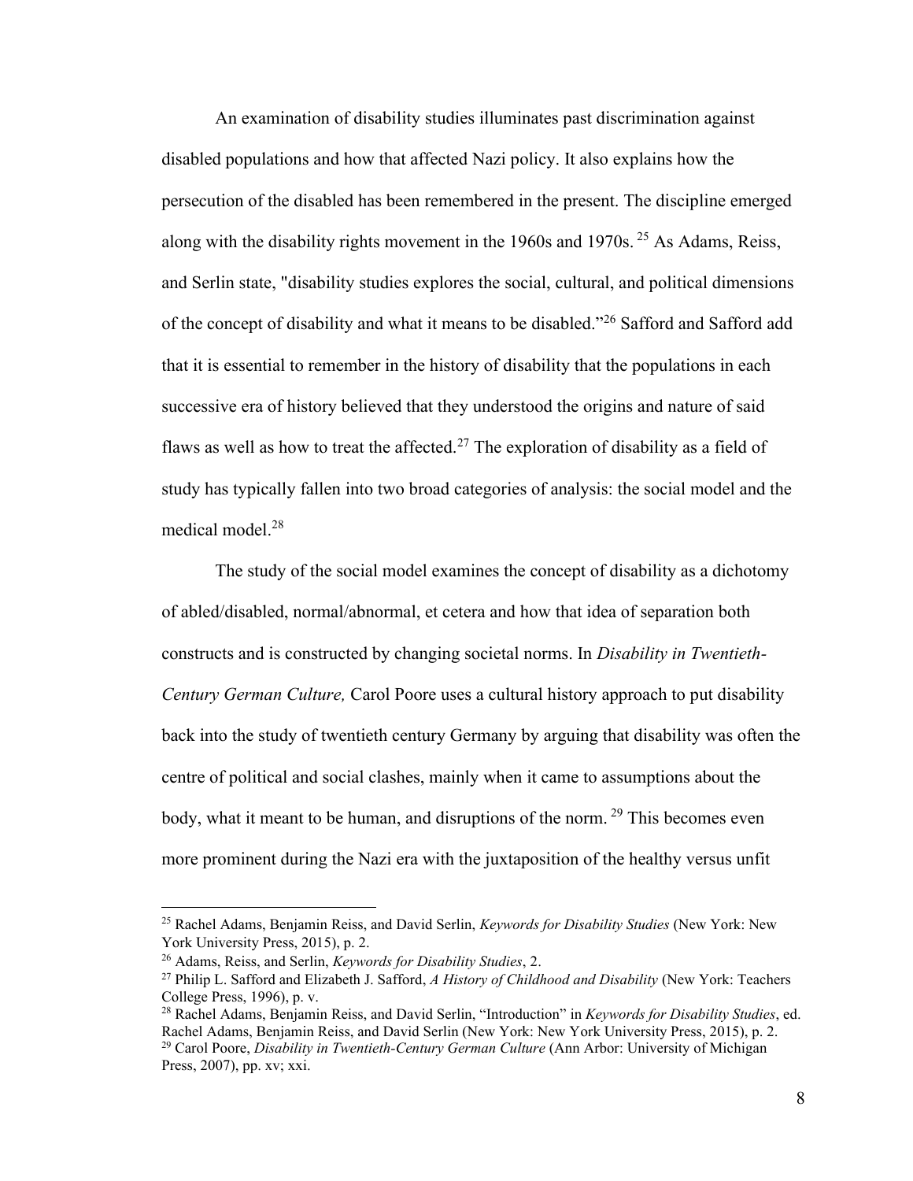An examination of disability studies illuminates past discrimination against disabled populations and how that affected Nazi policy. It also explains how the persecution of the disabled has been remembered in the present. The discipline emerged along with the disability rights movement in the 1960s and 1970s. [25] As Adams, Reiss, and Serlin state, "disability studies explores the social, cultural, and political dimensions of the concept of disability and what it means to be disabled."[26] Safford and Safford add that it is essential to remember in the history of disability that the populations in each successive era of history believed that they understood the origins and nature of said flaws as well as how to treat the affected.[27] The exploration of disability as a field of study has typically fallen into two broad categories of analysis: the social model and the medical model.[28]

The study of the social model examines the concept of disability as a dichotomy of abled/disabled, normal/abnormal, et cetera and how that idea of separation both constructs and is constructed by changing societal norms. In *Disability in Twentieth-Century German Culture,* Carol Poore uses a cultural history approach to put disability back into the study of twentieth century Germany by arguing that disability was often the centre of political and social clashes, mainly when it came to assumptions about the body, what it meant to be human, and disruptions of the norm. [29] This becomes even more prominent during the Nazi era with the juxtaposition of the healthy versus unfit

---

[25] Rachel Adams, Benjamin Reiss, and David Serlin, *Keywords for Disability Studies* (New York: New York University Press, 2015), p. 2.

[26] Adams, Reiss, and Serlin, *Keywords for Disability Studies*, 2.

[27] Philip L. Safford and Elizabeth J. Safford, *A History of Childhood and Disability* (New York: Teachers College Press, 1996), p. v.

[28] Rachel Adams, Benjamin Reiss, and David Serlin, "Introduction" in *Keywords for Disability Studies*, ed. Rachel Adams, Benjamin Reiss, and David Serlin (New York: New York University Press, 2015), p. 2.

[29] Carol Poore, *Disability in Twentieth-Century German Culture* (Ann Arbor: University of Michigan Press, 2007), pp. xv; xxi.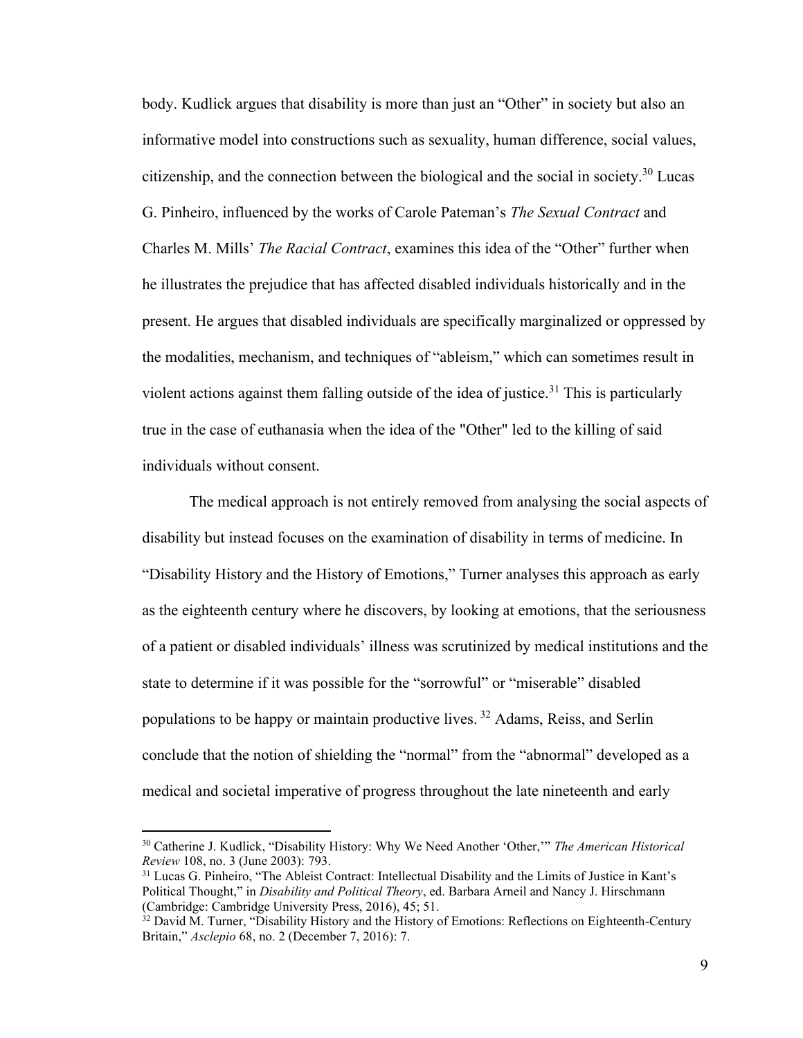body. Kudlick argues that disability is more than just an "Other" in society but also an informative model into constructions such as sexuality, human difference, social values, citizenship, and the connection between the biological and the social in society.[30] Lucas G. Pinheiro, influenced by the works of Carole Pateman's *The Sexual Contract* and Charles M. Mills' *The Racial Contract*, examines this idea of the "Other" further when he illustrates the prejudice that has affected disabled individuals historically and in the present. He argues that disabled individuals are specifically marginalized or oppressed by the modalities, mechanism, and techniques of "ableism," which can sometimes result in violent actions against them falling outside of the idea of justice.[31] This is particularly true in the case of euthanasia when the idea of the "Other" led to the killing of said individuals without consent.

The medical approach is not entirely removed from analysing the social aspects of disability but instead focuses on the examination of disability in terms of medicine. In "Disability History and the History of Emotions," Turner analyses this approach as early as the eighteenth century where he discovers, by looking at emotions, that the seriousness of a patient or disabled individuals' illness was scrutinized by medical institutions and the state to determine if it was possible for the "sorrowful" or "miserable" disabled populations to be happy or maintain productive lives.[32] Adams, Reiss, and Serlin conclude that the notion of shielding the "normal" from the "abnormal" developed as a medical and societal imperative of progress throughout the late nineteenth and early

---

[30] Catherine J. Kudlick, "Disability History: Why We Need Another 'Other,'" *The American Historical Review* 108, no. 3 (June 2003): 793.

[31] Lucas G. Pinheiro, "The Ableist Contract: Intellectual Disability and the Limits of Justice in Kant's Political Thought," in *Disability and Political Theory*, ed. Barbara Arneil and Nancy J. Hirschmann (Cambridge: Cambridge University Press, 2016), 45; 51.

[32] David M. Turner, "Disability History and the History of Emotions: Reflections on Eighteenth-Century Britain," *Asclepio* 68, no. 2 (December 7, 2016): 7.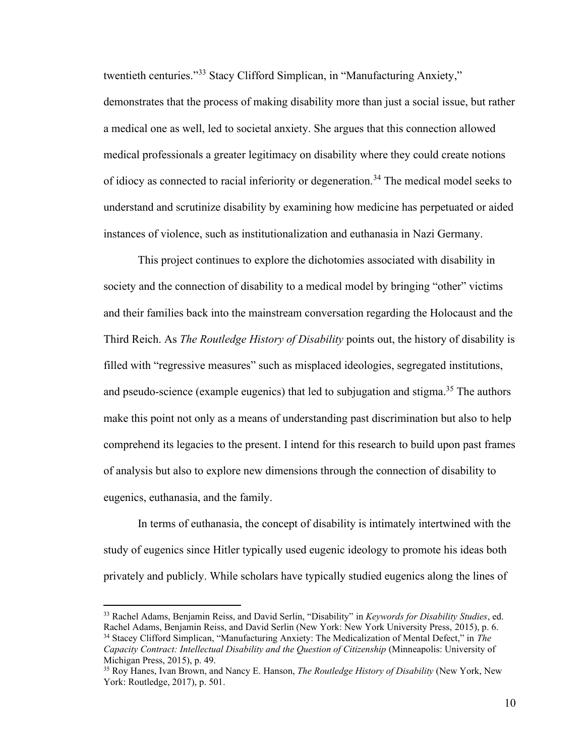twentieth centuries."[33] Stacy Clifford Simplican, in "Manufacturing Anxiety," demonstrates that the process of making disability more than just a social issue, but rather a medical one as well, led to societal anxiety. She argues that this connection allowed medical professionals a greater legitimacy on disability where they could create notions of idiocy as connected to racial inferiority or degeneration.[34] The medical model seeks to understand and scrutinize disability by examining how medicine has perpetuated or aided instances of violence, such as institutionalization and euthanasia in Nazi Germany.

This project continues to explore the dichotomies associated with disability in society and the connection of disability to a medical model by bringing "other" victims and their families back into the mainstream conversation regarding the Holocaust and the Third Reich. As *The Routledge History of Disability* points out, the history of disability is filled with "regressive measures" such as misplaced ideologies, segregated institutions, and pseudo-science (example eugenics) that led to subjugation and stigma.[35] The authors make this point not only as a means of understanding past discrimination but also to help comprehend its legacies to the present. I intend for this research to build upon past frames of analysis but also to explore new dimensions through the connection of disability to eugenics, euthanasia, and the family.

In terms of euthanasia, the concept of disability is intimately intertwined with the study of eugenics since Hitler typically used eugenic ideology to promote his ideas both privately and publicly. While scholars have typically studied eugenics along the lines of

---

[33] Rachel Adams, Benjamin Reiss, and David Serlin, "Disability" in *Keywords for Disability Studies*, ed. Rachel Adams, Benjamin Reiss, and David Serlin (New York: New York University Press, 2015), p. 6.

[34] Stacey Clifford Simplican, "Manufacturing Anxiety: The Medicalization of Mental Defect," in *The Capacity Contract: Intellectual Disability and the Question of Citizenship* (Minneapolis: University of Michigan Press, 2015), p. 49.

[35] Roy Hanes, Ivan Brown, and Nancy E. Hanson, *The Routledge History of Disability* (New York, New York: Routledge, 2017), p. 501.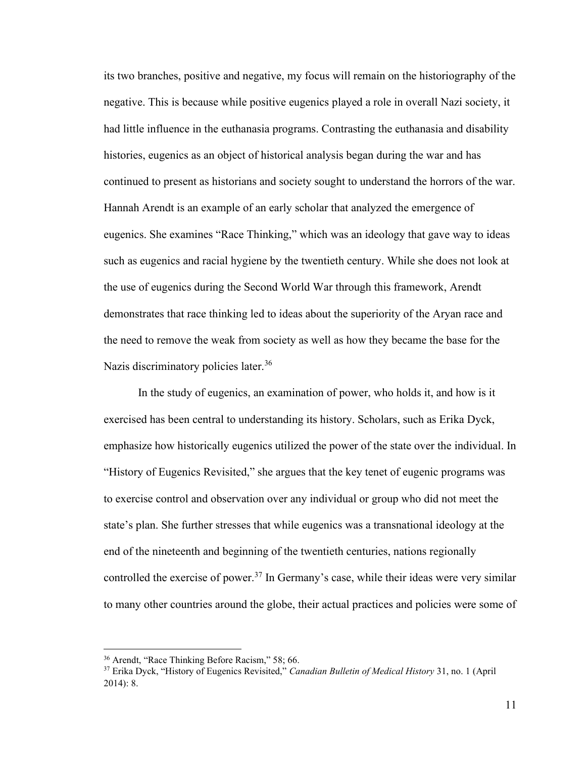its two branches, positive and negative, my focus will remain on the historiography of the negative. This is because while positive eugenics played a role in overall Nazi society, it had little influence in the euthanasia programs. Contrasting the euthanasia and disability histories, eugenics as an object of historical analysis began during the war and has continued to present as historians and society sought to understand the horrors of the war. Hannah Arendt is an example of an early scholar that analyzed the emergence of eugenics. She examines "Race Thinking," which was an ideology that gave way to ideas such as eugenics and racial hygiene by the twentieth century. While she does not look at the use of eugenics during the Second World War through this framework, Arendt demonstrates that race thinking led to ideas about the superiority of the Aryan race and the need to remove the weak from society as well as how they became the base for the Nazis discriminatory policies later.[36]

In the study of eugenics, an examination of power, who holds it, and how is it exercised has been central to understanding its history. Scholars, such as Erika Dyck, emphasize how historically eugenics utilized the power of the state over the individual. In "History of Eugenics Revisited," she argues that the key tenet of eugenic programs was to exercise control and observation over any individual or group who did not meet the state's plan. She further stresses that while eugenics was a transnational ideology at the end of the nineteenth and beginning of the twentieth centuries, nations regionally controlled the exercise of power.[37] In Germany's case, while their ideas were very similar to many other countries around the globe, their actual practices and policies were some of

---

[36] Arendt, "Race Thinking Before Racism," 58; 66.

[37] Erika Dyck, "History of Eugenics Revisited," *Canadian Bulletin of Medical History* 31, no. 1 (April 2014): 8.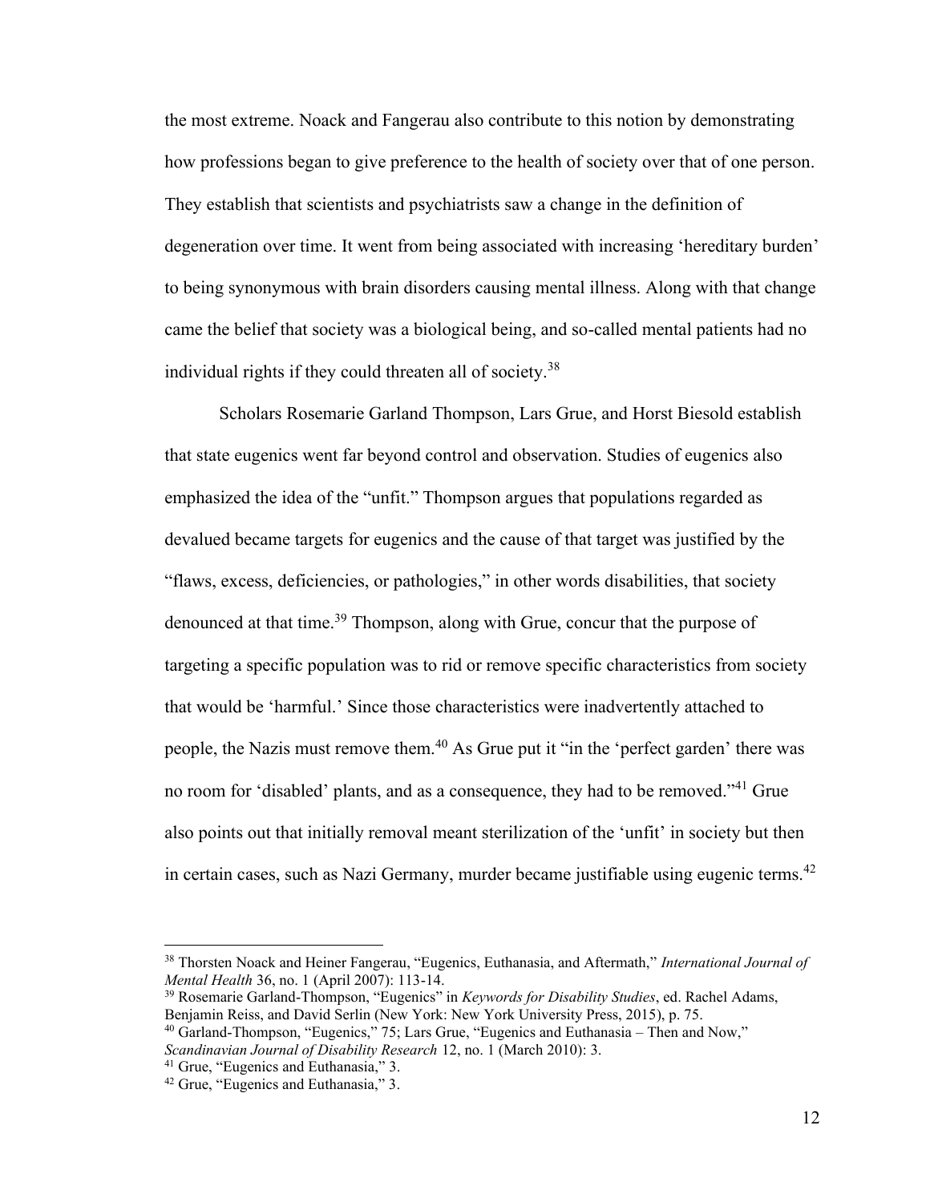the most extreme. Noack and Fangerau also contribute to this notion by demonstrating how professions began to give preference to the health of society over that of one person. They establish that scientists and psychiatrists saw a change in the definition of degeneration over time. It went from being associated with increasing 'hereditary burden' to being synonymous with brain disorders causing mental illness. Along with that change came the belief that society was a biological being, and so-called mental patients had no individual rights if they could threaten all of society.[38]

Scholars Rosemarie Garland Thompson, Lars Grue, and Horst Biesold establish that state eugenics went far beyond control and observation. Studies of eugenics also emphasized the idea of the "unfit." Thompson argues that populations regarded as devalued became targets for eugenics and the cause of that target was justified by the "flaws, excess, deficiencies, or pathologies," in other words disabilities, that society denounced at that time.[39] Thompson, along with Grue, concur that the purpose of targeting a specific population was to rid or remove specific characteristics from society that would be 'harmful.' Since those characteristics were inadvertently attached to people, the Nazis must remove them.[40] As Grue put it "in the 'perfect garden' there was no room for 'disabled' plants, and as a consequence, they had to be removed."[41] Grue also points out that initially removal meant sterilization of the 'unfit' in society but then in certain cases, such as Nazi Germany, murder became justifiable using eugenic terms.[42]

---

[38] Thorsten Noack and Heiner Fangerau, "Eugenics, Euthanasia, and Aftermath," *International Journal of Mental Health* 36, no. 1 (April 2007): 113-14.

[39] Rosemarie Garland-Thompson, "Eugenics" in *Keywords for Disability Studies*, ed. Rachel Adams, Benjamin Reiss, and David Serlin (New York: New York University Press, 2015), p. 75.

[40] Garland-Thompson, "Eugenics," 75; Lars Grue, "Eugenics and Euthanasia – Then and Now," *Scandinavian Journal of Disability Research* 12, no. 1 (March 2010): 3.

[41] Grue, "Eugenics and Euthanasia," 3.

[42] Grue, "Eugenics and Euthanasia," 3.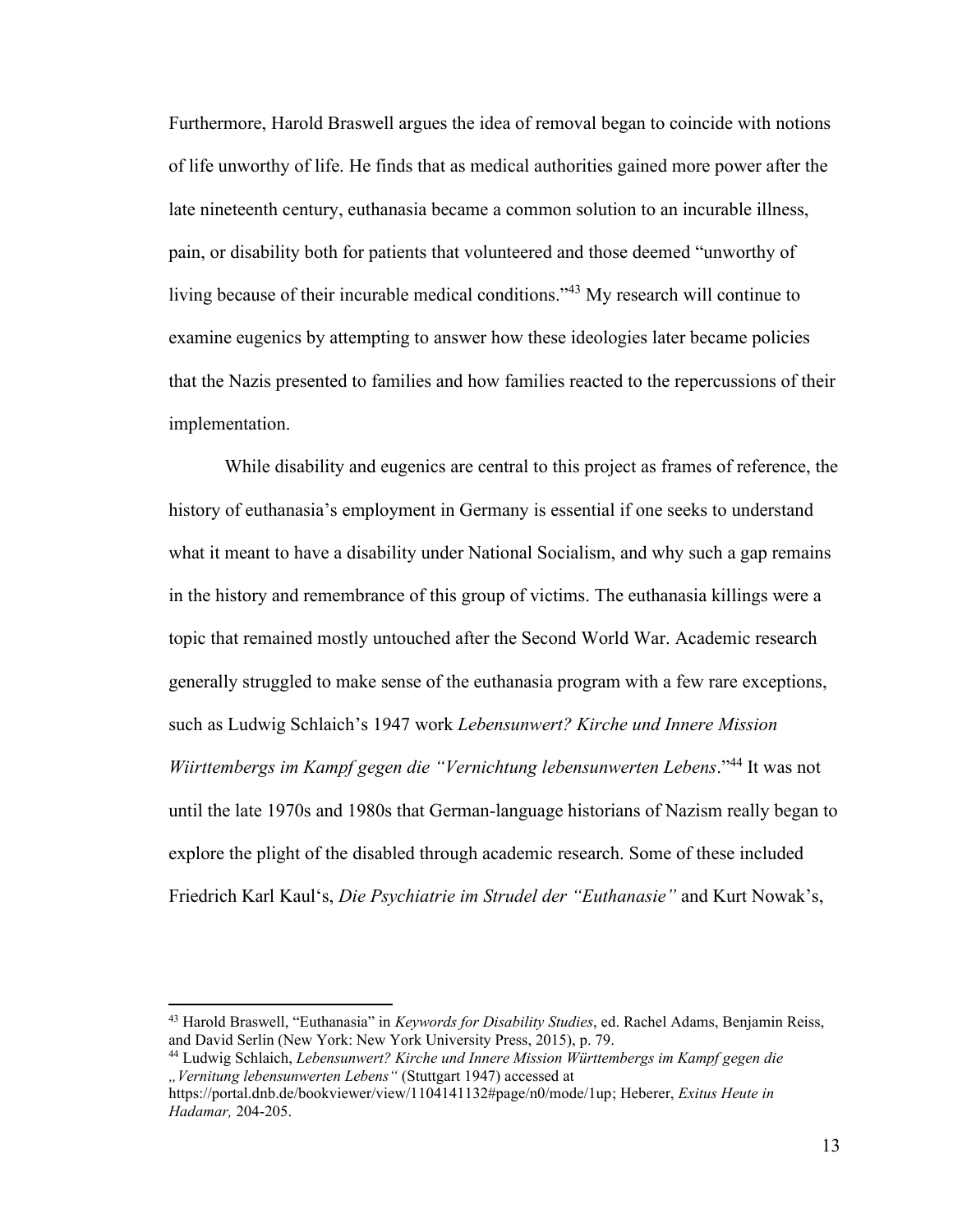Furthermore, Harold Braswell argues the idea of removal began to coincide with notions of life unworthy of life. He finds that as medical authorities gained more power after the late nineteenth century, euthanasia became a common solution to an incurable illness, pain, or disability both for patients that volunteered and those deemed "unworthy of living because of their incurable medical conditions."[43] My research will continue to examine eugenics by attempting to answer how these ideologies later became policies that the Nazis presented to families and how families reacted to the repercussions of their implementation.

While disability and eugenics are central to this project as frames of reference, the history of euthanasia's employment in Germany is essential if one seeks to understand what it meant to have a disability under National Socialism, and why such a gap remains in the history and remembrance of this group of victims. The euthanasia killings were a topic that remained mostly untouched after the Second World War. Academic research generally struggled to make sense of the euthanasia program with a few rare exceptions, such as Ludwig Schlaich's 1947 work *Lebensunwert? Kirche und Innere Mission Wiirttembergs im Kampf gegen die "Vernichtung lebensunwerten Lebens*."[44] It was not until the late 1970s and 1980s that German-language historians of Nazism really began to explore the plight of the disabled through academic research. Some of these included Friedrich Karl Kaul's, *Die Psychiatrie im Strudel der "Euthanasie"* and Kurt Nowak's,

---

[43] Harold Braswell, "Euthanasia" in *Keywords for Disability Studies*, ed. Rachel Adams, Benjamin Reiss, and David Serlin (New York: New York University Press, 2015), p. 79.

[44] Ludwig Schlaich, *Lebensunwert? Kirche und Innere Mission Württembergs im Kampf gegen die „Vernitung lebensunwerten Lebens"* (Stuttgart 1947) accessed at https://portal.dnb.de/bookviewer/view/1104141132#page/n0/mode/1up; Heberer, *Exitus Heute in Hadamar,* 204-205.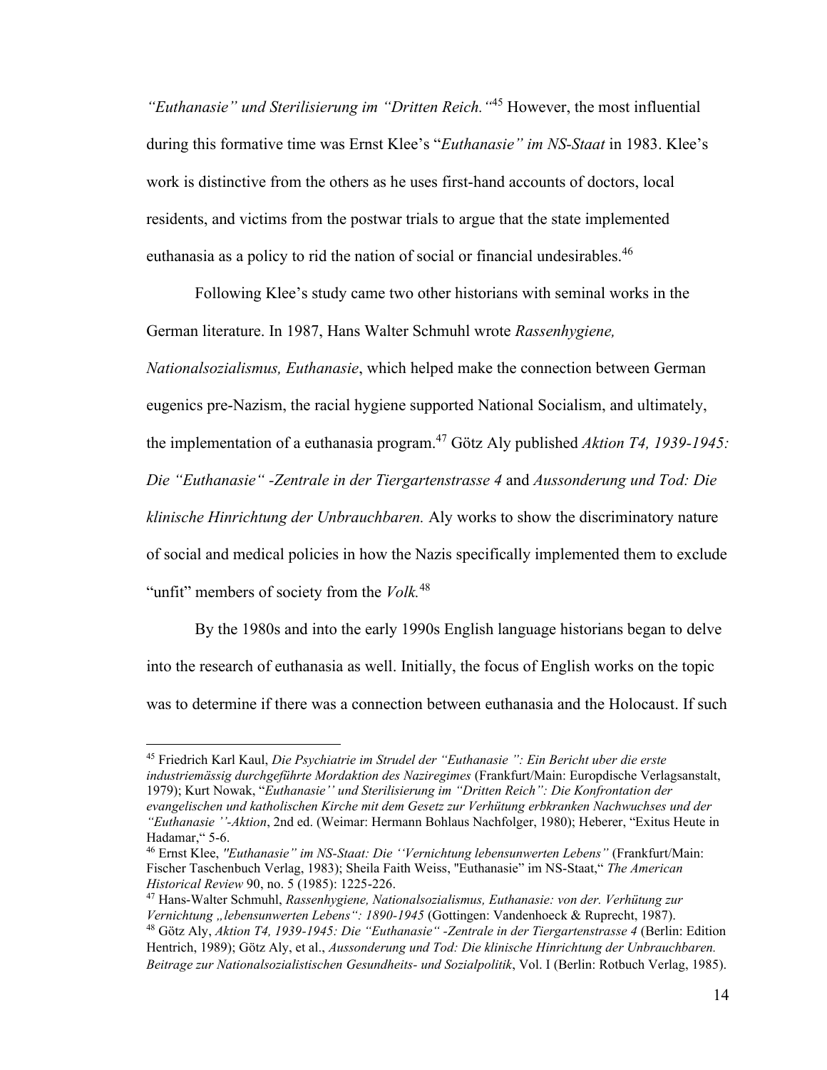*"Euthanasie" und Sterilisierung im "Dritten Reich."*[45] However, the most influential during this formative time was Ernst Klee's "*Euthanasie" im NS-Staat* in 1983. Klee's work is distinctive from the others as he uses first-hand accounts of doctors, local residents, and victims from the postwar trials to argue that the state implemented euthanasia as a policy to rid the nation of social or financial undesirables.[46]

Following Klee's study came two other historians with seminal works in the German literature. In 1987, Hans Walter Schmuhl wrote *Rassenhygiene, Nationalsozialismus, Euthanasie*, which helped make the connection between German eugenics pre-Nazism, the racial hygiene supported National Socialism, and ultimately, the implementation of a euthanasia program.[47] Götz Aly published *Aktion T4, 1939-1945: Die "Euthanasie" -Zentrale in der Tiergartenstrasse 4* and *Aussonderung und Tod: Die klinische Hinrichtung der Unbrauchbaren.* Aly works to show the discriminatory nature of social and medical policies in how the Nazis specifically implemented them to exclude "unfit" members of society from the *Volk.*[48]

By the 1980s and into the early 1990s English language historians began to delve into the research of euthanasia as well. Initially, the focus of English works on the topic was to determine if there was a connection between euthanasia and the Holocaust. If such

---

[45] Friedrich Karl Kaul, *Die Psychiatrie im Strudel der "Euthanasie ": Ein Bericht uber die erste industriemässig durchgeführte Mordaktion des Naziregimes* (Frankfurt/Main: Europdische Verlagsanstalt, 1979); Kurt Nowak, "*Euthanasie'' und Sterilisierung im "Dritten Reich": Die Konfrontation der evangelischen und katholischen Kirche mit dem Gesetz zur Verhütung erbkranken Nachwuchses und der "Euthanasie ''-Aktion*, 2nd ed. (Weimar: Hermann Bohlaus Nachfolger, 1980); Heberer, "Exitus Heute in Hadamar," 5-6.

[46] Ernst Klee, *"Euthanasie" im NS-Staat: Die ''Vernichtung lebensunwerten Lebens"* (Frankfurt/Main: Fischer Taschenbuch Verlag, 1983); Sheila Faith Weiss, "Euthanasie" im NS-Staat," *The American Historical Review* 90, no. 5 (1985): 1225-226.

[47] Hans-Walter Schmuhl, *Rassenhygiene, Nationalsozialismus, Euthanasie: von der. Verhütung zur Vernichtung „lebensunwerten Lebens": 1890-1945* (Gottingen: Vandenhoeck & Ruprecht, 1987).

[48] Götz Aly, *Aktion T4, 1939-1945: Die "Euthanasie" -Zentrale in der Tiergartenstrasse 4* (Berlin: Edition Hentrich, 1989); Götz Aly, et al., *Aussonderung und Tod: Die klinische Hinrichtung der Unbrauchbaren. Beitrage zur Nationalsozialistischen Gesundheits- und Sozialpolitik*, Vol. I (Berlin: Rotbuch Verlag, 1985).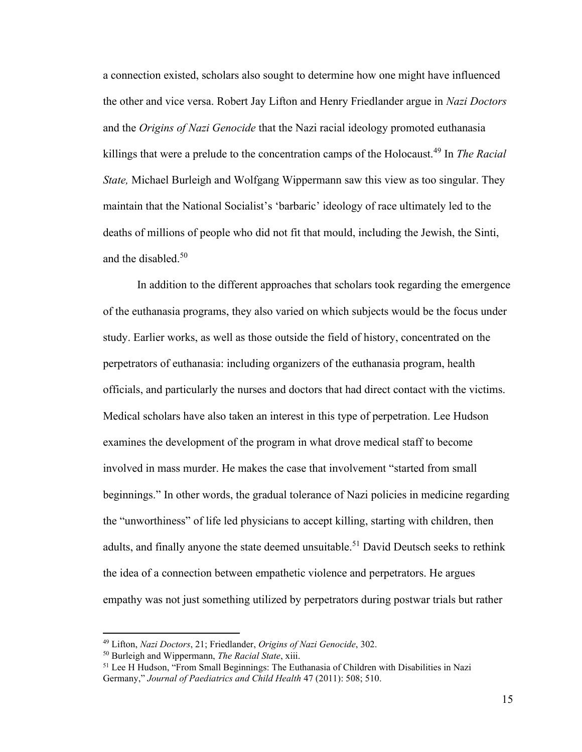a connection existed, scholars also sought to determine how one might have influenced the other and vice versa. Robert Jay Lifton and Henry Friedlander argue in *Nazi Doctors* and the *Origins of Nazi Genocide* that the Nazi racial ideology promoted euthanasia killings that were a prelude to the concentration camps of the Holocaust.[49] In *The Racial State,* Michael Burleigh and Wolfgang Wippermann saw this view as too singular. They maintain that the National Socialist's 'barbaric' ideology of race ultimately led to the deaths of millions of people who did not fit that mould, including the Jewish, the Sinti, and the disabled.[50]

In addition to the different approaches that scholars took regarding the emergence of the euthanasia programs, they also varied on which subjects would be the focus under study. Earlier works, as well as those outside the field of history, concentrated on the perpetrators of euthanasia: including organizers of the euthanasia program, health officials, and particularly the nurses and doctors that had direct contact with the victims. Medical scholars have also taken an interest in this type of perpetration. Lee Hudson examines the development of the program in what drove medical staff to become involved in mass murder. He makes the case that involvement "started from small beginnings." In other words, the gradual tolerance of Nazi policies in medicine regarding the "unworthiness" of life led physicians to accept killing, starting with children, then adults, and finally anyone the state deemed unsuitable.[51] David Deutsch seeks to rethink the idea of a connection between empathetic violence and perpetrators. He argues empathy was not just something utilized by perpetrators during postwar trials but rather

---

[49] Lifton, *Nazi Doctors*, 21; Friedlander, *Origins of Nazi Genocide*, 302.

[50] Burleigh and Wippermann, *The Racial State*, xiii.

[51] Lee H Hudson, "From Small Beginnings: The Euthanasia of Children with Disabilities in Nazi Germany," *Journal of Paediatrics and Child Health* 47 (2011): 508; 510.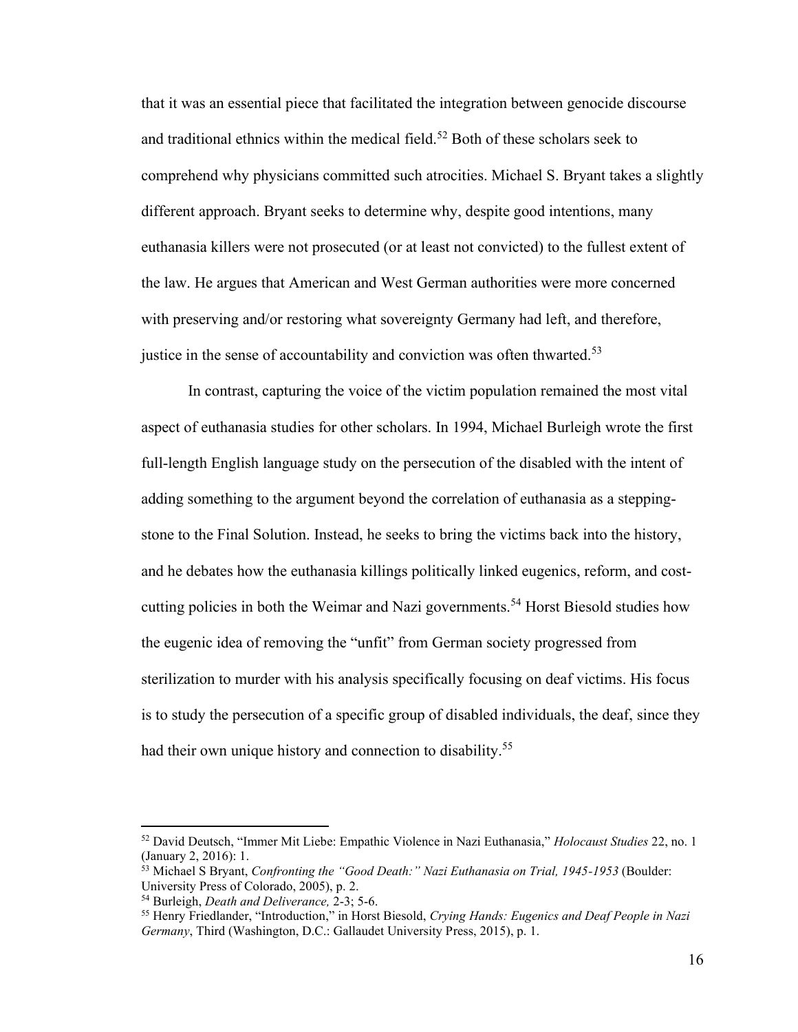that it was an essential piece that facilitated the integration between genocide discourse and traditional ethnics within the medical field.[52] Both of these scholars seek to comprehend why physicians committed such atrocities. Michael S. Bryant takes a slightly different approach. Bryant seeks to determine why, despite good intentions, many euthanasia killers were not prosecuted (or at least not convicted) to the fullest extent of the law. He argues that American and West German authorities were more concerned with preserving and/or restoring what sovereignty Germany had left, and therefore, justice in the sense of accountability and conviction was often thwarted.[53]

In contrast, capturing the voice of the victim population remained the most vital aspect of euthanasia studies for other scholars. In 1994, Michael Burleigh wrote the first full-length English language study on the persecution of the disabled with the intent of adding something to the argument beyond the correlation of euthanasia as a stepping-stone to the Final Solution. Instead, he seeks to bring the victims back into the history, and he debates how the euthanasia killings politically linked eugenics, reform, and cost-cutting policies in both the Weimar and Nazi governments.[54] Horst Biesold studies how the eugenic idea of removing the "unfit" from German society progressed from sterilization to murder with his analysis specifically focusing on deaf victims. His focus is to study the persecution of a specific group of disabled individuals, the deaf, since they had their own unique history and connection to disability.[55]

---

[52] David Deutsch, "Immer Mit Liebe: Empathic Violence in Nazi Euthanasia," *Holocaust Studies* 22, no. 1 (January 2, 2016): 1.

[53] Michael S Bryant, *Confronting the "Good Death:" Nazi Euthanasia on Trial, 1945-1953* (Boulder: University Press of Colorado, 2005), p. 2.

[54] Burleigh, *Death and Deliverance,* 2-3; 5-6.

[55] Henry Friedlander, "Introduction," in Horst Biesold, *Crying Hands: Eugenics and Deaf People in Nazi Germany*, Third (Washington, D.C.: Gallaudet University Press, 2015), p. 1.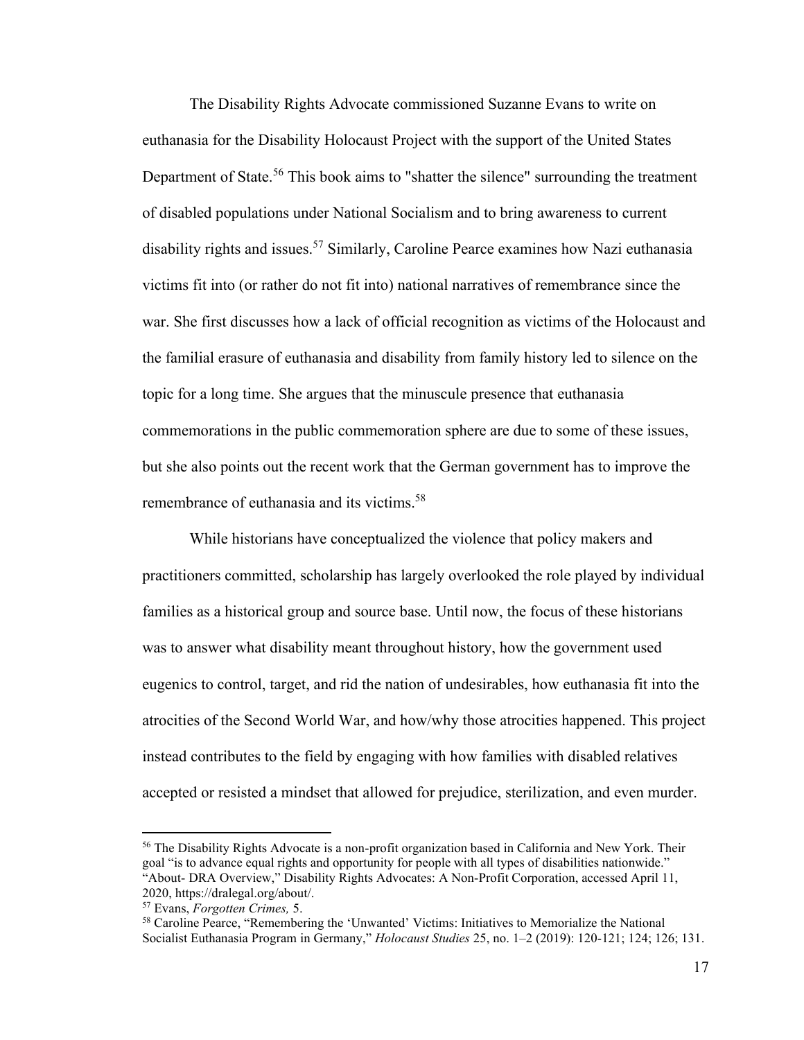The Disability Rights Advocate commissioned Suzanne Evans to write on euthanasia for the Disability Holocaust Project with the support of the United States Department of State.[56] This book aims to "shatter the silence" surrounding the treatment of disabled populations under National Socialism and to bring awareness to current disability rights and issues.[57] Similarly, Caroline Pearce examines how Nazi euthanasia victims fit into (or rather do not fit into) national narratives of remembrance since the war. She first discusses how a lack of official recognition as victims of the Holocaust and the familial erasure of euthanasia and disability from family history led to silence on the topic for a long time. She argues that the minuscule presence that euthanasia commemorations in the public commemoration sphere are due to some of these issues, but she also points out the recent work that the German government has to improve the remembrance of euthanasia and its victims.[58]

While historians have conceptualized the violence that policy makers and practitioners committed, scholarship has largely overlooked the role played by individual families as a historical group and source base. Until now, the focus of these historians was to answer what disability meant throughout history, how the government used eugenics to control, target, and rid the nation of undesirables, how euthanasia fit into the atrocities of the Second World War, and how/why those atrocities happened. This project instead contributes to the field by engaging with how families with disabled relatives accepted or resisted a mindset that allowed for prejudice, sterilization, and even murder.

---

[56] The Disability Rights Advocate is a non-profit organization based in California and New York. Their goal "is to advance equal rights and opportunity for people with all types of disabilities nationwide." "About- DRA Overview," Disability Rights Advocates: A Non-Profit Corporation, accessed April 11, 2020, https://dralegal.org/about/.

[57] Evans, *Forgotten Crimes,* 5.

[58] Caroline Pearce, "Remembering the 'Unwanted' Victims: Initiatives to Memorialize the National Socialist Euthanasia Program in Germany," *Holocaust Studies* 25, no. 1–2 (2019): 120-121; 124; 126; 131.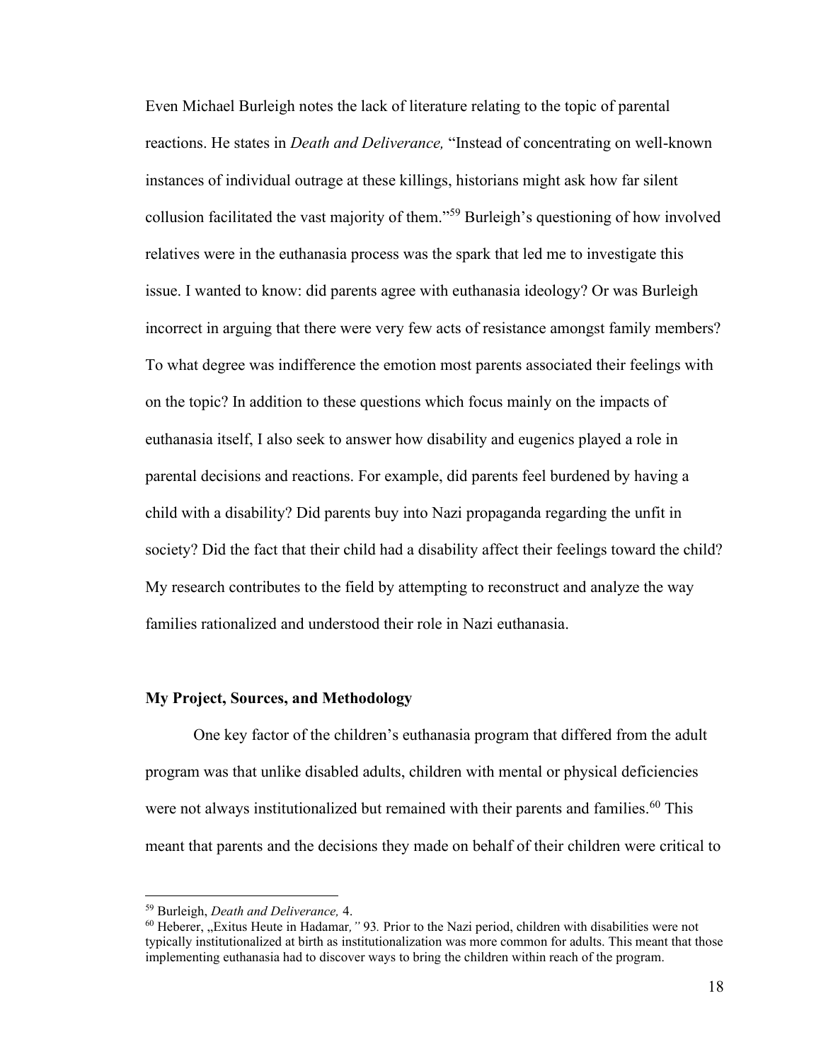Even Michael Burleigh notes the lack of literature relating to the topic of parental reactions. He states in *Death and Deliverance,* "Instead of concentrating on well-known instances of individual outrage at these killings, historians might ask how far silent collusion facilitated the vast majority of them."[59] Burleigh's questioning of how involved relatives were in the euthanasia process was the spark that led me to investigate this issue. I wanted to know: did parents agree with euthanasia ideology? Or was Burleigh incorrect in arguing that there were very few acts of resistance amongst family members? To what degree was indifference the emotion most parents associated their feelings with on the topic? In addition to these questions which focus mainly on the impacts of euthanasia itself, I also seek to answer how disability and eugenics played a role in parental decisions and reactions. For example, did parents feel burdened by having a child with a disability? Did parents buy into Nazi propaganda regarding the unfit in society? Did the fact that their child had a disability affect their feelings toward the child? My research contributes to the field by attempting to reconstruct and analyze the way families rationalized and understood their role in Nazi euthanasia.

### My Project, Sources, and Methodology

One key factor of the children's euthanasia program that differed from the adult program was that unlike disabled adults, children with mental or physical deficiencies were not always institutionalized but remained with their parents and families.[60] This meant that parents and the decisions they made on behalf of their children were critical to

---

[59] Burleigh, *Death and Deliverance,* 4.

[60] Heberer, „Exitus Heute in Hadamar,*"* 93. Prior to the Nazi period, children with disabilities were not typically institutionalized at birth as institutionalization was more common for adults. This meant that those implementing euthanasia had to discover ways to bring the children within reach of the program.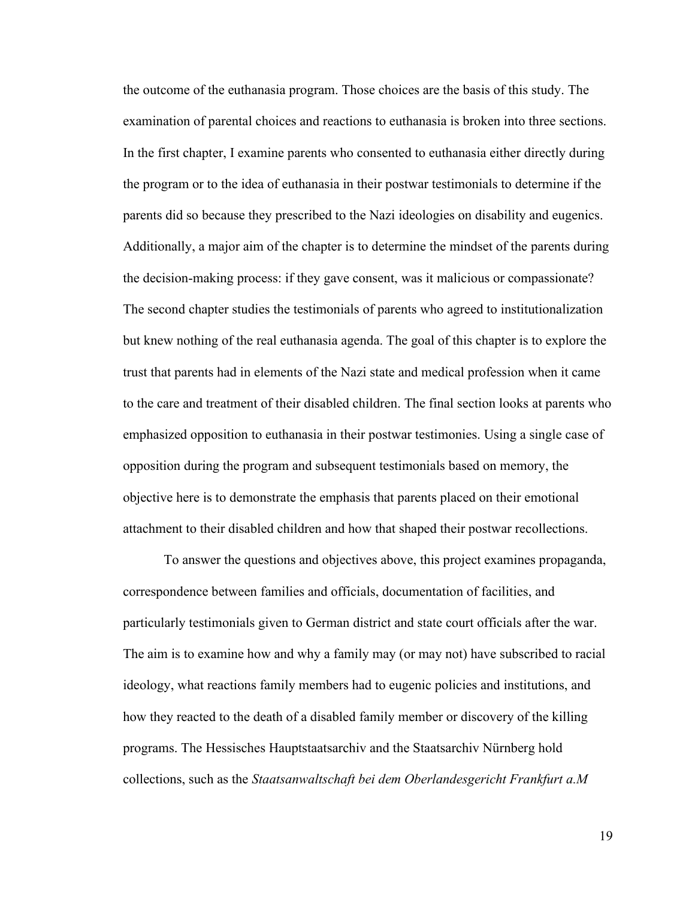the outcome of the euthanasia program. Those choices are the basis of this study. The examination of parental choices and reactions to euthanasia is broken into three sections. In the first chapter, I examine parents who consented to euthanasia either directly during the program or to the idea of euthanasia in their postwar testimonials to determine if the parents did so because they prescribed to the Nazi ideologies on disability and eugenics. Additionally, a major aim of the chapter is to determine the mindset of the parents during the decision-making process: if they gave consent, was it malicious or compassionate? The second chapter studies the testimonials of parents who agreed to institutionalization but knew nothing of the real euthanasia agenda. The goal of this chapter is to explore the trust that parents had in elements of the Nazi state and medical profession when it came to the care and treatment of their disabled children. The final section looks at parents who emphasized opposition to euthanasia in their postwar testimonies. Using a single case of opposition during the program and subsequent testimonials based on memory, the objective here is to demonstrate the emphasis that parents placed on their emotional attachment to their disabled children and how that shaped their postwar recollections.

To answer the questions and objectives above, this project examines propaganda, correspondence between families and officials, documentation of facilities, and particularly testimonials given to German district and state court officials after the war. The aim is to examine how and why a family may (or may not) have subscribed to racial ideology, what reactions family members had to eugenic policies and institutions, and how they reacted to the death of a disabled family member or discovery of the killing programs. The Hessisches Hauptstaatsarchiv and the Staatsarchiv Nürnberg hold collections, such as the *Staatsanwaltschaft bei dem Oberlandesgericht Frankfurt a.M*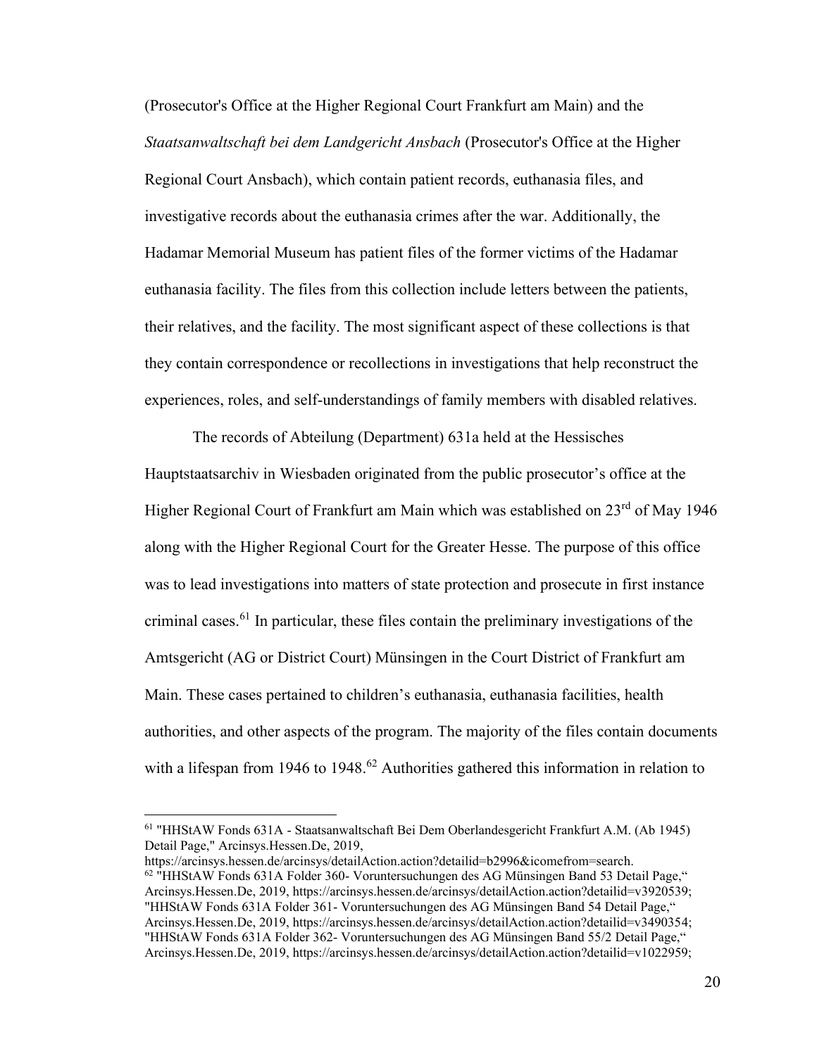(Prosecutor's Office at the Higher Regional Court Frankfurt am Main) and the *Staatsanwaltschaft bei dem Landgericht Ansbach* (Prosecutor's Office at the Higher Regional Court Ansbach), which contain patient records, euthanasia files, and investigative records about the euthanasia crimes after the war. Additionally, the Hadamar Memorial Museum has patient files of the former victims of the Hadamar euthanasia facility. The files from this collection include letters between the patients, their relatives, and the facility. The most significant aspect of these collections is that they contain correspondence or recollections in investigations that help reconstruct the experiences, roles, and self-understandings of family members with disabled relatives.

The records of Abteilung (Department) 631a held at the Hessisches Hauptstaatsarchiv in Wiesbaden originated from the public prosecutor's office at the Higher Regional Court of Frankfurt am Main which was established on 23rd of May 1946 along with the Higher Regional Court for the Greater Hesse. The purpose of this office was to lead investigations into matters of state protection and prosecute in first instance criminal cases.[61] In particular, these files contain the preliminary investigations of the Amtsgericht (AG or District Court) Münsingen in the Court District of Frankfurt am Main. These cases pertained to children's euthanasia, euthanasia facilities, health authorities, and other aspects of the program. The majority of the files contain documents with a lifespan from 1946 to 1948.[62] Authorities gathered this information in relation to

---

[61] "HHStAW Fonds 631A - Staatsanwaltschaft Bei Dem Oberlandesgericht Frankfurt A.M. (Ab 1945) Detail Page," Arcinsys.Hessen.De, 2019, https://arcinsys.hessen.de/arcinsys/detailAction.action?detailid=b2996&icomefrom=search.

[62] "HHStAW Fonds 631A Folder 360- Voruntersuchungen des AG Münsingen Band 53 Detail Page," Arcinsys.Hessen.De, 2019, https://arcinsys.hessen.de/arcinsys/detailAction.action?detailid=v3920539; "HHStAW Fonds 631A Folder 361- Voruntersuchungen des AG Münsingen Band 54 Detail Page," Arcinsys.Hessen.De, 2019, https://arcinsys.hessen.de/arcinsys/detailAction.action?detailid=v3490354; "HHStAW Fonds 631A Folder 362- Voruntersuchungen des AG Münsingen Band 55/2 Detail Page," Arcinsys.Hessen.De, 2019, https://arcinsys.hessen.de/arcinsys/detailAction.action?detailid=v1022959;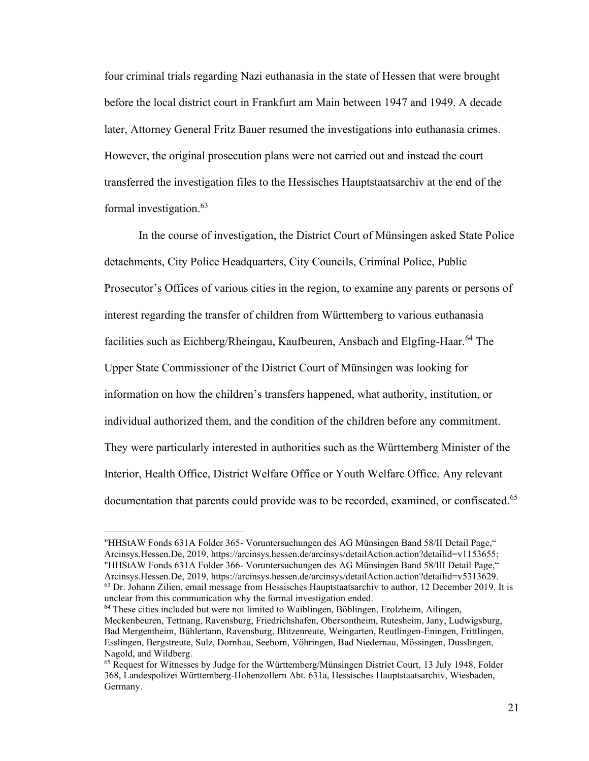four criminal trials regarding Nazi euthanasia in the state of Hessen that were brought before the local district court in Frankfurt am Main between 1947 and 1949. A decade later, Attorney General Fritz Bauer resumed the investigations into euthanasia crimes. However, the original prosecution plans were not carried out and instead the court transferred the investigation files to the Hessisches Hauptstaatsarchiv at the end of the formal investigation.[63]

In the course of investigation, the District Court of Münsingen asked State Police detachments, City Police Headquarters, City Councils, Criminal Police, Public Prosecutor's Offices of various cities in the region, to examine any parents or persons of interest regarding the transfer of children from Württemberg to various euthanasia facilities such as Eichberg/Rheingau, Kaufbeuren, Ansbach and Elgfing-Haar.[64] The Upper State Commissioner of the District Court of Münsingen was looking for information on how the children's transfers happened, what authority, institution, or individual authorized them, and the condition of the children before any commitment. They were particularly interested in authorities such as the Württemberg Minister of the Interior, Health Office, District Welfare Office or Youth Welfare Office. Any relevant documentation that parents could provide was to be recorded, examined, or confiscated.[65]

---

"HHStAW Fonds 631A Folder 365- Voruntersuchungen des AG Münsingen Band 58/II Detail Page," Arcinsys.Hessen.De, 2019, https://arcinsys.hessen.de/arcinsys/detailAction.action?detailid=v1153655; "HHStAW Fonds 631A Folder 366- Voruntersuchungen des AG Münsingen Band 58/III Detail Page," Arcinsys.Hessen.De, 2019, https://arcinsys.hessen.de/arcinsys/detailAction.action?detailid=v5313629.

[63] Dr. Johann Zilien, email message from Hessisches Hauptstaatsarchiv to author, 12 December 2019. It is unclear from this communication why the formal investigation ended.

[64] These cities included but were not limited to Waiblingen, Böblingen, Erolzheim, Ailingen, Meckenbeuren, Tettnang, Ravensburg, Friedrichshafen, Obersontheim, Rutesheim, Jany, Ludwigsburg, Bad Mergentheim, Bühlertann, Ravensburg, Blitzenreute, Weingarten, Reutlingen-Eningen, Frittlingen, Esslingen, Bergstreute, Sulz, Dornhau, Seeborn, Vöhringen, Bad Niedernau, Mössingen, Dusslingen, Nagold, and Wildberg.

[65] Request for Witnesses by Judge for the Württemberg/Münsingen District Court, 13 July 1948, Folder 368, Landespolizei Württemberg-Hohenzollern Abt. 631a, Hessisches Hauptstaatsarchiv, Wiesbaden, Germany.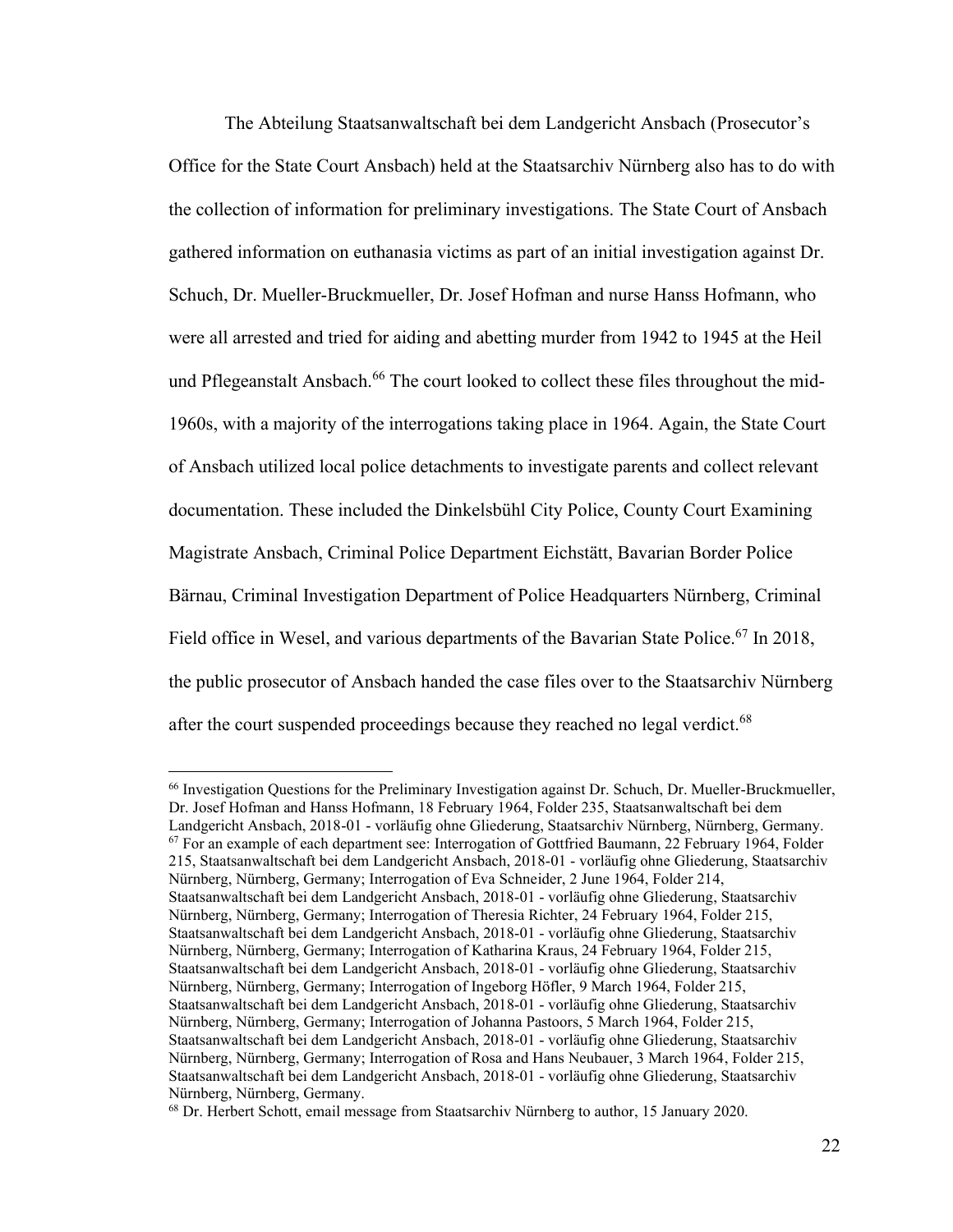The Abteilung Staatsanwaltschaft bei dem Landgericht Ansbach (Prosecutor's Office for the State Court Ansbach) held at the Staatsarchiv Nürnberg also has to do with the collection of information for preliminary investigations. The State Court of Ansbach gathered information on euthanasia victims as part of an initial investigation against Dr. Schuch, Dr. Mueller-Bruckmueller, Dr. Josef Hofman and nurse Hanss Hofmann, who were all arrested and tried for aiding and abetting murder from 1942 to 1945 at the Heil und Pflegeanstalt Ansbach.[66] The court looked to collect these files throughout the mid-1960s, with a majority of the interrogations taking place in 1964. Again, the State Court of Ansbach utilized local police detachments to investigate parents and collect relevant documentation. These included the Dinkelsbühl City Police, County Court Examining Magistrate Ansbach, Criminal Police Department Eichstätt, Bavarian Border Police Bärnau, Criminal Investigation Department of Police Headquarters Nürnberg, Criminal Field office in Wesel, and various departments of the Bavarian State Police.[67] In 2018, the public prosecutor of Ansbach handed the case files over to the Staatsarchiv Nürnberg after the court suspended proceedings because they reached no legal verdict.[68]

---

[66] Investigation Questions for the Preliminary Investigation against Dr. Schuch, Dr. Mueller-Bruckmueller, Dr. Josef Hofman and Hanss Hofmann, 18 February 1964, Folder 235, Staatsanwaltschaft bei dem Landgericht Ansbach, 2018-01 - vorläufig ohne Gliederung, Staatsarchiv Nürnberg, Nürnberg, Germany.

[67] For an example of each department see: Interrogation of Gottfried Baumann, 22 February 1964, Folder 215, Staatsanwaltschaft bei dem Landgericht Ansbach, 2018-01 - vorläufig ohne Gliederung, Staatsarchiv Nürnberg, Nürnberg, Germany; Interrogation of Eva Schneider, 2 June 1964, Folder 214, Staatsanwaltschaft bei dem Landgericht Ansbach, 2018-01 - vorläufig ohne Gliederung, Staatsarchiv Nürnberg, Nürnberg, Germany; Interrogation of Theresia Richter, 24 February 1964, Folder 215, Staatsanwaltschaft bei dem Landgericht Ansbach, 2018-01 - vorläufig ohne Gliederung, Staatsarchiv Nürnberg, Nürnberg, Germany; Interrogation of Katharina Kraus, 24 February 1964, Folder 215, Staatsanwaltschaft bei dem Landgericht Ansbach, 2018-01 - vorläufig ohne Gliederung, Staatsarchiv Nürnberg, Nürnberg, Germany; Interrogation of Ingeborg Höfler, 9 March 1964, Folder 215, Staatsanwaltschaft bei dem Landgericht Ansbach, 2018-01 - vorläufig ohne Gliederung, Staatsarchiv Nürnberg, Nürnberg, Germany; Interrogation of Johanna Pastoors, 5 March 1964, Folder 215, Staatsanwaltschaft bei dem Landgericht Ansbach, 2018-01 - vorläufig ohne Gliederung, Staatsarchiv Nürnberg, Nürnberg, Germany; Interrogation of Rosa and Hans Neubauer, 3 March 1964, Folder 215, Staatsanwaltschaft bei dem Landgericht Ansbach, 2018-01 - vorläufig ohne Gliederung, Staatsarchiv Nürnberg, Nürnberg, Germany.

[68] Dr. Herbert Schott, email message from Staatsarchiv Nürnberg to author, 15 January 2020.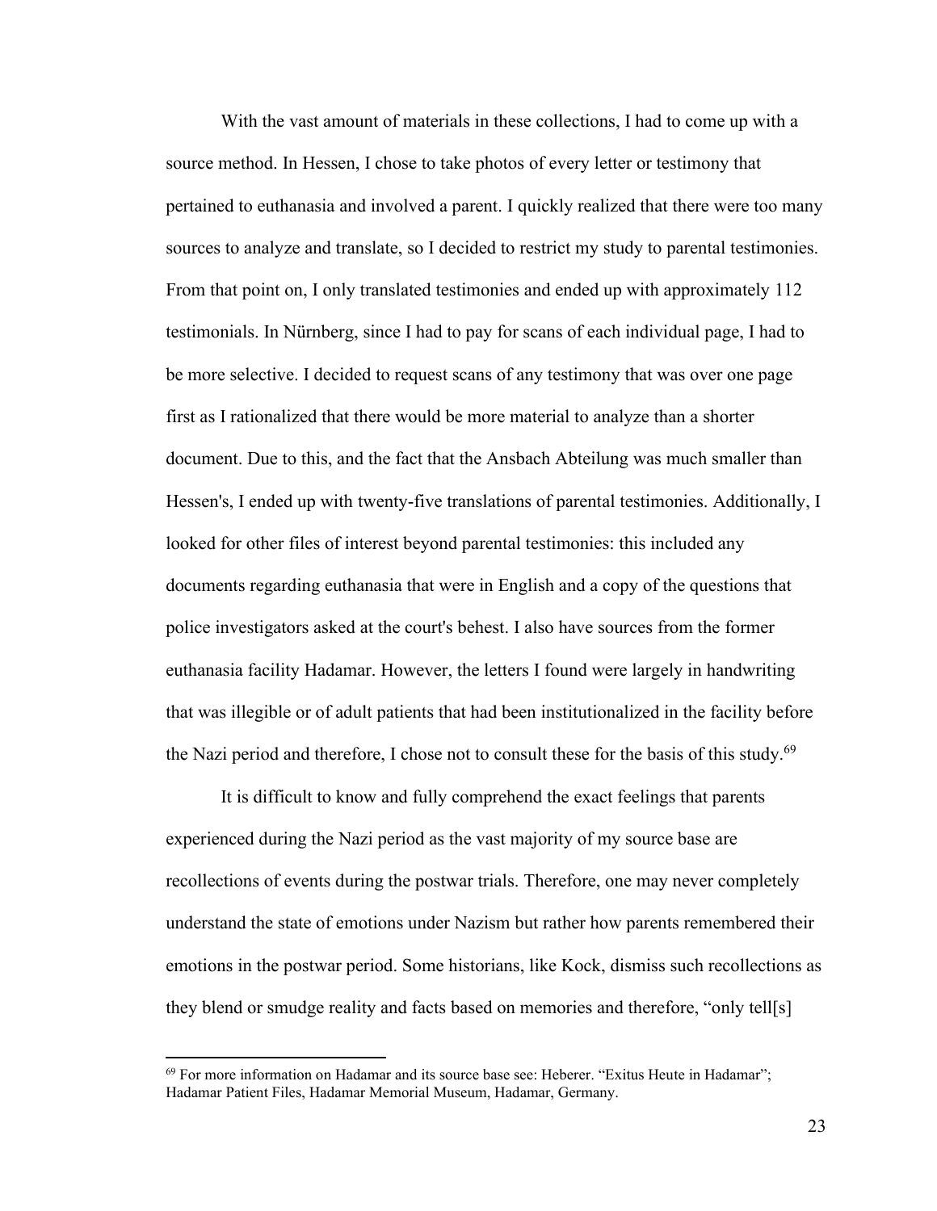With the vast amount of materials in these collections, I had to come up with a source method. In Hessen, I chose to take photos of every letter or testimony that pertained to euthanasia and involved a parent. I quickly realized that there were too many sources to analyze and translate, so I decided to restrict my study to parental testimonies. From that point on, I only translated testimonies and ended up with approximately 112 testimonials. In Nürnberg, since I had to pay for scans of each individual page, I had to be more selective. I decided to request scans of any testimony that was over one page first as I rationalized that there would be more material to analyze than a shorter document. Due to this, and the fact that the Ansbach Abteilung was much smaller than Hessen's, I ended up with twenty-five translations of parental testimonies. Additionally, I looked for other files of interest beyond parental testimonies: this included any documents regarding euthanasia that were in English and a copy of the questions that police investigators asked at the court's behest. I also have sources from the former euthanasia facility Hadamar. However, the letters I found were largely in handwriting that was illegible or of adult patients that had been institutionalized in the facility before the Nazi period and therefore, I chose not to consult these for the basis of this study.[69]

It is difficult to know and fully comprehend the exact feelings that parents experienced during the Nazi period as the vast majority of my source base are recollections of events during the postwar trials. Therefore, one may never completely understand the state of emotions under Nazism but rather how parents remembered their emotions in the postwar period. Some historians, like Kock, dismiss such recollections as they blend or smudge reality and facts based on memories and therefore, "only tell[s]

---

[69] For more information on Hadamar and its source base see: Heberer. "Exitus Heute in Hadamar"; Hadamar Patient Files, Hadamar Memorial Museum, Hadamar, Germany.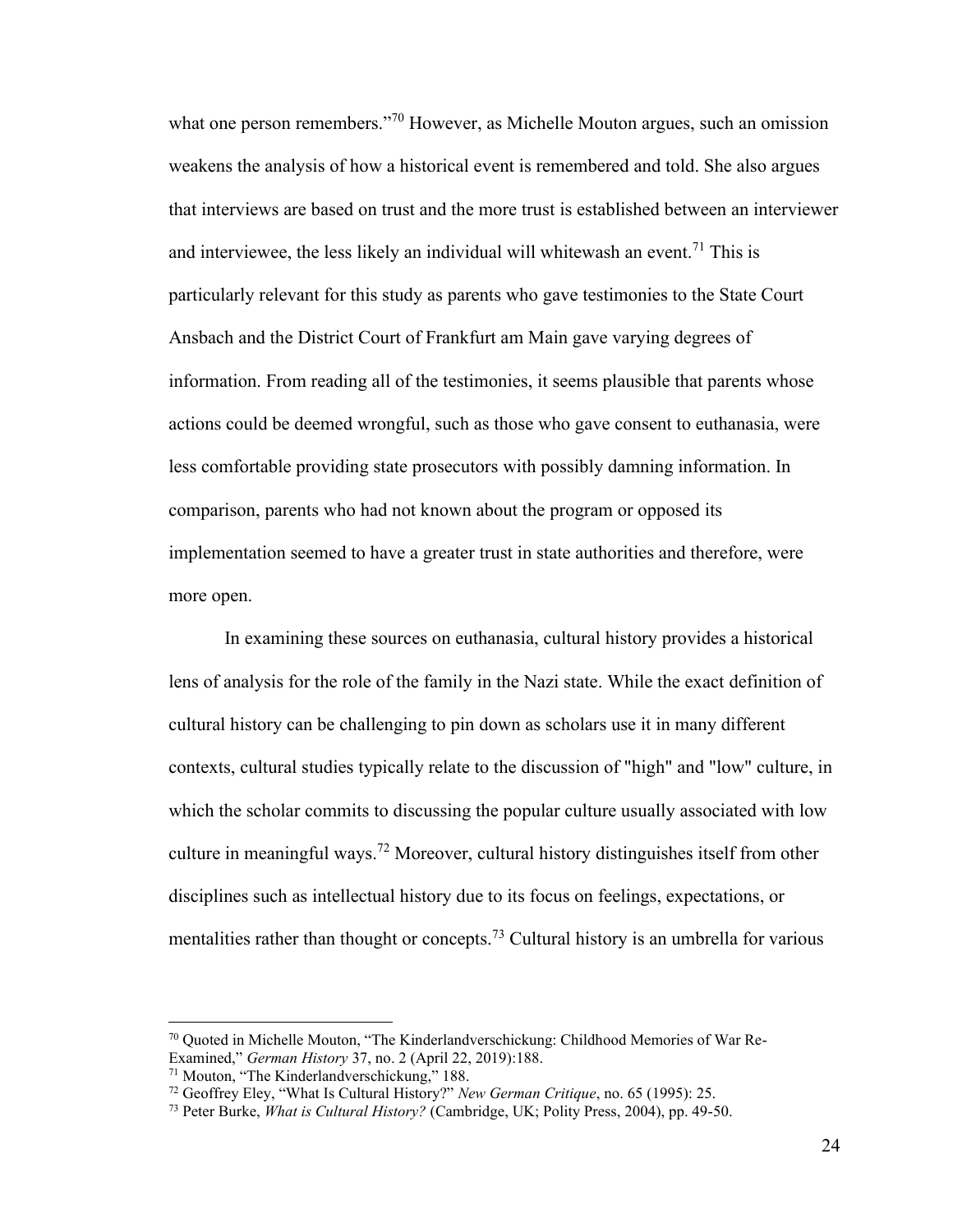what one person remembers."[70] However, as Michelle Mouton argues, such an omission weakens the analysis of how a historical event is remembered and told. She also argues that interviews are based on trust and the more trust is established between an interviewer and interviewee, the less likely an individual will whitewash an event.[71] This is particularly relevant for this study as parents who gave testimonies to the State Court Ansbach and the District Court of Frankfurt am Main gave varying degrees of information. From reading all of the testimonies, it seems plausible that parents whose actions could be deemed wrongful, such as those who gave consent to euthanasia, were less comfortable providing state prosecutors with possibly damning information. In comparison, parents who had not known about the program or opposed its implementation seemed to have a greater trust in state authorities and therefore, were more open.

In examining these sources on euthanasia, cultural history provides a historical lens of analysis for the role of the family in the Nazi state. While the exact definition of cultural history can be challenging to pin down as scholars use it in many different contexts, cultural studies typically relate to the discussion of "high" and "low" culture, in which the scholar commits to discussing the popular culture usually associated with low culture in meaningful ways.[72] Moreover, cultural history distinguishes itself from other disciplines such as intellectual history due to its focus on feelings, expectations, or mentalities rather than thought or concepts.[73] Cultural history is an umbrella for various

---

[70] Quoted in Michelle Mouton, "The Kinderlandverschickung: Childhood Memories of War Re-Examined," *German History* 37, no. 2 (April 22, 2019):188.

[71] Mouton, "The Kinderlandverschickung," 188.

[72] Geoffrey Eley, "What Is Cultural History?" *New German Critique*, no. 65 (1995): 25.

[73] Peter Burke, *What is Cultural History?* (Cambridge, UK; Polity Press, 2004), pp. 49-50.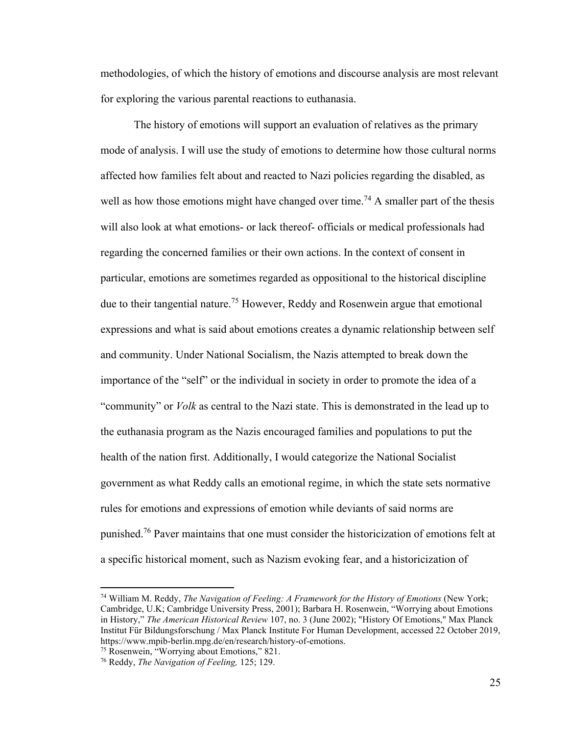methodologies, of which the history of emotions and discourse analysis are most relevant for exploring the various parental reactions to euthanasia.

The history of emotions will support an evaluation of relatives as the primary mode of analysis. I will use the study of emotions to determine how those cultural norms affected how families felt about and reacted to Nazi policies regarding the disabled, as well as how those emotions might have changed over time.[74] A smaller part of the thesis will also look at what emotions- or lack thereof- officials or medical professionals had regarding the concerned families or their own actions. In the context of consent in particular, emotions are sometimes regarded as oppositional to the historical discipline due to their tangential nature.[75] However, Reddy and Rosenwein argue that emotional expressions and what is said about emotions creates a dynamic relationship between self and community. Under National Socialism, the Nazis attempted to break down the importance of the "self" or the individual in society in order to promote the idea of a "community" or *Volk* as central to the Nazi state. This is demonstrated in the lead up to the euthanasia program as the Nazis encouraged families and populations to put the health of the nation first. Additionally, I would categorize the National Socialist government as what Reddy calls an emotional regime, in which the state sets normative rules for emotions and expressions of emotion while deviants of said norms are punished.[76] Paver maintains that one must consider the historicization of emotions felt at a specific historical moment, such as Nazism evoking fear, and a historicization of

---

[74] William M. Reddy, *The Navigation of Feeling: A Framework for the History of Emotions* (New York; Cambridge, U.K; Cambridge University Press, 2001); Barbara H. Rosenwein, "Worrying about Emotions in History," *The American Historical Review* 107, no. 3 (June 2002); "History Of Emotions," Max Planck Institut Für Bildungsforschung / Max Planck Institute For Human Development, accessed 22 October 2019, https://www.mpib-berlin.mpg.de/en/research/history-of-emotions.

[75] Rosenwein, "Worrying about Emotions," 821.

[76] Reddy, *The Navigation of Feeling,* 125; 129.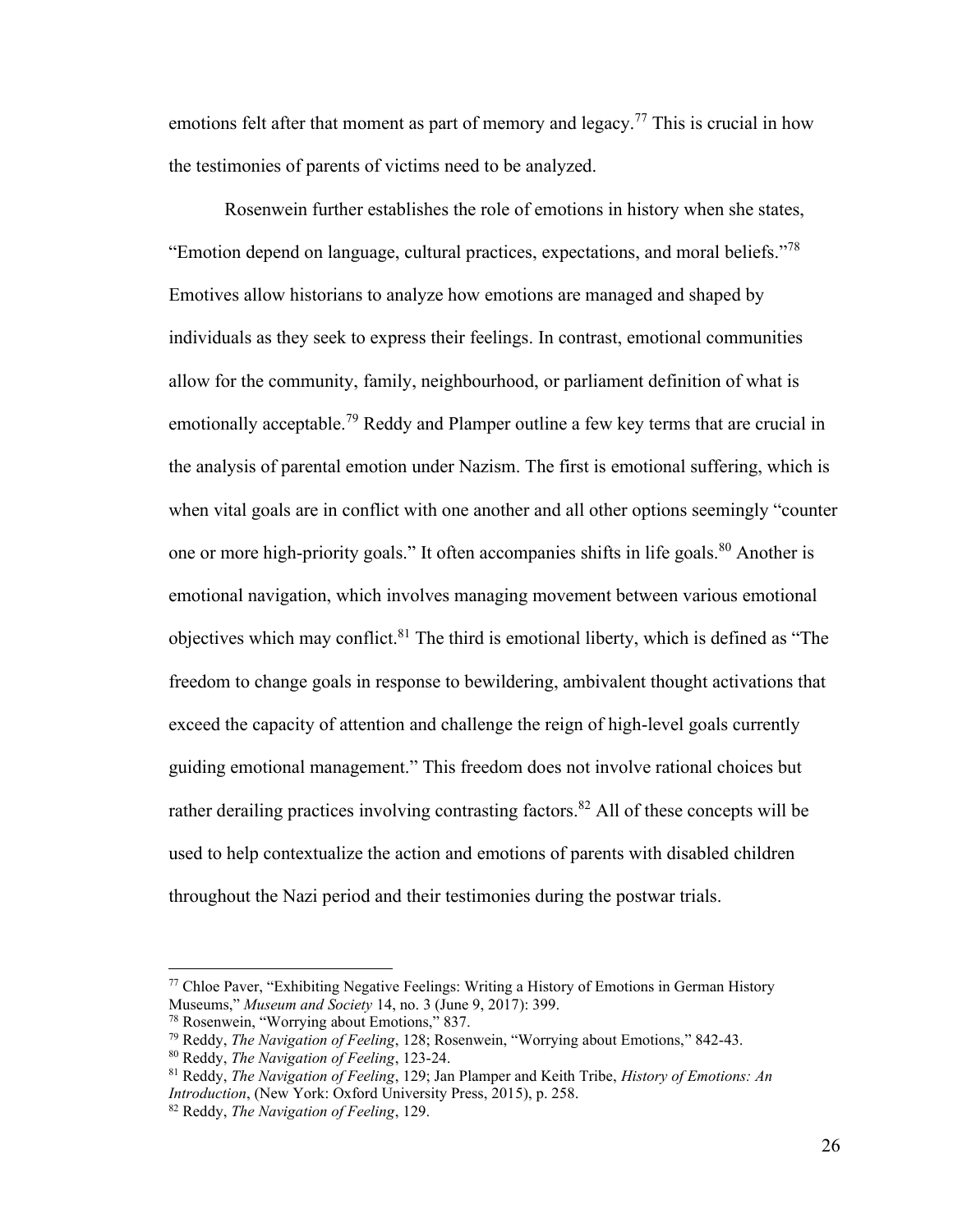emotions felt after that moment as part of memory and legacy.[77] This is crucial in how the testimonies of parents of victims need to be analyzed.

Rosenwein further establishes the role of emotions in history when she states, "Emotion depend on language, cultural practices, expectations, and moral beliefs."[78] Emotives allow historians to analyze how emotions are managed and shaped by individuals as they seek to express their feelings. In contrast, emotional communities allow for the community, family, neighbourhood, or parliament definition of what is emotionally acceptable.[79] Reddy and Plamper outline a few key terms that are crucial in the analysis of parental emotion under Nazism. The first is emotional suffering, which is when vital goals are in conflict with one another and all other options seemingly "counter one or more high-priority goals." It often accompanies shifts in life goals.[80] Another is emotional navigation, which involves managing movement between various emotional objectives which may conflict.[81] The third is emotional liberty, which is defined as "The freedom to change goals in response to bewildering, ambivalent thought activations that exceed the capacity of attention and challenge the reign of high-level goals currently guiding emotional management." This freedom does not involve rational choices but rather derailing practices involving contrasting factors.[82] All of these concepts will be used to help contextualize the action and emotions of parents with disabled children throughout the Nazi period and their testimonies during the postwar trials.

---

[77] Chloe Paver, "Exhibiting Negative Feelings: Writing a History of Emotions in German History Museums," *Museum and Society* 14, no. 3 (June 9, 2017): 399.

[78] Rosenwein, "Worrying about Emotions," 837.

[79] Reddy, *The Navigation of Feeling*, 128; Rosenwein, "Worrying about Emotions," 842-43.

[80] Reddy, *The Navigation of Feeling*, 123-24.

[81] Reddy, *The Navigation of Feeling*, 129; Jan Plamper and Keith Tribe, *History of Emotions: An Introduction*, (New York: Oxford University Press, 2015), p. 258.

[82] Reddy, *The Navigation of Feeling*, 129.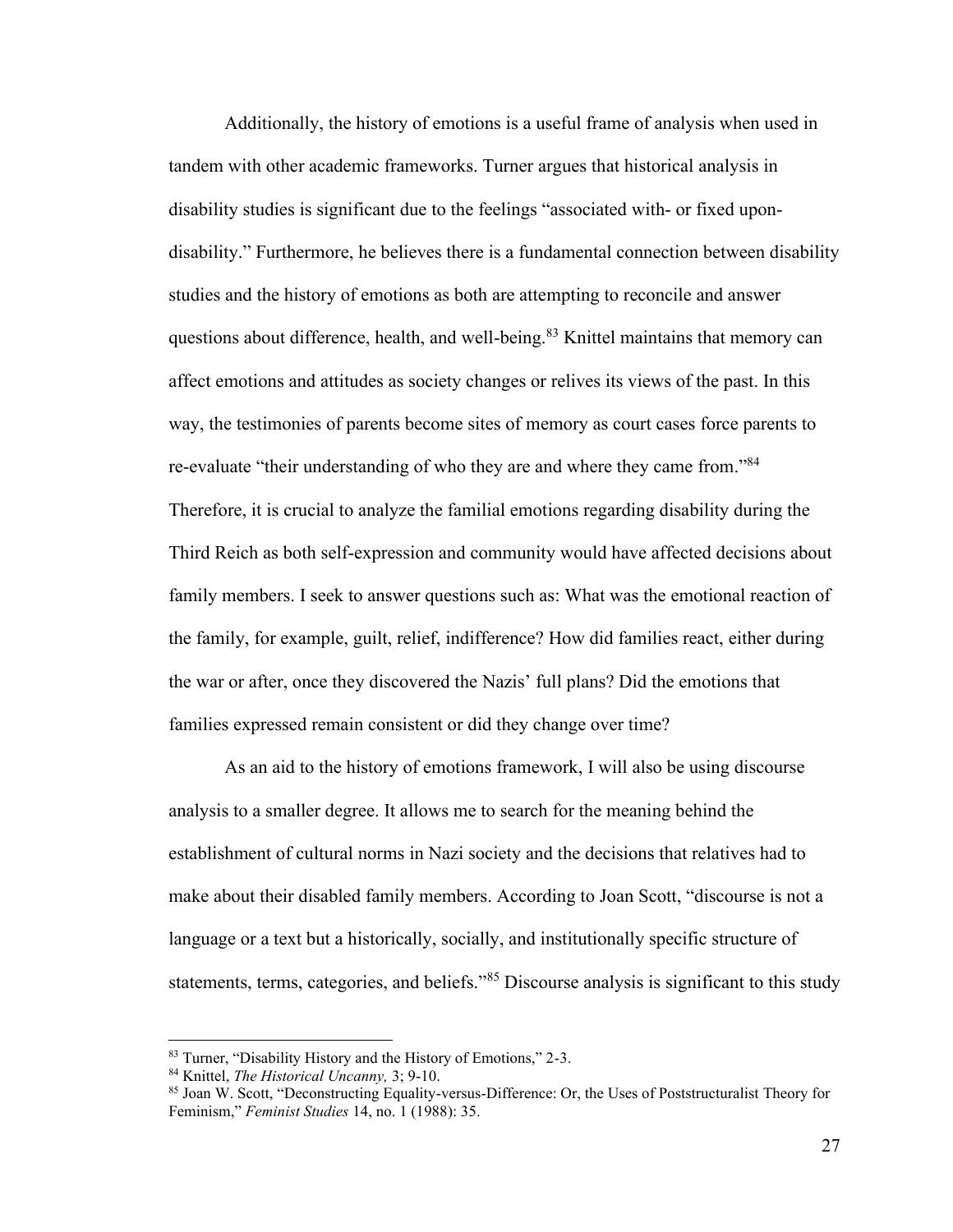Additionally, the history of emotions is a useful frame of analysis when used in tandem with other academic frameworks. Turner argues that historical analysis in disability studies is significant due to the feelings "associated with- or fixed upon- disability." Furthermore, he believes there is a fundamental connection between disability studies and the history of emotions as both are attempting to reconcile and answer questions about difference, health, and well-being.[83] Knittel maintains that memory can affect emotions and attitudes as society changes or relives its views of the past. In this way, the testimonies of parents become sites of memory as court cases force parents to re-evaluate "their understanding of who they are and where they came from."[84] Therefore, it is crucial to analyze the familial emotions regarding disability during the Third Reich as both self-expression and community would have affected decisions about family members. I seek to answer questions such as: What was the emotional reaction of the family, for example, guilt, relief, indifference? How did families react, either during the war or after, once they discovered the Nazis' full plans? Did the emotions that families expressed remain consistent or did they change over time?

As an aid to the history of emotions framework, I will also be using discourse analysis to a smaller degree. It allows me to search for the meaning behind the establishment of cultural norms in Nazi society and the decisions that relatives had to make about their disabled family members. According to Joan Scott, "discourse is not a language or a text but a historically, socially, and institutionally specific structure of statements, terms, categories, and beliefs."[85] Discourse analysis is significant to this study

---

[83] Turner, "Disability History and the History of Emotions," 2-3.

[84] Knittel, *The Historical Uncanny,* 3; 9-10.

[85] Joan W. Scott, "Deconstructing Equality-versus-Difference: Or, the Uses of Poststructuralist Theory for Feminism," *Feminist Studies* 14, no. 1 (1988): 35.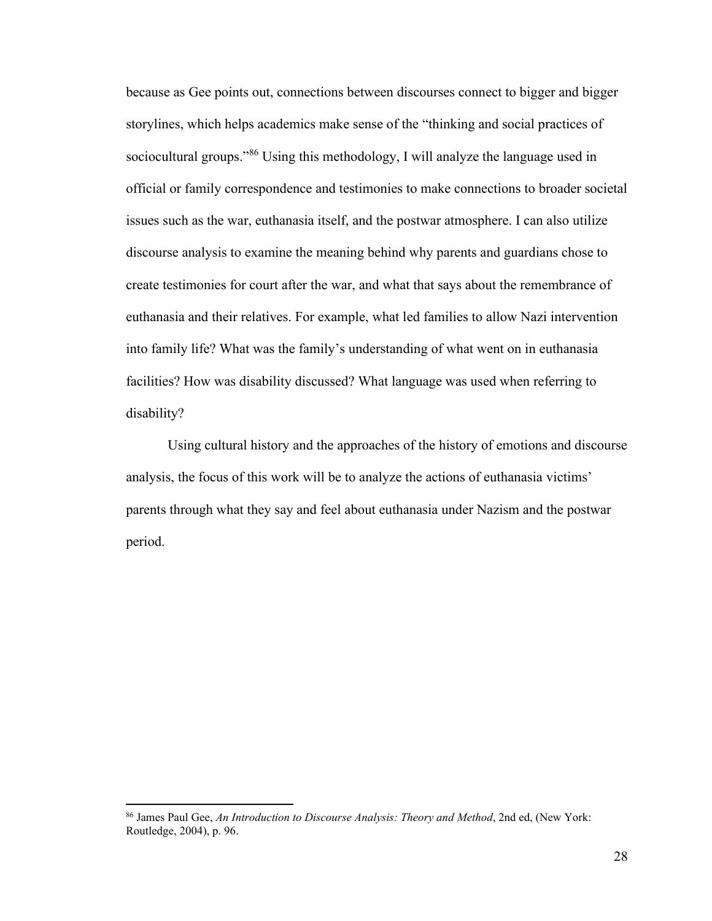because as Gee points out, connections between discourses connect to bigger and bigger storylines, which helps academics make sense of the "thinking and social practices of sociocultural groups."[86] Using this methodology, I will analyze the language used in official or family correspondence and testimonies to make connections to broader societal issues such as the war, euthanasia itself, and the postwar atmosphere. I can also utilize discourse analysis to examine the meaning behind why parents and guardians chose to create testimonies for court after the war, and what that says about the remembrance of euthanasia and their relatives. For example, what led families to allow Nazi intervention into family life? What was the family's understanding of what went on in euthanasia facilities? How was disability discussed? What language was used when referring to disability?

Using cultural history and the approaches of the history of emotions and discourse analysis, the focus of this work will be to analyze the actions of euthanasia victims' parents through what they say and feel about euthanasia under Nazism and the postwar period.

[86] James Paul Gee, *An Introduction to Discourse Analysis: Theory and Method*, 2nd ed, (New York: Routledge, 2004), p. 96.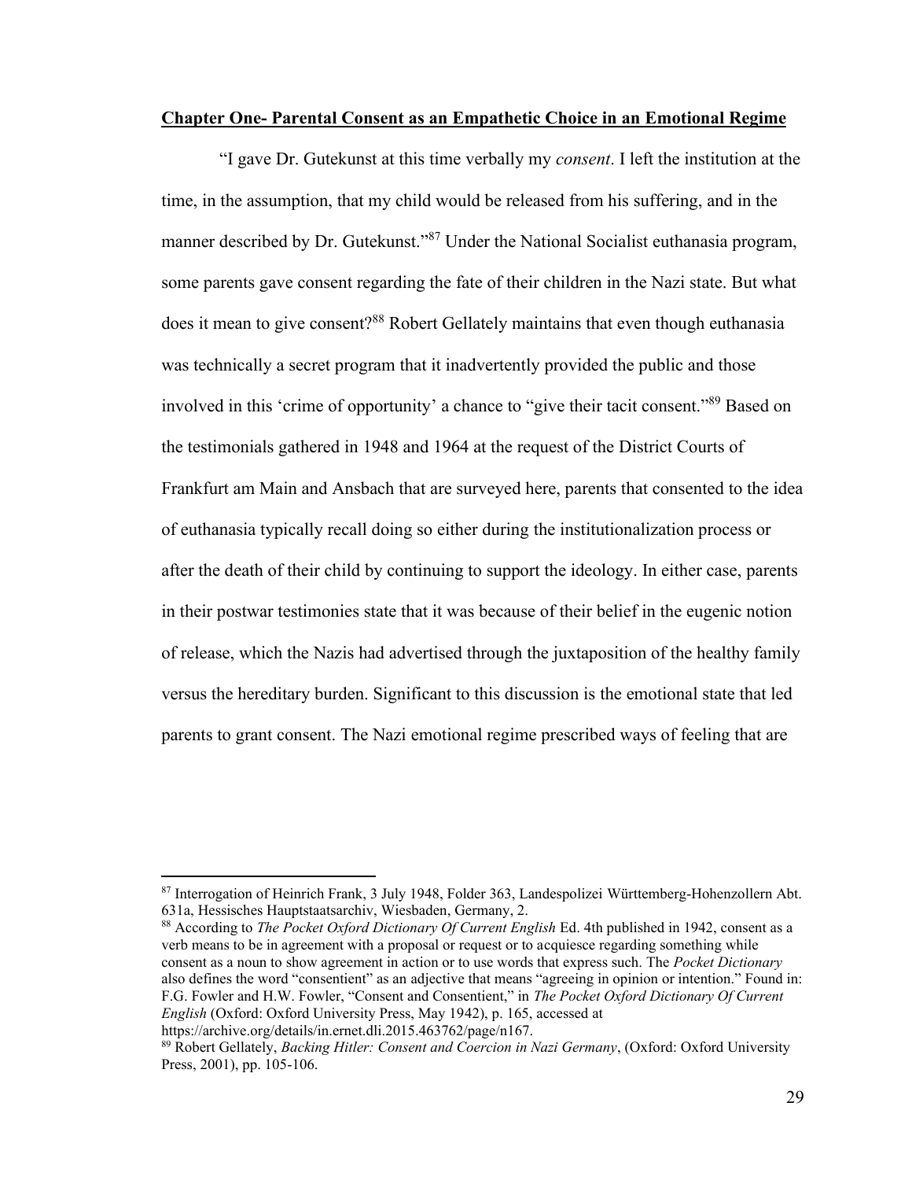**Chapter One- Parental Consent as an Empathetic Choice in an Emotional Regime**

"I gave Dr. Gutekunst at this time verbally my *consent*. I left the institution at the time, in the assumption, that my child would be released from his suffering, and in the manner described by Dr. Gutekunst."[87] Under the National Socialist euthanasia program, some parents gave consent regarding the fate of their children in the Nazi state. But what does it mean to give consent?[88] Robert Gellately maintains that even though euthanasia was technically a secret program that it inadvertently provided the public and those involved in this 'crime of opportunity' a chance to "give their tacit consent."[89] Based on the testimonials gathered in 1948 and 1964 at the request of the District Courts of Frankfurt am Main and Ansbach that are surveyed here, parents that consented to the idea of euthanasia typically recall doing so either during the institutionalization process or after the death of their child by continuing to support the ideology. In either case, parents in their postwar testimonies state that it was because of their belief in the eugenic notion of release, which the Nazis had advertised through the juxtaposition of the healthy family versus the hereditary burden. Significant to this discussion is the emotional state that led parents to grant consent. The Nazi emotional regime prescribed ways of feeling that are

---

[87] Interrogation of Heinrich Frank, 3 July 1948, Folder 363, Landespolizei Württemberg-Hohenzollern Abt. 631a, Hessisches Hauptstaatsarchiv, Wiesbaden, Germany, 2.

[88] According to *The Pocket Oxford Dictionary Of Current English* Ed. 4th published in 1942, consent as a verb means to be in agreement with a proposal or request or to acquiesce regarding something while consent as a noun to show agreement in action or to use words that express such. The *Pocket Dictionary* also defines the word "consentient" as an adjective that means "agreeing in opinion or intention." Found in: F.G. Fowler and H.W. Fowler, "Consent and Consentient," in *The Pocket Oxford Dictionary Of Current English* (Oxford: Oxford University Press, May 1942), p. 165, accessed at https://archive.org/details/in.ernet.dli.2015.463762/page/n167.

[89] Robert Gellately, *Backing Hitler: Consent and Coercion in Nazi Germany*, (Oxford: Oxford University Press, 2001), pp. 105-106.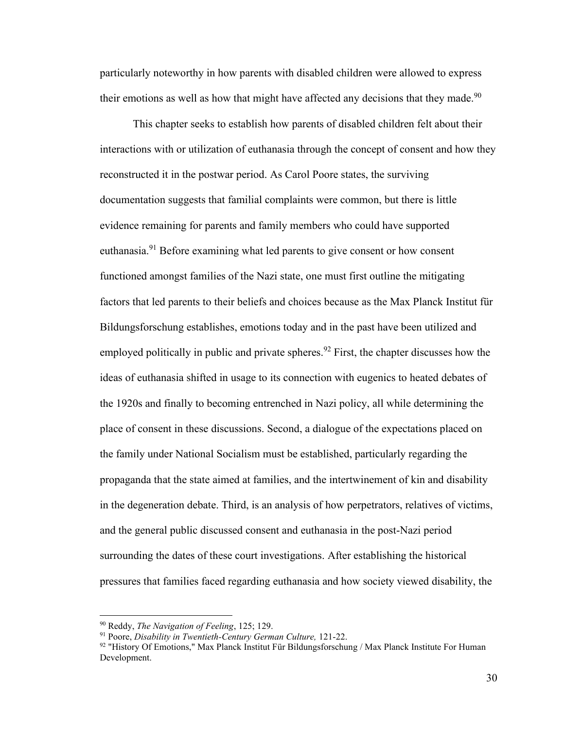particularly noteworthy in how parents with disabled children were allowed to express their emotions as well as how that might have affected any decisions that they made.[90]

This chapter seeks to establish how parents of disabled children felt about their interactions with or utilization of euthanasia through the concept of consent and how they reconstructed it in the postwar period. As Carol Poore states, the surviving documentation suggests that familial complaints were common, but there is little evidence remaining for parents and family members who could have supported euthanasia.[91] Before examining what led parents to give consent or how consent functioned amongst families of the Nazi state, one must first outline the mitigating factors that led parents to their beliefs and choices because as the Max Planck Institut für Bildungsforschung establishes, emotions today and in the past have been utilized and employed politically in public and private spheres.[92] First, the chapter discusses how the ideas of euthanasia shifted in usage to its connection with eugenics to heated debates of the 1920s and finally to becoming entrenched in Nazi policy, all while determining the place of consent in these discussions. Second, a dialogue of the expectations placed on the family under National Socialism must be established, particularly regarding the propaganda that the state aimed at families, and the intertwinement of kin and disability in the degeneration debate. Third, is an analysis of how perpetrators, relatives of victims, and the general public discussed consent and euthanasia in the post-Nazi period surrounding the dates of these court investigations. After establishing the historical pressures that families faced regarding euthanasia and how society viewed disability, the

---

[90] Reddy, *The Navigation of Feeling*, 125; 129.

[91] Poore, *Disability in Twentieth-Century German Culture,* 121-22.

[92] "History Of Emotions," Max Planck Institut Für Bildungsforschung / Max Planck Institute For Human Development.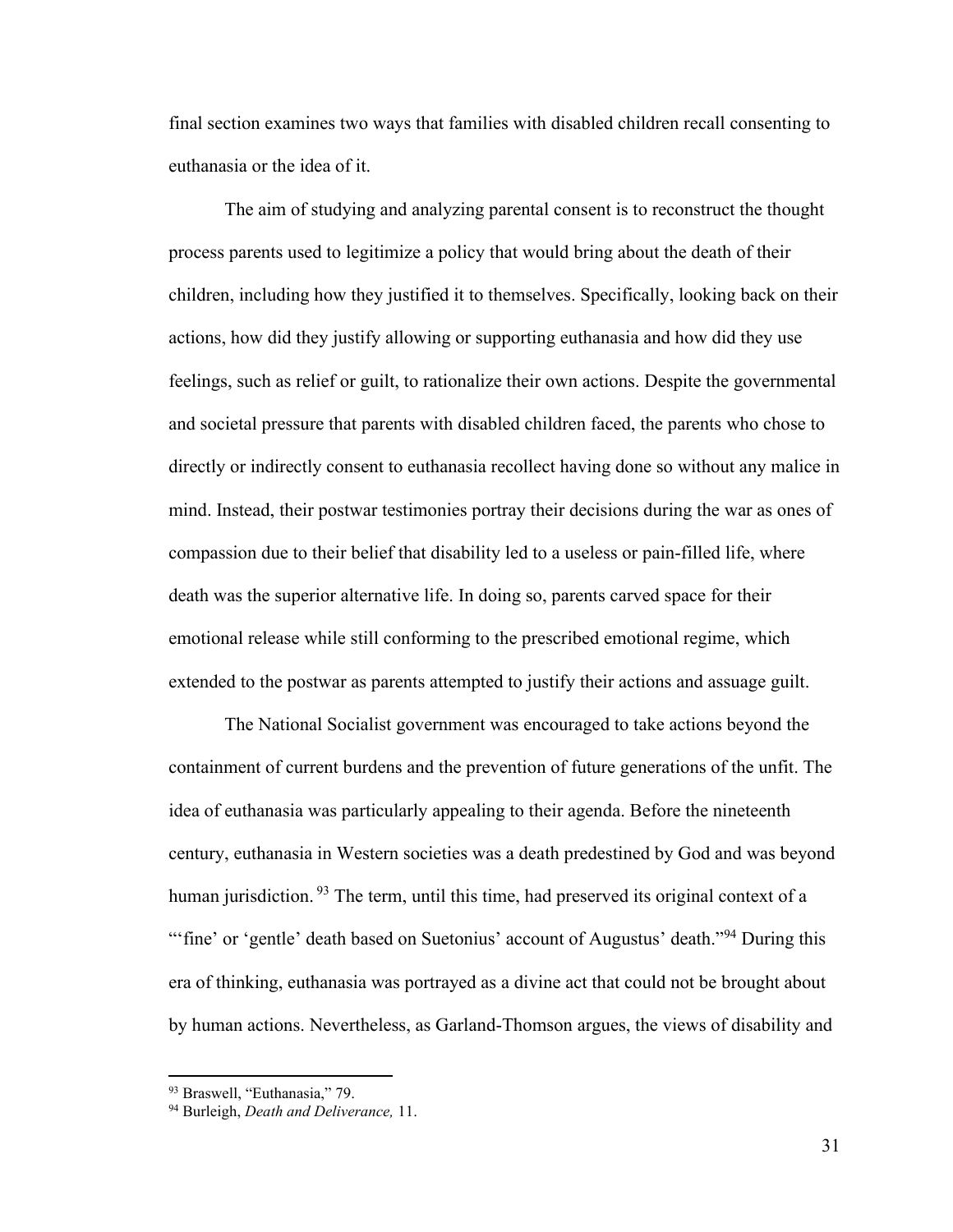final section examines two ways that families with disabled children recall consenting to euthanasia or the idea of it.

The aim of studying and analyzing parental consent is to reconstruct the thought process parents used to legitimize a policy that would bring about the death of their children, including how they justified it to themselves. Specifically, looking back on their actions, how did they justify allowing or supporting euthanasia and how did they use feelings, such as relief or guilt, to rationalize their own actions. Despite the governmental and societal pressure that parents with disabled children faced, the parents who chose to directly or indirectly consent to euthanasia recollect having done so without any malice in mind. Instead, their postwar testimonies portray their decisions during the war as ones of compassion due to their belief that disability led to a useless or pain-filled life, where death was the superior alternative life. In doing so, parents carved space for their emotional release while still conforming to the prescribed emotional regime, which extended to the postwar as parents attempted to justify their actions and assuage guilt.

The National Socialist government was encouraged to take actions beyond the containment of current burdens and the prevention of future generations of the unfit. The idea of euthanasia was particularly appealing to their agenda. Before the nineteenth century, euthanasia in Western societies was a death predestined by God and was beyond human jurisdiction.[93] The term, until this time, had preserved its original context of a "'fine' or 'gentle' death based on Suetonius' account of Augustus' death."[94] During this era of thinking, euthanasia was portrayed as a divine act that could not be brought about by human actions. Nevertheless, as Garland-Thomson argues, the views of disability and

[93] Braswell, "Euthanasia," 79.

[94] Burleigh, *Death and Deliverance,* 11.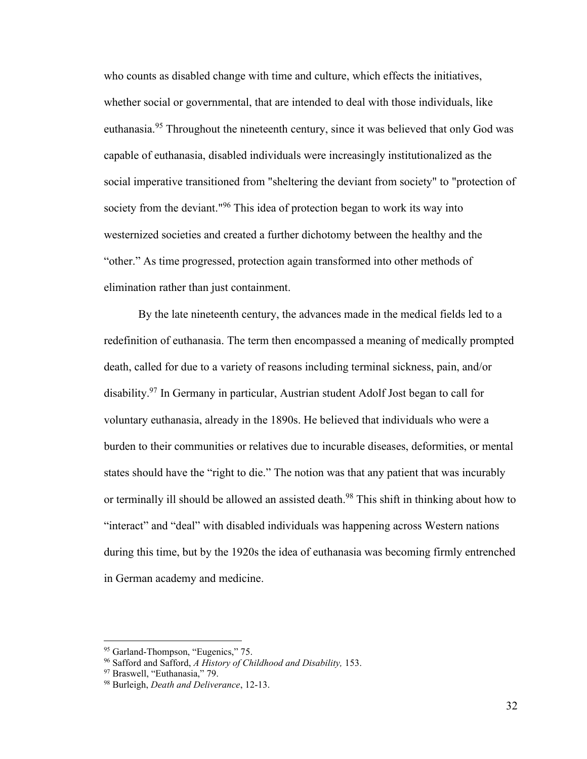who counts as disabled change with time and culture, which effects the initiatives, whether social or governmental, that are intended to deal with those individuals, like euthanasia.[95] Throughout the nineteenth century, since it was believed that only God was capable of euthanasia, disabled individuals were increasingly institutionalized as the social imperative transitioned from "sheltering the deviant from society" to "protection of society from the deviant."[96] This idea of protection began to work its way into westernized societies and created a further dichotomy between the healthy and the "other." As time progressed, protection again transformed into other methods of elimination rather than just containment.

By the late nineteenth century, the advances made in the medical fields led to a redefinition of euthanasia. The term then encompassed a meaning of medically prompted death, called for due to a variety of reasons including terminal sickness, pain, and/or disability.[97] In Germany in particular, Austrian student Adolf Jost began to call for voluntary euthanasia, already in the 1890s. He believed that individuals who were a burden to their communities or relatives due to incurable diseases, deformities, or mental states should have the "right to die." The notion was that any patient that was incurably or terminally ill should be allowed an assisted death.[98] This shift in thinking about how to "interact" and "deal" with disabled individuals was happening across Western nations during this time, but by the 1920s the idea of euthanasia was becoming firmly entrenched in German academy and medicine.

---

[95] Garland-Thompson, "Eugenics," 75.

[96] Safford and Safford, *A History of Childhood and Disability,* 153.

[97] Braswell, "Euthanasia," 79.

[98] Burleigh, *Death and Deliverance*, 12-13.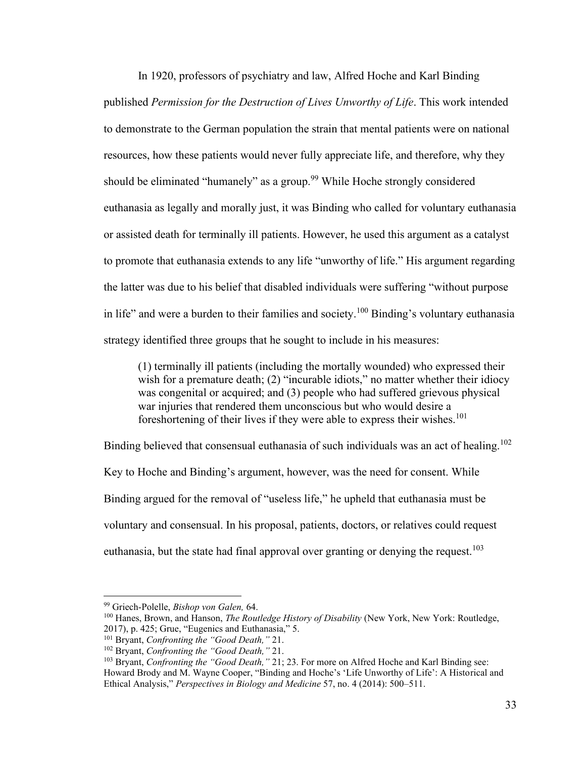In 1920, professors of psychiatry and law, Alfred Hoche and Karl Binding published *Permission for the Destruction of Lives Unworthy of Life*. This work intended to demonstrate to the German population the strain that mental patients were on national resources, how these patients would never fully appreciate life, and therefore, why they should be eliminated "humanely" as a group.[99] While Hoche strongly considered euthanasia as legally and morally just, it was Binding who called for voluntary euthanasia or assisted death for terminally ill patients. However, he used this argument as a catalyst to promote that euthanasia extends to any life "unworthy of life." His argument regarding the latter was due to his belief that disabled individuals were suffering "without purpose in life" and were a burden to their families and society.[100] Binding's voluntary euthanasia strategy identified three groups that he sought to include in his measures:

> (1) terminally ill patients (including the mortally wounded) who expressed their wish for a premature death; (2) "incurable idiots," no matter whether their idiocy was congenital or acquired; and (3) people who had suffered grievous physical war injuries that rendered them unconscious but who would desire a foreshortening of their lives if they were able to express their wishes.[101]

Binding believed that consensual euthanasia of such individuals was an act of healing.[102] Key to Hoche and Binding's argument, however, was the need for consent. While Binding argued for the removal of "useless life," he upheld that euthanasia must be voluntary and consensual. In his proposal, patients, doctors, or relatives could request euthanasia, but the state had final approval over granting or denying the request.[103]

---

[99] Griech-Polelle, *Bishop von Galen,* 64.

[100] Hanes, Brown, and Hanson, *The Routledge History of Disability* (New York, New York: Routledge, 2017), p. 425; Grue, "Eugenics and Euthanasia," 5.

[101] Bryant, *Confronting the "Good Death,"* 21.

[102] Bryant, *Confronting the "Good Death,"* 21.

[103] Bryant, *Confronting the "Good Death,"* 21; 23. For more on Alfred Hoche and Karl Binding see: Howard Brody and M. Wayne Cooper, "Binding and Hoche's 'Life Unworthy of Life': A Historical and Ethical Analysis," *Perspectives in Biology and Medicine* 57, no. 4 (2014): 500–511.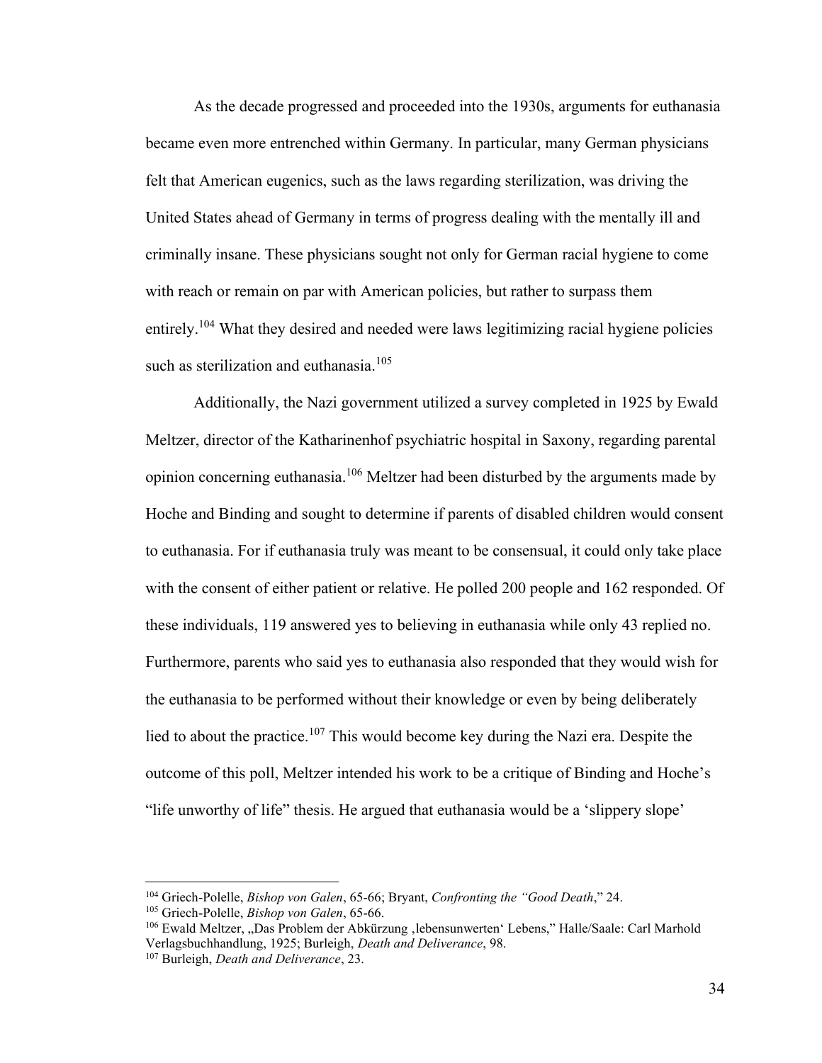As the decade progressed and proceeded into the 1930s, arguments for euthanasia became even more entrenched within Germany. In particular, many German physicians felt that American eugenics, such as the laws regarding sterilization, was driving the United States ahead of Germany in terms of progress dealing with the mentally ill and criminally insane. These physicians sought not only for German racial hygiene to come with reach or remain on par with American policies, but rather to surpass them entirely.[104] What they desired and needed were laws legitimizing racial hygiene policies such as sterilization and euthanasia.[105]

Additionally, the Nazi government utilized a survey completed in 1925 by Ewald Meltzer, director of the Katharinenhof psychiatric hospital in Saxony, regarding parental opinion concerning euthanasia.[106] Meltzer had been disturbed by the arguments made by Hoche and Binding and sought to determine if parents of disabled children would consent to euthanasia. For if euthanasia truly was meant to be consensual, it could only take place with the consent of either patient or relative. He polled 200 people and 162 responded. Of these individuals, 119 answered yes to believing in euthanasia while only 43 replied no. Furthermore, parents who said yes to euthanasia also responded that they would wish for the euthanasia to be performed without their knowledge or even by being deliberately lied to about the practice.[107] This would become key during the Nazi era. Despite the outcome of this poll, Meltzer intended his work to be a critique of Binding and Hoche's "life unworthy of life" thesis. He argued that euthanasia would be a 'slippery slope'

---

[104] Griech-Polelle, *Bishop von Galen*, 65-66; Bryant, *Confronting the "Good Death*," 24.

[105] Griech-Polelle, *Bishop von Galen*, 65-66.

[106] Ewald Meltzer, „Das Problem der Abkürzung ‚lebensunwerten' Lebens," Halle/Saale: Carl Marhold Verlagsbuchhandlung, 1925; Burleigh, *Death and Deliverance*, 98.

[107] Burleigh, *Death and Deliverance*, 23.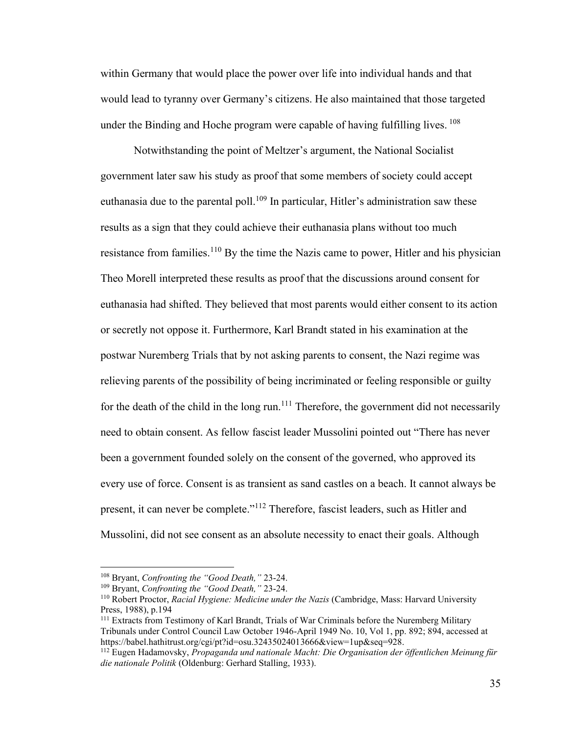within Germany that would place the power over life into individual hands and that would lead to tyranny over Germany's citizens. He also maintained that those targeted under the Binding and Hoche program were capable of having fulfilling lives. [108]

Notwithstanding the point of Meltzer's argument, the National Socialist government later saw his study as proof that some members of society could accept euthanasia due to the parental poll.[109] In particular, Hitler's administration saw these results as a sign that they could achieve their euthanasia plans without too much resistance from families.[110] By the time the Nazis came to power, Hitler and his physician Theo Morell interpreted these results as proof that the discussions around consent for euthanasia had shifted. They believed that most parents would either consent to its action or secretly not oppose it. Furthermore, Karl Brandt stated in his examination at the postwar Nuremberg Trials that by not asking parents to consent, the Nazi regime was relieving parents of the possibility of being incriminated or feeling responsible or guilty for the death of the child in the long run.[111] Therefore, the government did not necessarily need to obtain consent. As fellow fascist leader Mussolini pointed out "There has never been a government founded solely on the consent of the governed, who approved its every use of force. Consent is as transient as sand castles on a beach. It cannot always be present, it can never be complete."[112] Therefore, fascist leaders, such as Hitler and Mussolini, did not see consent as an absolute necessity to enact their goals. Although

---

[108] Bryant, *Confronting the "Good Death,"* 23-24.

[109] Bryant, *Confronting the "Good Death,"* 23-24.

[110] Robert Proctor, *Racial Hygiene: Medicine under the Nazis* (Cambridge, Mass: Harvard University Press, 1988), p.194

[111] Extracts from Testimony of Karl Brandt, Trials of War Criminals before the Nuremberg Military Tribunals under Control Council Law October 1946-April 1949 No. 10, Vol 1, pp. 892; 894, accessed at https://babel.hathitrust.org/cgi/pt?id=osu.32435024013666&view=1up&seq=928.

[112] Eugen Hadamovsky, *Propaganda und nationale Macht: Die Organisation der öffentlichen Meinung für die nationale Politik* (Oldenburg: Gerhard Stalling, 1933).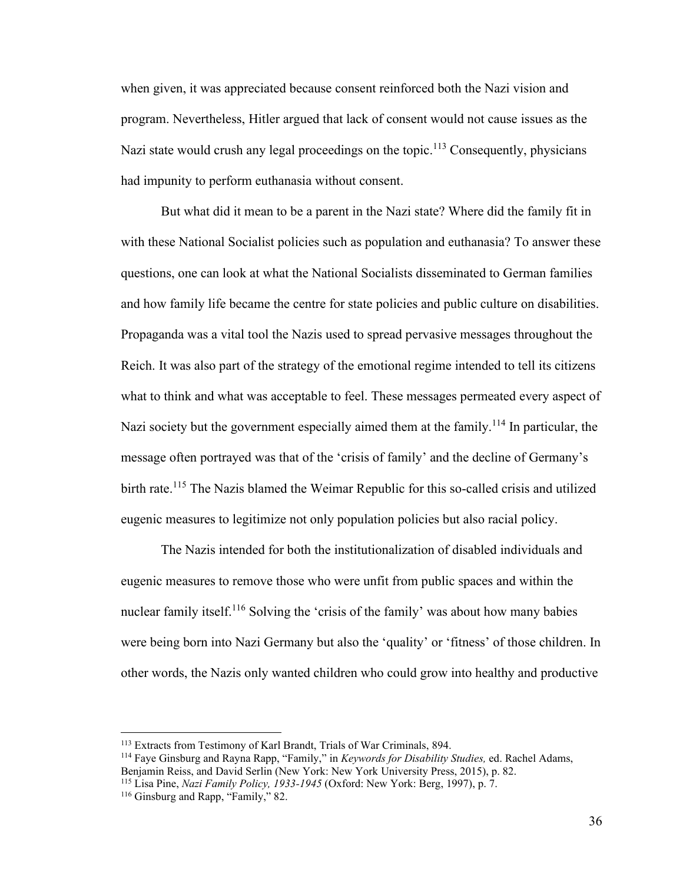when given, it was appreciated because consent reinforced both the Nazi vision and program. Nevertheless, Hitler argued that lack of consent would not cause issues as the Nazi state would crush any legal proceedings on the topic.[113] Consequently, physicians had impunity to perform euthanasia without consent.

But what did it mean to be a parent in the Nazi state? Where did the family fit in with these National Socialist policies such as population and euthanasia? To answer these questions, one can look at what the National Socialists disseminated to German families and how family life became the centre for state policies and public culture on disabilities. Propaganda was a vital tool the Nazis used to spread pervasive messages throughout the Reich. It was also part of the strategy of the emotional regime intended to tell its citizens what to think and what was acceptable to feel. These messages permeated every aspect of Nazi society but the government especially aimed them at the family.[114] In particular, the message often portrayed was that of the 'crisis of family' and the decline of Germany's birth rate.[115] The Nazis blamed the Weimar Republic for this so-called crisis and utilized eugenic measures to legitimize not only population policies but also racial policy.

The Nazis intended for both the institutionalization of disabled individuals and eugenic measures to remove those who were unfit from public spaces and within the nuclear family itself.[116] Solving the 'crisis of the family' was about how many babies were being born into Nazi Germany but also the 'quality' or 'fitness' of those children. In other words, the Nazis only wanted children who could grow into healthy and productive

---

[113] Extracts from Testimony of Karl Brandt, Trials of War Criminals, 894.

[114] Faye Ginsburg and Rayna Rapp, "Family," in *Keywords for Disability Studies,* ed. Rachel Adams, Benjamin Reiss, and David Serlin (New York: New York University Press, 2015), p. 82.

[115] Lisa Pine, *Nazi Family Policy, 1933-1945* (Oxford: New York: Berg, 1997), p. 7.

[116] Ginsburg and Rapp, "Family," 82.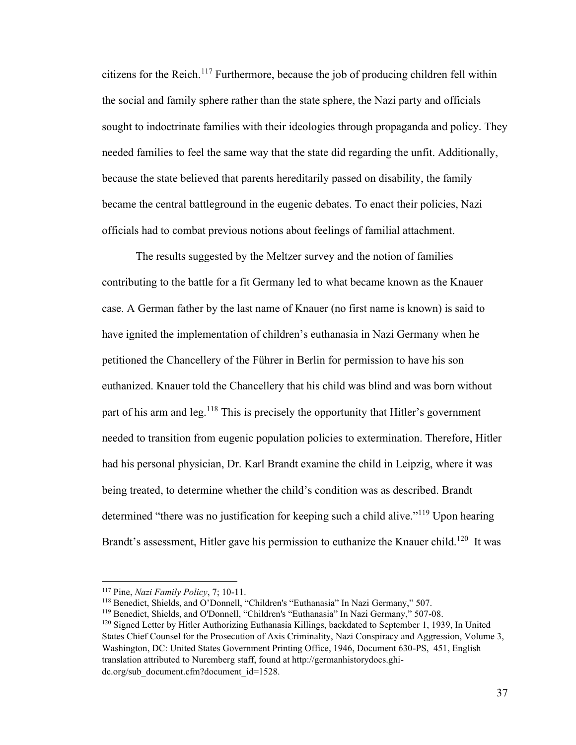citizens for the Reich.[117] Furthermore, because the job of producing children fell within the social and family sphere rather than the state sphere, the Nazi party and officials sought to indoctrinate families with their ideologies through propaganda and policy. They needed families to feel the same way that the state did regarding the unfit. Additionally, because the state believed that parents hereditarily passed on disability, the family became the central battleground in the eugenic debates. To enact their policies, Nazi officials had to combat previous notions about feelings of familial attachment.

The results suggested by the Meltzer survey and the notion of families contributing to the battle for a fit Germany led to what became known as the Knauer case. A German father by the last name of Knauer (no first name is known) is said to have ignited the implementation of children's euthanasia in Nazi Germany when he petitioned the Chancellery of the Führer in Berlin for permission to have his son euthanized. Knauer told the Chancellery that his child was blind and was born without part of his arm and leg.[118] This is precisely the opportunity that Hitler's government needed to transition from eugenic population policies to extermination. Therefore, Hitler had his personal physician, Dr. Karl Brandt examine the child in Leipzig, where it was being treated, to determine whether the child's condition was as described. Brandt determined "there was no justification for keeping such a child alive."[119] Upon hearing Brandt's assessment, Hitler gave his permission to euthanize the Knauer child.[120] It was

---

[117] Pine, *Nazi Family Policy*, 7; 10-11.

[118] Benedict, Shields, and O'Donnell, "Children's "Euthanasia" In Nazi Germany," 507.

[119] Benedict, Shields, and O'Donnell, "Children's "Euthanasia" In Nazi Germany," 507-08.

[120] Signed Letter by Hitler Authorizing Euthanasia Killings, backdated to September 1, 1939, In United States Chief Counsel for the Prosecution of Axis Criminality, Nazi Conspiracy and Aggression, Volume 3, Washington, DC: United States Government Printing Office, 1946, Document 630-PS, 451, English translation attributed to Nuremberg staff, found at http://germanhistorydocs.ghi-dc.org/sub_document.cfm?document_id=1528.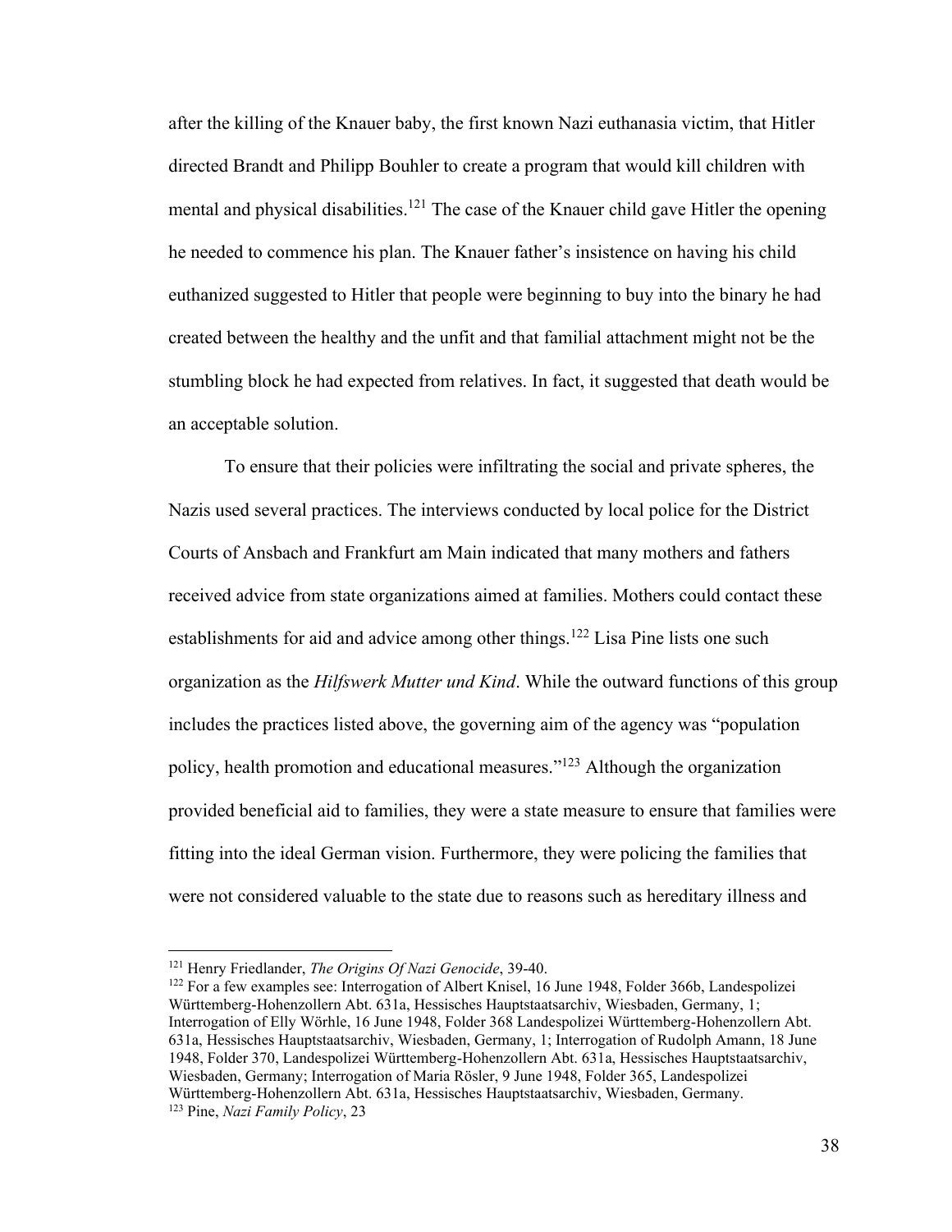after the killing of the Knauer baby, the first known Nazi euthanasia victim, that Hitler directed Brandt and Philipp Bouhler to create a program that would kill children with mental and physical disabilities.[121] The case of the Knauer child gave Hitler the opening he needed to commence his plan. The Knauer father's insistence on having his child euthanized suggested to Hitler that people were beginning to buy into the binary he had created between the healthy and the unfit and that familial attachment might not be the stumbling block he had expected from relatives. In fact, it suggested that death would be an acceptable solution.

To ensure that their policies were infiltrating the social and private spheres, the Nazis used several practices. The interviews conducted by local police for the District Courts of Ansbach and Frankfurt am Main indicated that many mothers and fathers received advice from state organizations aimed at families. Mothers could contact these establishments for aid and advice among other things.[122] Lisa Pine lists one such organization as the *Hilfswerk Mutter und Kind*. While the outward functions of this group includes the practices listed above, the governing aim of the agency was "population policy, health promotion and educational measures."[123] Although the organization provided beneficial aid to families, they were a state measure to ensure that families were fitting into the ideal German vision. Furthermore, they were policing the families that were not considered valuable to the state due to reasons such as hereditary illness and

---

[121] Henry Friedlander, *The Origins Of Nazi Genocide*, 39-40.

[122] For a few examples see: Interrogation of Albert Knisel, 16 June 1948, Folder 366b, Landespolizei Württemberg-Hohenzollern Abt. 631a, Hessisches Hauptstaatsarchiv, Wiesbaden, Germany, 1; Interrogation of Elly Wörhle, 16 June 1948, Folder 368 Landespolizei Württemberg-Hohenzollern Abt. 631a, Hessisches Hauptstaatsarchiv, Wiesbaden, Germany, 1; Interrogation of Rudolph Amann, 18 June 1948, Folder 370, Landespolizei Württemberg-Hohenzollern Abt. 631a, Hessisches Hauptstaatsarchiv, Wiesbaden, Germany; Interrogation of Maria Rösler, 9 June 1948, Folder 365, Landespolizei Württemberg-Hohenzollern Abt. 631a, Hessisches Hauptstaatsarchiv, Wiesbaden, Germany.

[123] Pine, *Nazi Family Policy*, 23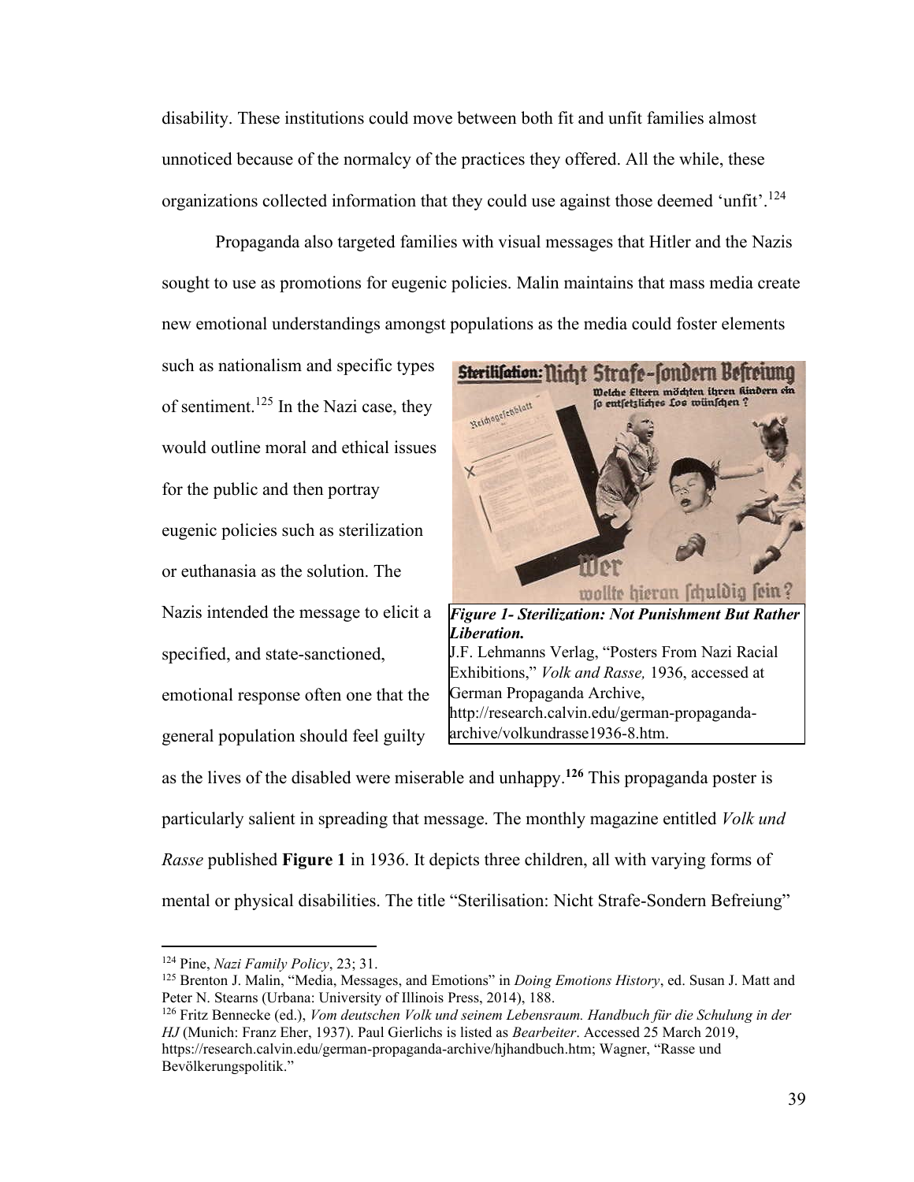disability. These institutions could move between both fit and unfit families almost unnoticed because of the normalcy of the practices they offered. All the while, these organizations collected information that they could use against those deemed 'unfit'.[124]

Propaganda also targeted families with visual messages that Hitler and the Nazis sought to use as promotions for eugenic policies. Malin maintains that mass media create new emotional understandings amongst populations as the media could foster elements such as nationalism and specific types of sentiment.[125] In the Nazi case, they would outline moral and ethical issues for the public and then portray eugenic policies such as sterilization or euthanasia as the solution. The Nazis intended the message to elicit a specified, and state-sanctioned, emotional response often one that the general population should feel guilty as the lives of the disabled were miserable and unhappy.[126] This propaganda poster is particularly salient in spreading that message. The monthly magazine entitled *Volk und Rasse* published **Figure 1** in 1936. It depicts three children, all with varying forms of mental or physical disabilities. The title "Sterilisation: Nicht Strafe-Sondern Befreiung"

***Figure 1- Sterilization: Not Punishment But Rather Liberation.***
J.F. Lehmanns Verlag, "Posters From Nazi Racial Exhibitions," *Volk and Rasse,* 1936, accessed at German Propaganda Archive, http://research.calvin.edu/german-propaganda-archive/volkundrasse1936-8.htm.

---

[124] Pine, *Nazi Family Policy*, 23; 31.

[125] Brenton J. Malin, "Media, Messages, and Emotions" in *Doing Emotions History*, ed. Susan J. Matt and Peter N. Stearns (Urbana: University of Illinois Press, 2014), 188.

[126] Fritz Bennecke (ed.), *Vom deutschen Volk und seinem Lebensraum. Handbuch für die Schulung in der HJ* (Munich: Franz Eher, 1937). Paul Gierlichs is listed as *Bearbeiter*. Accessed 25 March 2019, https://research.calvin.edu/german-propaganda-archive/hjhandbuch.htm; Wagner, "Rasse und Bevölkerungspolitik."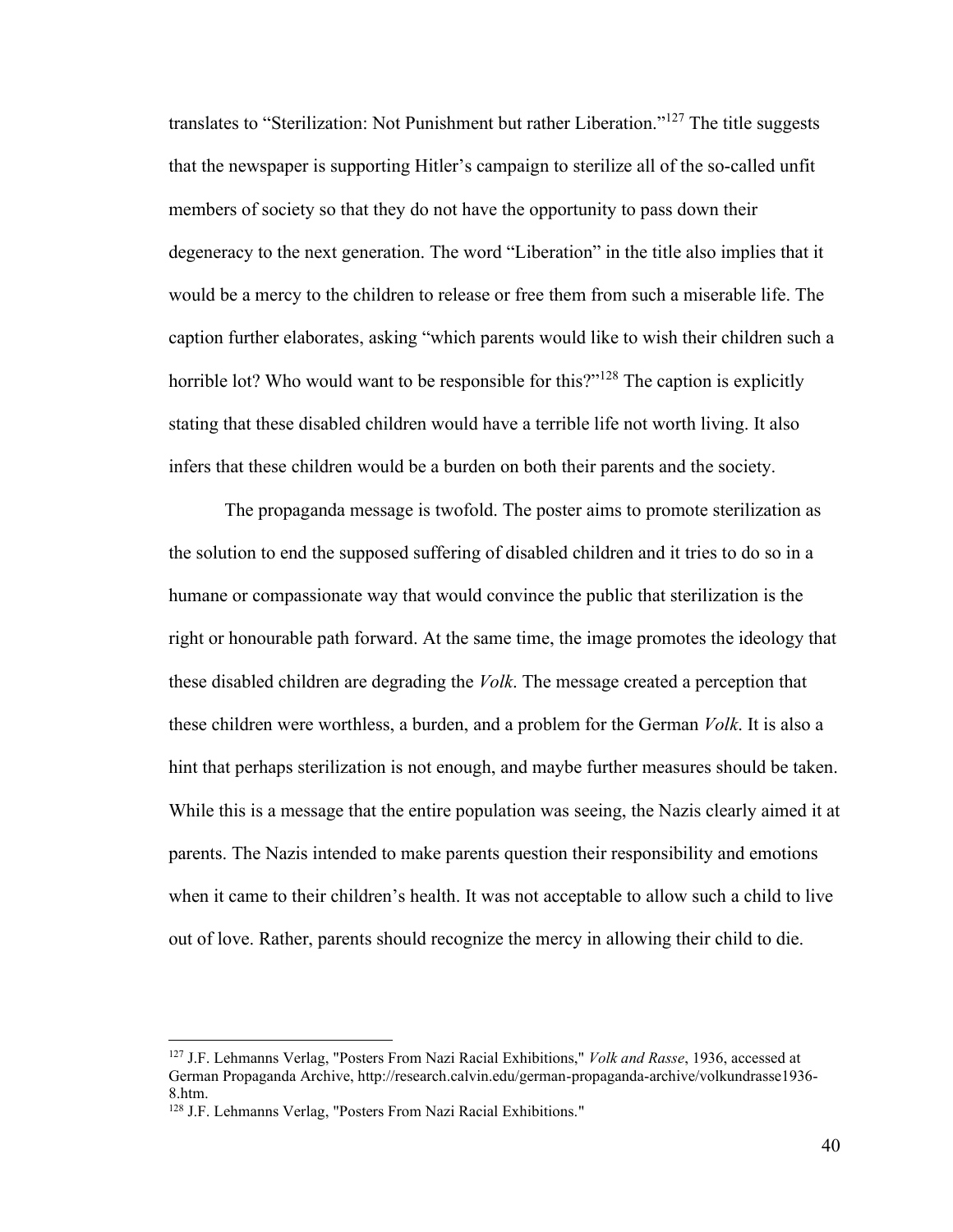translates to “Sterilization: Not Punishment but rather Liberation.”[127] The title suggests that the newspaper is supporting Hitler’s campaign to sterilize all of the so-called unfit members of society so that they do not have the opportunity to pass down their degeneracy to the next generation. The word “Liberation” in the title also implies that it would be a mercy to the children to release or free them from such a miserable life. The caption further elaborates, asking “which parents would like to wish their children such a horrible lot? Who would want to be responsible for this?”[128] The caption is explicitly stating that these disabled children would have a terrible life not worth living. It also infers that these children would be a burden on both their parents and the society.

The propaganda message is twofold. The poster aims to promote sterilization as the solution to end the supposed suffering of disabled children and it tries to do so in a humane or compassionate way that would convince the public that sterilization is the right or honourable path forward. At the same time, the image promotes the ideology that these disabled children are degrading the *Volk*. The message created a perception that these children were worthless, a burden, and a problem for the German *Volk*. It is also a hint that perhaps sterilization is not enough, and maybe further measures should be taken. While this is a message that the entire population was seeing, the Nazis clearly aimed it at parents. The Nazis intended to make parents question their responsibility and emotions when it came to their children’s health. It was not acceptable to allow such a child to live out of love. Rather, parents should recognize the mercy in allowing their child to die.

---

[127] J.F. Lehmanns Verlag, "Posters From Nazi Racial Exhibitions," *Volk and Rasse*, 1936, accessed at German Propaganda Archive, http://research.calvin.edu/german-propaganda-archive/volkundrasse1936-8.htm.

[128] J.F. Lehmanns Verlag, "Posters From Nazi Racial Exhibitions."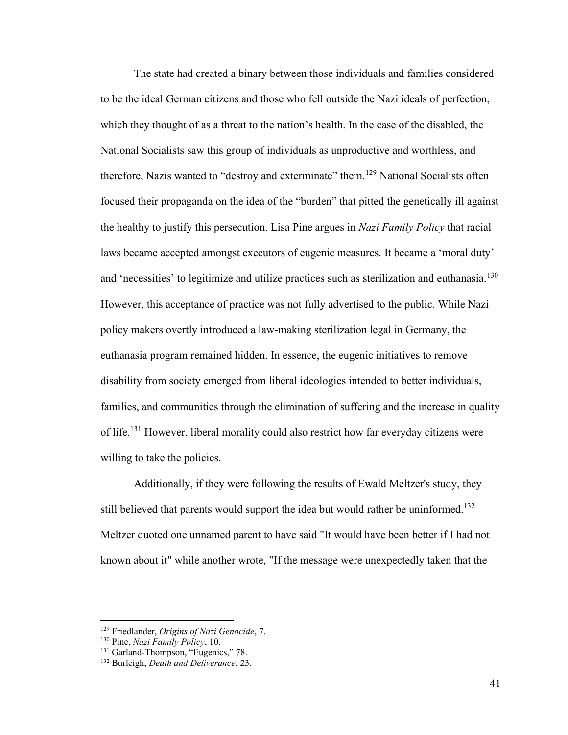The state had created a binary between those individuals and families considered to be the ideal German citizens and those who fell outside the Nazi ideals of perfection, which they thought of as a threat to the nation's health. In the case of the disabled, the National Socialists saw this group of individuals as unproductive and worthless, and therefore, Nazis wanted to "destroy and exterminate" them.[129] National Socialists often focused their propaganda on the idea of the "burden" that pitted the genetically ill against the healthy to justify this persecution. Lisa Pine argues in *Nazi Family Policy* that racial laws became accepted amongst executors of eugenic measures. It became a 'moral duty' and 'necessities' to legitimize and utilize practices such as sterilization and euthanasia.[130] However, this acceptance of practice was not fully advertised to the public. While Nazi policy makers overtly introduced a law-making sterilization legal in Germany, the euthanasia program remained hidden. In essence, the eugenic initiatives to remove disability from society emerged from liberal ideologies intended to better individuals, families, and communities through the elimination of suffering and the increase in quality of life.[131] However, liberal morality could also restrict how far everyday citizens were willing to take the policies.

Additionally, if they were following the results of Ewald Meltzer's study, they still believed that parents would support the idea but would rather be uninformed.[132] Meltzer quoted one unnamed parent to have said "It would have been better if I had not known about it" while another wrote, "If the message were unexpectedly taken that the

---

[129] Friedlander, *Origins of Nazi Genocide*, 7.

[130] Pine, *Nazi Family Policy*, 10.

[131] Garland-Thompson, "Eugenics," 78.

[132] Burleigh, *Death and Deliverance*, 23.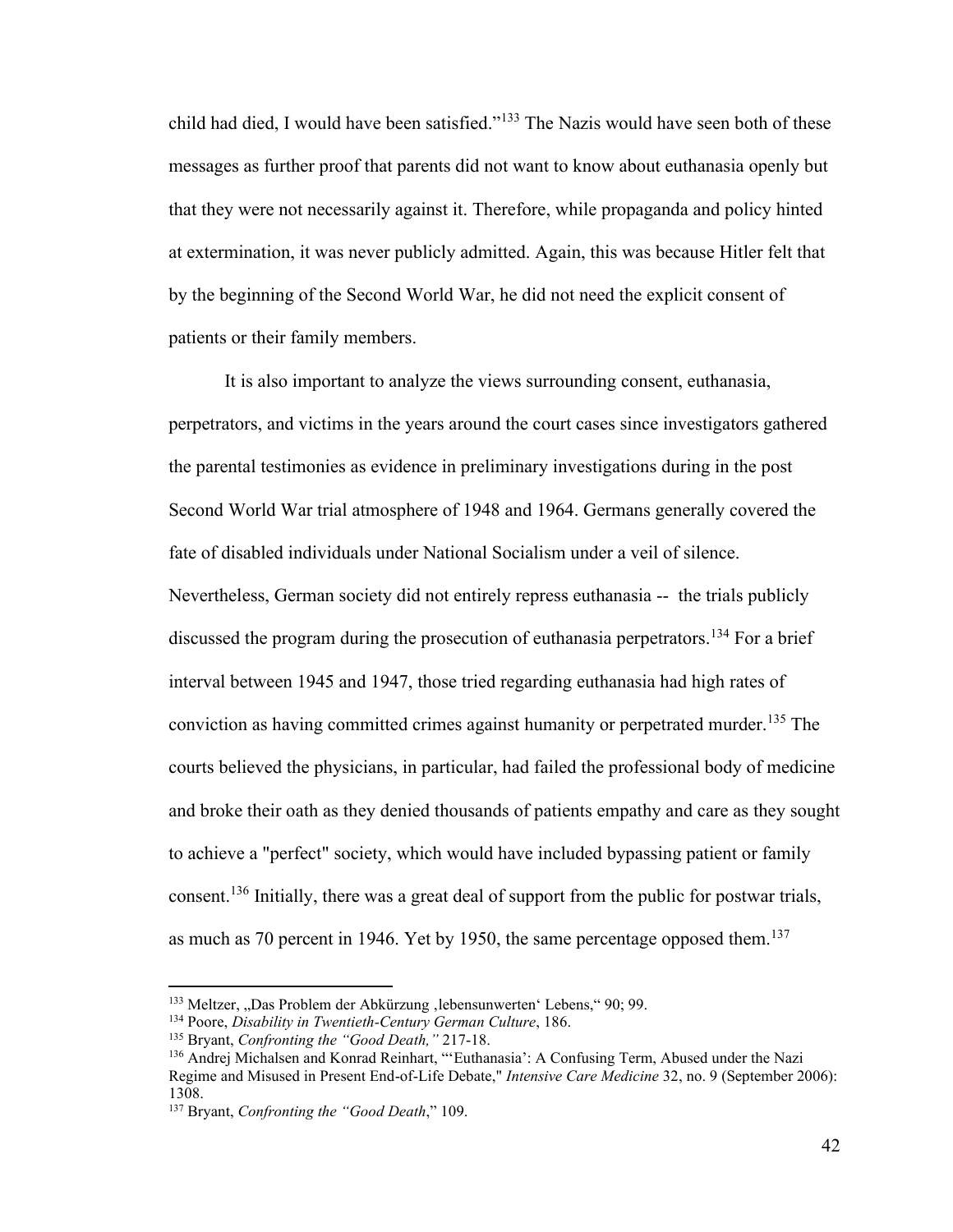child had died, I would have been satisfied."[133] The Nazis would have seen both of these messages as further proof that parents did not want to know about euthanasia openly but that they were not necessarily against it. Therefore, while propaganda and policy hinted at extermination, it was never publicly admitted. Again, this was because Hitler felt that by the beginning of the Second World War, he did not need the explicit consent of patients or their family members.

It is also important to analyze the views surrounding consent, euthanasia, perpetrators, and victims in the years around the court cases since investigators gathered the parental testimonies as evidence in preliminary investigations during in the post Second World War trial atmosphere of 1948 and 1964. Germans generally covered the fate of disabled individuals under National Socialism under a veil of silence. Nevertheless, German society did not entirely repress euthanasia -- the trials publicly discussed the program during the prosecution of euthanasia perpetrators.[134] For a brief interval between 1945 and 1947, those tried regarding euthanasia had high rates of conviction as having committed crimes against humanity or perpetrated murder.[135] The courts believed the physicians, in particular, had failed the professional body of medicine and broke their oath as they denied thousands of patients empathy and care as they sought to achieve a "perfect" society, which would have included bypassing patient or family consent.[136] Initially, there was a great deal of support from the public for postwar trials, as much as 70 percent in 1946. Yet by 1950, the same percentage opposed them.[137]

---

[133] Meltzer, „Das Problem der Abkürzung ‚lebensunwerten' Lebens," 90; 99.

[134] Poore, *Disability in Twentieth-Century German Culture*, 186.

[135] Bryant, *Confronting the "Good Death,"* 217-18.

[136] Andrej Michalsen and Konrad Reinhart, "'Euthanasia': A Confusing Term, Abused under the Nazi Regime and Misused in Present End-of-Life Debate," *Intensive Care Medicine* 32, no. 9 (September 2006): 1308.

[137] Bryant, *Confronting the "Good Death*," 109.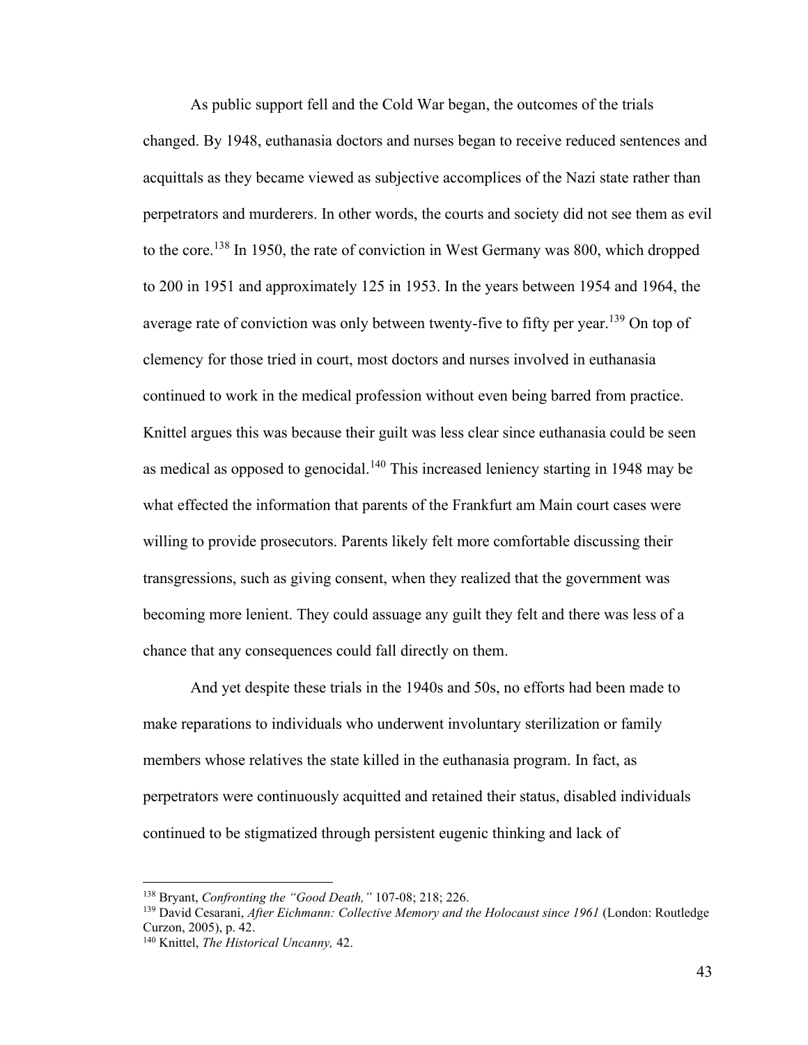As public support fell and the Cold War began, the outcomes of the trials changed. By 1948, euthanasia doctors and nurses began to receive reduced sentences and acquittals as they became viewed as subjective accomplices of the Nazi state rather than perpetrators and murderers. In other words, the courts and society did not see them as evil to the core.[138] In 1950, the rate of conviction in West Germany was 800, which dropped to 200 in 1951 and approximately 125 in 1953. In the years between 1954 and 1964, the average rate of conviction was only between twenty-five to fifty per year.[139] On top of clemency for those tried in court, most doctors and nurses involved in euthanasia continued to work in the medical profession without even being barred from practice. Knittel argues this was because their guilt was less clear since euthanasia could be seen as medical as opposed to genocidal.[140] This increased leniency starting in 1948 may be what effected the information that parents of the Frankfurt am Main court cases were willing to provide prosecutors. Parents likely felt more comfortable discussing their transgressions, such as giving consent, when they realized that the government was becoming more lenient. They could assuage any guilt they felt and there was less of a chance that any consequences could fall directly on them.

And yet despite these trials in the 1940s and 50s, no efforts had been made to make reparations to individuals who underwent involuntary sterilization or family members whose relatives the state killed in the euthanasia program. In fact, as perpetrators were continuously acquitted and retained their status, disabled individuals continued to be stigmatized through persistent eugenic thinking and lack of

---

[138] Bryant, *Confronting the "Good Death,"* 107-08; 218; 226.

[139] David Cesarani, *After Eichmann: Collective Memory and the Holocaust since 1961* (London: Routledge Curzon, 2005), p. 42.

[140] Knittel, *The Historical Uncanny,* 42.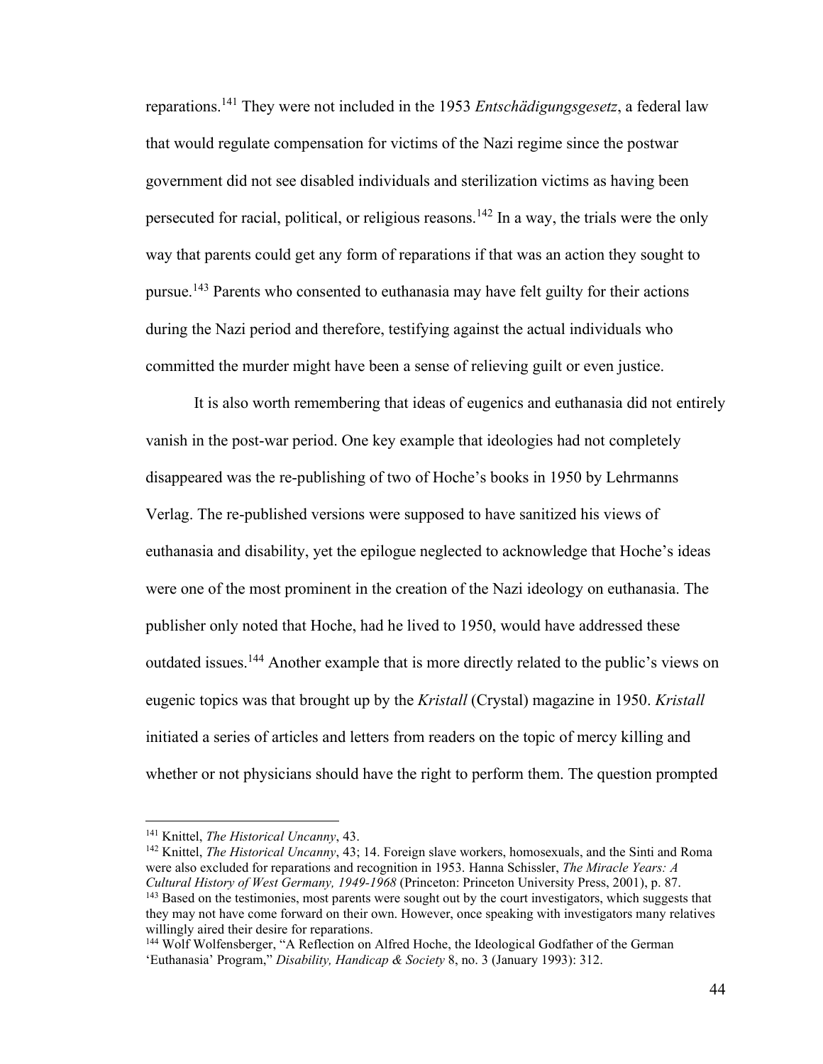reparations.[141] They were not included in the 1953 *Entschädigungsgesetz*, a federal law that would regulate compensation for victims of the Nazi regime since the postwar government did not see disabled individuals and sterilization victims as having been persecuted for racial, political, or religious reasons.[142] In a way, the trials were the only way that parents could get any form of reparations if that was an action they sought to pursue.[143] Parents who consented to euthanasia may have felt guilty for their actions during the Nazi period and therefore, testifying against the actual individuals who committed the murder might have been a sense of relieving guilt or even justice.

It is also worth remembering that ideas of eugenics and euthanasia did not entirely vanish in the post-war period. One key example that ideologies had not completely disappeared was the re-publishing of two of Hoche's books in 1950 by Lehrmanns Verlag. The re-published versions were supposed to have sanitized his views of euthanasia and disability, yet the epilogue neglected to acknowledge that Hoche's ideas were one of the most prominent in the creation of the Nazi ideology on euthanasia. The publisher only noted that Hoche, had he lived to 1950, would have addressed these outdated issues.[144] Another example that is more directly related to the public's views on eugenic topics was that brought up by the *Kristall* (Crystal) magazine in 1950. *Kristall* initiated a series of articles and letters from readers on the topic of mercy killing and whether or not physicians should have the right to perform them. The question prompted

---

[141] Knittel, *The Historical Uncanny*, 43.

[142] Knittel, *The Historical Uncanny*, 43; 14. Foreign slave workers, homosexuals, and the Sinti and Roma were also excluded for reparations and recognition in 1953. Hanna Schissler, *The Miracle Years: A Cultural History of West Germany, 1949-1968* (Princeton: Princeton University Press, 2001), p. 87.

[143] Based on the testimonies, most parents were sought out by the court investigators, which suggests that they may not have come forward on their own. However, once speaking with investigators many relatives willingly aired their desire for reparations.

[144] Wolf Wolfensberger, "A Reflection on Alfred Hoche, the Ideological Godfather of the German 'Euthanasia' Program," *Disability, Handicap & Society* 8, no. 3 (January 1993): 312.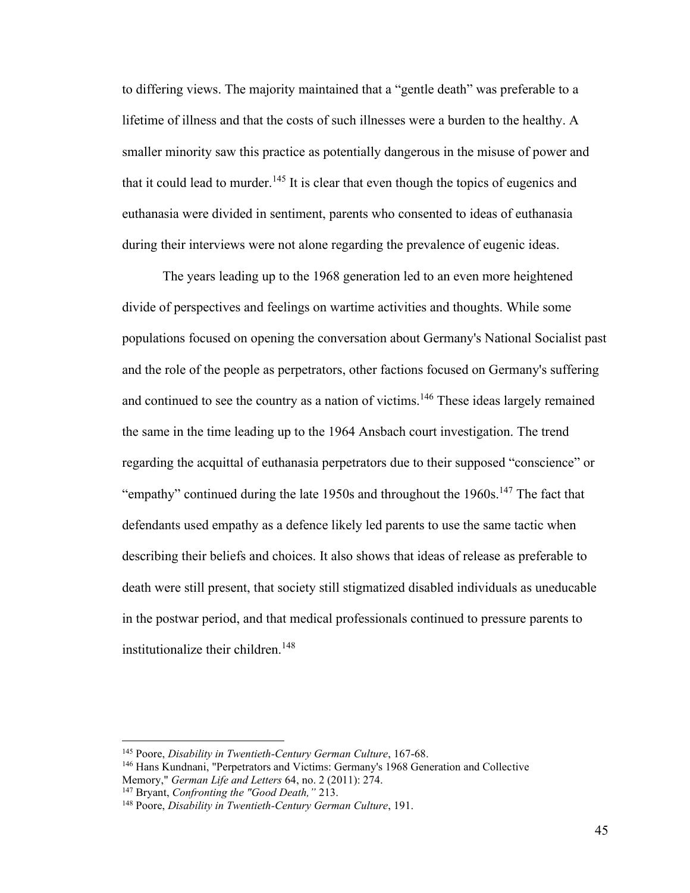to differing views. The majority maintained that a "gentle death" was preferable to a lifetime of illness and that the costs of such illnesses were a burden to the healthy. A smaller minority saw this practice as potentially dangerous in the misuse of power and that it could lead to murder.[145] It is clear that even though the topics of eugenics and euthanasia were divided in sentiment, parents who consented to ideas of euthanasia during their interviews were not alone regarding the prevalence of eugenic ideas.

The years leading up to the 1968 generation led to an even more heightened divide of perspectives and feelings on wartime activities and thoughts. While some populations focused on opening the conversation about Germany's National Socialist past and the role of the people as perpetrators, other factions focused on Germany's suffering and continued to see the country as a nation of victims.[146] These ideas largely remained the same in the time leading up to the 1964 Ansbach court investigation. The trend regarding the acquittal of euthanasia perpetrators due to their supposed "conscience" or "empathy" continued during the late 1950s and throughout the 1960s.[147] The fact that defendants used empathy as a defence likely led parents to use the same tactic when describing their beliefs and choices. It also shows that ideas of release as preferable to death were still present, that society still stigmatized disabled individuals as uneducable in the postwar period, and that medical professionals continued to pressure parents to institutionalize their children.[148]

---

[145] Poore, *Disability in Twentieth-Century German Culture*, 167-68.

[146] Hans Kundnani, "Perpetrators and Victims: Germany's 1968 Generation and Collective Memory," *German Life and Letters* 64, no. 2 (2011): 274.

[147] Bryant, *Confronting the "Good Death,"* 213.

[148] Poore, *Disability in Twentieth-Century German Culture*, 191.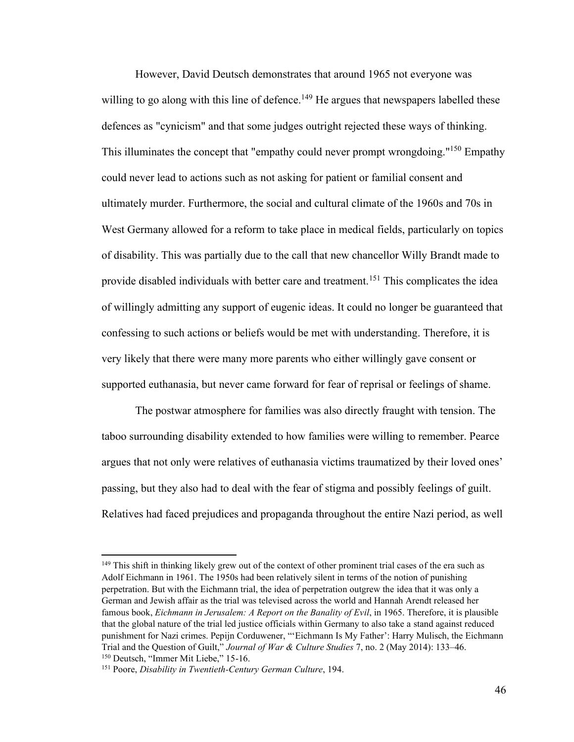However, David Deutsch demonstrates that around 1965 not everyone was willing to go along with this line of defence.[149] He argues that newspapers labelled these defences as "cynicism" and that some judges outright rejected these ways of thinking. This illuminates the concept that "empathy could never prompt wrongdoing."[150] Empathy could never lead to actions such as not asking for patient or familial consent and ultimately murder. Furthermore, the social and cultural climate of the 1960s and 70s in West Germany allowed for a reform to take place in medical fields, particularly on topics of disability. This was partially due to the call that new chancellor Willy Brandt made to provide disabled individuals with better care and treatment.[151] This complicates the idea of willingly admitting any support of eugenic ideas. It could no longer be guaranteed that confessing to such actions or beliefs would be met with understanding. Therefore, it is very likely that there were many more parents who either willingly gave consent or supported euthanasia, but never came forward for fear of reprisal or feelings of shame.

The postwar atmosphere for families was also directly fraught with tension. The taboo surrounding disability extended to how families were willing to remember. Pearce argues that not only were relatives of euthanasia victims traumatized by their loved ones' passing, but they also had to deal with the fear of stigma and possibly feelings of guilt. Relatives had faced prejudices and propaganda throughout the entire Nazi period, as well

---

[149] This shift in thinking likely grew out of the context of other prominent trial cases of the era such as Adolf Eichmann in 1961. The 1950s had been relatively silent in terms of the notion of punishing perpetration. But with the Eichmann trial, the idea of perpetration outgrew the idea that it was only a German and Jewish affair as the trial was televised across the world and Hannah Arendt released her famous book, *Eichmann in Jerusalem: A Report on the Banality of Evil*, in 1965. Therefore, it is plausible that the global nature of the trial led justice officials within Germany to also take a stand against reduced punishment for Nazi crimes. Pepijn Corduwener, "'Eichmann Is My Father': Harry Mulisch, the Eichmann Trial and the Question of Guilt," *Journal of War & Culture Studies* 7, no. 2 (May 2014): 133–46.

[150] Deutsch, "Immer Mit Liebe," 15-16.

[151] Poore, *Disability in Twentieth-Century German Culture*, 194.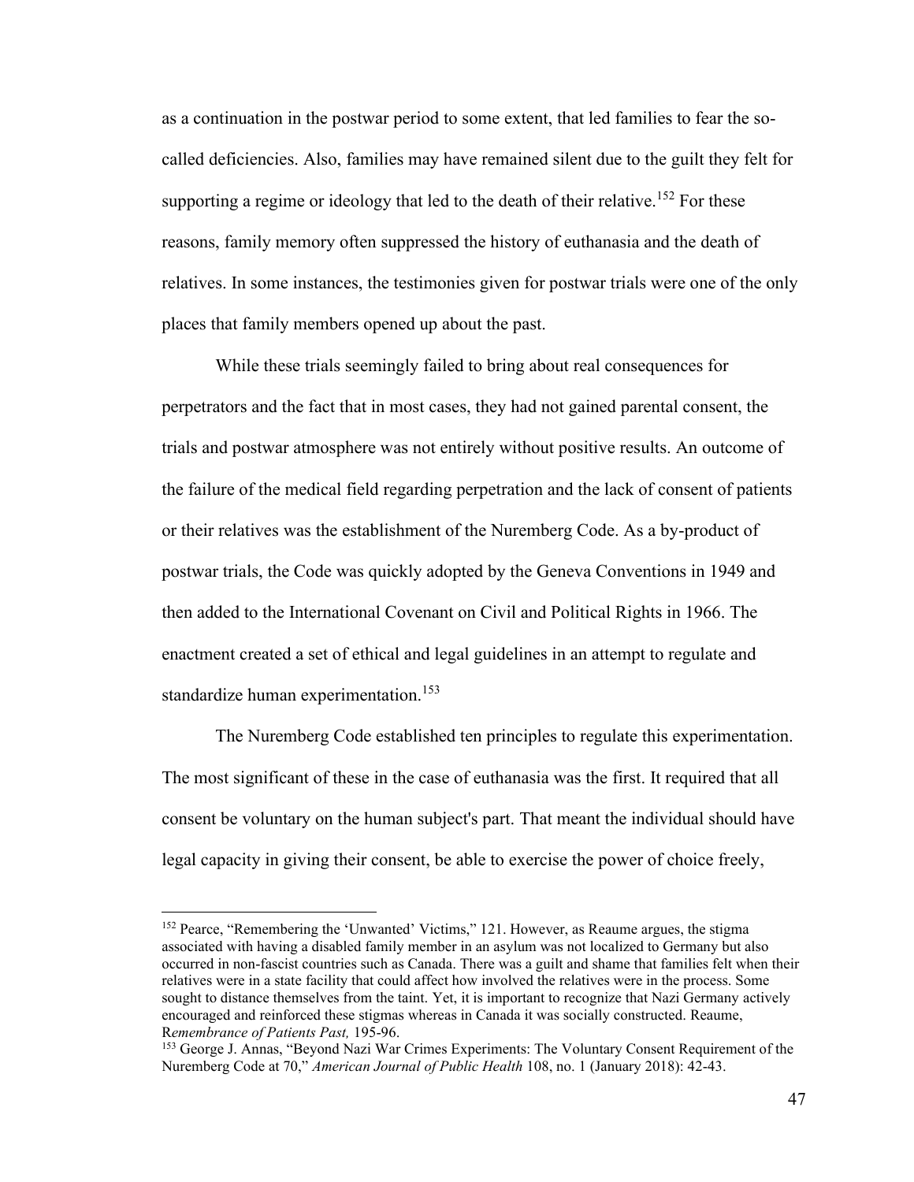as a continuation in the postwar period to some extent, that led families to fear the so-called deficiencies. Also, families may have remained silent due to the guilt they felt for supporting a regime or ideology that led to the death of their relative.[152] For these reasons, family memory often suppressed the history of euthanasia and the death of relatives. In some instances, the testimonies given for postwar trials were one of the only places that family members opened up about the past.

While these trials seemingly failed to bring about real consequences for perpetrators and the fact that in most cases, they had not gained parental consent, the trials and postwar atmosphere was not entirely without positive results. An outcome of the failure of the medical field regarding perpetration and the lack of consent of patients or their relatives was the establishment of the Nuremberg Code. As a by-product of postwar trials, the Code was quickly adopted by the Geneva Conventions in 1949 and then added to the International Covenant on Civil and Political Rights in 1966. The enactment created a set of ethical and legal guidelines in an attempt to regulate and standardize human experimentation.[153]

The Nuremberg Code established ten principles to regulate this experimentation. The most significant of these in the case of euthanasia was the first. It required that all consent be voluntary on the human subject's part. That meant the individual should have legal capacity in giving their consent, be able to exercise the power of choice freely,

[152] Pearce, "Remembering the 'Unwanted' Victims," 121. However, as Reaume argues, the stigma associated with having a disabled family member in an asylum was not localized to Germany but also occurred in non-fascist countries such as Canada. There was a guilt and shame that families felt when their relatives were in a state facility that could affect how involved the relatives were in the process. Some sought to distance themselves from the taint. Yet, it is important to recognize that Nazi Germany actively encouraged and reinforced these stigmas whereas in Canada it was socially constructed. Reaume, R*emembrance of Patients Past,* 195-96.

[153] George J. Annas, "Beyond Nazi War Crimes Experiments: The Voluntary Consent Requirement of the Nuremberg Code at 70," *American Journal of Public Health* 108, no. 1 (January 2018): 42-43.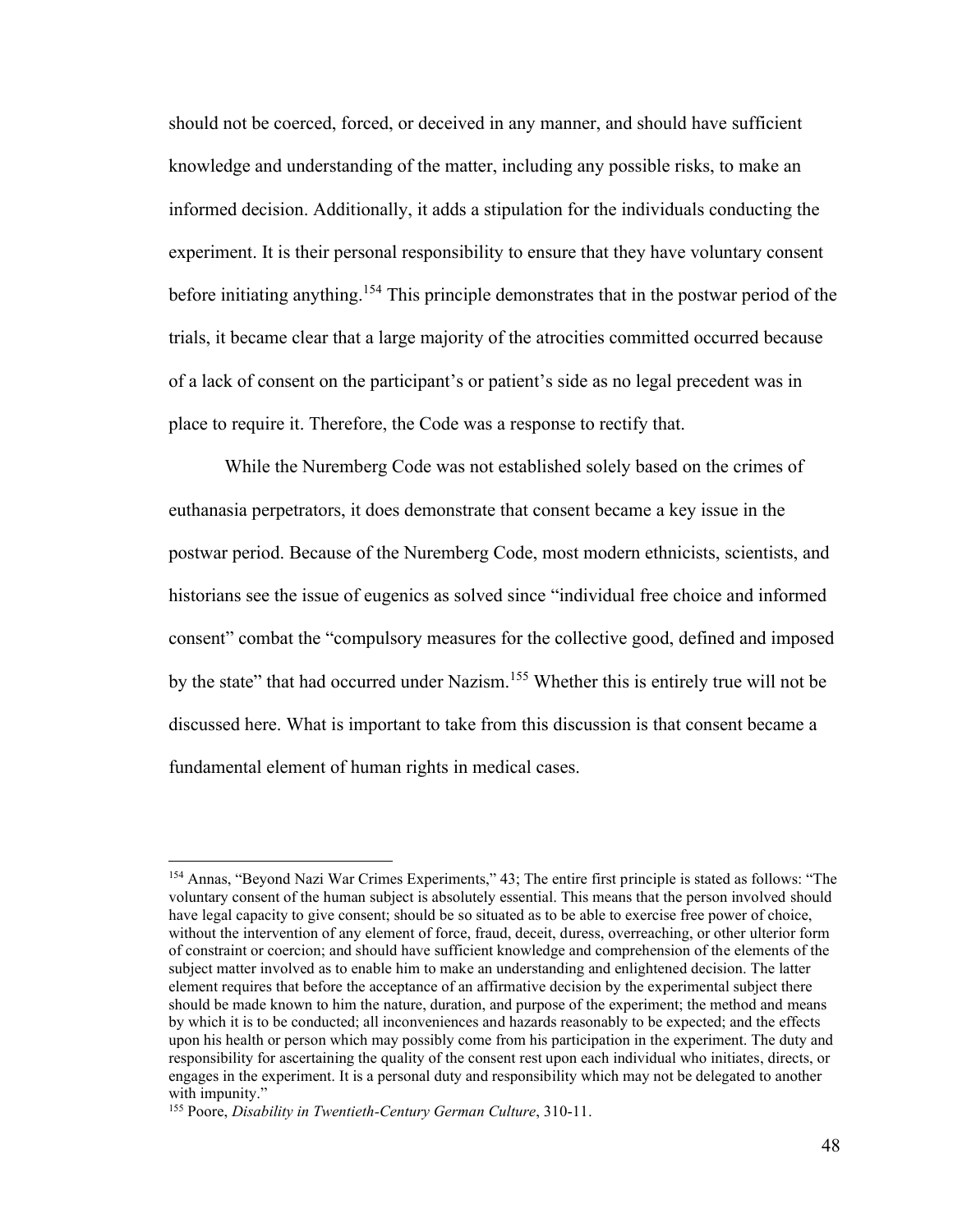should not be coerced, forced, or deceived in any manner, and should have sufficient knowledge and understanding of the matter, including any possible risks, to make an informed decision. Additionally, it adds a stipulation for the individuals conducting the experiment. It is their personal responsibility to ensure that they have voluntary consent before initiating anything.[154] This principle demonstrates that in the postwar period of the trials, it became clear that a large majority of the atrocities committed occurred because of a lack of consent on the participant's or patient's side as no legal precedent was in place to require it. Therefore, the Code was a response to rectify that.

While the Nuremberg Code was not established solely based on the crimes of euthanasia perpetrators, it does demonstrate that consent became a key issue in the postwar period. Because of the Nuremberg Code, most modern ethnicists, scientists, and historians see the issue of eugenics as solved since "individual free choice and informed consent" combat the "compulsory measures for the collective good, defined and imposed by the state" that had occurred under Nazism.[155] Whether this is entirely true will not be discussed here. What is important to take from this discussion is that consent became a fundamental element of human rights in medical cases.

---

[154] Annas, "Beyond Nazi War Crimes Experiments," 43; The entire first principle is stated as follows: "The voluntary consent of the human subject is absolutely essential. This means that the person involved should have legal capacity to give consent; should be so situated as to be able to exercise free power of choice, without the intervention of any element of force, fraud, deceit, duress, overreaching, or other ulterior form of constraint or coercion; and should have sufficient knowledge and comprehension of the elements of the subject matter involved as to enable him to make an understanding and enlightened decision. The latter element requires that before the acceptance of an affirmative decision by the experimental subject there should be made known to him the nature, duration, and purpose of the experiment; the method and means by which it is to be conducted; all inconveniences and hazards reasonably to be expected; and the effects upon his health or person which may possibly come from his participation in the experiment. The duty and responsibility for ascertaining the quality of the consent rest upon each individual who initiates, directs, or engages in the experiment. It is a personal duty and responsibility which may not be delegated to another with impunity."

[155] Poore, *Disability in Twentieth-Century German Culture*, 310-11.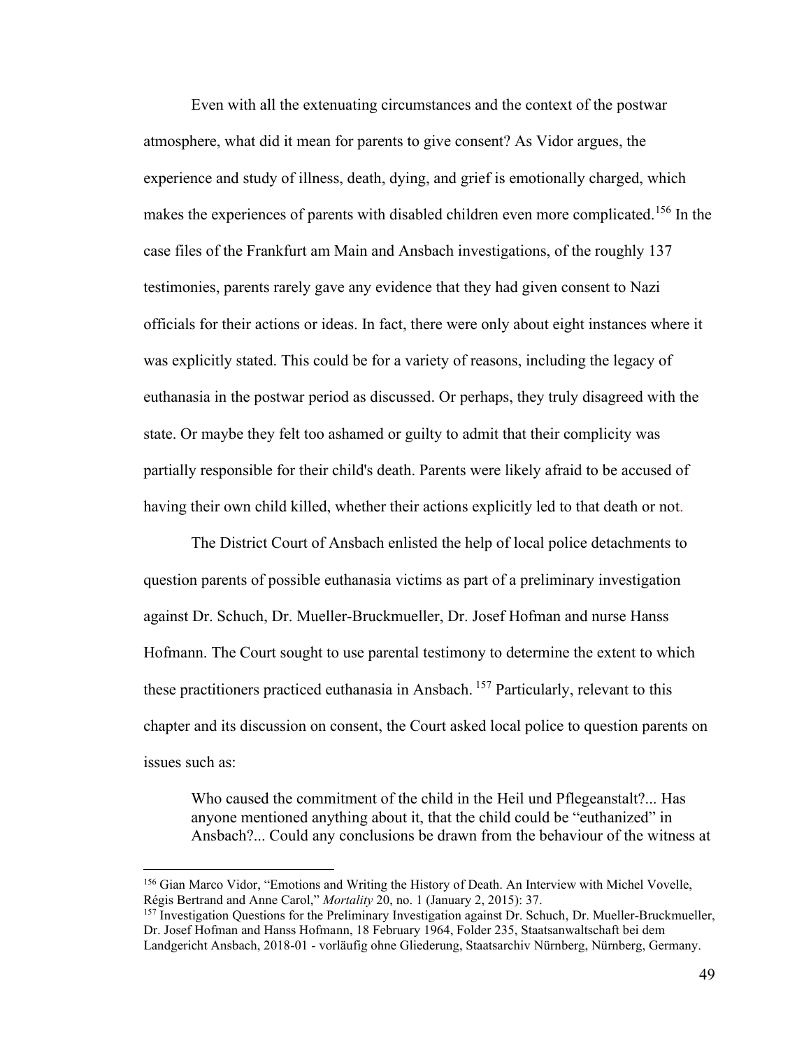Even with all the extenuating circumstances and the context of the postwar atmosphere, what did it mean for parents to give consent? As Vidor argues, the experience and study of illness, death, dying, and grief is emotionally charged, which makes the experiences of parents with disabled children even more complicated.[156] In the case files of the Frankfurt am Main and Ansbach investigations, of the roughly 137 testimonies, parents rarely gave any evidence that they had given consent to Nazi officials for their actions or ideas. In fact, there were only about eight instances where it was explicitly stated. This could be for a variety of reasons, including the legacy of euthanasia in the postwar period as discussed. Or perhaps, they truly disagreed with the state. Or maybe they felt too ashamed or guilty to admit that their complicity was partially responsible for their child's death. Parents were likely afraid to be accused of having their own child killed, whether their actions explicitly led to that death or not.

The District Court of Ansbach enlisted the help of local police detachments to question parents of possible euthanasia victims as part of a preliminary investigation against Dr. Schuch, Dr. Mueller-Bruckmueller, Dr. Josef Hofman and nurse Hanss Hofmann. The Court sought to use parental testimony to determine the extent to which these practitioners practiced euthanasia in Ansbach. [157] Particularly, relevant to this chapter and its discussion on consent, the Court asked local police to question parents on issues such as:

> Who caused the commitment of the child in the Heil und Pflegeanstalt?... Has anyone mentioned anything about it, that the child could be "euthanized" in Ansbach?... Could any conclusions be drawn from the behaviour of the witness at

---

[156] Gian Marco Vidor, "Emotions and Writing the History of Death. An Interview with Michel Vovelle, Régis Bertrand and Anne Carol," *Mortality* 20, no. 1 (January 2, 2015): 37.

[157] Investigation Questions for the Preliminary Investigation against Dr. Schuch, Dr. Mueller-Bruckmueller, Dr. Josef Hofman and Hanss Hofmann, 18 February 1964, Folder 235, Staatsanwaltschaft bei dem Landgericht Ansbach, 2018-01 - vorläufig ohne Gliederung, Staatsarchiv Nürnberg, Nürnberg, Germany.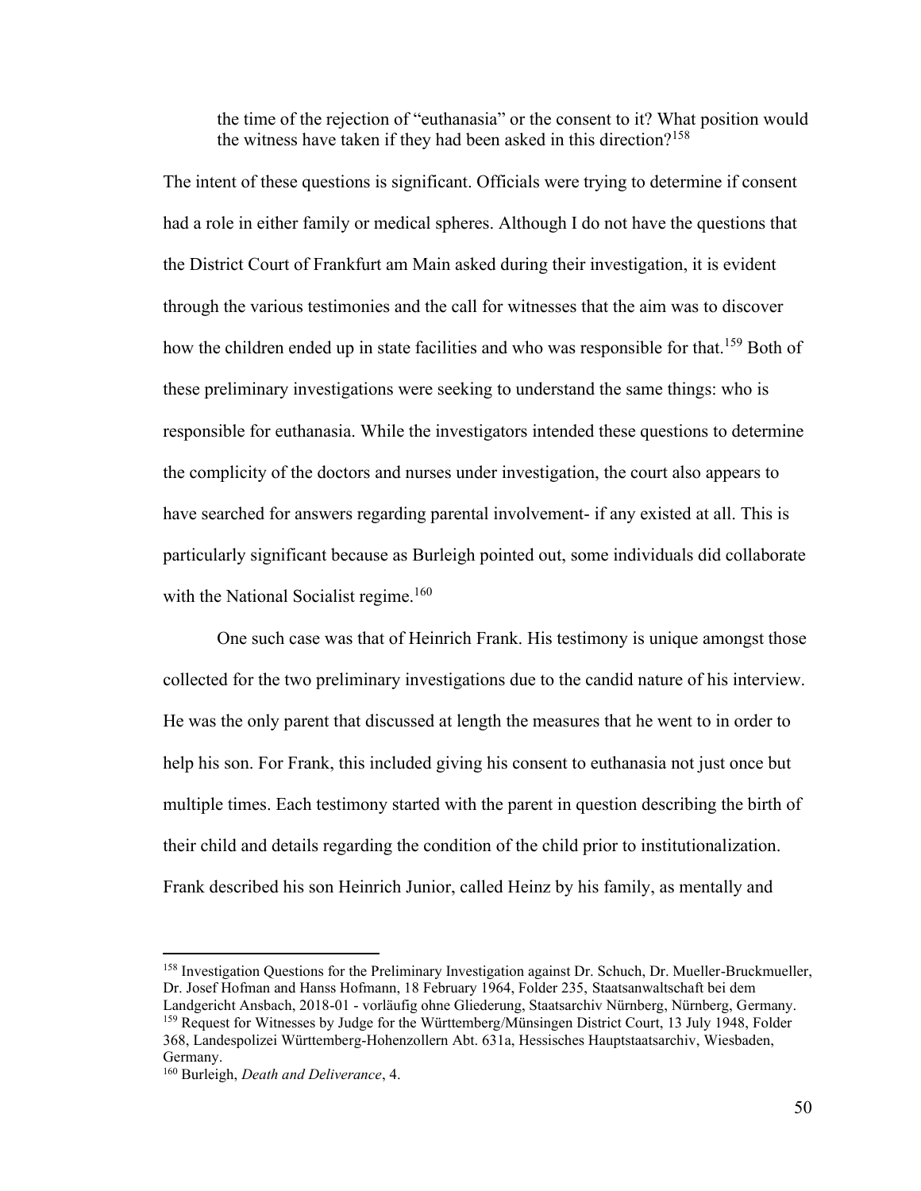> the time of the rejection of "euthanasia" or the consent to it? What position would the witness have taken if they had been asked in this direction?[158]

The intent of these questions is significant. Officials were trying to determine if consent had a role in either family or medical spheres. Although I do not have the questions that the District Court of Frankfurt am Main asked during their investigation, it is evident through the various testimonies and the call for witnesses that the aim was to discover how the children ended up in state facilities and who was responsible for that.[159] Both of these preliminary investigations were seeking to understand the same things: who is responsible for euthanasia. While the investigators intended these questions to determine the complicity of the doctors and nurses under investigation, the court also appears to have searched for answers regarding parental involvement- if any existed at all. This is particularly significant because as Burleigh pointed out, some individuals did collaborate with the National Socialist regime.[160]

One such case was that of Heinrich Frank. His testimony is unique amongst those collected for the two preliminary investigations due to the candid nature of his interview. He was the only parent that discussed at length the measures that he went to in order to help his son. For Frank, this included giving his consent to euthanasia not just once but multiple times. Each testimony started with the parent in question describing the birth of their child and details regarding the condition of the child prior to institutionalization. Frank described his son Heinrich Junior, called Heinz by his family, as mentally and

---

[158] Investigation Questions for the Preliminary Investigation against Dr. Schuch, Dr. Mueller-Bruckmueller, Dr. Josef Hofman and Hanss Hofmann, 18 February 1964, Folder 235, Staatsanwaltschaft bei dem Landgericht Ansbach, 2018-01 - vorläufig ohne Gliederung, Staatsarchiv Nürnberg, Nürnberg, Germany.

[159] Request for Witnesses by Judge for the Württemberg/Münsingen District Court, 13 July 1948, Folder 368, Landespolizei Württemberg-Hohenzollern Abt. 631a, Hessisches Hauptstaatsarchiv, Wiesbaden, Germany.

[160] Burleigh, *Death and Deliverance*, 4.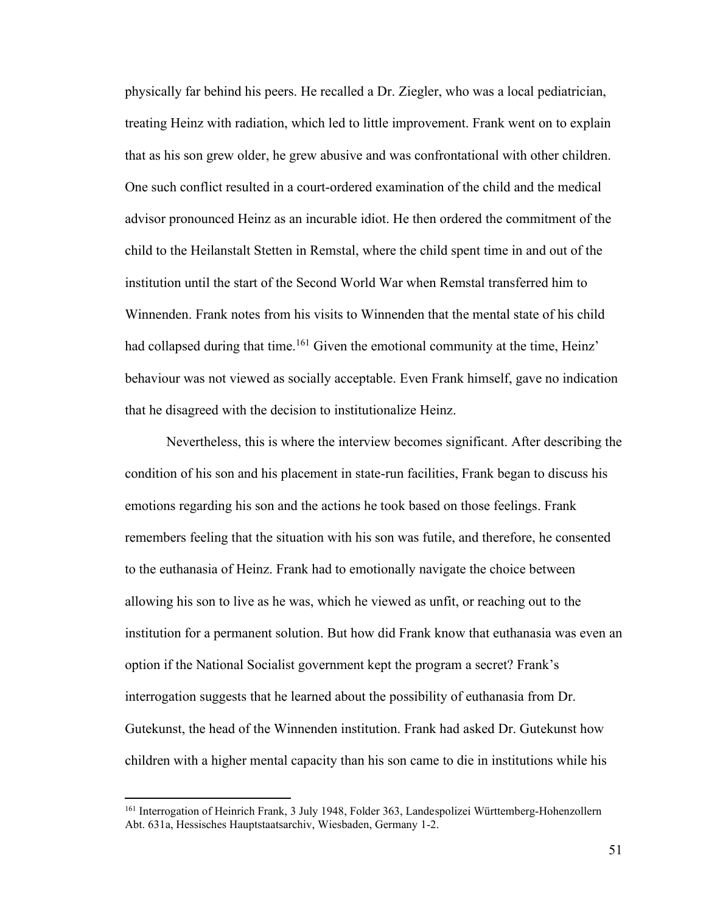physically far behind his peers. He recalled a Dr. Ziegler, who was a local pediatrician, treating Heinz with radiation, which led to little improvement. Frank went on to explain that as his son grew older, he grew abusive and was confrontational with other children. One such conflict resulted in a court-ordered examination of the child and the medical advisor pronounced Heinz as an incurable idiot. He then ordered the commitment of the child to the Heilanstalt Stetten in Remstal, where the child spent time in and out of the institution until the start of the Second World War when Remstal transferred him to Winnenden. Frank notes from his visits to Winnenden that the mental state of his child had collapsed during that time.[161] Given the emotional community at the time, Heinz' behaviour was not viewed as socially acceptable. Even Frank himself, gave no indication that he disagreed with the decision to institutionalize Heinz.

Nevertheless, this is where the interview becomes significant. After describing the condition of his son and his placement in state-run facilities, Frank began to discuss his emotions regarding his son and the actions he took based on those feelings. Frank remembers feeling that the situation with his son was futile, and therefore, he consented to the euthanasia of Heinz. Frank had to emotionally navigate the choice between allowing his son to live as he was, which he viewed as unfit, or reaching out to the institution for a permanent solution. But how did Frank know that euthanasia was even an option if the National Socialist government kept the program a secret? Frank's interrogation suggests that he learned about the possibility of euthanasia from Dr. Gutekunst, the head of the Winnenden institution. Frank had asked Dr. Gutekunst how children with a higher mental capacity than his son came to die in institutions while his

---

[161] Interrogation of Heinrich Frank, 3 July 1948, Folder 363, Landespolizei Württemberg-Hohenzollern Abt. 631a, Hessisches Hauptstaatsarchiv, Wiesbaden, Germany 1-2.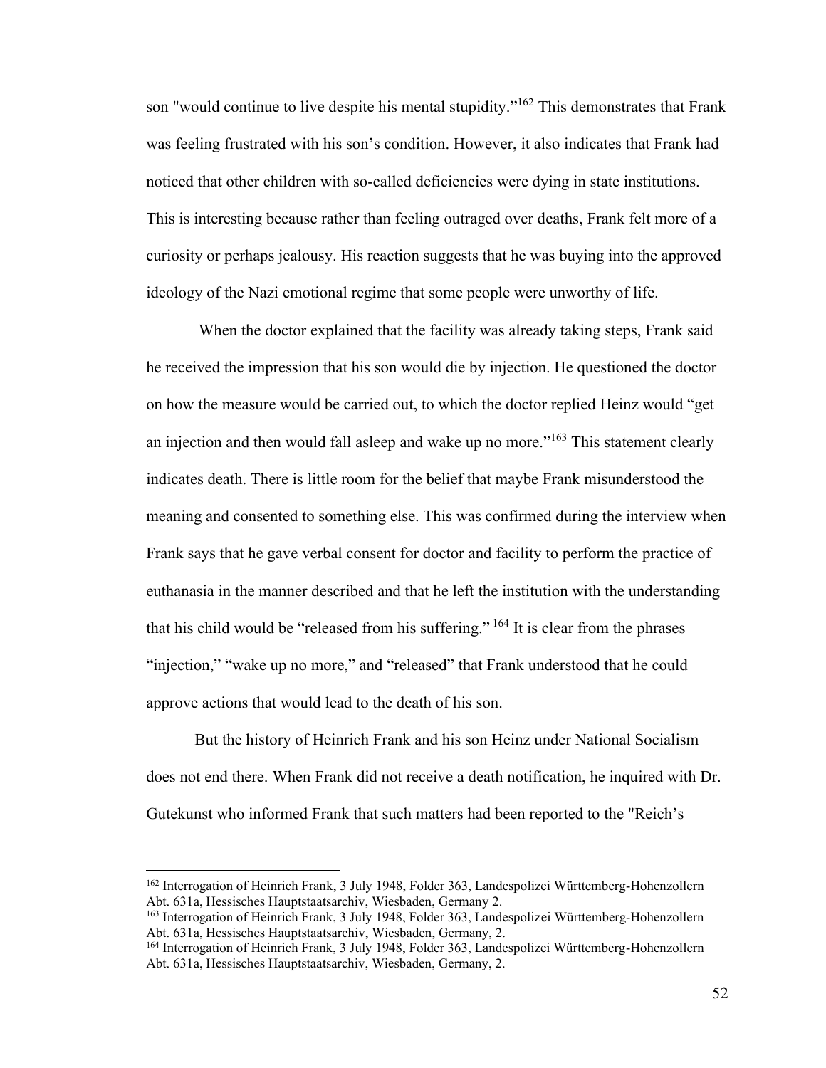son "would continue to live despite his mental stupidity."[162] This demonstrates that Frank was feeling frustrated with his son's condition. However, it also indicates that Frank had noticed that other children with so-called deficiencies were dying in state institutions. This is interesting because rather than feeling outraged over deaths, Frank felt more of a curiosity or perhaps jealousy. His reaction suggests that he was buying into the approved ideology of the Nazi emotional regime that some people were unworthy of life.

When the doctor explained that the facility was already taking steps, Frank said he received the impression that his son would die by injection. He questioned the doctor on how the measure would be carried out, to which the doctor replied Heinz would "get an injection and then would fall asleep and wake up no more."[163] This statement clearly indicates death. There is little room for the belief that maybe Frank misunderstood the meaning and consented to something else. This was confirmed during the interview when Frank says that he gave verbal consent for doctor and facility to perform the practice of euthanasia in the manner described and that he left the institution with the understanding that his child would be "released from his suffering." [164] It is clear from the phrases "injection," "wake up no more," and "released" that Frank understood that he could approve actions that would lead to the death of his son.

But the history of Heinrich Frank and his son Heinz under National Socialism does not end there. When Frank did not receive a death notification, he inquired with Dr. Gutekunst who informed Frank that such matters had been reported to the "Reich's

[162] Interrogation of Heinrich Frank, 3 July 1948, Folder 363, Landespolizei Württemberg-Hohenzollern Abt. 631a, Hessisches Hauptstaatsarchiv, Wiesbaden, Germany 2.

[163] Interrogation of Heinrich Frank, 3 July 1948, Folder 363, Landespolizei Württemberg-Hohenzollern Abt. 631a, Hessisches Hauptstaatsarchiv, Wiesbaden, Germany, 2.

[164] Interrogation of Heinrich Frank, 3 July 1948, Folder 363, Landespolizei Württemberg-Hohenzollern Abt. 631a, Hessisches Hauptstaatsarchiv, Wiesbaden, Germany, 2.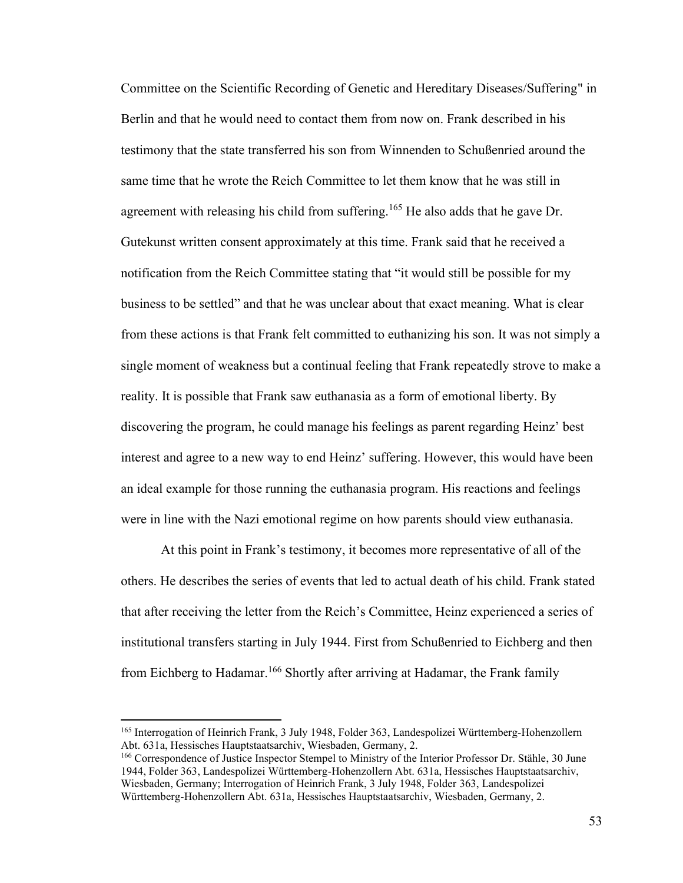Committee on the Scientific Recording of Genetic and Hereditary Diseases/Suffering" in Berlin and that he would need to contact them from now on. Frank described in his testimony that the state transferred his son from Winnenden to Schußenried around the same time that he wrote the Reich Committee to let them know that he was still in agreement with releasing his child from suffering.[165] He also adds that he gave Dr. Gutekunst written consent approximately at this time. Frank said that he received a notification from the Reich Committee stating that "it would still be possible for my business to be settled" and that he was unclear about that exact meaning. What is clear from these actions is that Frank felt committed to euthanizing his son. It was not simply a single moment of weakness but a continual feeling that Frank repeatedly strove to make a reality. It is possible that Frank saw euthanasia as a form of emotional liberty. By discovering the program, he could manage his feelings as parent regarding Heinz' best interest and agree to a new way to end Heinz' suffering. However, this would have been an ideal example for those running the euthanasia program. His reactions and feelings were in line with the Nazi emotional regime on how parents should view euthanasia.

At this point in Frank's testimony, it becomes more representative of all of the others. He describes the series of events that led to actual death of his child. Frank stated that after receiving the letter from the Reich's Committee, Heinz experienced a series of institutional transfers starting in July 1944. First from Schußenried to Eichberg and then from Eichberg to Hadamar.[166] Shortly after arriving at Hadamar, the Frank family

---

[165] Interrogation of Heinrich Frank, 3 July 1948, Folder 363, Landespolizei Württemberg-Hohenzollern Abt. 631a, Hessisches Hauptstaatsarchiv, Wiesbaden, Germany, 2.

[166] Correspondence of Justice Inspector Stempel to Ministry of the Interior Professor Dr. Stähle, 30 June 1944, Folder 363, Landespolizei Württemberg-Hohenzollern Abt. 631a, Hessisches Hauptstaatsarchiv, Wiesbaden, Germany; Interrogation of Heinrich Frank, 3 July 1948, Folder 363, Landespolizei Württemberg-Hohenzollern Abt. 631a, Hessisches Hauptstaatsarchiv, Wiesbaden, Germany, 2.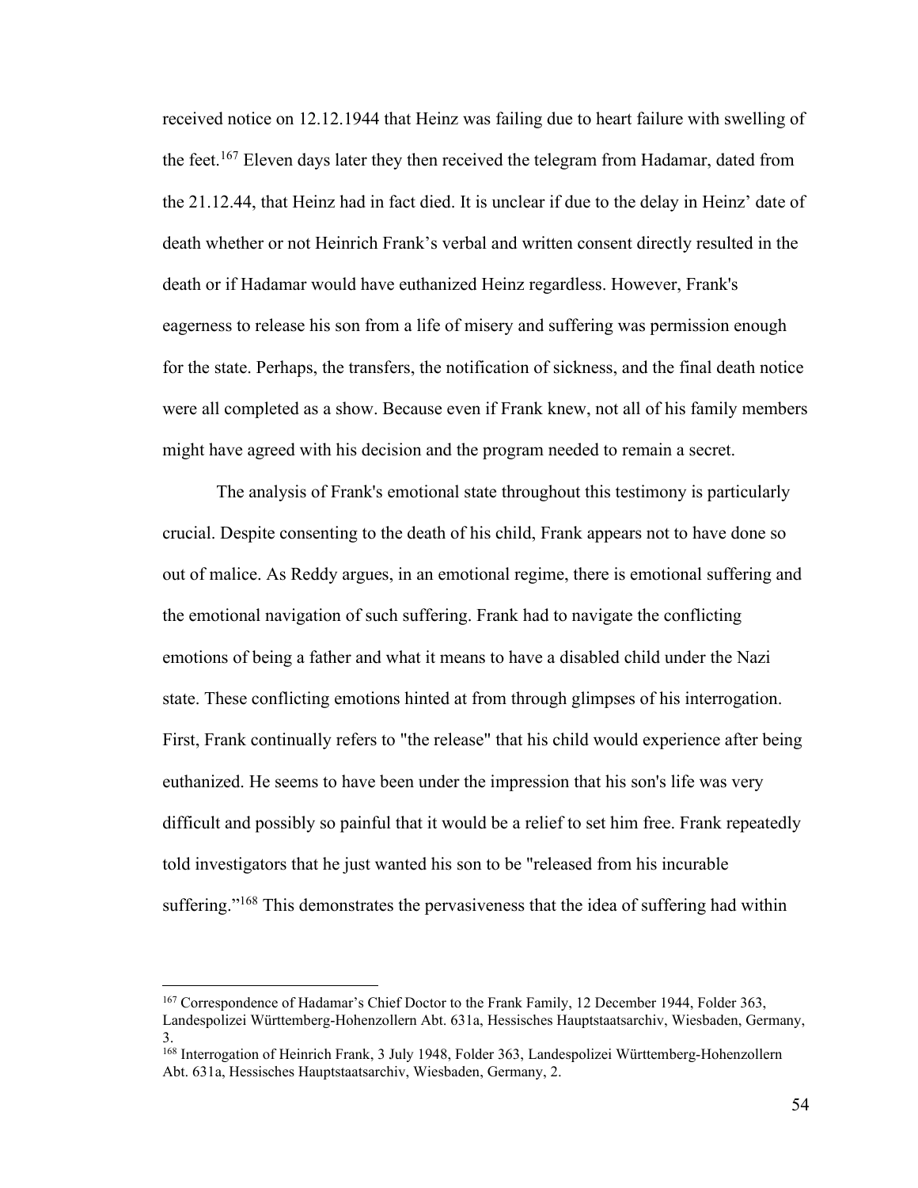received notice on 12.12.1944 that Heinz was failing due to heart failure with swelling of the feet.[167] Eleven days later they then received the telegram from Hadamar, dated from the 21.12.44, that Heinz had in fact died. It is unclear if due to the delay in Heinz' date of death whether or not Heinrich Frank's verbal and written consent directly resulted in the death or if Hadamar would have euthanized Heinz regardless. However, Frank's eagerness to release his son from a life of misery and suffering was permission enough for the state. Perhaps, the transfers, the notification of sickness, and the final death notice were all completed as a show. Because even if Frank knew, not all of his family members might have agreed with his decision and the program needed to remain a secret.

The analysis of Frank's emotional state throughout this testimony is particularly crucial. Despite consenting to the death of his child, Frank appears not to have done so out of malice. As Reddy argues, in an emotional regime, there is emotional suffering and the emotional navigation of such suffering. Frank had to navigate the conflicting emotions of being a father and what it means to have a disabled child under the Nazi state. These conflicting emotions hinted at from through glimpses of his interrogation. First, Frank continually refers to "the release" that his child would experience after being euthanized. He seems to have been under the impression that his son's life was very difficult and possibly so painful that it would be a relief to set him free. Frank repeatedly told investigators that he just wanted his son to be "released from his incurable suffering."[168] This demonstrates the pervasiveness that the idea of suffering had within

[167] Correspondence of Hadamar's Chief Doctor to the Frank Family, 12 December 1944, Folder 363, Landespolizei Württemberg-Hohenzollern Abt. 631a, Hessisches Hauptstaatsarchiv, Wiesbaden, Germany, 3.

[168] Interrogation of Heinrich Frank, 3 July 1948, Folder 363, Landespolizei Württemberg-Hohenzollern Abt. 631a, Hessisches Hauptstaatsarchiv, Wiesbaden, Germany, 2.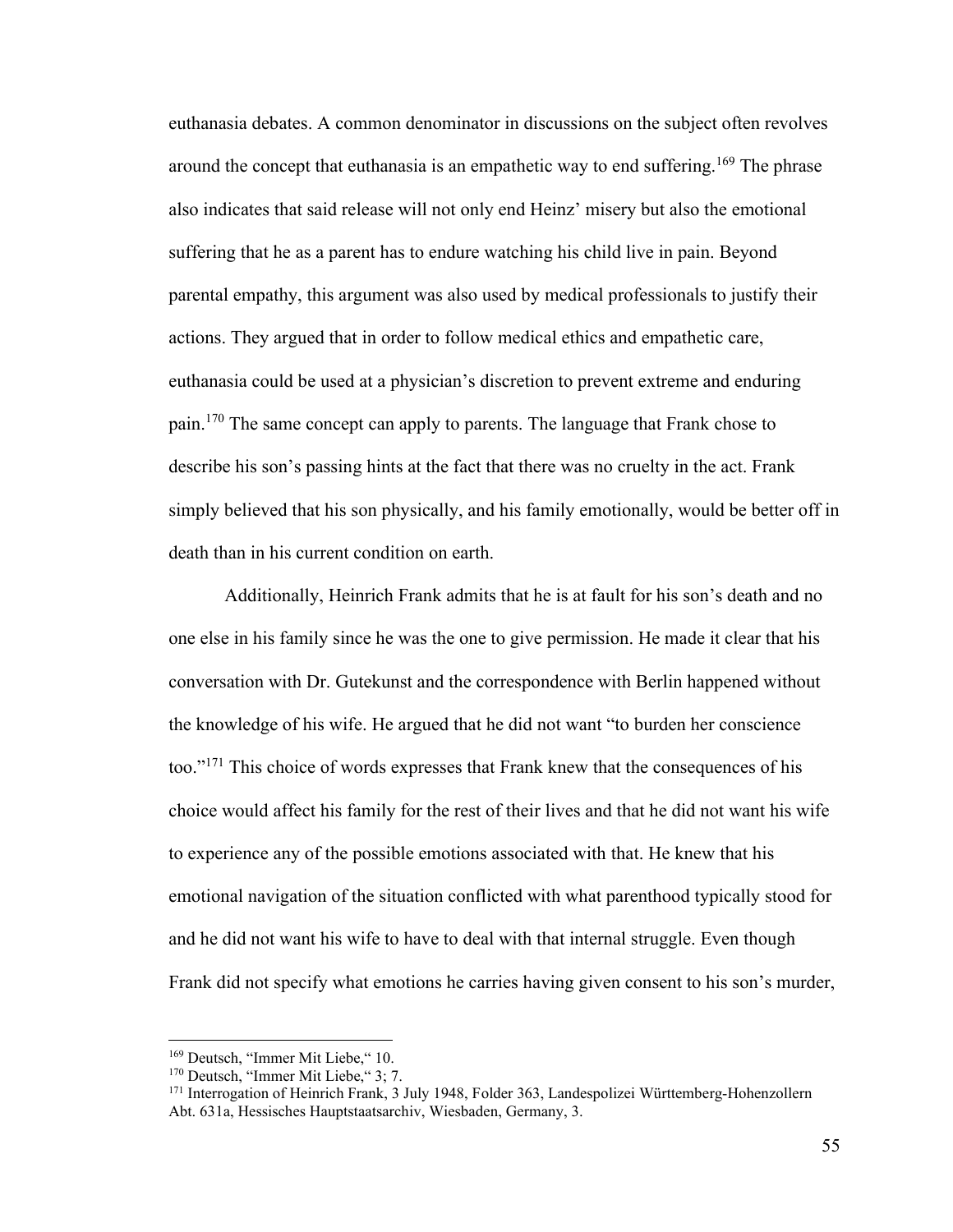euthanasia debates. A common denominator in discussions on the subject often revolves around the concept that euthanasia is an empathetic way to end suffering.[169] The phrase also indicates that said release will not only end Heinz' misery but also the emotional suffering that he as a parent has to endure watching his child live in pain. Beyond parental empathy, this argument was also used by medical professionals to justify their actions. They argued that in order to follow medical ethics and empathetic care, euthanasia could be used at a physician's discretion to prevent extreme and enduring pain.[170] The same concept can apply to parents. The language that Frank chose to describe his son's passing hints at the fact that there was no cruelty in the act. Frank simply believed that his son physically, and his family emotionally, would be better off in death than in his current condition on earth.

Additionally, Heinrich Frank admits that he is at fault for his son's death and no one else in his family since he was the one to give permission. He made it clear that his conversation with Dr. Gutekunst and the correspondence with Berlin happened without the knowledge of his wife. He argued that he did not want "to burden her conscience too."[171] This choice of words expresses that Frank knew that the consequences of his choice would affect his family for the rest of their lives and that he did not want his wife to experience any of the possible emotions associated with that. He knew that his emotional navigation of the situation conflicted with what parenthood typically stood for and he did not want his wife to have to deal with that internal struggle. Even though Frank did not specify what emotions he carries having given consent to his son's murder,

---

[169] Deutsch, "Immer Mit Liebe," 10.

[170] Deutsch, "Immer Mit Liebe," 3; 7.

[171] Interrogation of Heinrich Frank, 3 July 1948, Folder 363, Landespolizei Württemberg-Hohenzollern Abt. 631a, Hessisches Hauptstaatsarchiv, Wiesbaden, Germany, 3.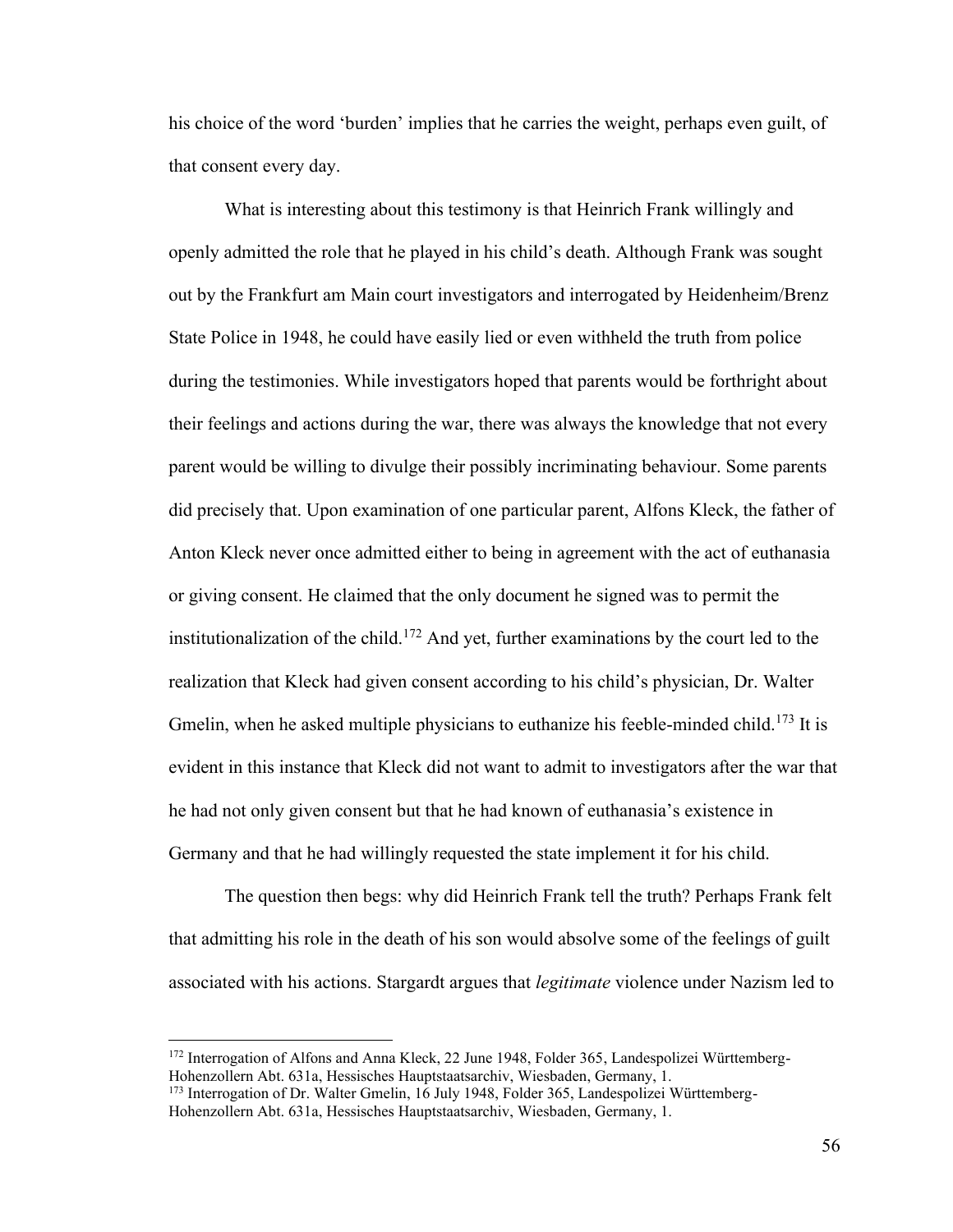his choice of the word 'burden' implies that he carries the weight, perhaps even guilt, of that consent every day.

What is interesting about this testimony is that Heinrich Frank willingly and openly admitted the role that he played in his child's death. Although Frank was sought out by the Frankfurt am Main court investigators and interrogated by Heidenheim/Brenz State Police in 1948, he could have easily lied or even withheld the truth from police during the testimonies. While investigators hoped that parents would be forthright about their feelings and actions during the war, there was always the knowledge that not every parent would be willing to divulge their possibly incriminating behaviour. Some parents did precisely that. Upon examination of one particular parent, Alfons Kleck, the father of Anton Kleck never once admitted either to being in agreement with the act of euthanasia or giving consent. He claimed that the only document he signed was to permit the institutionalization of the child.[172] And yet, further examinations by the court led to the realization that Kleck had given consent according to his child's physician, Dr. Walter Gmelin, when he asked multiple physicians to euthanize his feeble-minded child.[173] It is evident in this instance that Kleck did not want to admit to investigators after the war that he had not only given consent but that he had known of euthanasia's existence in Germany and that he had willingly requested the state implement it for his child.

The question then begs: why did Heinrich Frank tell the truth? Perhaps Frank felt that admitting his role in the death of his son would absolve some of the feelings of guilt associated with his actions. Stargardt argues that *legitimate* violence under Nazism led to

---

[172] Interrogation of Alfons and Anna Kleck, 22 June 1948, Folder 365, Landespolizei Württemberg-Hohenzollern Abt. 631a, Hessisches Hauptstaatsarchiv, Wiesbaden, Germany, 1.

[173] Interrogation of Dr. Walter Gmelin, 16 July 1948, Folder 365, Landespolizei Württemberg-Hohenzollern Abt. 631a, Hessisches Hauptstaatsarchiv, Wiesbaden, Germany, 1.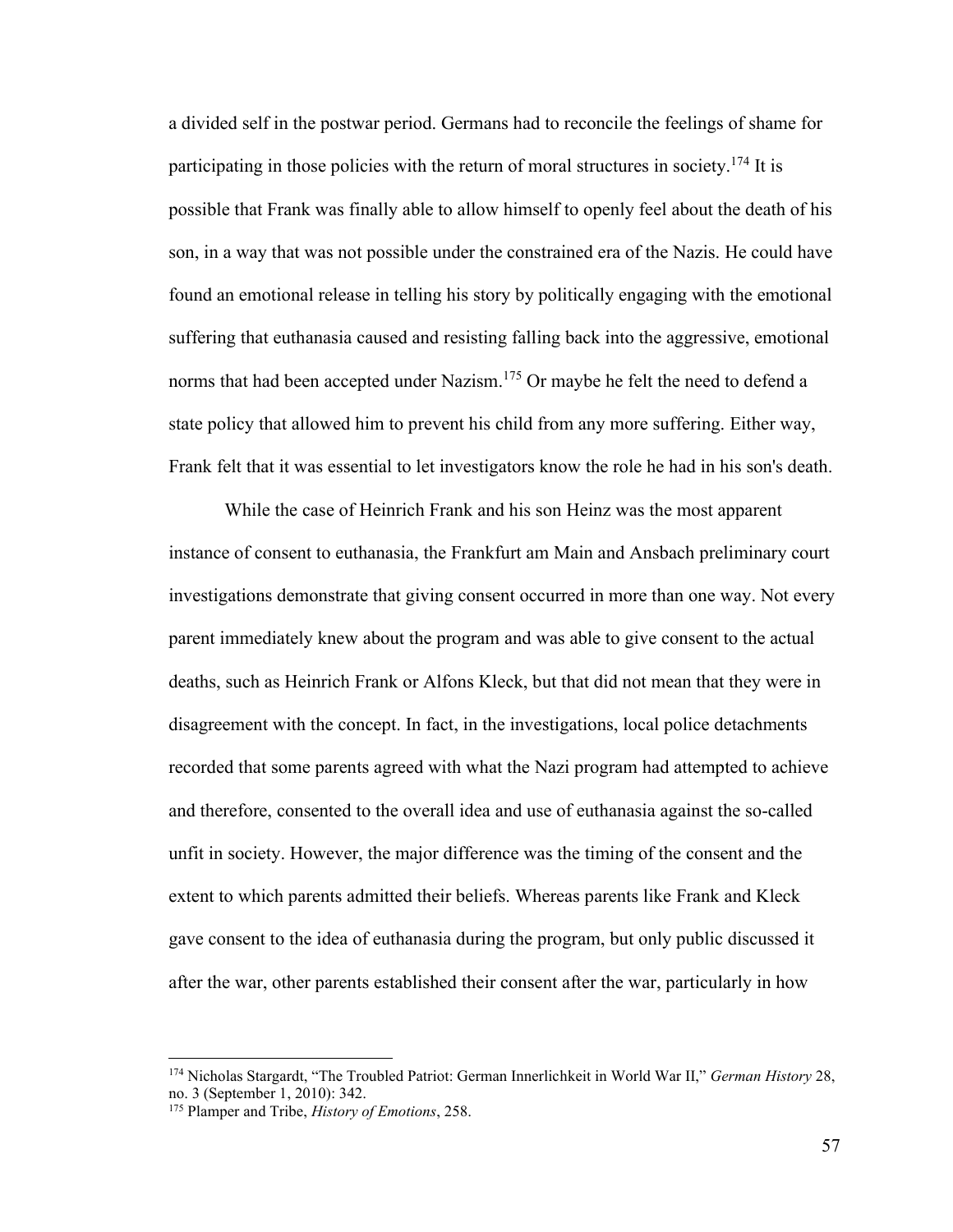a divided self in the postwar period. Germans had to reconcile the feelings of shame for participating in those policies with the return of moral structures in society.[174] It is possible that Frank was finally able to allow himself to openly feel about the death of his son, in a way that was not possible under the constrained era of the Nazis. He could have found an emotional release in telling his story by politically engaging with the emotional suffering that euthanasia caused and resisting falling back into the aggressive, emotional norms that had been accepted under Nazism.[175] Or maybe he felt the need to defend a state policy that allowed him to prevent his child from any more suffering. Either way, Frank felt that it was essential to let investigators know the role he had in his son's death.

While the case of Heinrich Frank and his son Heinz was the most apparent instance of consent to euthanasia, the Frankfurt am Main and Ansbach preliminary court investigations demonstrate that giving consent occurred in more than one way. Not every parent immediately knew about the program and was able to give consent to the actual deaths, such as Heinrich Frank or Alfons Kleck, but that did not mean that they were in disagreement with the concept. In fact, in the investigations, local police detachments recorded that some parents agreed with what the Nazi program had attempted to achieve and therefore, consented to the overall idea and use of euthanasia against the so-called unfit in society. However, the major difference was the timing of the consent and the extent to which parents admitted their beliefs. Whereas parents like Frank and Kleck gave consent to the idea of euthanasia during the program, but only public discussed it after the war, other parents established their consent after the war, particularly in how

---

[174] Nicholas Stargardt, "The Troubled Patriot: German Innerlichkeit in World War II," *German History* 28, no. 3 (September 1, 2010): 342.

[175] Plamper and Tribe, *History of Emotions*, 258.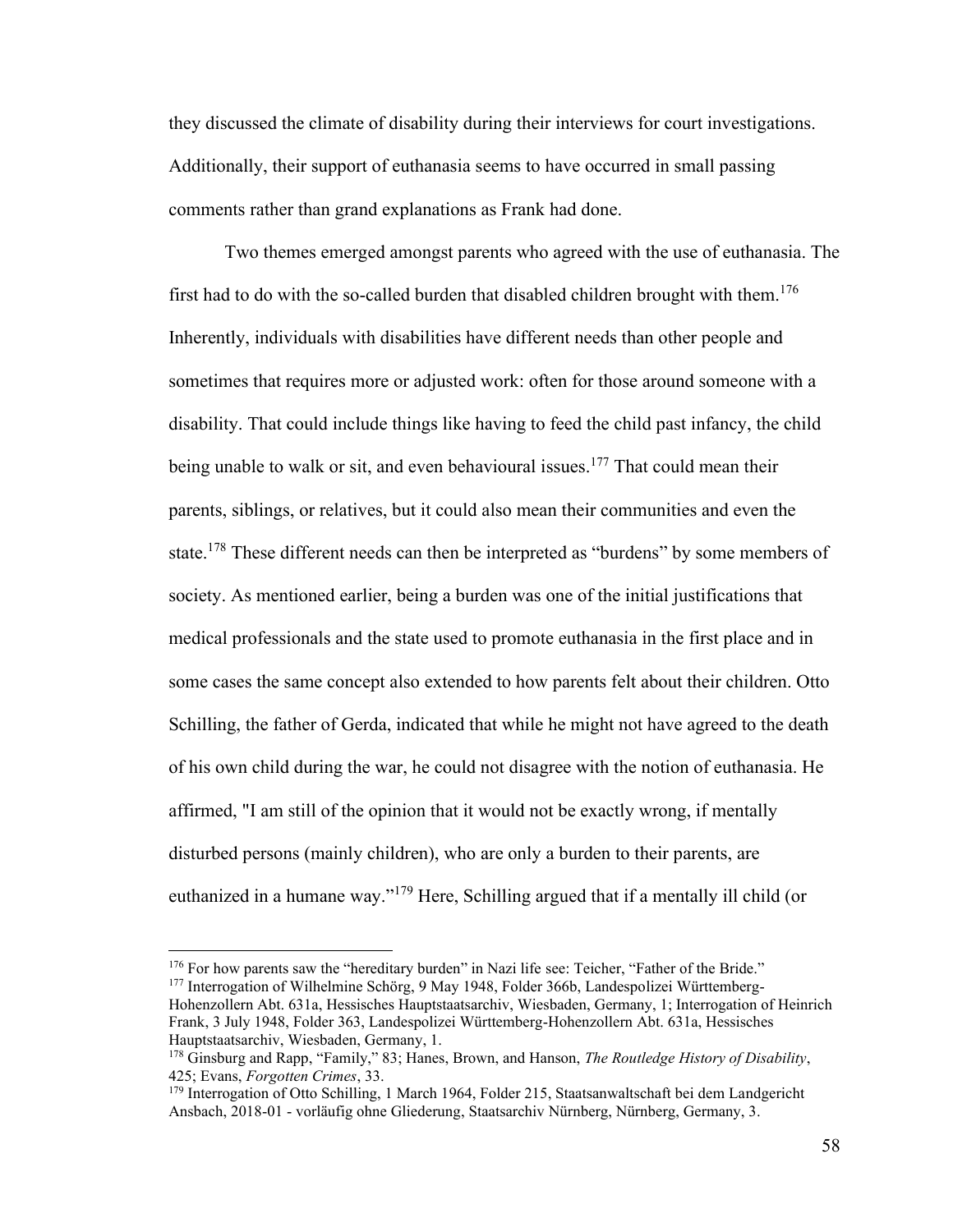they discussed the climate of disability during their interviews for court investigations. Additionally, their support of euthanasia seems to have occurred in small passing comments rather than grand explanations as Frank had done.

Two themes emerged amongst parents who agreed with the use of euthanasia. The first had to do with the so-called burden that disabled children brought with them.[176] Inherently, individuals with disabilities have different needs than other people and sometimes that requires more or adjusted work: often for those around someone with a disability. That could include things like having to feed the child past infancy, the child being unable to walk or sit, and even behavioural issues.[177] That could mean their parents, siblings, or relatives, but it could also mean their communities and even the state.[178] These different needs can then be interpreted as "burdens" by some members of society. As mentioned earlier, being a burden was one of the initial justifications that medical professionals and the state used to promote euthanasia in the first place and in some cases the same concept also extended to how parents felt about their children. Otto Schilling, the father of Gerda, indicated that while he might not have agreed to the death of his own child during the war, he could not disagree with the notion of euthanasia. He affirmed, "I am still of the opinion that it would not be exactly wrong, if mentally disturbed persons (mainly children), who are only a burden to their parents, are euthanized in a humane way."[179] Here, Schilling argued that if a mentally ill child (or

---

[176] For how parents saw the "hereditary burden" in Nazi life see: Teicher, "Father of the Bride."

[177] Interrogation of Wilhelmine Schörg, 9 May 1948, Folder 366b, Landespolizei Württemberg-Hohenzollern Abt. 631a, Hessisches Hauptstaatsarchiv, Wiesbaden, Germany, 1; Interrogation of Heinrich Frank, 3 July 1948, Folder 363, Landespolizei Württemberg-Hohenzollern Abt. 631a, Hessisches Hauptstaatsarchiv, Wiesbaden, Germany, 1.

[178] Ginsburg and Rapp, "Family," 83; Hanes, Brown, and Hanson, *The Routledge History of Disability*, 425; Evans, *Forgotten Crimes*, 33.

[179] Interrogation of Otto Schilling, 1 March 1964, Folder 215, Staatsanwaltschaft bei dem Landgericht Ansbach, 2018-01 - vorläufig ohne Gliederung, Staatsarchiv Nürnberg, Nürnberg, Germany, 3.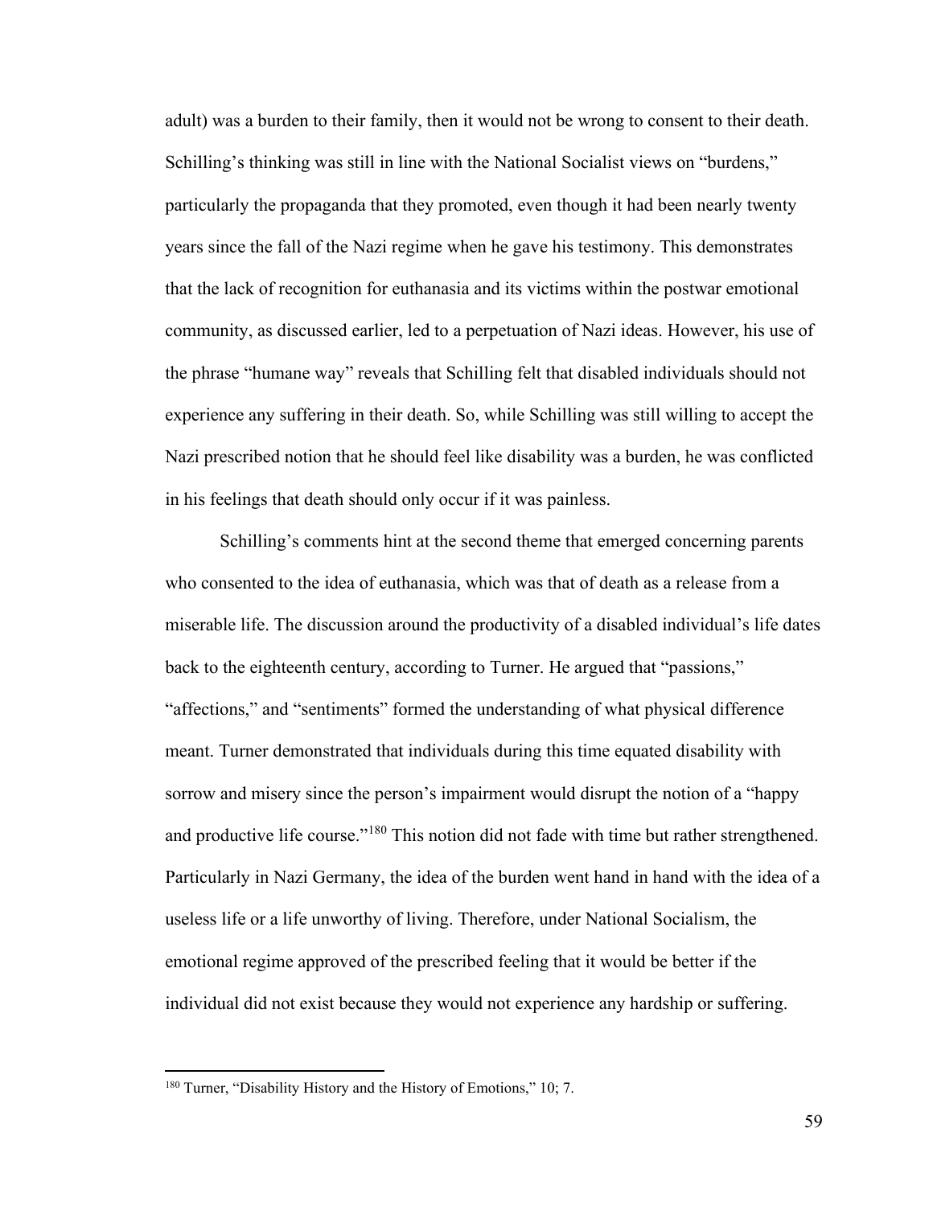adult) was a burden to their family, then it would not be wrong to consent to their death. Schilling's thinking was still in line with the National Socialist views on "burdens," particularly the propaganda that they promoted, even though it had been nearly twenty years since the fall of the Nazi regime when he gave his testimony. This demonstrates that the lack of recognition for euthanasia and its victims within the postwar emotional community, as discussed earlier, led to a perpetuation of Nazi ideas. However, his use of the phrase "humane way" reveals that Schilling felt that disabled individuals should not experience any suffering in their death. So, while Schilling was still willing to accept the Nazi prescribed notion that he should feel like disability was a burden, he was conflicted in his feelings that death should only occur if it was painless.

Schilling's comments hint at the second theme that emerged concerning parents who consented to the idea of euthanasia, which was that of death as a release from a miserable life. The discussion around the productivity of a disabled individual's life dates back to the eighteenth century, according to Turner. He argued that "passions," "affections," and "sentiments" formed the understanding of what physical difference meant. Turner demonstrated that individuals during this time equated disability with sorrow and misery since the person's impairment would disrupt the notion of a "happy and productive life course."[180] This notion did not fade with time but rather strengthened. Particularly in Nazi Germany, the idea of the burden went hand in hand with the idea of a useless life or a life unworthy of living. Therefore, under National Socialism, the emotional regime approved of the prescribed feeling that it would be better if the individual did not exist because they would not experience any hardship or suffering.

[180] Turner, "Disability History and the History of Emotions," 10; 7.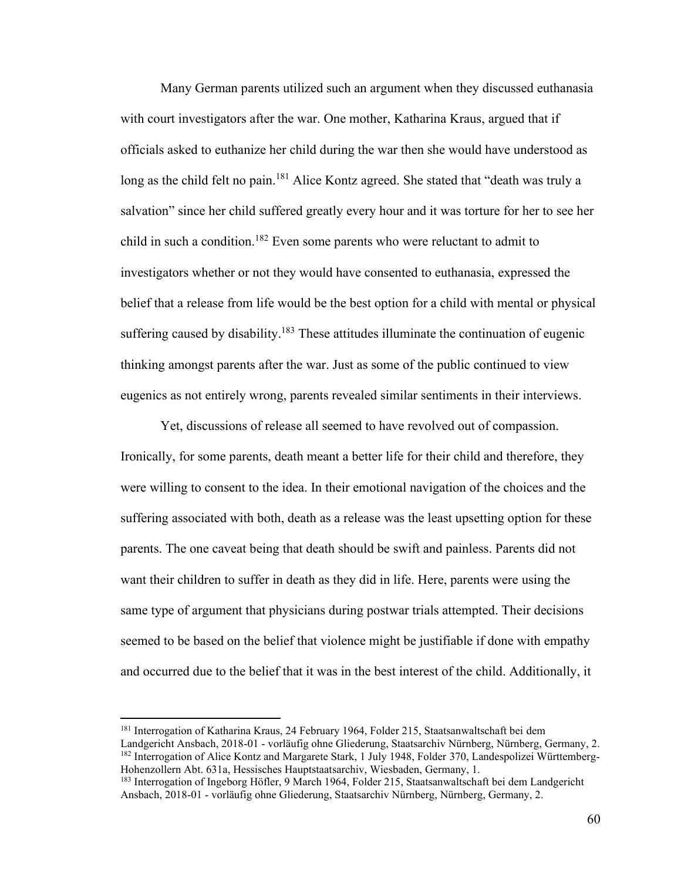Many German parents utilized such an argument when they discussed euthanasia with court investigators after the war. One mother, Katharina Kraus, argued that if officials asked to euthanize her child during the war then she would have understood as long as the child felt no pain.[181] Alice Kontz agreed. She stated that "death was truly a salvation" since her child suffered greatly every hour and it was torture for her to see her child in such a condition.[182] Even some parents who were reluctant to admit to investigators whether or not they would have consented to euthanasia, expressed the belief that a release from life would be the best option for a child with mental or physical suffering caused by disability.[183] These attitudes illuminate the continuation of eugenic thinking amongst parents after the war. Just as some of the public continued to view eugenics as not entirely wrong, parents revealed similar sentiments in their interviews.

Yet, discussions of release all seemed to have revolved out of compassion. Ironically, for some parents, death meant a better life for their child and therefore, they were willing to consent to the idea. In their emotional navigation of the choices and the suffering associated with both, death as a release was the least upsetting option for these parents. The one caveat being that death should be swift and painless. Parents did not want their children to suffer in death as they did in life. Here, parents were using the same type of argument that physicians during postwar trials attempted. Their decisions seemed to be based on the belief that violence might be justifiable if done with empathy and occurred due to the belief that it was in the best interest of the child. Additionally, it

---

[181] Interrogation of Katharina Kraus, 24 February 1964, Folder 215, Staatsanwaltschaft bei dem Landgericht Ansbach, 2018-01 - vorläufig ohne Gliederung, Staatsarchiv Nürnberg, Nürnberg, Germany, 2.

[182] Interrogation of Alice Kontz and Margarete Stark, 1 July 1948, Folder 370, Landespolizei Württemberg-Hohenzollern Abt. 631a, Hessisches Hauptstaatsarchiv, Wiesbaden, Germany, 1.

[183] Interrogation of Ingeborg Höfler, 9 March 1964, Folder 215, Staatsanwaltschaft bei dem Landgericht Ansbach, 2018-01 - vorläufig ohne Gliederung, Staatsarchiv Nürnberg, Nürnberg, Germany, 2.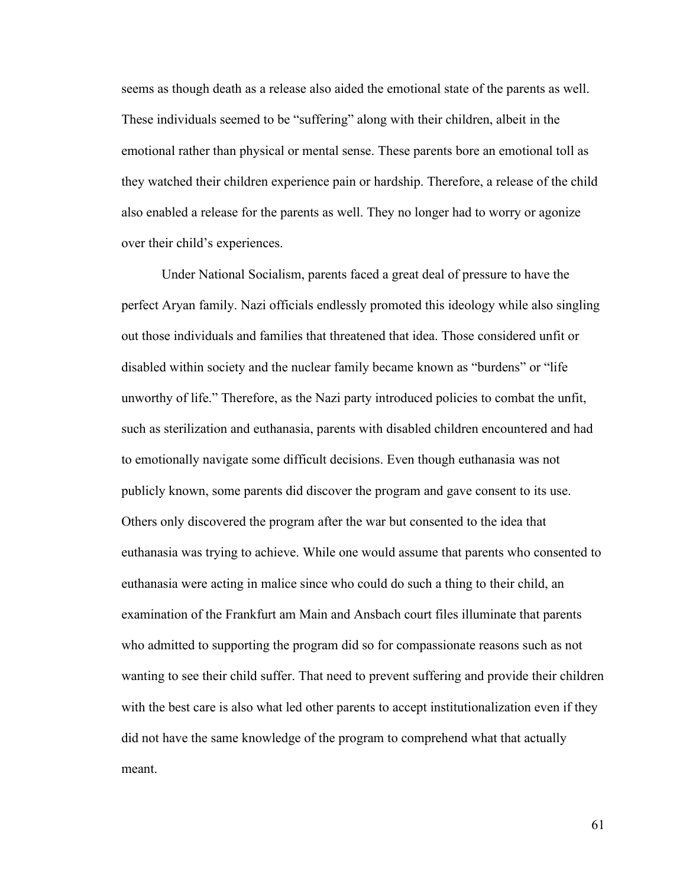seems as though death as a release also aided the emotional state of the parents as well. These individuals seemed to be "suffering" along with their children, albeit in the emotional rather than physical or mental sense. These parents bore an emotional toll as they watched their children experience pain or hardship. Therefore, a release of the child also enabled a release for the parents as well. They no longer had to worry or agonize over their child's experiences.

Under National Socialism, parents faced a great deal of pressure to have the perfect Aryan family. Nazi officials endlessly promoted this ideology while also singling out those individuals and families that threatened that idea. Those considered unfit or disabled within society and the nuclear family became known as "burdens" or "life unworthy of life." Therefore, as the Nazi party introduced policies to combat the unfit, such as sterilization and euthanasia, parents with disabled children encountered and had to emotionally navigate some difficult decisions. Even though euthanasia was not publicly known, some parents did discover the program and gave consent to its use. Others only discovered the program after the war but consented to the idea that euthanasia was trying to achieve. While one would assume that parents who consented to euthanasia were acting in malice since who could do such a thing to their child, an examination of the Frankfurt am Main and Ansbach court files illuminate that parents who admitted to supporting the program did so for compassionate reasons such as not wanting to see their child suffer. That need to prevent suffering and provide their children with the best care is also what led other parents to accept institutionalization even if they did not have the same knowledge of the program to comprehend what that actually meant.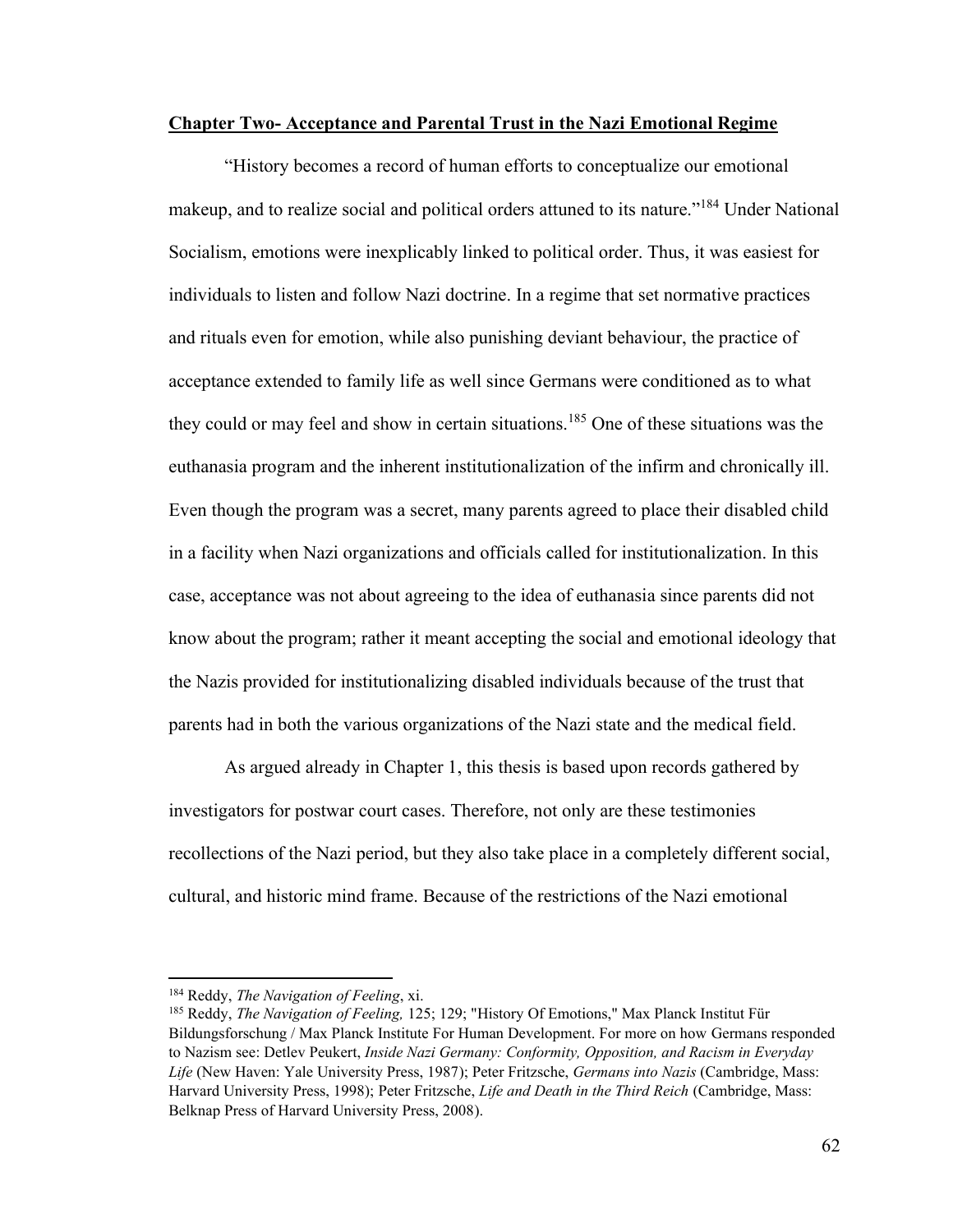## Chapter Two- Acceptance and Parental Trust in the Nazi Emotional Regime

"History becomes a record of human efforts to conceptualize our emotional makeup, and to realize social and political orders attuned to its nature."[184] Under National Socialism, emotions were inexplicably linked to political order. Thus, it was easiest for individuals to listen and follow Nazi doctrine. In a regime that set normative practices and rituals even for emotion, while also punishing deviant behaviour, the practice of acceptance extended to family life as well since Germans were conditioned as to what they could or may feel and show in certain situations.[185] One of these situations was the euthanasia program and the inherent institutionalization of the infirm and chronically ill. Even though the program was a secret, many parents agreed to place their disabled child in a facility when Nazi organizations and officials called for institutionalization. In this case, acceptance was not about agreeing to the idea of euthanasia since parents did not know about the program; rather it meant accepting the social and emotional ideology that the Nazis provided for institutionalizing disabled individuals because of the trust that parents had in both the various organizations of the Nazi state and the medical field.

As argued already in Chapter 1, this thesis is based upon records gathered by investigators for postwar court cases. Therefore, not only are these testimonies recollections of the Nazi period, but they also take place in a completely different social, cultural, and historic mind frame. Because of the restrictions of the Nazi emotional

---

[184] Reddy, *The Navigation of Feeling*, xi.

[185] Reddy, *The Navigation of Feeling,* 125; 129; "History Of Emotions," Max Planck Institut Für Bildungsforschung / Max Planck Institute For Human Development. For more on how Germans responded to Nazism see: Detlev Peukert, *Inside Nazi Germany: Conformity, Opposition, and Racism in Everyday Life* (New Haven: Yale University Press, 1987); Peter Fritzsche, *Germans into Nazis* (Cambridge, Mass: Harvard University Press, 1998); Peter Fritzsche, *Life and Death in the Third Reich* (Cambridge, Mass: Belknap Press of Harvard University Press, 2008).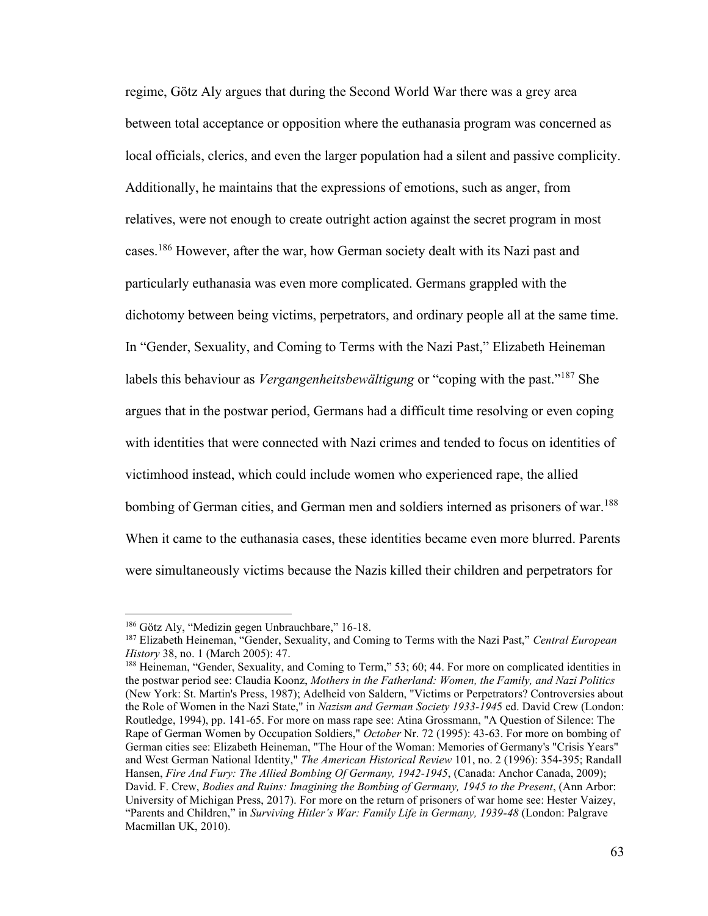regime, Götz Aly argues that during the Second World War there was a grey area between total acceptance or opposition where the euthanasia program was concerned as local officials, clerics, and even the larger population had a silent and passive complicity. Additionally, he maintains that the expressions of emotions, such as anger, from relatives, were not enough to create outright action against the secret program in most cases.[186] However, after the war, how German society dealt with its Nazi past and particularly euthanasia was even more complicated. Germans grappled with the dichotomy between being victims, perpetrators, and ordinary people all at the same time. In "Gender, Sexuality, and Coming to Terms with the Nazi Past," Elizabeth Heineman labels this behaviour as *Vergangenheitsbewältigung* or "coping with the past."[187] She argues that in the postwar period, Germans had a difficult time resolving or even coping with identities that were connected with Nazi crimes and tended to focus on identities of victimhood instead, which could include women who experienced rape, the allied bombing of German cities, and German men and soldiers interned as prisoners of war.[188] When it came to the euthanasia cases, these identities became even more blurred. Parents were simultaneously victims because the Nazis killed their children and perpetrators for

---

[186] Götz Aly, "Medizin gegen Unbrauchbare," 16-18.

[187] Elizabeth Heineman, "Gender, Sexuality, and Coming to Terms with the Nazi Past," *Central European History* 38, no. 1 (March 2005): 47.

[188] Heineman, "Gender, Sexuality, and Coming to Term," 53; 60; 44. For more on complicated identities in the postwar period see: Claudia Koonz, *Mothers in the Fatherland: Women, the Family, and Nazi Politics* (New York: St. Martin's Press, 1987); Adelheid von Saldern, "Victims or Perpetrators? Controversies about the Role of Women in the Nazi State," in *Nazism and German Society 1933-1945* ed. David Crew (London: Routledge, 1994), pp. 141-65. For more on mass rape see: Atina Grossmann, "A Question of Silence: The Rape of German Women by Occupation Soldiers," *October* Nr. 72 (1995): 43-63. For more on bombing of German cities see: Elizabeth Heineman, "The Hour of the Woman: Memories of Germany's "Crisis Years" and West German National Identity," *The American Historical Review* 101, no. 2 (1996): 354-395; Randall Hansen, *Fire And Fury: The Allied Bombing Of Germany, 1942-1945*, (Canada: Anchor Canada, 2009); David. F. Crew, *Bodies and Ruins: Imagining the Bombing of Germany, 1945 to the Present*, (Ann Arbor: University of Michigan Press, 2017). For more on the return of prisoners of war home see: Hester Vaizey, "Parents and Children," in *Surviving Hitler's War: Family Life in Germany, 1939-48* (London: Palgrave Macmillan UK, 2010).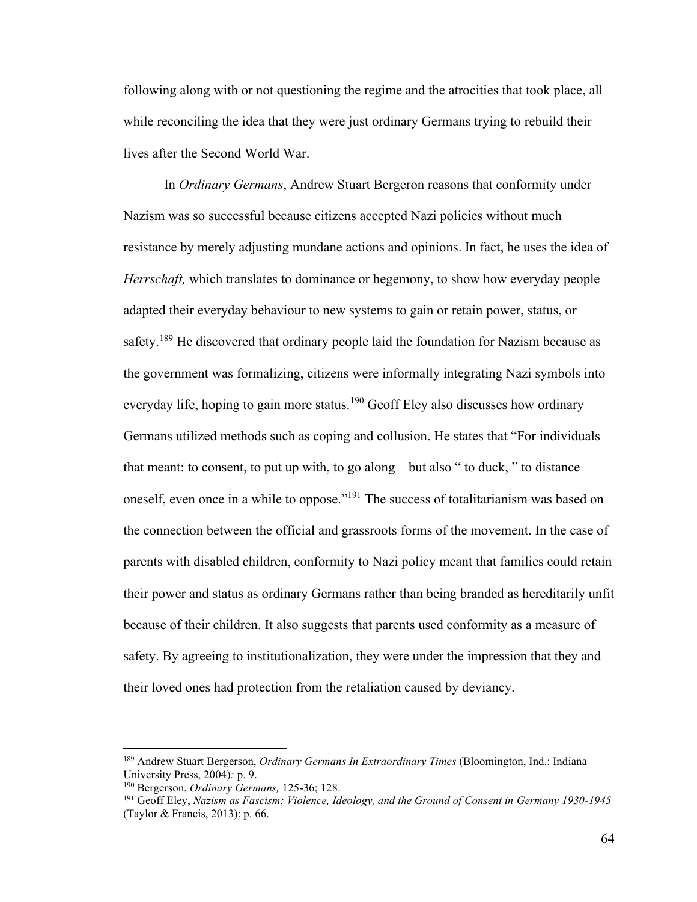following along with or not questioning the regime and the atrocities that took place, all while reconciling the idea that they were just ordinary Germans trying to rebuild their lives after the Second World War.

In *Ordinary Germans*, Andrew Stuart Bergeron reasons that conformity under Nazism was so successful because citizens accepted Nazi policies without much resistance by merely adjusting mundane actions and opinions. In fact, he uses the idea of *Herrschaft,* which translates to dominance or hegemony, to show how everyday people adapted their everyday behaviour to new systems to gain or retain power, status, or safety.[189] He discovered that ordinary people laid the foundation for Nazism because as the government was formalizing, citizens were informally integrating Nazi symbols into everyday life, hoping to gain more status.[190] Geoff Eley also discusses how ordinary Germans utilized methods such as coping and collusion. He states that "For individuals that meant: to consent, to put up with, to go along – but also " to duck, " to distance oneself, even once in a while to oppose."[191] The success of totalitarianism was based on the connection between the official and grassroots forms of the movement. In the case of parents with disabled children, conformity to Nazi policy meant that families could retain their power and status as ordinary Germans rather than being branded as hereditarily unfit because of their children. It also suggests that parents used conformity as a measure of safety. By agreeing to institutionalization, they were under the impression that they and their loved ones had protection from the retaliation caused by deviancy.

---

[189] Andrew Stuart Bergerson, *Ordinary Germans In Extraordinary Times* (Bloomington, Ind.: Indiana University Press, 2004)*:* p. 9.

[190] Bergerson, *Ordinary Germans,* 125-36; 128.

[191] Geoff Eley, *Nazism as Fascism: Violence, Ideology, and the Ground of Consent in Germany 1930-1945* (Taylor & Francis, 2013): p. 66.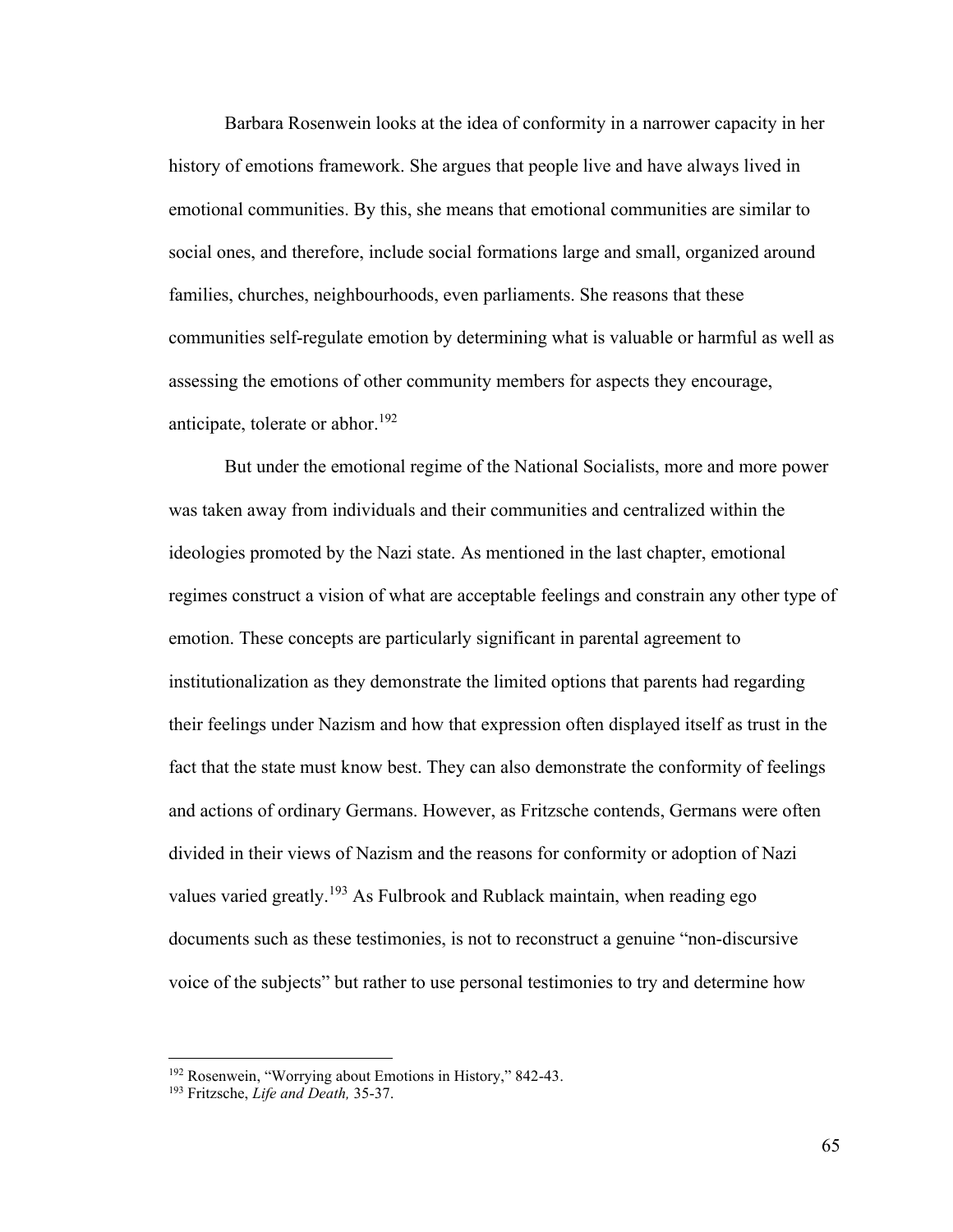Barbara Rosenwein looks at the idea of conformity in a narrower capacity in her history of emotions framework. She argues that people live and have always lived in emotional communities. By this, she means that emotional communities are similar to social ones, and therefore, include social formations large and small, organized around families, churches, neighbourhoods, even parliaments. She reasons that these communities self-regulate emotion by determining what is valuable or harmful as well as assessing the emotions of other community members for aspects they encourage, anticipate, tolerate or abhor.[192]

But under the emotional regime of the National Socialists, more and more power was taken away from individuals and their communities and centralized within the ideologies promoted by the Nazi state. As mentioned in the last chapter, emotional regimes construct a vision of what are acceptable feelings and constrain any other type of emotion. These concepts are particularly significant in parental agreement to institutionalization as they demonstrate the limited options that parents had regarding their feelings under Nazism and how that expression often displayed itself as trust in the fact that the state must know best. They can also demonstrate the conformity of feelings and actions of ordinary Germans. However, as Fritzsche contends, Germans were often divided in their views of Nazism and the reasons for conformity or adoption of Nazi values varied greatly.[193] As Fulbrook and Rublack maintain, when reading ego documents such as these testimonies, is not to reconstruct a genuine "non-discursive voice of the subjects" but rather to use personal testimonies to try and determine how

---

[192] Rosenwein, "Worrying about Emotions in History," 842-43.

[193] Fritzsche, *Life and Death,* 35-37.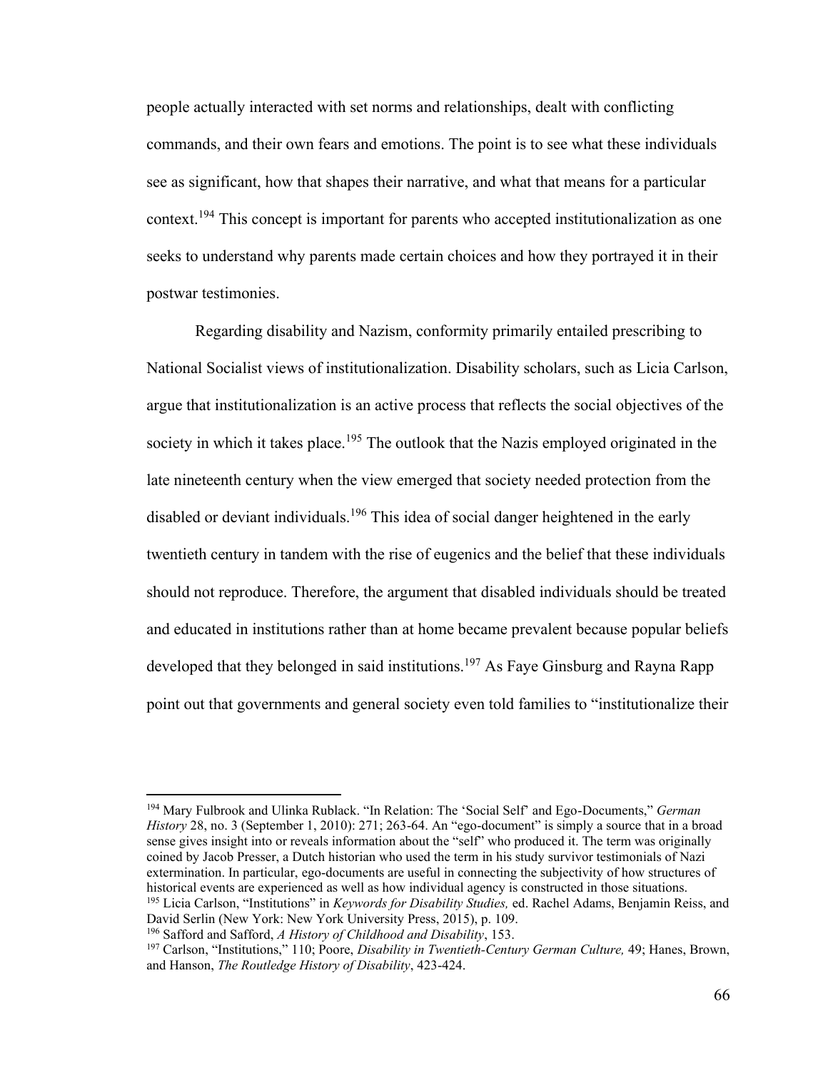people actually interacted with set norms and relationships, dealt with conflicting commands, and their own fears and emotions. The point is to see what these individuals see as significant, how that shapes their narrative, and what that means for a particular context.[194] This concept is important for parents who accepted institutionalization as one seeks to understand why parents made certain choices and how they portrayed it in their postwar testimonies.

Regarding disability and Nazism, conformity primarily entailed prescribing to National Socialist views of institutionalization. Disability scholars, such as Licia Carlson, argue that institutionalization is an active process that reflects the social objectives of the society in which it takes place.[195] The outlook that the Nazis employed originated in the late nineteenth century when the view emerged that society needed protection from the disabled or deviant individuals.[196] This idea of social danger heightened in the early twentieth century in tandem with the rise of eugenics and the belief that these individuals should not reproduce. Therefore, the argument that disabled individuals should be treated and educated in institutions rather than at home became prevalent because popular beliefs developed that they belonged in said institutions.[197] As Faye Ginsburg and Rayna Rapp point out that governments and general society even told families to "institutionalize their

---

[194] Mary Fulbrook and Ulinka Rublack. "In Relation: The 'Social Self' and Ego-Documents," *German History* 28, no. 3 (September 1, 2010): 271; 263-64. An "ego-document" is simply a source that in a broad sense gives insight into or reveals information about the "self" who produced it. The term was originally coined by Jacob Presser, a Dutch historian who used the term in his study survivor testimonials of Nazi extermination. In particular, ego-documents are useful in connecting the subjectivity of how structures of historical events are experienced as well as how individual agency is constructed in those situations.

[195] Licia Carlson, "Institutions" in *Keywords for Disability Studies,* ed. Rachel Adams, Benjamin Reiss, and David Serlin (New York: New York University Press, 2015), p. 109.

[196] Safford and Safford, *A History of Childhood and Disability*, 153.

[197] Carlson, "Institutions," 110; Poore, *Disability in Twentieth-Century German Culture,* 49; Hanes, Brown, and Hanson, *The Routledge History of Disability*, 423-424.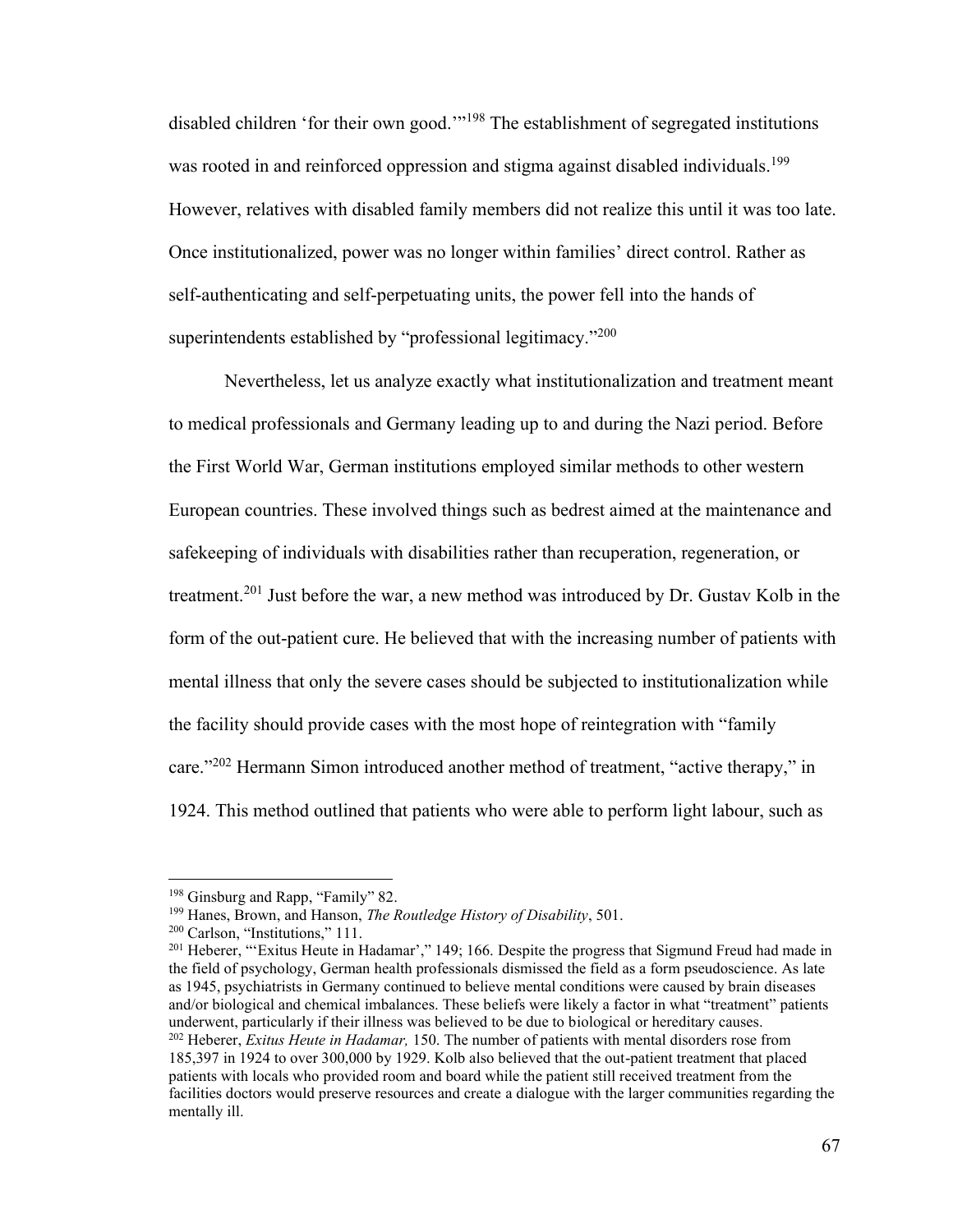disabled children 'for their own good.'"[198] The establishment of segregated institutions was rooted in and reinforced oppression and stigma against disabled individuals.[199] However, relatives with disabled family members did not realize this until it was too late. Once institutionalized, power was no longer within families' direct control. Rather as self-authenticating and self-perpetuating units, the power fell into the hands of superintendents established by "professional legitimacy."[200]

Nevertheless, let us analyze exactly what institutionalization and treatment meant to medical professionals and Germany leading up to and during the Nazi period. Before the First World War, German institutions employed similar methods to other western European countries. These involved things such as bedrest aimed at the maintenance and safekeeping of individuals with disabilities rather than recuperation, regeneration, or treatment.[201] Just before the war, a new method was introduced by Dr. Gustav Kolb in the form of the out-patient cure. He believed that with the increasing number of patients with mental illness that only the severe cases should be subjected to institutionalization while the facility should provide cases with the most hope of reintegration with "family care."[202] Hermann Simon introduced another method of treatment, "active therapy," in 1924. This method outlined that patients who were able to perform light labour, such as

---

[198] Ginsburg and Rapp, "Family" 82.

[199] Hanes, Brown, and Hanson, *The Routledge History of Disability*, 501.

[200] Carlson, "Institutions," 111.

[201] Heberer, "'Exitus Heute in Hadamar'," 149; 166. Despite the progress that Sigmund Freud had made in the field of psychology, German health professionals dismissed the field as a form pseudoscience. As late as 1945, psychiatrists in Germany continued to believe mental conditions were caused by brain diseases and/or biological and chemical imbalances. These beliefs were likely a factor in what "treatment" patients underwent, particularly if their illness was believed to be due to biological or hereditary causes.

[202] Heberer, *Exitus Heute in Hadamar,* 150. The number of patients with mental disorders rose from 185,397 in 1924 to over 300,000 by 1929. Kolb also believed that the out-patient treatment that placed patients with locals who provided room and board while the patient still received treatment from the facilities doctors would preserve resources and create a dialogue with the larger communities regarding the mentally ill.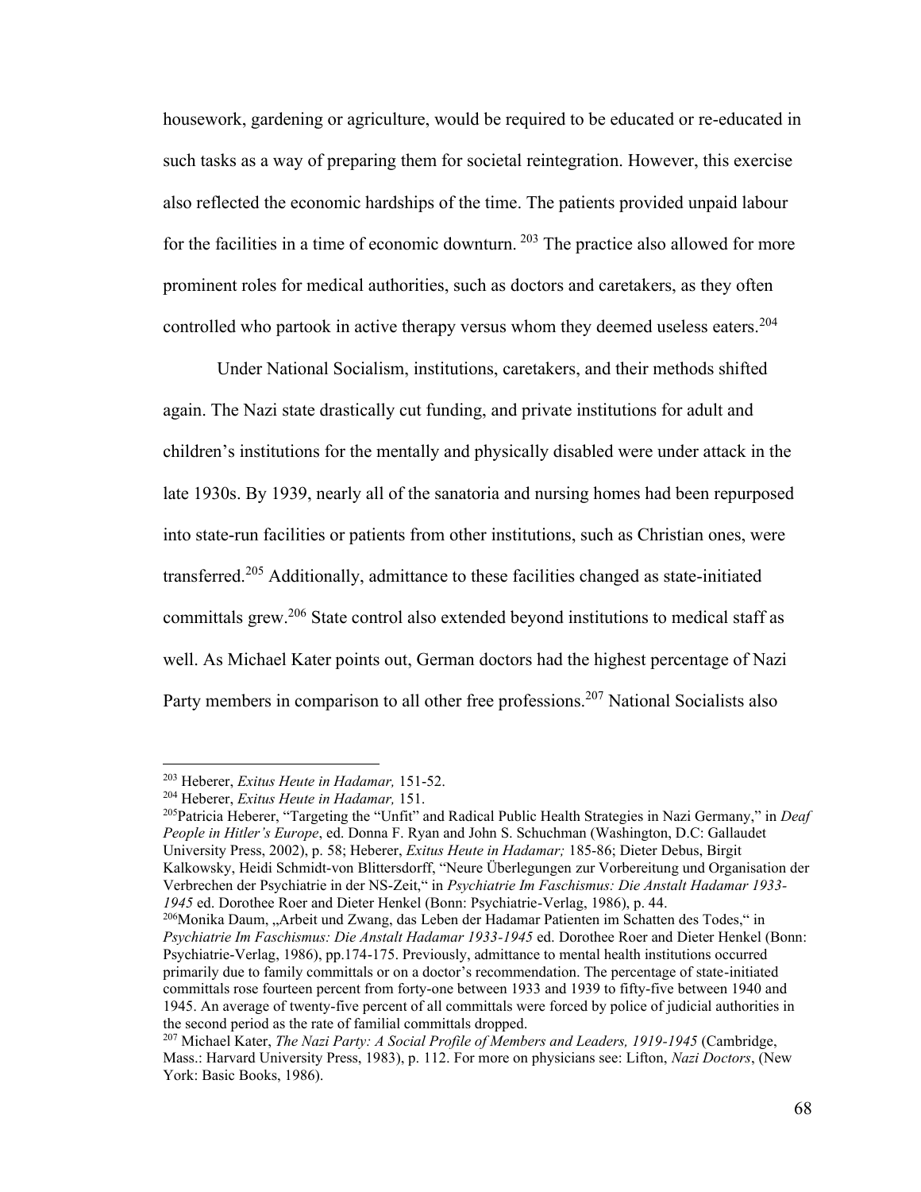housework, gardening or agriculture, would be required to be educated or re-educated in such tasks as a way of preparing them for societal reintegration. However, this exercise also reflected the economic hardships of the time. The patients provided unpaid labour for the facilities in a time of economic downturn. [203] The practice also allowed for more prominent roles for medical authorities, such as doctors and caretakers, as they often controlled who partook in active therapy versus whom they deemed useless eaters.[204]

Under National Socialism, institutions, caretakers, and their methods shifted again. The Nazi state drastically cut funding, and private institutions for adult and children's institutions for the mentally and physically disabled were under attack in the late 1930s. By 1939, nearly all of the sanatoria and nursing homes had been repurposed into state-run facilities or patients from other institutions, such as Christian ones, were transferred.[205] Additionally, admittance to these facilities changed as state-initiated committals grew.[206] State control also extended beyond institutions to medical staff as well. As Michael Kater points out, German doctors had the highest percentage of Nazi Party members in comparison to all other free professions.[207] National Socialists also

---

[203] Heberer, *Exitus Heute in Hadamar,* 151-52.

[204] Heberer, *Exitus Heute in Hadamar,* 151.

[205] Patricia Heberer, "Targeting the "Unfit" and Radical Public Health Strategies in Nazi Germany," in *Deaf People in Hitler's Europe*, ed. Donna F. Ryan and John S. Schuchman (Washington, D.C: Gallaudet University Press, 2002), p. 58; Heberer, *Exitus Heute in Hadamar;* 185-86; Dieter Debus, Birgit Kalkowsky, Heidi Schmidt-von Blittersdorff, "Neure Überlegungen zur Vorbereitung und Organisation der Verbrechen der Psychiatrie in der NS-Zeit," in *Psychiatrie Im Faschismus: Die Anstalt Hadamar 1933-1945* ed. Dorothee Roer and Dieter Henkel (Bonn: Psychiatrie-Verlag, 1986), p. 44.

[206] Monika Daum, „Arbeit und Zwang, das Leben der Hadamar Patienten im Schatten des Todes," in *Psychiatrie Im Faschismus: Die Anstalt Hadamar 1933-1945* ed. Dorothee Roer and Dieter Henkel (Bonn: Psychiatrie-Verlag, 1986), pp.174-175. Previously, admittance to mental health institutions occurred primarily due to family committals or on a doctor's recommendation. The percentage of state-initiated committals rose fourteen percent from forty-one between 1933 and 1939 to fifty-five between 1940 and 1945. An average of twenty-five percent of all committals were forced by police of judicial authorities in the second period as the rate of familial committals dropped.

[207] Michael Kater, *The Nazi Party: A Social Profile of Members and Leaders, 1919-1945* (Cambridge, Mass.: Harvard University Press, 1983), p. 112. For more on physicians see: Lifton, *Nazi Doctors*, (New York: Basic Books, 1986).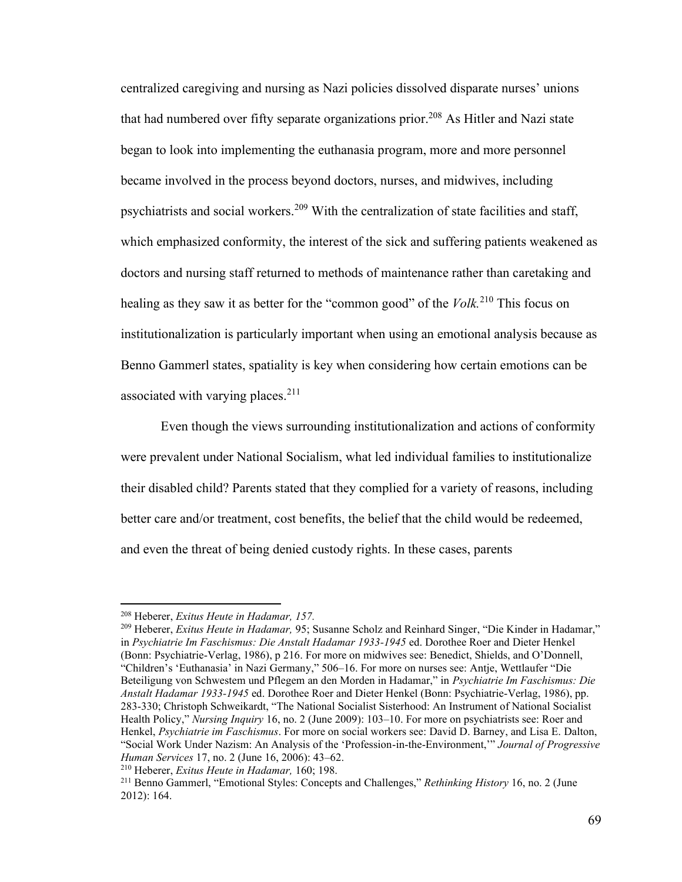centralized caregiving and nursing as Nazi policies dissolved disparate nurses' unions that had numbered over fifty separate organizations prior.[208] As Hitler and Nazi state began to look into implementing the euthanasia program, more and more personnel became involved in the process beyond doctors, nurses, and midwives, including psychiatrists and social workers.[209] With the centralization of state facilities and staff, which emphasized conformity, the interest of the sick and suffering patients weakened as doctors and nursing staff returned to methods of maintenance rather than caretaking and healing as they saw it as better for the "common good" of the *Volk.*[210] This focus on institutionalization is particularly important when using an emotional analysis because as Benno Gammerl states, spatiality is key when considering how certain emotions can be associated with varying places.[211]

Even though the views surrounding institutionalization and actions of conformity were prevalent under National Socialism, what led individual families to institutionalize their disabled child? Parents stated that they complied for a variety of reasons, including better care and/or treatment, cost benefits, the belief that the child would be redeemed, and even the threat of being denied custody rights. In these cases, parents

---

[208] Heberer, *Exitus Heute in Hadamar, 157.*

[209] Heberer, *Exitus Heute in Hadamar,* 95; Susanne Scholz and Reinhard Singer, "Die Kinder in Hadamar," in *Psychiatrie Im Faschismus: Die Anstalt Hadamar 1933-1945* ed. Dorothee Roer and Dieter Henkel (Bonn: Psychiatrie-Verlag, 1986), p 216. For more on midwives see: Benedict, Shields, and O'Donnell, "Children's 'Euthanasia' in Nazi Germany," 506–16. For more on nurses see: Antje, Wettlaufer "Die Beteiligung von Schwestem und Pflegem an den Morden in Hadamar," in *Psychiatrie Im Faschismus: Die Anstalt Hadamar 1933-1945* ed. Dorothee Roer and Dieter Henkel (Bonn: Psychiatrie-Verlag, 1986), pp. 283-330; Christoph Schweikardt, "The National Socialist Sisterhood: An Instrument of National Socialist Health Policy," *Nursing Inquiry* 16, no. 2 (June 2009): 103–10. For more on psychiatrists see: Roer and Henkel, *Psychiatrie im Faschismus*. For more on social workers see: David D. Barney, and Lisa E. Dalton, "Social Work Under Nazism: An Analysis of the 'Profession-in-the-Environment,'" *Journal of Progressive Human Services* 17, no. 2 (June 16, 2006): 43–62.

[210] Heberer, *Exitus Heute in Hadamar,* 160; 198.

[211] Benno Gammerl, "Emotional Styles: Concepts and Challenges," *Rethinking History* 16, no. 2 (June 2012): 164.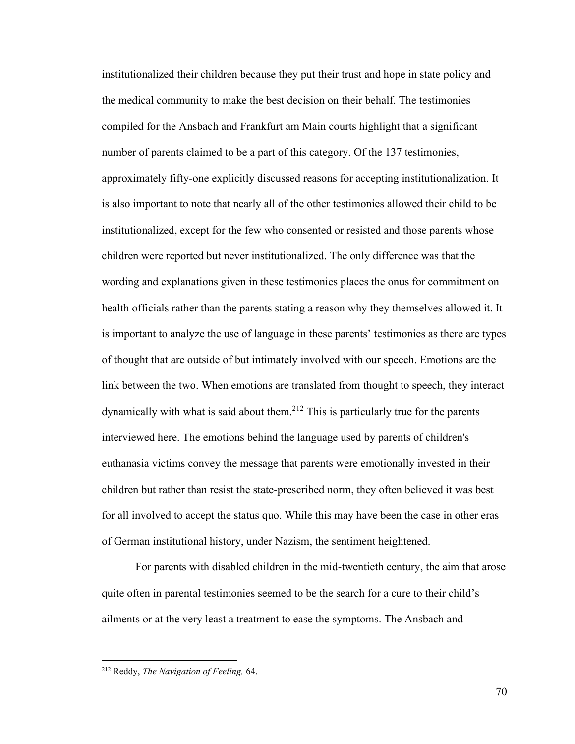institutionalized their children because they put their trust and hope in state policy and the medical community to make the best decision on their behalf. The testimonies compiled for the Ansbach and Frankfurt am Main courts highlight that a significant number of parents claimed to be a part of this category. Of the 137 testimonies, approximately fifty-one explicitly discussed reasons for accepting institutionalization. It is also important to note that nearly all of the other testimonies allowed their child to be institutionalized, except for the few who consented or resisted and those parents whose children were reported but never institutionalized. The only difference was that the wording and explanations given in these testimonies places the onus for commitment on health officials rather than the parents stating a reason why they themselves allowed it. It is important to analyze the use of language in these parents' testimonies as there are types of thought that are outside of but intimately involved with our speech. Emotions are the link between the two. When emotions are translated from thought to speech, they interact dynamically with what is said about them.[212] This is particularly true for the parents interviewed here. The emotions behind the language used by parents of children's euthanasia victims convey the message that parents were emotionally invested in their children but rather than resist the state-prescribed norm, they often believed it was best for all involved to accept the status quo. While this may have been the case in other eras of German institutional history, under Nazism, the sentiment heightened.

For parents with disabled children in the mid-twentieth century, the aim that arose quite often in parental testimonies seemed to be the search for a cure to their child's ailments or at the very least a treatment to ease the symptoms. The Ansbach and

[212] Reddy, *The Navigation of Feeling,* 64.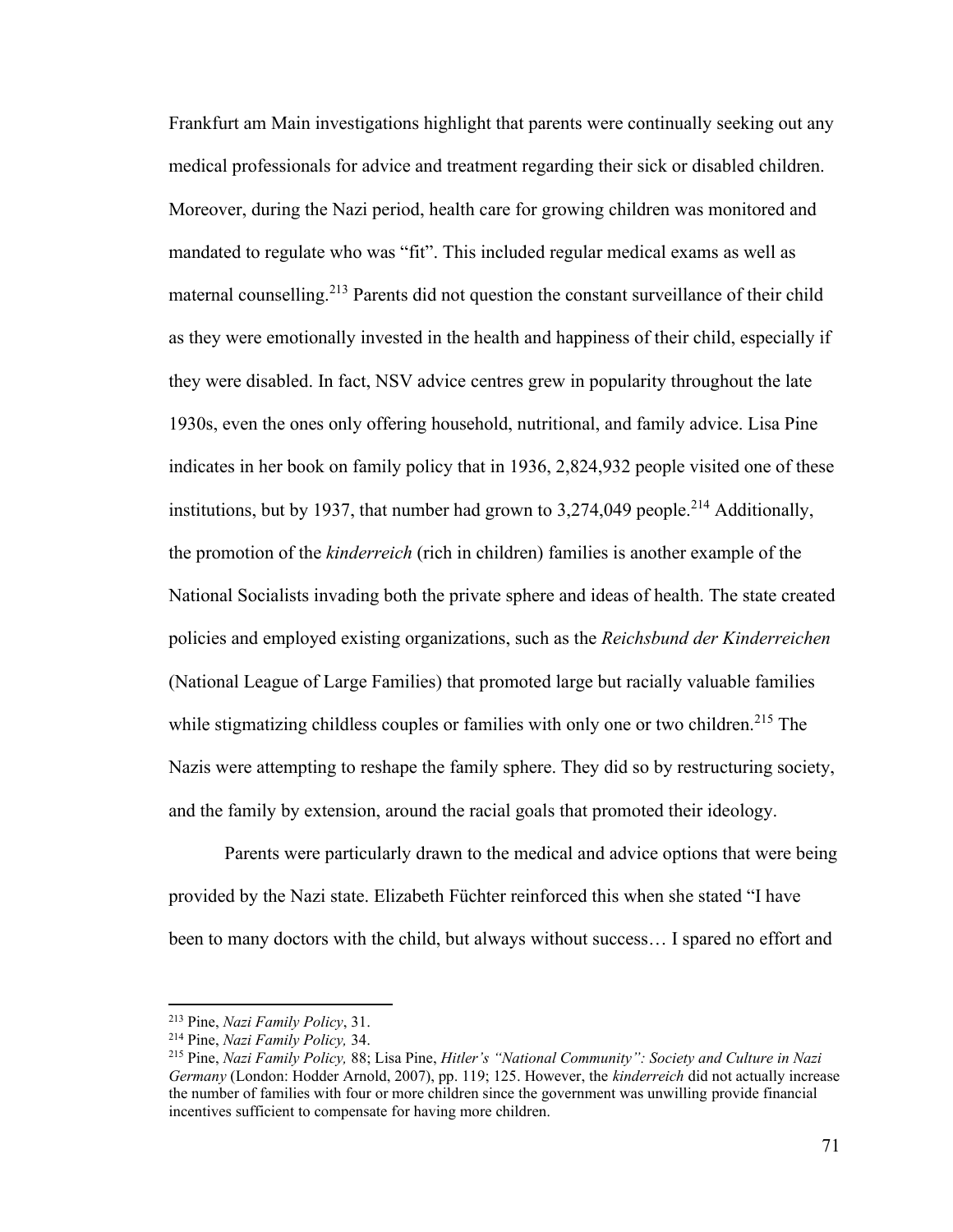Frankfurt am Main investigations highlight that parents were continually seeking out any medical professionals for advice and treatment regarding their sick or disabled children. Moreover, during the Nazi period, health care for growing children was monitored and mandated to regulate who was "fit". This included regular medical exams as well as maternal counselling.[213] Parents did not question the constant surveillance of their child as they were emotionally invested in the health and happiness of their child, especially if they were disabled. In fact, NSV advice centres grew in popularity throughout the late 1930s, even the ones only offering household, nutritional, and family advice. Lisa Pine indicates in her book on family policy that in 1936, 2,824,932 people visited one of these institutions, but by 1937, that number had grown to 3,274,049 people.[214] Additionally, the promotion of the *kinderreich* (rich in children) families is another example of the National Socialists invading both the private sphere and ideas of health. The state created policies and employed existing organizations, such as the *Reichsbund der Kinderreichen* (National League of Large Families) that promoted large but racially valuable families while stigmatizing childless couples or families with only one or two children.[215] The Nazis were attempting to reshape the family sphere. They did so by restructuring society, and the family by extension, around the racial goals that promoted their ideology.

Parents were particularly drawn to the medical and advice options that were being provided by the Nazi state. Elizabeth Füchter reinforced this when she stated "I have been to many doctors with the child, but always without success… I spared no effort and

---

[213] Pine, *Nazi Family Policy*, 31.

[214] Pine, *Nazi Family Policy,* 34.

[215] Pine, *Nazi Family Policy,* 88; Lisa Pine, *Hitler's "National Community": Society and Culture in Nazi Germany* (London: Hodder Arnold, 2007), pp. 119; 125. However, the *kinderreich* did not actually increase the number of families with four or more children since the government was unwilling provide financial incentives sufficient to compensate for having more children.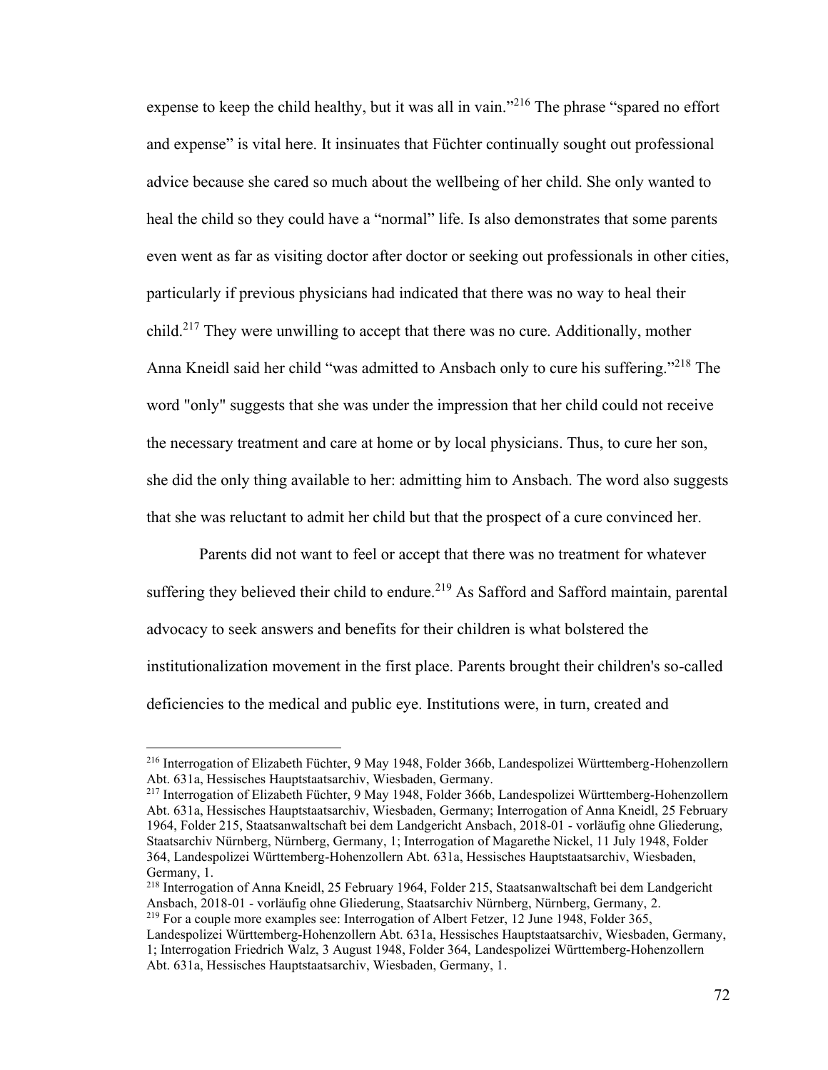expense to keep the child healthy, but it was all in vain."[216] The phrase "spared no effort and expense" is vital here. It insinuates that Füchter continually sought out professional advice because she cared so much about the wellbeing of her child. She only wanted to heal the child so they could have a "normal" life. Is also demonstrates that some parents even went as far as visiting doctor after doctor or seeking out professionals in other cities, particularly if previous physicians had indicated that there was no way to heal their child.[217] They were unwilling to accept that there was no cure. Additionally, mother Anna Kneidl said her child "was admitted to Ansbach only to cure his suffering."[218] The word "only" suggests that she was under the impression that her child could not receive the necessary treatment and care at home or by local physicians. Thus, to cure her son, she did the only thing available to her: admitting him to Ansbach. The word also suggests that she was reluctant to admit her child but that the prospect of a cure convinced her.

Parents did not want to feel or accept that there was no treatment for whatever suffering they believed their child to endure.[219] As Safford and Safford maintain, parental advocacy to seek answers and benefits for their children is what bolstered the institutionalization movement in the first place. Parents brought their children's so-called deficiencies to the medical and public eye. Institutions were, in turn, created and

---

[216] Interrogation of Elizabeth Füchter, 9 May 1948, Folder 366b, Landespolizei Württemberg-Hohenzollern Abt. 631a, Hessisches Hauptstaatsarchiv, Wiesbaden, Germany.

[217] Interrogation of Elizabeth Füchter, 9 May 1948, Folder 366b, Landespolizei Württemberg-Hohenzollern Abt. 631a, Hessisches Hauptstaatsarchiv, Wiesbaden, Germany; Interrogation of Anna Kneidl, 25 February 1964, Folder 215, Staatsanwaltschaft bei dem Landgericht Ansbach, 2018-01 - vorläufig ohne Gliederung, Staatsarchiv Nürnberg, Nürnberg, Germany, 1; Interrogation of Magarethe Nickel, 11 July 1948, Folder 364, Landespolizei Württemberg-Hohenzollern Abt. 631a, Hessisches Hauptstaatsarchiv, Wiesbaden, Germany, 1.

[218] Interrogation of Anna Kneidl, 25 February 1964, Folder 215, Staatsanwaltschaft bei dem Landgericht Ansbach, 2018-01 - vorläufig ohne Gliederung, Staatsarchiv Nürnberg, Nürnberg, Germany, 2.

[219] For a couple more examples see: Interrogation of Albert Fetzer, 12 June 1948, Folder 365, Landespolizei Württemberg-Hohenzollern Abt. 631a, Hessisches Hauptstaatsarchiv, Wiesbaden, Germany, 1; Interrogation Friedrich Walz, 3 August 1948, Folder 364, Landespolizei Württemberg-Hohenzollern Abt. 631a, Hessisches Hauptstaatsarchiv, Wiesbaden, Germany, 1.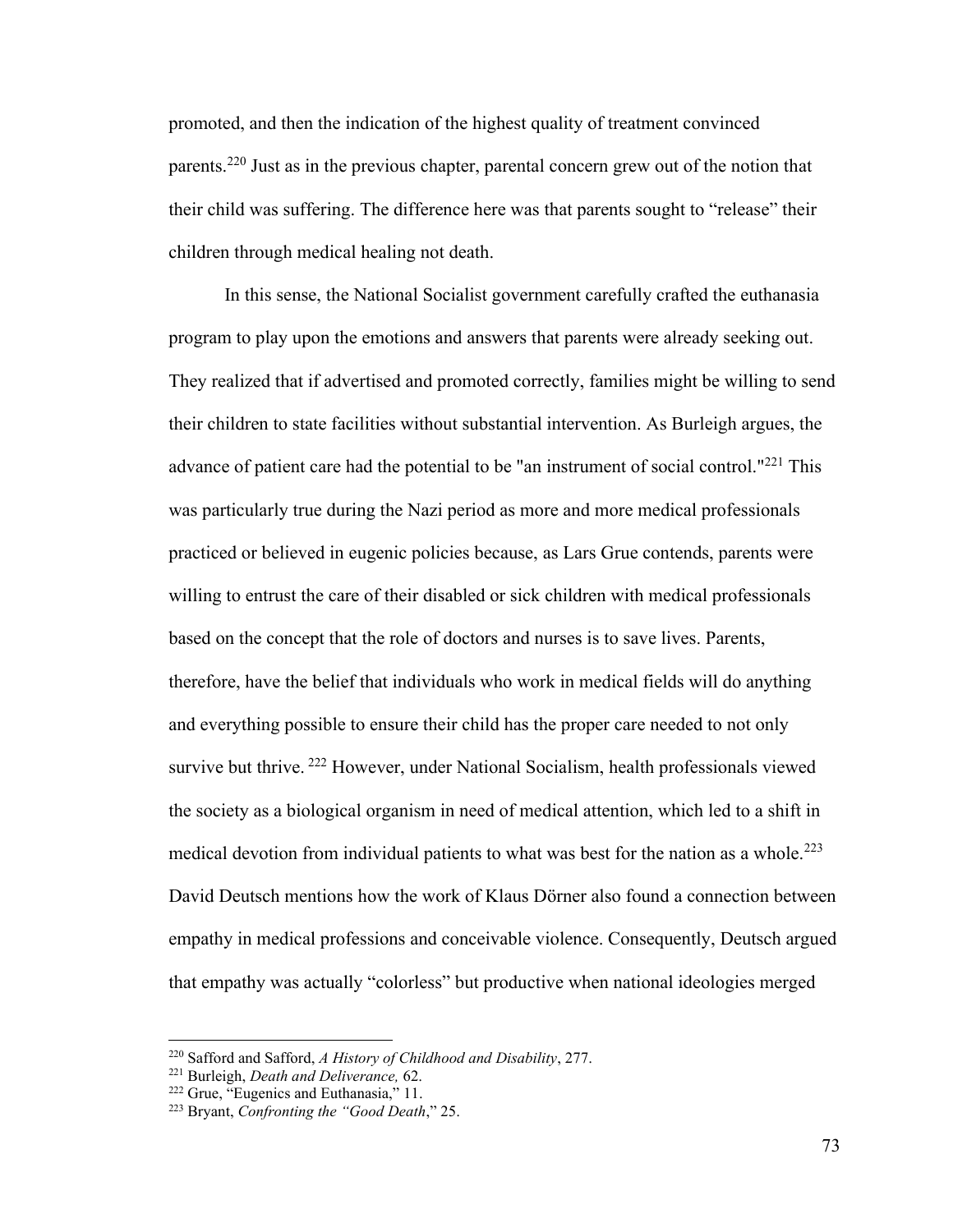promoted, and then the indication of the highest quality of treatment convinced parents.[220] Just as in the previous chapter, parental concern grew out of the notion that their child was suffering. The difference here was that parents sought to "release" their children through medical healing not death.

In this sense, the National Socialist government carefully crafted the euthanasia program to play upon the emotions and answers that parents were already seeking out. They realized that if advertised and promoted correctly, families might be willing to send their children to state facilities without substantial intervention. As Burleigh argues, the advance of patient care had the potential to be "an instrument of social control."[221] This was particularly true during the Nazi period as more and more medical professionals practiced or believed in eugenic policies because, as Lars Grue contends, parents were willing to entrust the care of their disabled or sick children with medical professionals based on the concept that the role of doctors and nurses is to save lives. Parents, therefore, have the belief that individuals who work in medical fields will do anything and everything possible to ensure their child has the proper care needed to not only survive but thrive. [222] However, under National Socialism, health professionals viewed the society as a biological organism in need of medical attention, which led to a shift in medical devotion from individual patients to what was best for the nation as a whole.[223] David Deutsch mentions how the work of Klaus Dörner also found a connection between empathy in medical professions and conceivable violence. Consequently, Deutsch argued that empathy was actually "colorless" but productive when national ideologies merged

---

[220] Safford and Safford, *A History of Childhood and Disability*, 277.
[221] Burleigh, *Death and Deliverance,* 62.
[222] Grue, "Eugenics and Euthanasia," 11.
[223] Bryant, *Confronting the "Good Death*," 25.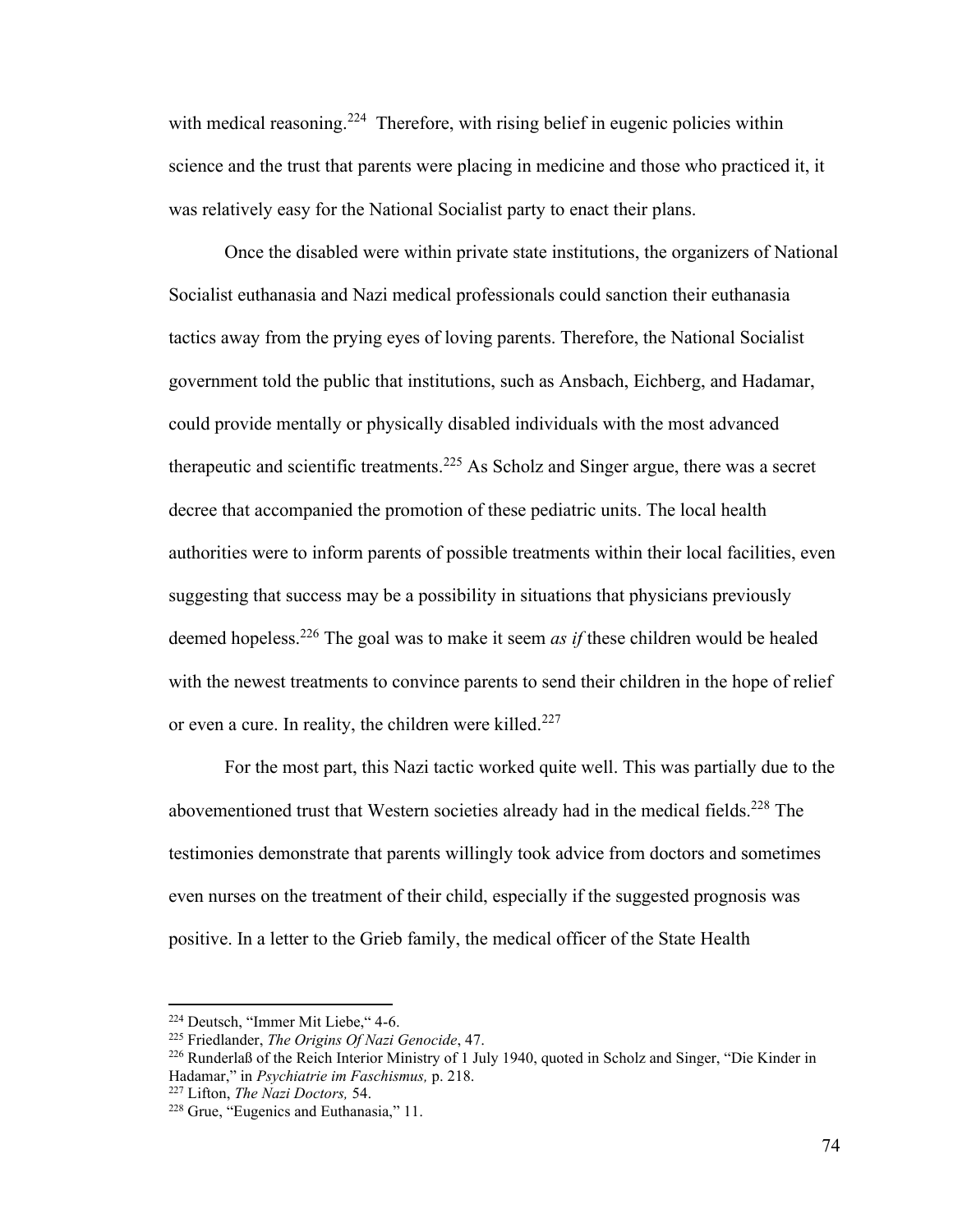with medical reasoning.[224] Therefore, with rising belief in eugenic policies within science and the trust that parents were placing in medicine and those who practiced it, it was relatively easy for the National Socialist party to enact their plans.

Once the disabled were within private state institutions, the organizers of National Socialist euthanasia and Nazi medical professionals could sanction their euthanasia tactics away from the prying eyes of loving parents. Therefore, the National Socialist government told the public that institutions, such as Ansbach, Eichberg, and Hadamar, could provide mentally or physically disabled individuals with the most advanced therapeutic and scientific treatments.[225] As Scholz and Singer argue, there was a secret decree that accompanied the promotion of these pediatric units. The local health authorities were to inform parents of possible treatments within their local facilities, even suggesting that success may be a possibility in situations that physicians previously deemed hopeless.[226] The goal was to make it seem *as if* these children would be healed with the newest treatments to convince parents to send their children in the hope of relief or even a cure. In reality, the children were killed.[227]

For the most part, this Nazi tactic worked quite well. This was partially due to the abovementioned trust that Western societies already had in the medical fields.[228] The testimonies demonstrate that parents willingly took advice from doctors and sometimes even nurses on the treatment of their child, especially if the suggested prognosis was positive. In a letter to the Grieb family, the medical officer of the State Health

---

[224] Deutsch, "Immer Mit Liebe," 4-6.

[225] Friedlander, *The Origins Of Nazi Genocide*, 47.

[226] Runderlaß of the Reich Interior Ministry of 1 July 1940, quoted in Scholz and Singer, "Die Kinder in Hadamar," in *Psychiatrie im Faschismus,* p. 218.

[227] Lifton, *The Nazi Doctors,* 54.

[228] Grue, "Eugenics and Euthanasia," 11.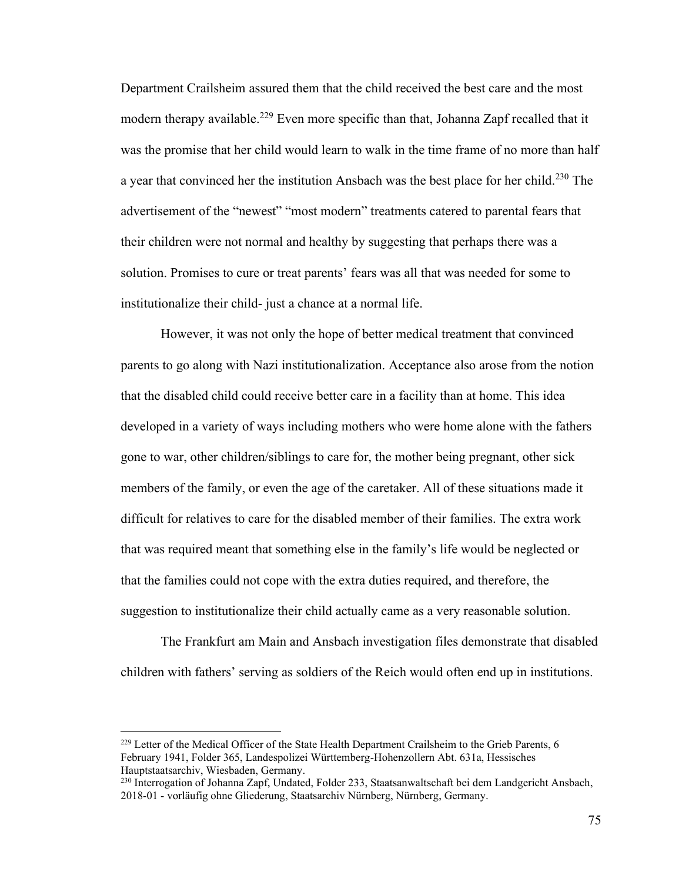Department Crailsheim assured them that the child received the best care and the most modern therapy available.[229] Even more specific than that, Johanna Zapf recalled that it was the promise that her child would learn to walk in the time frame of no more than half a year that convinced her the institution Ansbach was the best place for her child.[230] The advertisement of the "newest" "most modern" treatments catered to parental fears that their children were not normal and healthy by suggesting that perhaps there was a solution. Promises to cure or treat parents' fears was all that was needed for some to institutionalize their child- just a chance at a normal life.

However, it was not only the hope of better medical treatment that convinced parents to go along with Nazi institutionalization. Acceptance also arose from the notion that the disabled child could receive better care in a facility than at home. This idea developed in a variety of ways including mothers who were home alone with the fathers gone to war, other children/siblings to care for, the mother being pregnant, other sick members of the family, or even the age of the caretaker. All of these situations made it difficult for relatives to care for the disabled member of their families. The extra work that was required meant that something else in the family's life would be neglected or that the families could not cope with the extra duties required, and therefore, the suggestion to institutionalize their child actually came as a very reasonable solution.

The Frankfurt am Main and Ansbach investigation files demonstrate that disabled children with fathers' serving as soldiers of the Reich would often end up in institutions.

---

[229] Letter of the Medical Officer of the State Health Department Crailsheim to the Grieb Parents, 6 February 1941, Folder 365, Landespolizei Württemberg-Hohenzollern Abt. 631a, Hessisches Hauptstaatsarchiv, Wiesbaden, Germany.

[230] Interrogation of Johanna Zapf, Undated, Folder 233, Staatsanwaltschaft bei dem Landgericht Ansbach, 2018-01 - vorläufig ohne Gliederung, Staatsarchiv Nürnberg, Nürnberg, Germany.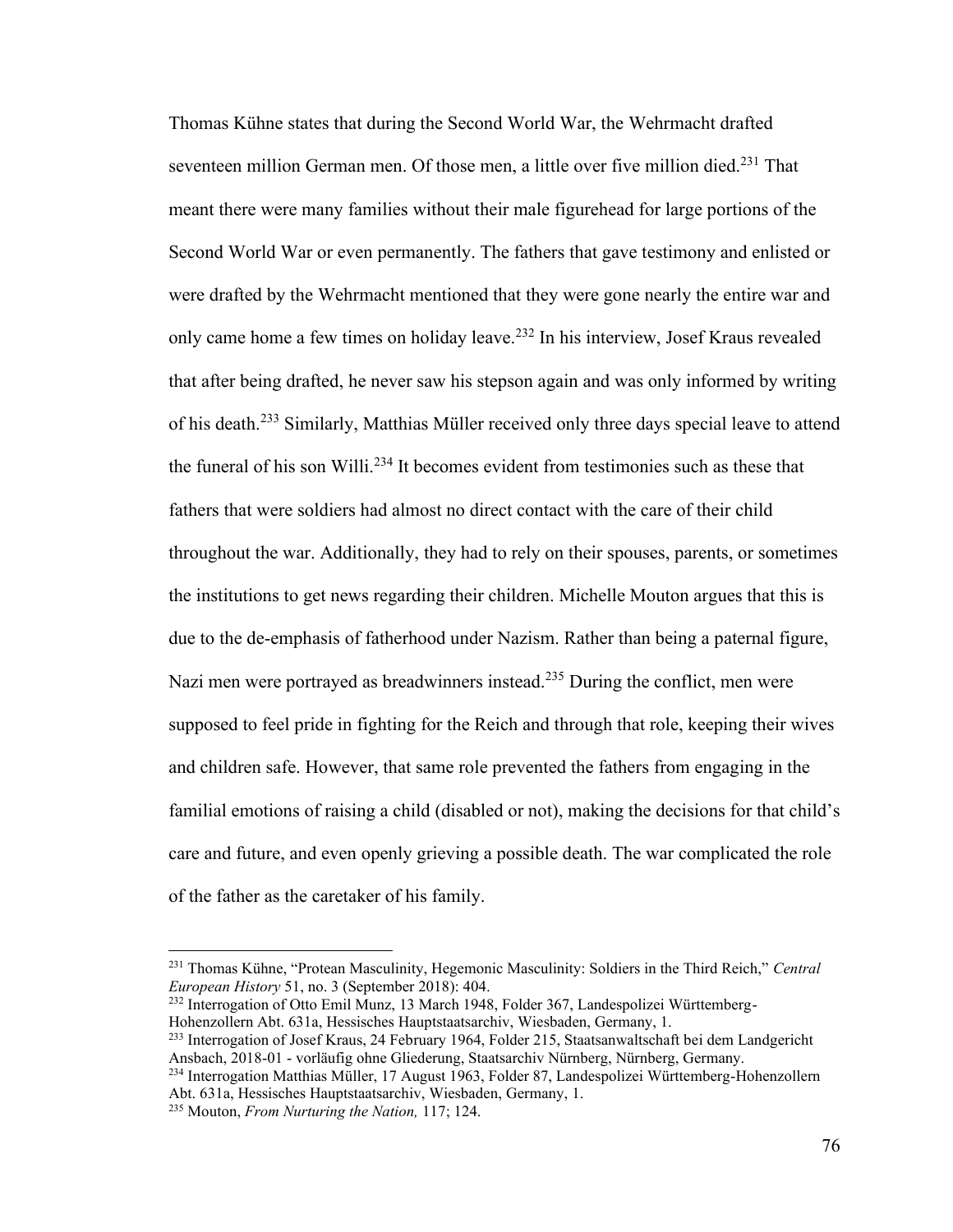Thomas Kühne states that during the Second World War, the Wehrmacht drafted seventeen million German men. Of those men, a little over five million died.[231] That meant there were many families without their male figurehead for large portions of the Second World War or even permanently. The fathers that gave testimony and enlisted or were drafted by the Wehrmacht mentioned that they were gone nearly the entire war and only came home a few times on holiday leave.[232] In his interview, Josef Kraus revealed that after being drafted, he never saw his stepson again and was only informed by writing of his death.[233] Similarly, Matthias Müller received only three days special leave to attend the funeral of his son Willi.[234] It becomes evident from testimonies such as these that fathers that were soldiers had almost no direct contact with the care of their child throughout the war. Additionally, they had to rely on their spouses, parents, or sometimes the institutions to get news regarding their children. Michelle Mouton argues that this is due to the de-emphasis of fatherhood under Nazism. Rather than being a paternal figure, Nazi men were portrayed as breadwinners instead.[235] During the conflict, men were supposed to feel pride in fighting for the Reich and through that role, keeping their wives and children safe. However, that same role prevented the fathers from engaging in the familial emotions of raising a child (disabled or not), making the decisions for that child's care and future, and even openly grieving a possible death. The war complicated the role of the father as the caretaker of his family.

---

[231] Thomas Kühne, "Protean Masculinity, Hegemonic Masculinity: Soldiers in the Third Reich," *Central European History* 51, no. 3 (September 2018): 404.

[232] Interrogation of Otto Emil Munz, 13 March 1948, Folder 367, Landespolizei Württemberg-Hohenzollern Abt. 631a, Hessisches Hauptstaatsarchiv, Wiesbaden, Germany, 1.

[233] Interrogation of Josef Kraus, 24 February 1964, Folder 215, Staatsanwaltschaft bei dem Landgericht Ansbach, 2018-01 - vorläufig ohne Gliederung, Staatsarchiv Nürnberg, Nürnberg, Germany.

[234] Interrogation Matthias Müller, 17 August 1963, Folder 87, Landespolizei Württemberg-Hohenzollern Abt. 631a, Hessisches Hauptstaatsarchiv, Wiesbaden, Germany, 1.

[235] Mouton, *From Nurturing the Nation,* 117; 124.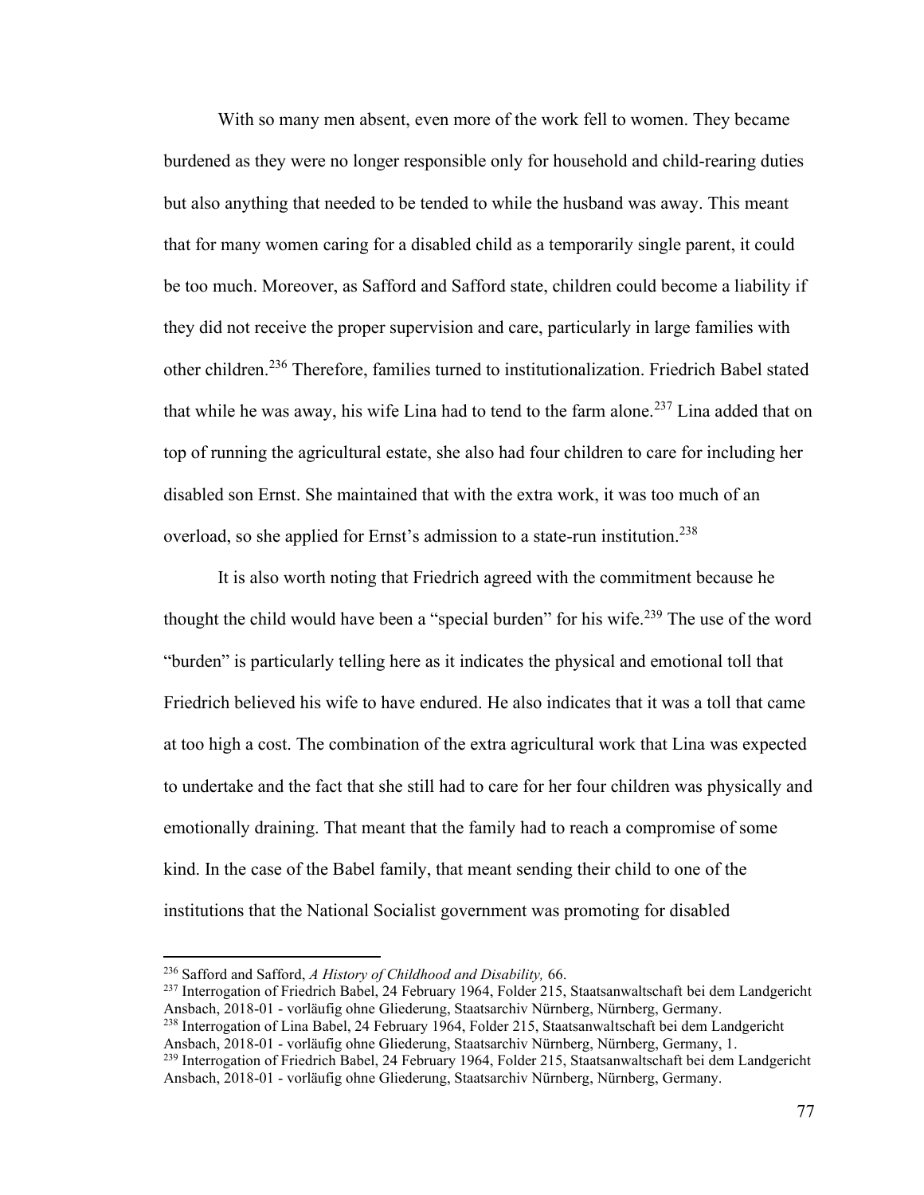With so many men absent, even more of the work fell to women. They became burdened as they were no longer responsible only for household and child-rearing duties but also anything that needed to be tended to while the husband was away. This meant that for many women caring for a disabled child as a temporarily single parent, it could be too much. Moreover, as Safford and Safford state, children could become a liability if they did not receive the proper supervision and care, particularly in large families with other children.[236] Therefore, families turned to institutionalization. Friedrich Babel stated that while he was away, his wife Lina had to tend to the farm alone.[237] Lina added that on top of running the agricultural estate, she also had four children to care for including her disabled son Ernst. She maintained that with the extra work, it was too much of an overload, so she applied for Ernst's admission to a state-run institution.[238]

It is also worth noting that Friedrich agreed with the commitment because he thought the child would have been a "special burden" for his wife.[239] The use of the word "burden" is particularly telling here as it indicates the physical and emotional toll that Friedrich believed his wife to have endured. He also indicates that it was a toll that came at too high a cost. The combination of the extra agricultural work that Lina was expected to undertake and the fact that she still had to care for her four children was physically and emotionally draining. That meant that the family had to reach a compromise of some kind. In the case of the Babel family, that meant sending their child to one of the institutions that the National Socialist government was promoting for disabled

---

[236] Safford and Safford, *A History of Childhood and Disability,* 66.

[237] Interrogation of Friedrich Babel, 24 February 1964, Folder 215, Staatsanwaltschaft bei dem Landgericht Ansbach, 2018-01 - vorläufig ohne Gliederung, Staatsarchiv Nürnberg, Nürnberg, Germany.

[238] Interrogation of Lina Babel, 24 February 1964, Folder 215, Staatsanwaltschaft bei dem Landgericht Ansbach, 2018-01 - vorläufig ohne Gliederung, Staatsarchiv Nürnberg, Nürnberg, Germany, 1.

[239] Interrogation of Friedrich Babel, 24 February 1964, Folder 215, Staatsanwaltschaft bei dem Landgericht Ansbach, 2018-01 - vorläufig ohne Gliederung, Staatsarchiv Nürnberg, Nürnberg, Germany.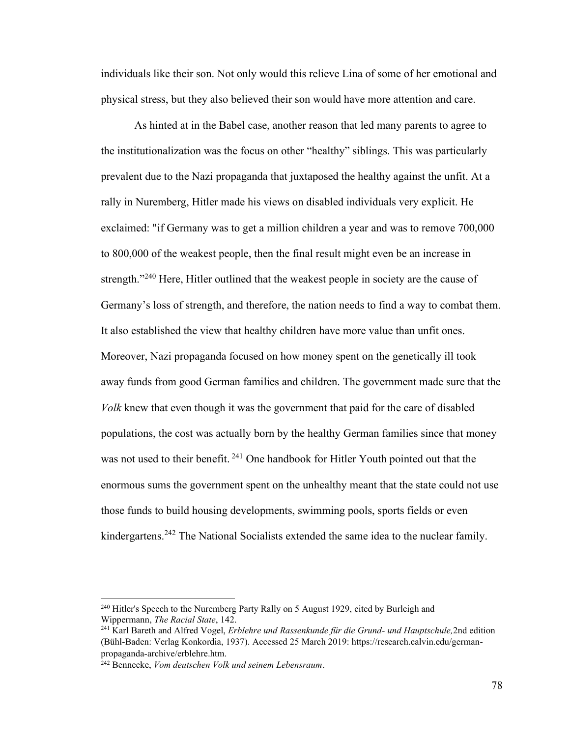individuals like their son. Not only would this relieve Lina of some of her emotional and physical stress, but they also believed their son would have more attention and care.

As hinted at in the Babel case, another reason that led many parents to agree to the institutionalization was the focus on other "healthy" siblings. This was particularly prevalent due to the Nazi propaganda that juxtaposed the healthy against the unfit. At a rally in Nuremberg, Hitler made his views on disabled individuals very explicit. He exclaimed: "if Germany was to get a million children a year and was to remove 700,000 to 800,000 of the weakest people, then the final result might even be an increase in strength."[240] Here, Hitler outlined that the weakest people in society are the cause of Germany's loss of strength, and therefore, the nation needs to find a way to combat them. It also established the view that healthy children have more value than unfit ones. Moreover, Nazi propaganda focused on how money spent on the genetically ill took away funds from good German families and children. The government made sure that the *Volk* knew that even though it was the government that paid for the care of disabled populations, the cost was actually born by the healthy German families since that money was not used to their benefit. [241] One handbook for Hitler Youth pointed out that the enormous sums the government spent on the unhealthy meant that the state could not use those funds to build housing developments, swimming pools, sports fields or even kindergartens.[242] The National Socialists extended the same idea to the nuclear family.

---

[240] Hitler's Speech to the Nuremberg Party Rally on 5 August 1929, cited by Burleigh and Wippermann, *The Racial State*, 142.

[241] Karl Bareth and Alfred Vogel, *Erblehre und Rassenkunde für die Grund- und Hauptschule,* 2nd edition (Bühl-Baden: Verlag Konkordia, 1937). Accessed 25 March 2019: https://research.calvin.edu/german-propaganda-archive/erblehre.htm.

[242] Bennecke, *Vom deutschen Volk und seinem Lebensraum*.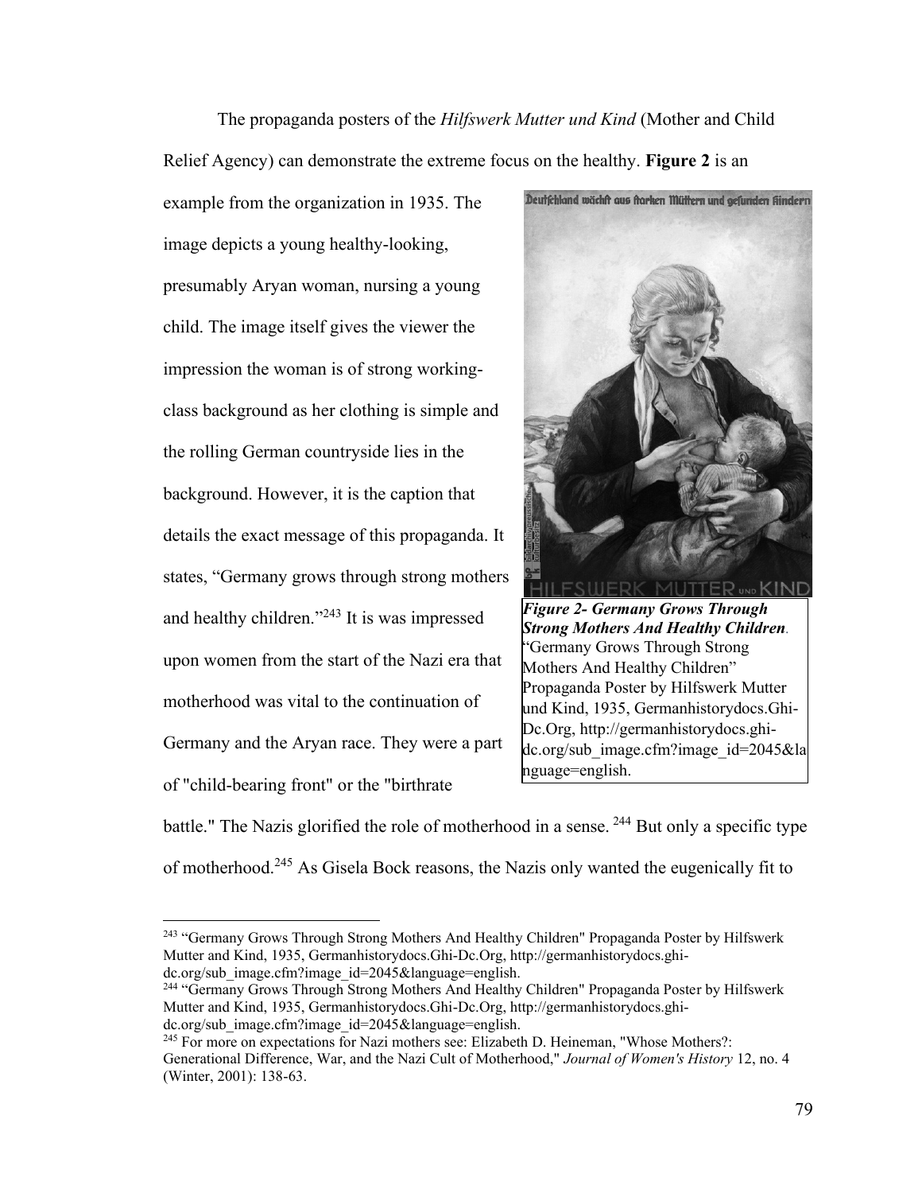The propaganda posters of the *Hilfswerk Mutter und Kind* (Mother and Child Relief Agency) can demonstrate the extreme focus on the healthy. **Figure 2** is an example from the organization in 1935. The image depicts a young healthy-looking, presumably Aryan woman, nursing a young child. The image itself gives the viewer the impression the woman is of strong working-class background as her clothing is simple and the rolling German countryside lies in the background. However, it is the caption that details the exact message of this propaganda. It states, "Germany grows through strong mothers and healthy children."[243] It is was impressed upon women from the start of the Nazi era that motherhood was vital to the continuation of Germany and the Aryan race. They were a part of "child-bearing front" or the "birthrate battle." The Nazis glorified the role of motherhood in a sense. [244] But only a specific type of motherhood.[245] As Gisela Bock reasons, the Nazis only wanted the eugenically fit to

***Figure 2- Germany Grows Through Strong Mothers And Healthy Children**.* "Germany Grows Through Strong Mothers And Healthy Children" Propaganda Poster by Hilfswerk Mutter und Kind, 1935, Germanhistorydocs.Ghi-Dc.Org, http://germanhistorydocs.ghi-dc.org/sub_image.cfm?image_id=2045&language=english.

---

[243] "Germany Grows Through Strong Mothers And Healthy Children" Propaganda Poster by Hilfswerk Mutter and Kind, 1935, Germanhistorydocs.Ghi-Dc.Org, http://germanhistorydocs.ghi-dc.org/sub_image.cfm?image_id=2045&language=english.

[244] "Germany Grows Through Strong Mothers And Healthy Children" Propaganda Poster by Hilfswerk Mutter and Kind, 1935, Germanhistorydocs.Ghi-Dc.Org, http://germanhistorydocs.ghi-dc.org/sub_image.cfm?image_id=2045&language=english.

[245] For more on expectations for Nazi mothers see: Elizabeth D. Heineman, "Whose Mothers?: Generational Difference, War, and the Nazi Cult of Motherhood," *Journal of Women's History* 12, no. 4 (Winter, 2001): 138-63.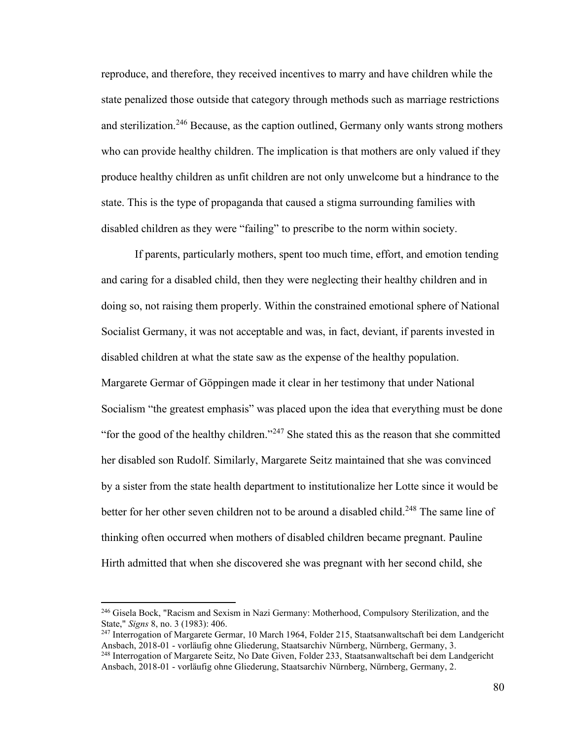reproduce, and therefore, they received incentives to marry and have children while the state penalized those outside that category through methods such as marriage restrictions and sterilization.[246] Because, as the caption outlined, Germany only wants strong mothers who can provide healthy children. The implication is that mothers are only valued if they produce healthy children as unfit children are not only unwelcome but a hindrance to the state. This is the type of propaganda that caused a stigma surrounding families with disabled children as they were "failing" to prescribe to the norm within society.

If parents, particularly mothers, spent too much time, effort, and emotion tending and caring for a disabled child, then they were neglecting their healthy children and in doing so, not raising them properly. Within the constrained emotional sphere of National Socialist Germany, it was not acceptable and was, in fact, deviant, if parents invested in disabled children at what the state saw as the expense of the healthy population. Margarete Germar of Göppingen made it clear in her testimony that under National Socialism "the greatest emphasis" was placed upon the idea that everything must be done "for the good of the healthy children."[247] She stated this as the reason that she committed her disabled son Rudolf. Similarly, Margarete Seitz maintained that she was convinced by a sister from the state health department to institutionalize her Lotte since it would be better for her other seven children not to be around a disabled child.[248] The same line of thinking often occurred when mothers of disabled children became pregnant. Pauline Hirth admitted that when she discovered she was pregnant with her second child, she

---

[246] Gisela Bock, "Racism and Sexism in Nazi Germany: Motherhood, Compulsory Sterilization, and the State," *Signs* 8, no. 3 (1983): 406.

[247] Interrogation of Margarete Germar, 10 March 1964, Folder 215, Staatsanwaltschaft bei dem Landgericht Ansbach, 2018-01 - vorläufig ohne Gliederung, Staatsarchiv Nürnberg, Nürnberg, Germany, 3.

[248] Interrogation of Margarete Seitz, No Date Given, Folder 233, Staatsanwaltschaft bei dem Landgericht Ansbach, 2018-01 - vorläufig ohne Gliederung, Staatsarchiv Nürnberg, Nürnberg, Germany, 2.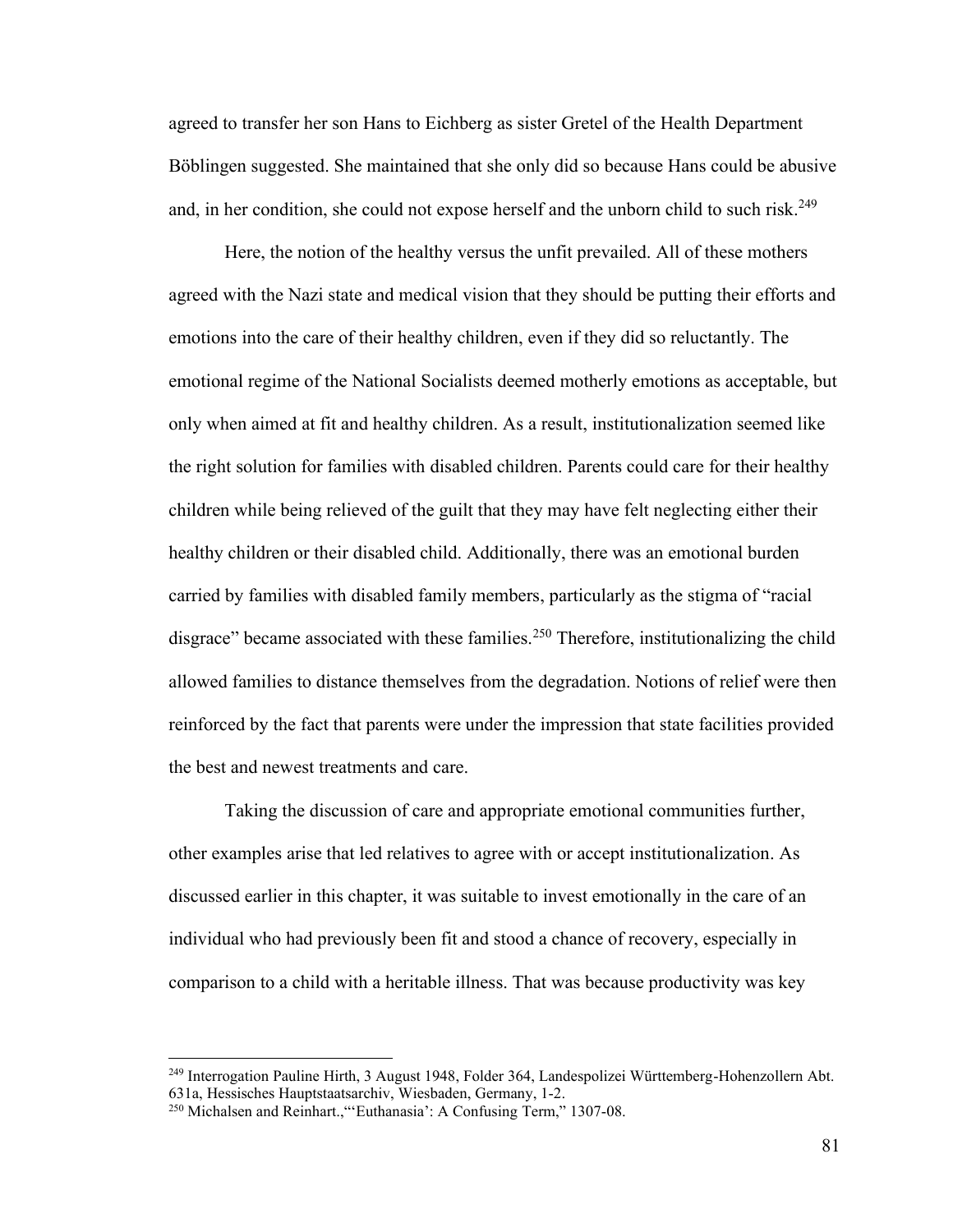agreed to transfer her son Hans to Eichberg as sister Gretel of the Health Department Böblingen suggested. She maintained that she only did so because Hans could be abusive and, in her condition, she could not expose herself and the unborn child to such risk.[249]

Here, the notion of the healthy versus the unfit prevailed. All of these mothers agreed with the Nazi state and medical vision that they should be putting their efforts and emotions into the care of their healthy children, even if they did so reluctantly. The emotional regime of the National Socialists deemed motherly emotions as acceptable, but only when aimed at fit and healthy children. As a result, institutionalization seemed like the right solution for families with disabled children. Parents could care for their healthy children while being relieved of the guilt that they may have felt neglecting either their healthy children or their disabled child. Additionally, there was an emotional burden carried by families with disabled family members, particularly as the stigma of "racial disgrace" became associated with these families.[250] Therefore, institutionalizing the child allowed families to distance themselves from the degradation. Notions of relief were then reinforced by the fact that parents were under the impression that state facilities provided the best and newest treatments and care.

Taking the discussion of care and appropriate emotional communities further, other examples arise that led relatives to agree with or accept institutionalization. As discussed earlier in this chapter, it was suitable to invest emotionally in the care of an individual who had previously been fit and stood a chance of recovery, especially in comparison to a child with a heritable illness. That was because productivity was key

---

[249] Interrogation Pauline Hirth, 3 August 1948, Folder 364, Landespolizei Württemberg-Hohenzollern Abt. 631a, Hessisches Hauptstaatsarchiv, Wiesbaden, Germany, 1-2.

[250] Michalsen and Reinhart.,"'Euthanasia': A Confusing Term," 1307-08.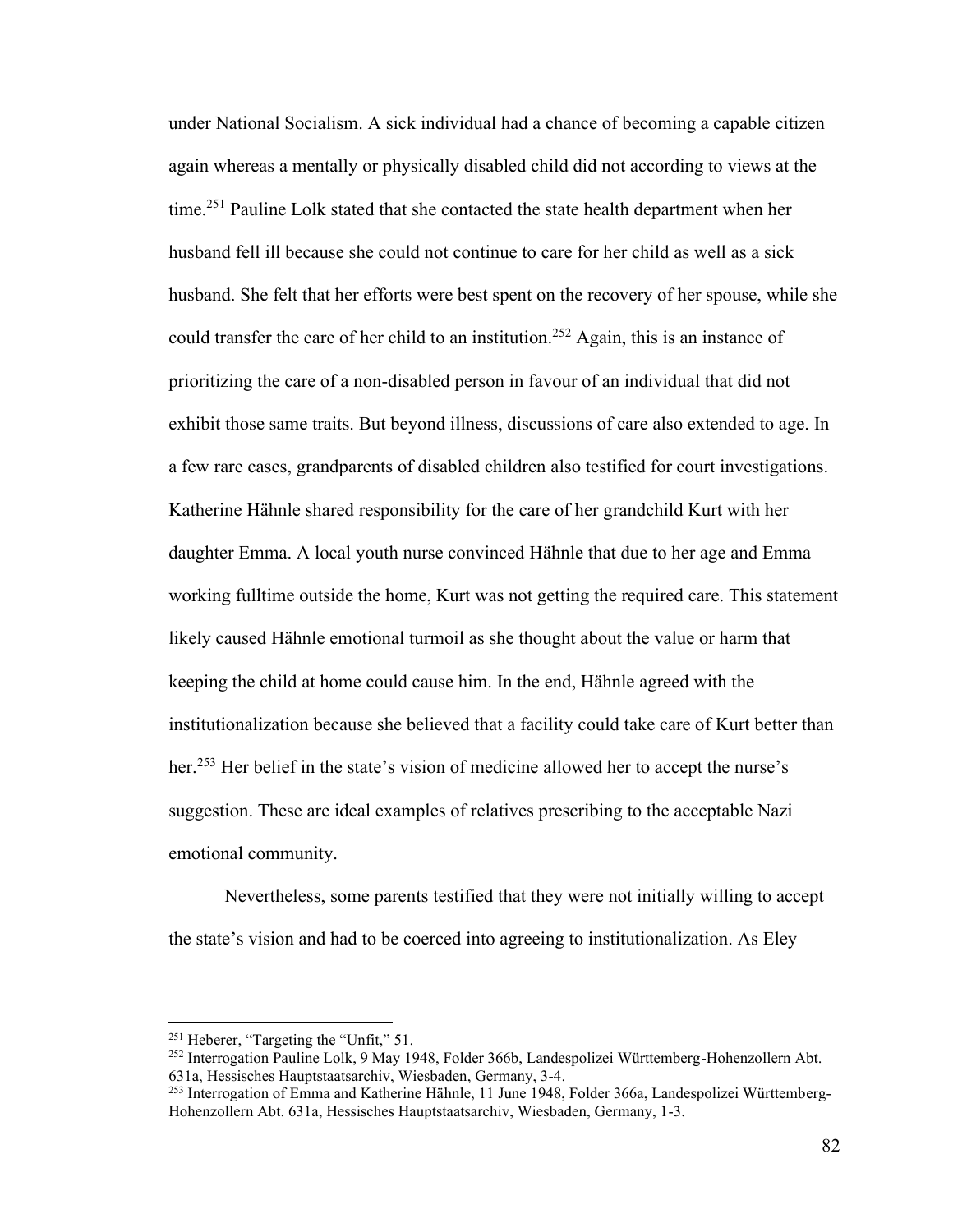under National Socialism. A sick individual had a chance of becoming a capable citizen again whereas a mentally or physically disabled child did not according to views at the time.[251] Pauline Lolk stated that she contacted the state health department when her husband fell ill because she could not continue to care for her child as well as a sick husband. She felt that her efforts were best spent on the recovery of her spouse, while she could transfer the care of her child to an institution.[252] Again, this is an instance of prioritizing the care of a non-disabled person in favour of an individual that did not exhibit those same traits. But beyond illness, discussions of care also extended to age. In a few rare cases, grandparents of disabled children also testified for court investigations. Katherine Hähnle shared responsibility for the care of her grandchild Kurt with her daughter Emma. A local youth nurse convinced Hähnle that due to her age and Emma working fulltime outside the home, Kurt was not getting the required care. This statement likely caused Hähnle emotional turmoil as she thought about the value or harm that keeping the child at home could cause him. In the end, Hähnle agreed with the institutionalization because she believed that a facility could take care of Kurt better than her.[253] Her belief in the state's vision of medicine allowed her to accept the nurse's suggestion. These are ideal examples of relatives prescribing to the acceptable Nazi emotional community.

Nevertheless, some parents testified that they were not initially willing to accept the state's vision and had to be coerced into agreeing to institutionalization. As Eley

---

[251] Heberer, "Targeting the "Unfit," 51.

[252] Interrogation Pauline Lolk, 9 May 1948, Folder 366b, Landespolizei Württemberg-Hohenzollern Abt. 631a, Hessisches Hauptstaatsarchiv, Wiesbaden, Germany, 3-4.

[253] Interrogation of Emma and Katherine Hähnle, 11 June 1948, Folder 366a, Landespolizei Württemberg-Hohenzollern Abt. 631a, Hessisches Hauptstaatsarchiv, Wiesbaden, Germany, 1-3.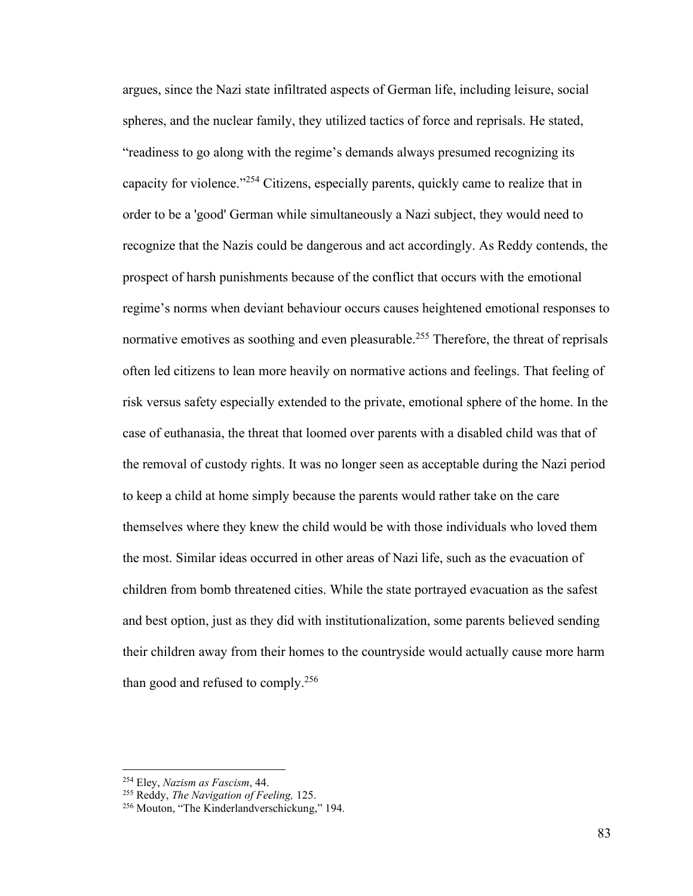argues, since the Nazi state infiltrated aspects of German life, including leisure, social spheres, and the nuclear family, they utilized tactics of force and reprisals. He stated, "readiness to go along with the regime's demands always presumed recognizing its capacity for violence."[254] Citizens, especially parents, quickly came to realize that in order to be a 'good' German while simultaneously a Nazi subject, they would need to recognize that the Nazis could be dangerous and act accordingly. As Reddy contends, the prospect of harsh punishments because of the conflict that occurs with the emotional regime's norms when deviant behaviour occurs causes heightened emotional responses to normative emotives as soothing and even pleasurable.[255] Therefore, the threat of reprisals often led citizens to lean more heavily on normative actions and feelings. That feeling of risk versus safety especially extended to the private, emotional sphere of the home. In the case of euthanasia, the threat that loomed over parents with a disabled child was that of the removal of custody rights. It was no longer seen as acceptable during the Nazi period to keep a child at home simply because the parents would rather take on the care themselves where they knew the child would be with those individuals who loved them the most. Similar ideas occurred in other areas of Nazi life, such as the evacuation of children from bomb threatened cities. While the state portrayed evacuation as the safest and best option, just as they did with institutionalization, some parents believed sending their children away from their homes to the countryside would actually cause more harm than good and refused to comply.[256]

---

[254] Eley, *Nazism as Fascism*, 44.

[255] Reddy, *The Navigation of Feeling,* 125.

[256] Mouton, "The Kinderlandverschickung," 194.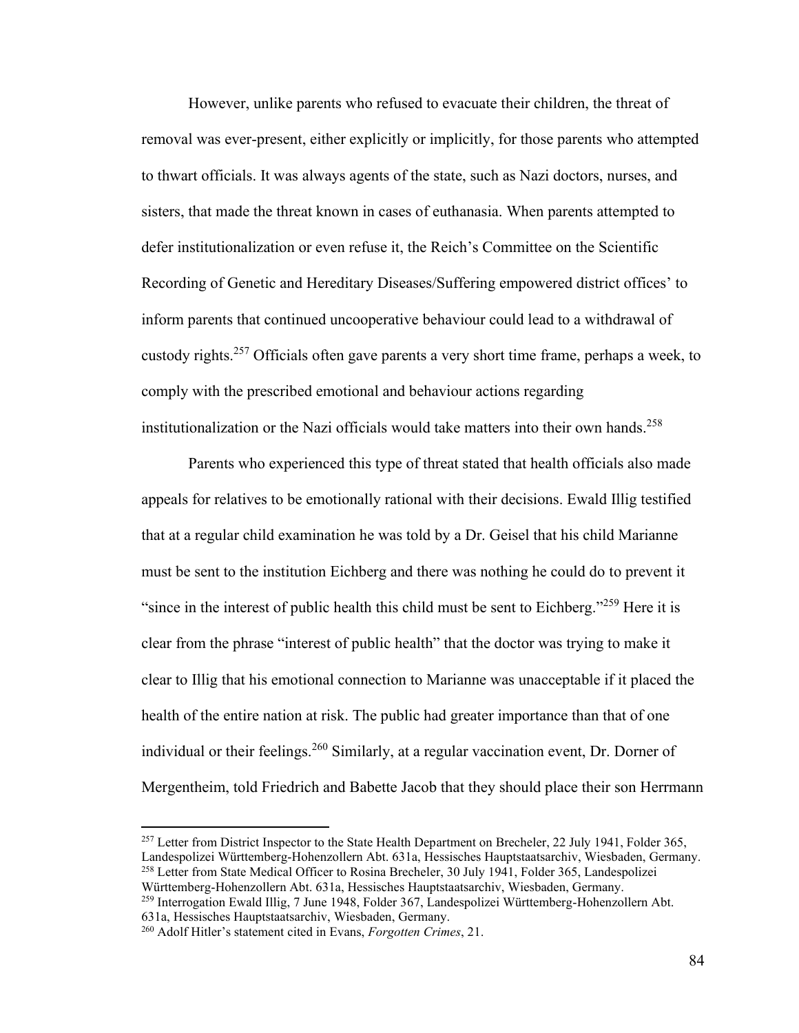However, unlike parents who refused to evacuate their children, the threat of removal was ever-present, either explicitly or implicitly, for those parents who attempted to thwart officials. It was always agents of the state, such as Nazi doctors, nurses, and sisters, that made the threat known in cases of euthanasia. When parents attempted to defer institutionalization or even refuse it, the Reich's Committee on the Scientific Recording of Genetic and Hereditary Diseases/Suffering empowered district offices' to inform parents that continued uncooperative behaviour could lead to a withdrawal of custody rights.[257] Officials often gave parents a very short time frame, perhaps a week, to comply with the prescribed emotional and behaviour actions regarding institutionalization or the Nazi officials would take matters into their own hands.[258]

Parents who experienced this type of threat stated that health officials also made appeals for relatives to be emotionally rational with their decisions. Ewald Illig testified that at a regular child examination he was told by a Dr. Geisel that his child Marianne must be sent to the institution Eichberg and there was nothing he could do to prevent it "since in the interest of public health this child must be sent to Eichberg."[259] Here it is clear from the phrase "interest of public health" that the doctor was trying to make it clear to Illig that his emotional connection to Marianne was unacceptable if it placed the health of the entire nation at risk. The public had greater importance than that of one individual or their feelings.[260] Similarly, at a regular vaccination event, Dr. Dorner of Mergentheim, told Friedrich and Babette Jacob that they should place their son Herrmann

---

[257] Letter from District Inspector to the State Health Department on Brecheler, 22 July 1941, Folder 365, Landespolizei Württemberg-Hohenzollern Abt. 631a, Hessisches Hauptstaatsarchiv, Wiesbaden, Germany.
[258] Letter from State Medical Officer to Rosina Brecheler, 30 July 1941, Folder 365, Landespolizei Württemberg-Hohenzollern Abt. 631a, Hessisches Hauptstaatsarchiv, Wiesbaden, Germany.
[259] Interrogation Ewald Illig, 7 June 1948, Folder 367, Landespolizei Württemberg-Hohenzollern Abt. 631a, Hessisches Hauptstaatsarchiv, Wiesbaden, Germany.
[260] Adolf Hitler's statement cited in Evans, *Forgotten Crimes*, 21.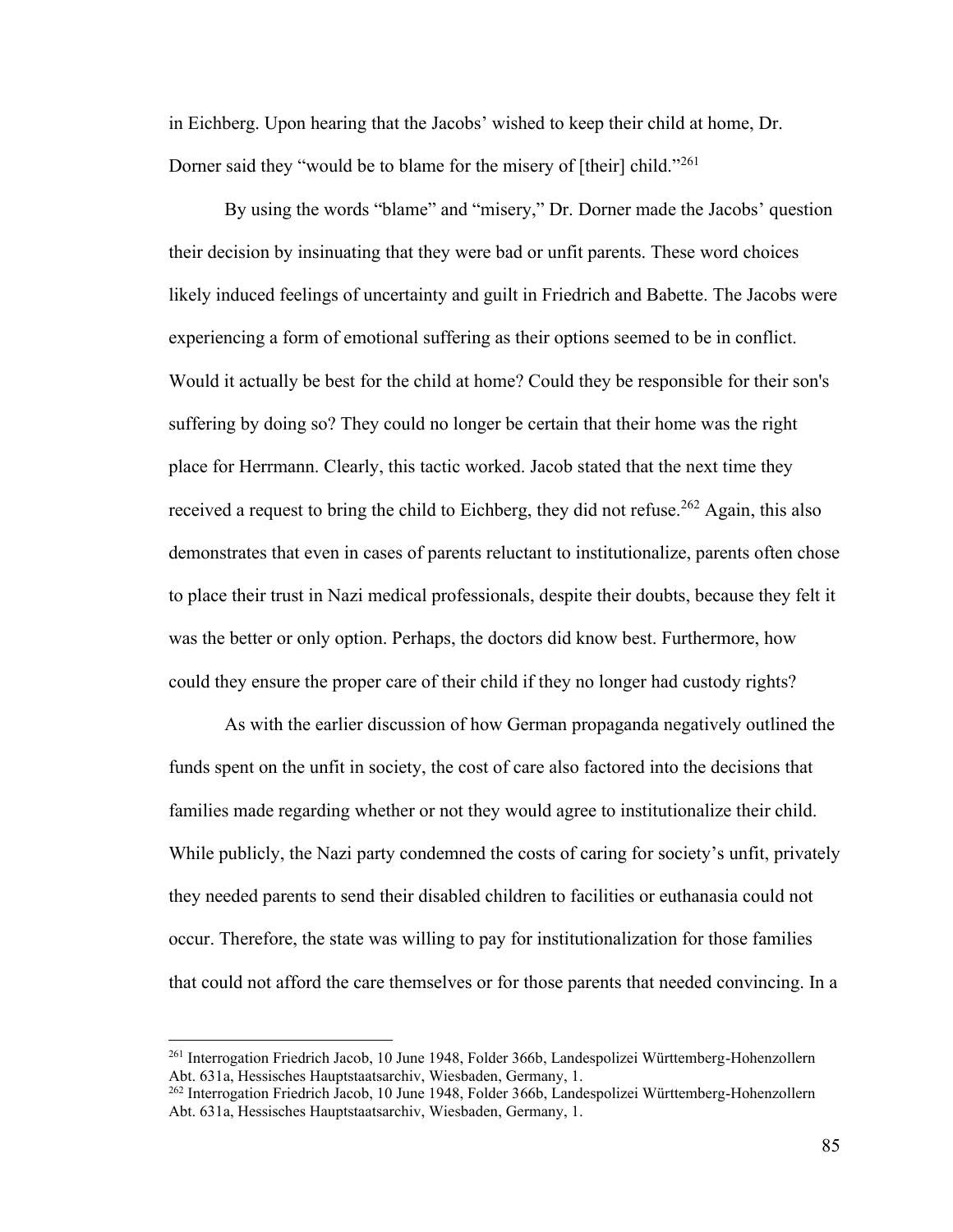in Eichberg. Upon hearing that the Jacobs' wished to keep their child at home, Dr. Dorner said they "would be to blame for the misery of [their] child."[261]

By using the words "blame" and "misery," Dr. Dorner made the Jacobs' question their decision by insinuating that they were bad or unfit parents. These word choices likely induced feelings of uncertainty and guilt in Friedrich and Babette. The Jacobs were experiencing a form of emotional suffering as their options seemed to be in conflict. Would it actually be best for the child at home? Could they be responsible for their son's suffering by doing so? They could no longer be certain that their home was the right place for Herrmann. Clearly, this tactic worked. Jacob stated that the next time they received a request to bring the child to Eichberg, they did not refuse.[262] Again, this also demonstrates that even in cases of parents reluctant to institutionalize, parents often chose to place their trust in Nazi medical professionals, despite their doubts, because they felt it was the better or only option. Perhaps, the doctors did know best. Furthermore, how could they ensure the proper care of their child if they no longer had custody rights?

As with the earlier discussion of how German propaganda negatively outlined the funds spent on the unfit in society, the cost of care also factored into the decisions that families made regarding whether or not they would agree to institutionalize their child. While publicly, the Nazi party condemned the costs of caring for society's unfit, privately they needed parents to send their disabled children to facilities or euthanasia could not occur. Therefore, the state was willing to pay for institutionalization for those families that could not afford the care themselves or for those parents that needed convincing. In a

[261] Interrogation Friedrich Jacob, 10 June 1948, Folder 366b, Landespolizei Württemberg-Hohenzollern Abt. 631a, Hessisches Hauptstaatsarchiv, Wiesbaden, Germany, 1.

[262] Interrogation Friedrich Jacob, 10 June 1948, Folder 366b, Landespolizei Württemberg-Hohenzollern Abt. 631a, Hessisches Hauptstaatsarchiv, Wiesbaden, Germany, 1.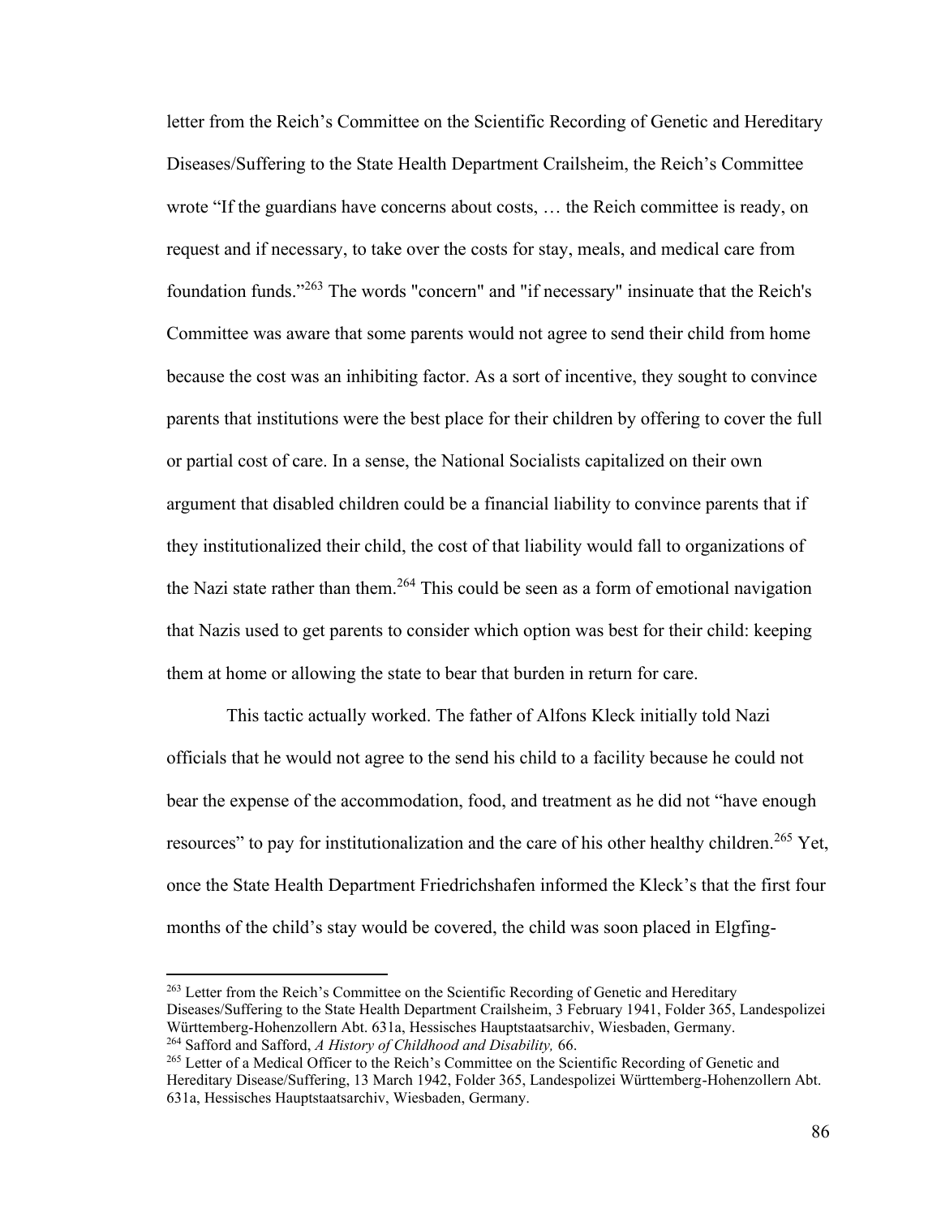letter from the Reich's Committee on the Scientific Recording of Genetic and Hereditary Diseases/Suffering to the State Health Department Crailsheim, the Reich's Committee wrote "If the guardians have concerns about costs, … the Reich committee is ready, on request and if necessary, to take over the costs for stay, meals, and medical care from foundation funds."[263] The words "concern" and "if necessary" insinuate that the Reich's Committee was aware that some parents would not agree to send their child from home because the cost was an inhibiting factor. As a sort of incentive, they sought to convince parents that institutions were the best place for their children by offering to cover the full or partial cost of care. In a sense, the National Socialists capitalized on their own argument that disabled children could be a financial liability to convince parents that if they institutionalized their child, the cost of that liability would fall to organizations of the Nazi state rather than them.[264] This could be seen as a form of emotional navigation that Nazis used to get parents to consider which option was best for their child: keeping them at home or allowing the state to bear that burden in return for care.

This tactic actually worked. The father of Alfons Kleck initially told Nazi officials that he would not agree to the send his child to a facility because he could not bear the expense of the accommodation, food, and treatment as he did not "have enough resources" to pay for institutionalization and the care of his other healthy children.[265] Yet, once the State Health Department Friedrichshafen informed the Kleck's that the first four months of the child's stay would be covered, the child was soon placed in Elgfing-

---

[263] Letter from the Reich's Committee on the Scientific Recording of Genetic and Hereditary Diseases/Suffering to the State Health Department Crailsheim, 3 February 1941, Folder 365, Landespolizei Württemberg-Hohenzollern Abt. 631a, Hessisches Hauptstaatsarchiv, Wiesbaden, Germany.

[264] Safford and Safford, *A History of Childhood and Disability,* 66.

[265] Letter of a Medical Officer to the Reich's Committee on the Scientific Recording of Genetic and Hereditary Disease/Suffering, 13 March 1942, Folder 365, Landespolizei Württemberg-Hohenzollern Abt. 631a, Hessisches Hauptstaatsarchiv, Wiesbaden, Germany.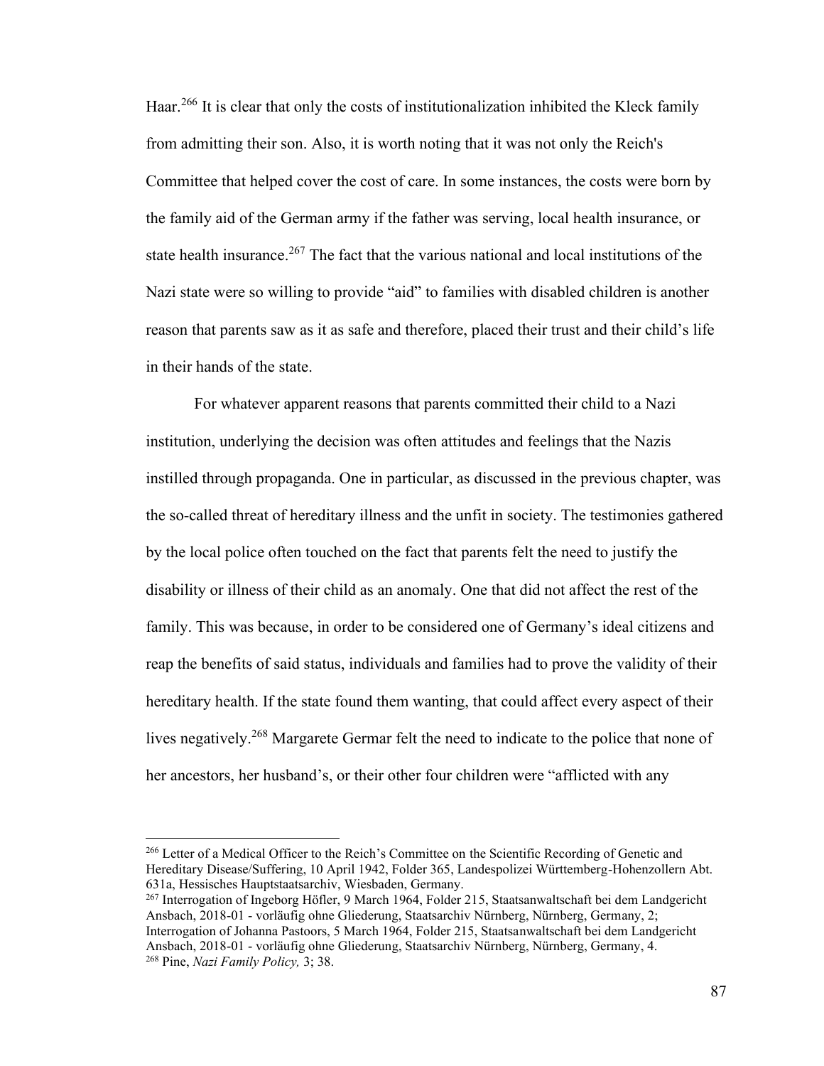Haar.[266] It is clear that only the costs of institutionalization inhibited the Kleck family from admitting their son. Also, it is worth noting that it was not only the Reich's Committee that helped cover the cost of care. In some instances, the costs were born by the family aid of the German army if the father was serving, local health insurance, or state health insurance.[267] The fact that the various national and local institutions of the Nazi state were so willing to provide "aid" to families with disabled children is another reason that parents saw as it as safe and therefore, placed their trust and their child's life in their hands of the state.

For whatever apparent reasons that parents committed their child to a Nazi institution, underlying the decision was often attitudes and feelings that the Nazis instilled through propaganda. One in particular, as discussed in the previous chapter, was the so-called threat of hereditary illness and the unfit in society. The testimonies gathered by the local police often touched on the fact that parents felt the need to justify the disability or illness of their child as an anomaly. One that did not affect the rest of the family. This was because, in order to be considered one of Germany's ideal citizens and reap the benefits of said status, individuals and families had to prove the validity of their hereditary health. If the state found them wanting, that could affect every aspect of their lives negatively.[268] Margarete Germar felt the need to indicate to the police that none of her ancestors, her husband's, or their other four children were "afflicted with any

---

[266] Letter of a Medical Officer to the Reich's Committee on the Scientific Recording of Genetic and Hereditary Disease/Suffering, 10 April 1942, Folder 365, Landespolizei Württemberg-Hohenzollern Abt. 631a, Hessisches Hauptstaatsarchiv, Wiesbaden, Germany.

[267] Interrogation of Ingeborg Höfler, 9 March 1964, Folder 215, Staatsanwaltschaft bei dem Landgericht Ansbach, 2018-01 - vorläufig ohne Gliederung, Staatsarchiv Nürnberg, Nürnberg, Germany, 2; Interrogation of Johanna Pastoors, 5 March 1964, Folder 215, Staatsanwaltschaft bei dem Landgericht Ansbach, 2018-01 - vorläufig ohne Gliederung, Staatsarchiv Nürnberg, Nürnberg, Germany, 4.

[268] Pine, *Nazi Family Policy,* 3; 38.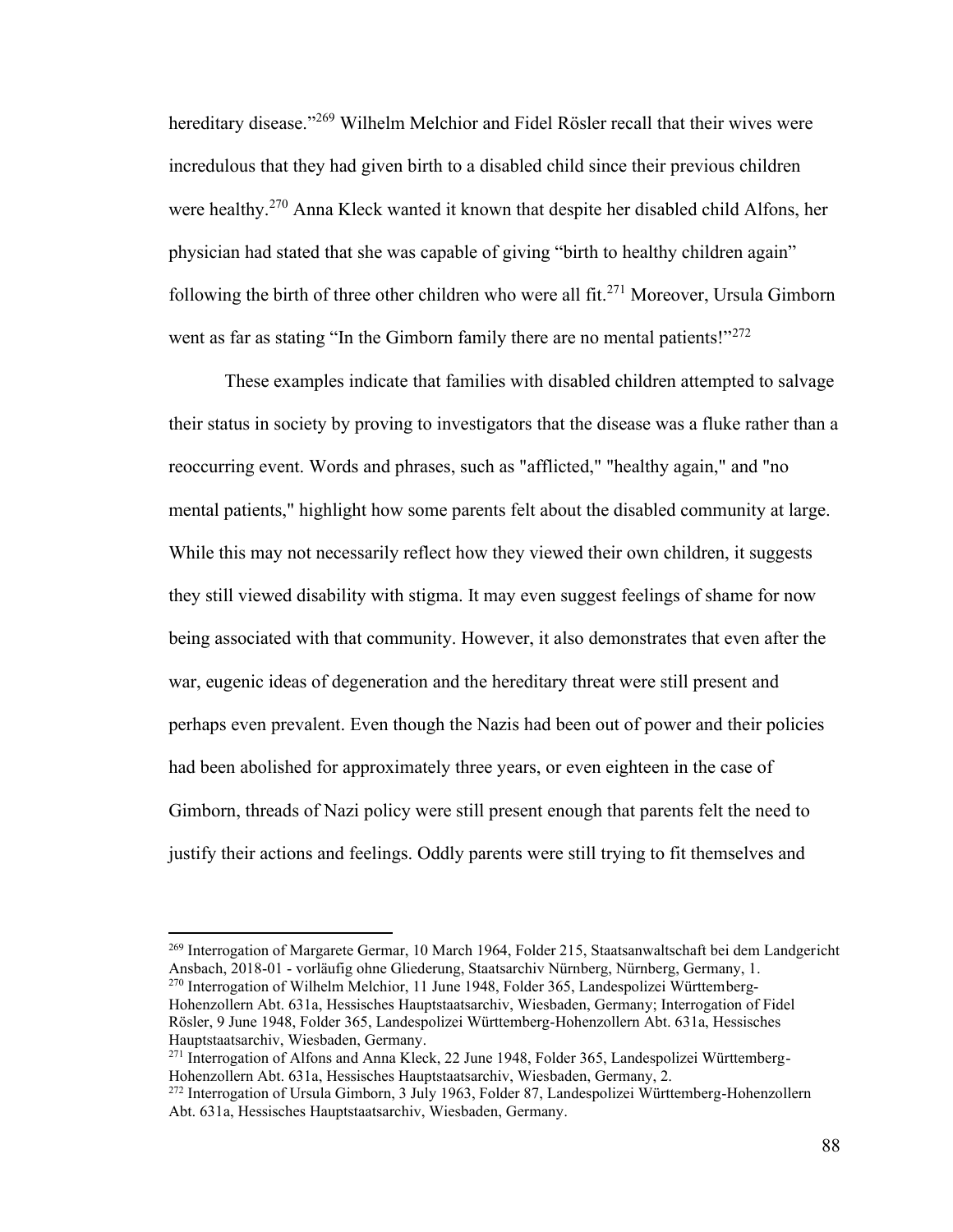hereditary disease."[269] Wilhelm Melchior and Fidel Rösler recall that their wives were incredulous that they had given birth to a disabled child since their previous children were healthy.[270] Anna Kleck wanted it known that despite her disabled child Alfons, her physician had stated that she was capable of giving "birth to healthy children again" following the birth of three other children who were all fit.[271] Moreover, Ursula Gimborn went as far as stating "In the Gimborn family there are no mental patients!"[272]

These examples indicate that families with disabled children attempted to salvage their status in society by proving to investigators that the disease was a fluke rather than a reoccurring event. Words and phrases, such as "afflicted," "healthy again," and "no mental patients," highlight how some parents felt about the disabled community at large. While this may not necessarily reflect how they viewed their own children, it suggests they still viewed disability with stigma. It may even suggest feelings of shame for now being associated with that community. However, it also demonstrates that even after the war, eugenic ideas of degeneration and the hereditary threat were still present and perhaps even prevalent. Even though the Nazis had been out of power and their policies had been abolished for approximately three years, or even eighteen in the case of Gimborn, threads of Nazi policy were still present enough that parents felt the need to justify their actions and feelings. Oddly parents were still trying to fit themselves and

---

[269] Interrogation of Margarete Germar, 10 March 1964, Folder 215, Staatsanwaltschaft bei dem Landgericht Ansbach, 2018-01 - vorläufig ohne Gliederung, Staatsarchiv Nürnberg, Nürnberg, Germany, 1.

[270] Interrogation of Wilhelm Melchior, 11 June 1948, Folder 365, Landespolizei Württemberg-Hohenzollern Abt. 631a, Hessisches Hauptstaatsarchiv, Wiesbaden, Germany; Interrogation of Fidel Rösler, 9 June 1948, Folder 365, Landespolizei Württemberg-Hohenzollern Abt. 631a, Hessisches Hauptstaatsarchiv, Wiesbaden, Germany.

[271] Interrogation of Alfons and Anna Kleck, 22 June 1948, Folder 365, Landespolizei Württemberg-Hohenzollern Abt. 631a, Hessisches Hauptstaatsarchiv, Wiesbaden, Germany, 2.

[272] Interrogation of Ursula Gimborn, 3 July 1963, Folder 87, Landespolizei Württemberg-Hohenzollern Abt. 631a, Hessisches Hauptstaatsarchiv, Wiesbaden, Germany.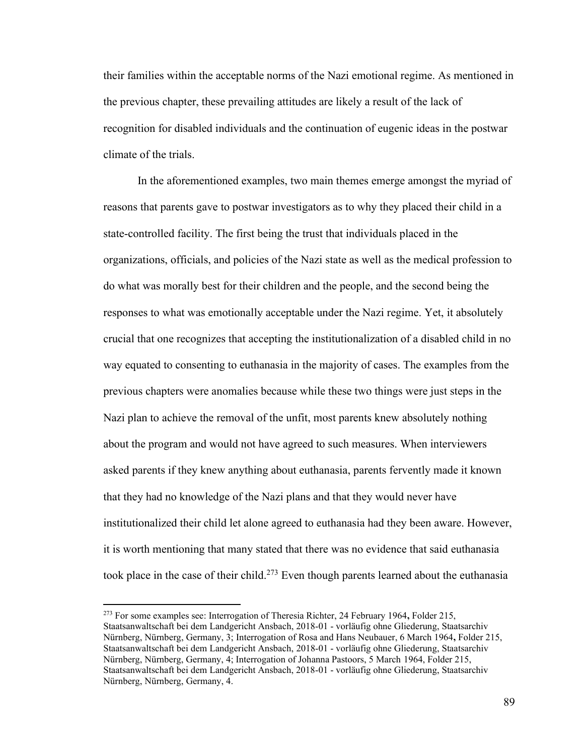their families within the acceptable norms of the Nazi emotional regime. As mentioned in the previous chapter, these prevailing attitudes are likely a result of the lack of recognition for disabled individuals and the continuation of eugenic ideas in the postwar climate of the trials.

In the aforementioned examples, two main themes emerge amongst the myriad of reasons that parents gave to postwar investigators as to why they placed their child in a state-controlled facility. The first being the trust that individuals placed in the organizations, officials, and policies of the Nazi state as well as the medical profession to do what was morally best for their children and the people, and the second being the responses to what was emotionally acceptable under the Nazi regime. Yet, it absolutely crucial that one recognizes that accepting the institutionalization of a disabled child in no way equated to consenting to euthanasia in the majority of cases. The examples from the previous chapters were anomalies because while these two things were just steps in the Nazi plan to achieve the removal of the unfit, most parents knew absolutely nothing about the program and would not have agreed to such measures. When interviewers asked parents if they knew anything about euthanasia, parents fervently made it known that they had no knowledge of the Nazi plans and that they would never have institutionalized their child let alone agreed to euthanasia had they been aware. However, it is worth mentioning that many stated that there was no evidence that said euthanasia took place in the case of their child.[273] Even though parents learned about the euthanasia

---

[273] For some examples see: Interrogation of Theresia Richter, 24 February 1964**,** Folder 215, Staatsanwaltschaft bei dem Landgericht Ansbach, 2018-01 - vorläufig ohne Gliederung, Staatsarchiv Nürnberg, Nürnberg, Germany, 3; Interrogation of Rosa and Hans Neubauer, 6 March 1964**,** Folder 215, Staatsanwaltschaft bei dem Landgericht Ansbach, 2018-01 - vorläufig ohne Gliederung, Staatsarchiv Nürnberg, Nürnberg, Germany, 4; Interrogation of Johanna Pastoors, 5 March 1964, Folder 215, Staatsanwaltschaft bei dem Landgericht Ansbach, 2018-01 - vorläufig ohne Gliederung, Staatsarchiv Nürnberg, Nürnberg, Germany, 4.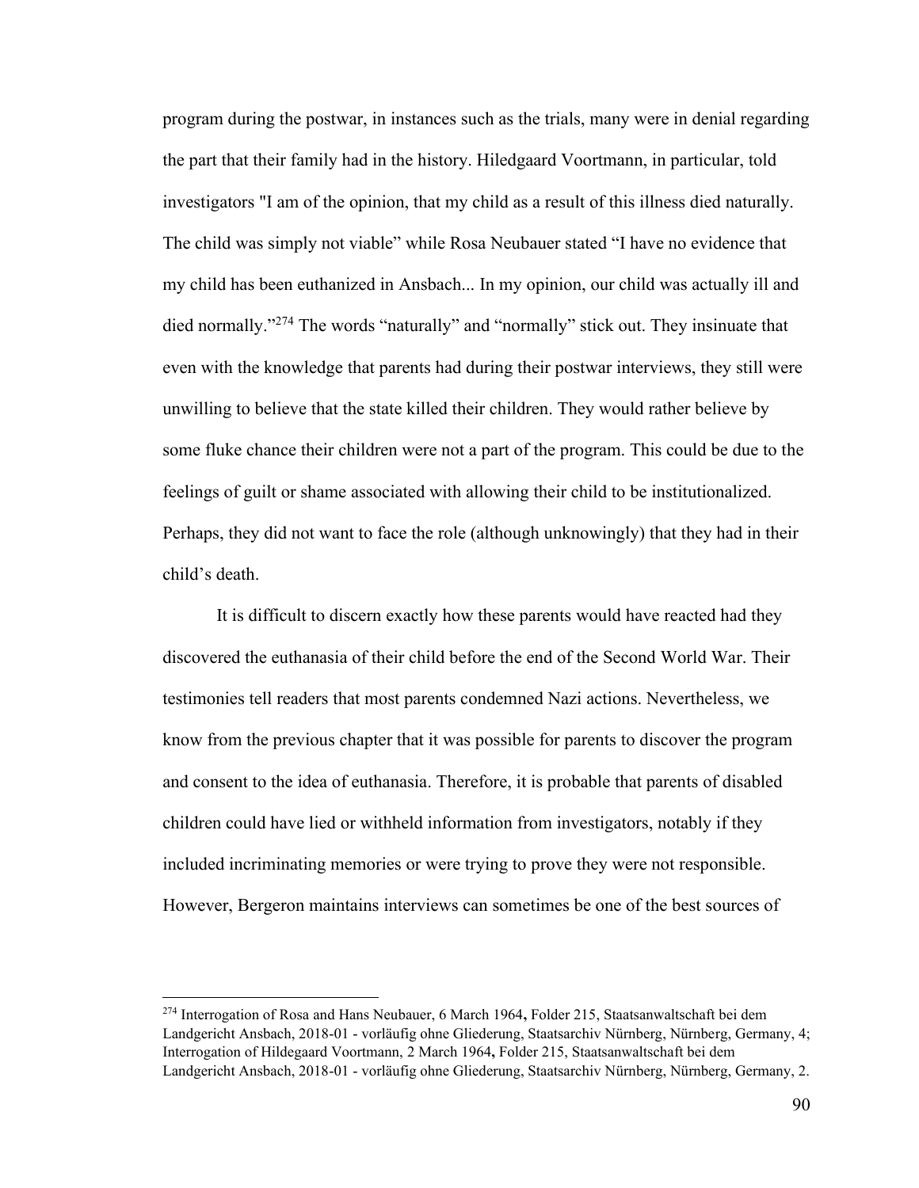program during the postwar, in instances such as the trials, many were in denial regarding the part that their family had in the history. Hiledgaard Voortmann, in particular, told investigators "I am of the opinion, that my child as a result of this illness died naturally. The child was simply not viable" while Rosa Neubauer stated "I have no evidence that my child has been euthanized in Ansbach... In my opinion, our child was actually ill and died normally."[274] The words "naturally" and "normally" stick out. They insinuate that even with the knowledge that parents had during their postwar interviews, they still were unwilling to believe that the state killed their children. They would rather believe by some fluke chance their children were not a part of the program. This could be due to the feelings of guilt or shame associated with allowing their child to be institutionalized. Perhaps, they did not want to face the role (although unknowingly) that they had in their child's death.

It is difficult to discern exactly how these parents would have reacted had they discovered the euthanasia of their child before the end of the Second World War. Their testimonies tell readers that most parents condemned Nazi actions. Nevertheless, we know from the previous chapter that it was possible for parents to discover the program and consent to the idea of euthanasia. Therefore, it is probable that parents of disabled children could have lied or withheld information from investigators, notably if they included incriminating memories or were trying to prove they were not responsible. However, Bergeron maintains interviews can sometimes be one of the best sources of

---

[274] Interrogation of Rosa and Hans Neubauer, 6 March 1964**,** Folder 215, Staatsanwaltschaft bei dem Landgericht Ansbach, 2018-01 - vorläufig ohne Gliederung, Staatsarchiv Nürnberg, Nürnberg, Germany, 4; Interrogation of Hildegaard Voortmann, 2 March 1964**,** Folder 215, Staatsanwaltschaft bei dem Landgericht Ansbach, 2018-01 - vorläufig ohne Gliederung, Staatsarchiv Nürnberg, Nürnberg, Germany, 2.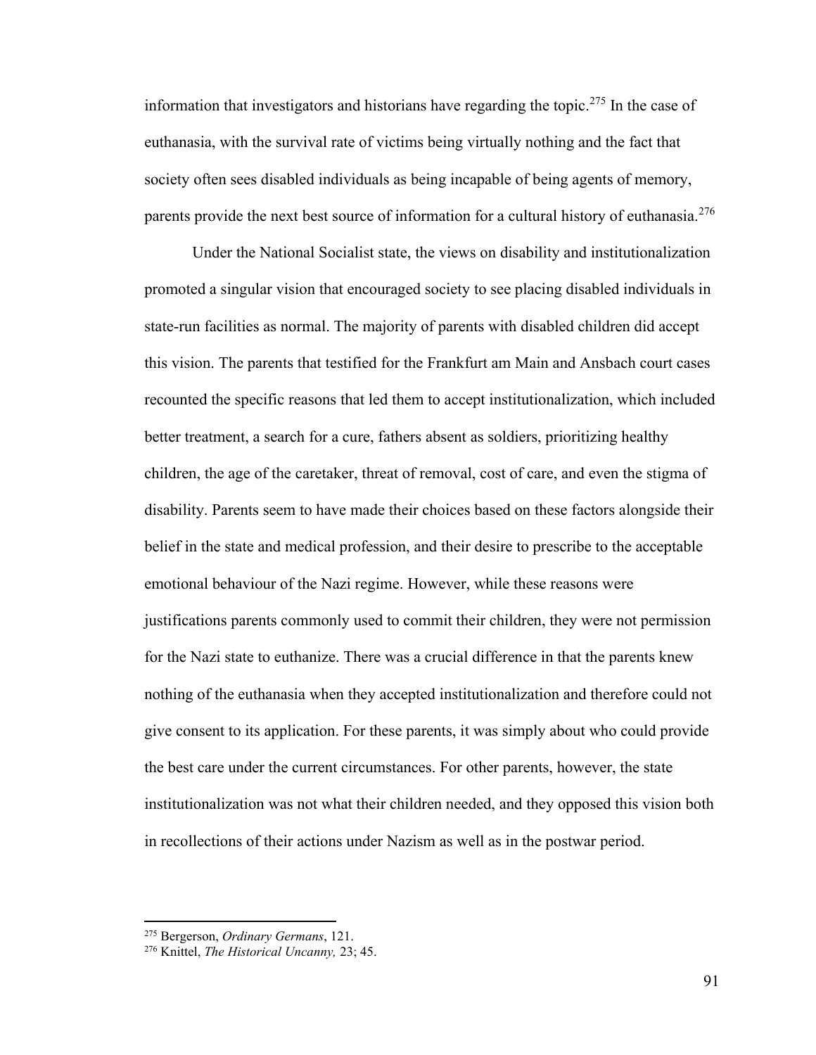information that investigators and historians have regarding the topic.[275] In the case of euthanasia, with the survival rate of victims being virtually nothing and the fact that society often sees disabled individuals as being incapable of being agents of memory, parents provide the next best source of information for a cultural history of euthanasia.[276]

Under the National Socialist state, the views on disability and institutionalization promoted a singular vision that encouraged society to see placing disabled individuals in state-run facilities as normal. The majority of parents with disabled children did accept this vision. The parents that testified for the Frankfurt am Main and Ansbach court cases recounted the specific reasons that led them to accept institutionalization, which included better treatment, a search for a cure, fathers absent as soldiers, prioritizing healthy children, the age of the caretaker, threat of removal, cost of care, and even the stigma of disability. Parents seem to have made their choices based on these factors alongside their belief in the state and medical profession, and their desire to prescribe to the acceptable emotional behaviour of the Nazi regime. However, while these reasons were justifications parents commonly used to commit their children, they were not permission for the Nazi state to euthanize. There was a crucial difference in that the parents knew nothing of the euthanasia when they accepted institutionalization and therefore could not give consent to its application. For these parents, it was simply about who could provide the best care under the current circumstances. For other parents, however, the state institutionalization was not what their children needed, and they opposed this vision both in recollections of their actions under Nazism as well as in the postwar period.

---

[275] Bergerson, *Ordinary Germans*, 121.

[276] Knittel, *The Historical Uncanny,* 23; 45.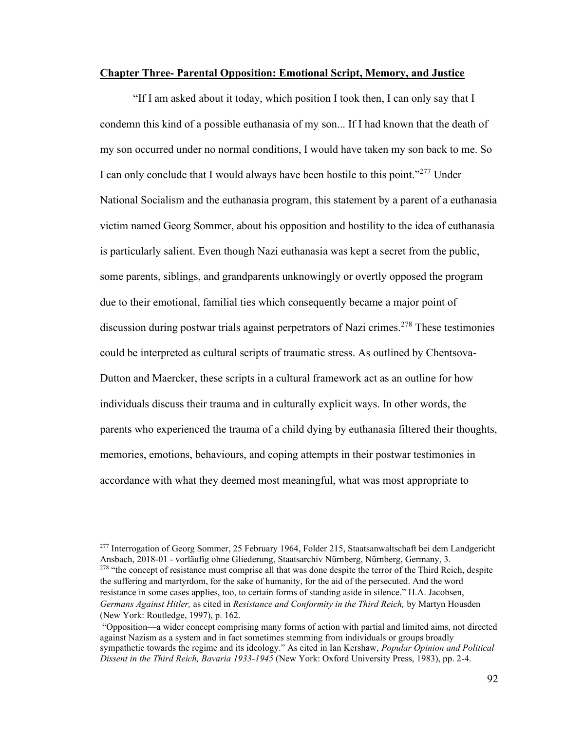## Chapter Three- Parental Opposition: Emotional Script, Memory, and Justice

"If I am asked about it today, which position I took then, I can only say that I condemn this kind of a possible euthanasia of my son... If I had known that the death of my son occurred under no normal conditions, I would have taken my son back to me. So I can only conclude that I would always have been hostile to this point."[277] Under National Socialism and the euthanasia program, this statement by a parent of a euthanasia victim named Georg Sommer, about his opposition and hostility to the idea of euthanasia is particularly salient. Even though Nazi euthanasia was kept a secret from the public, some parents, siblings, and grandparents unknowingly or overtly opposed the program due to their emotional, familial ties which consequently became a major point of discussion during postwar trials against perpetrators of Nazi crimes.[278] These testimonies could be interpreted as cultural scripts of traumatic stress. As outlined by Chentsova-Dutton and Maercker, these scripts in a cultural framework act as an outline for how individuals discuss their trauma and in culturally explicit ways. In other words, the parents who experienced the trauma of a child dying by euthanasia filtered their thoughts, memories, emotions, behaviours, and coping attempts in their postwar testimonies in accordance with what they deemed most meaningful, what was most appropriate to

---

[277] Interrogation of Georg Sommer, 25 February 1964, Folder 215, Staatsanwaltschaft bei dem Landgericht Ansbach, 2018-01 - vorläufig ohne Gliederung, Staatsarchiv Nürnberg, Nürnberg, Germany, 3.

[278] "the concept of resistance must comprise all that was done despite the terror of the Third Reich, despite the suffering and martyrdom, for the sake of humanity, for the aid of the persecuted. And the word resistance in some cases applies, too, to certain forms of standing aside in silence." H.A. Jacobsen, *Germans Against Hitler,* as cited in *Resistance and Conformity in the Third Reich,* by Martyn Housden (New York: Routledge, 1997), p. 162.

"Opposition—a wider concept comprising many forms of action with partial and limited aims, not directed against Nazism as a system and in fact sometimes stemming from individuals or groups broadly sympathetic towards the regime and its ideology." As cited in Ian Kershaw, *Popular Opinion and Political Dissent in the Third Reich, Bavaria 1933-1945* (New York: Oxford University Press, 1983), pp. 2-4.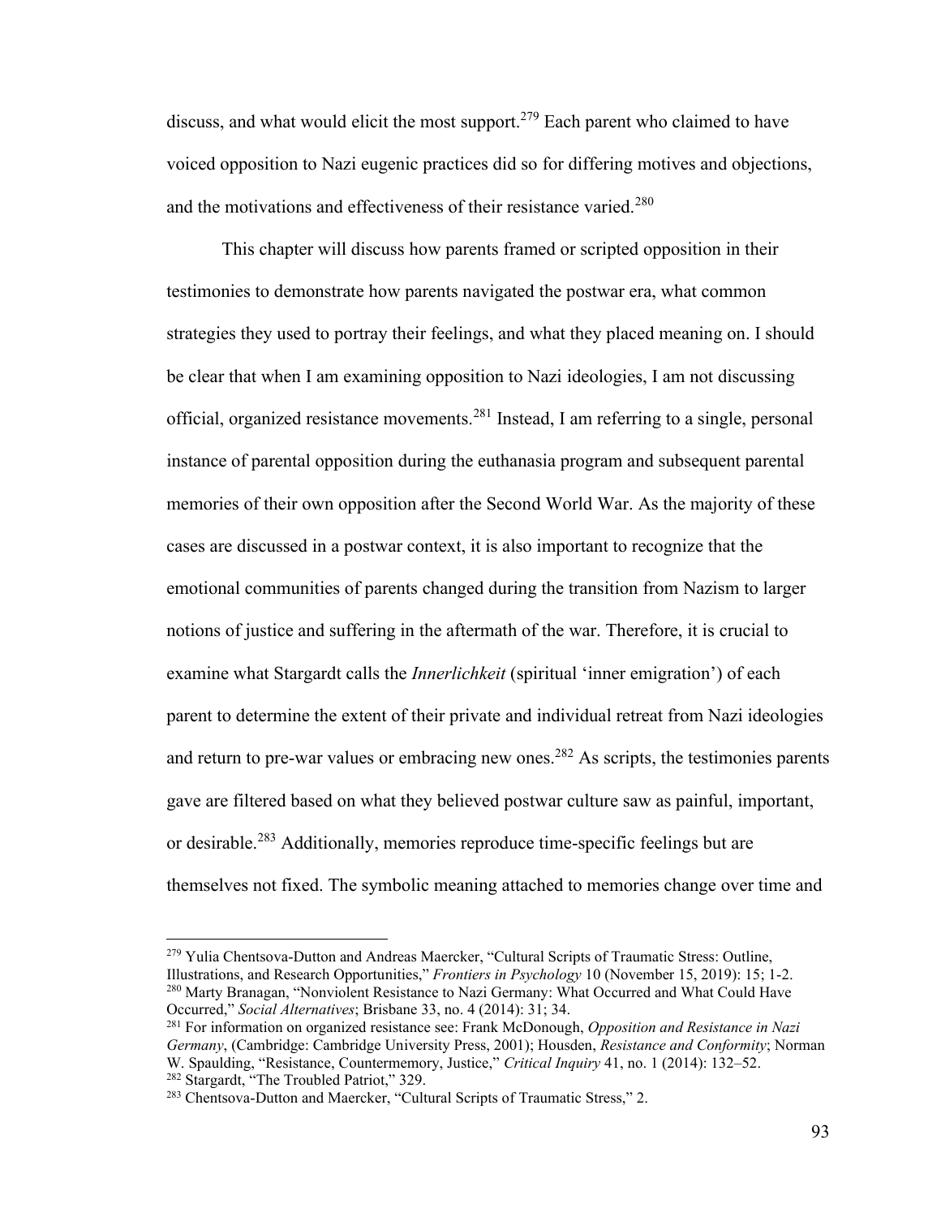discuss, and what would elicit the most support.[279] Each parent who claimed to have voiced opposition to Nazi eugenic practices did so for differing motives and objections, and the motivations and effectiveness of their resistance varied.[280]

This chapter will discuss how parents framed or scripted opposition in their testimonies to demonstrate how parents navigated the postwar era, what common strategies they used to portray their feelings, and what they placed meaning on. I should be clear that when I am examining opposition to Nazi ideologies, I am not discussing official, organized resistance movements.[281] Instead, I am referring to a single, personal instance of parental opposition during the euthanasia program and subsequent parental memories of their own opposition after the Second World War. As the majority of these cases are discussed in a postwar context, it is also important to recognize that the emotional communities of parents changed during the transition from Nazism to larger notions of justice and suffering in the aftermath of the war. Therefore, it is crucial to examine what Stargardt calls the *Innerlichkeit* (spiritual 'inner emigration') of each parent to determine the extent of their private and individual retreat from Nazi ideologies and return to pre-war values or embracing new ones.[282] As scripts, the testimonies parents gave are filtered based on what they believed postwar culture saw as painful, important, or desirable.[283] Additionally, memories reproduce time-specific feelings but are themselves not fixed. The symbolic meaning attached to memories change over time and

[279] Yulia Chentsova-Dutton and Andreas Maercker, "Cultural Scripts of Traumatic Stress: Outline, Illustrations, and Research Opportunities," *Frontiers in Psychology* 10 (November 15, 2019): 15; 1-2.
[280] Marty Branagan, "Nonviolent Resistance to Nazi Germany: What Occurred and What Could Have Occurred," *Social Alternatives*; Brisbane 33, no. 4 (2014): 31; 34.
[281] For information on organized resistance see: Frank McDonough, *Opposition and Resistance in Nazi Germany*, (Cambridge: Cambridge University Press, 2001); Housden, *Resistance and Conformity*; Norman W. Spaulding, "Resistance, Countermemory, Justice," *Critical Inquiry* 41, no. 1 (2014): 132–52.
[282] Stargardt, "The Troubled Patriot," 329.
[283] Chentsova-Dutton and Maercker, "Cultural Scripts of Traumatic Stress," 2.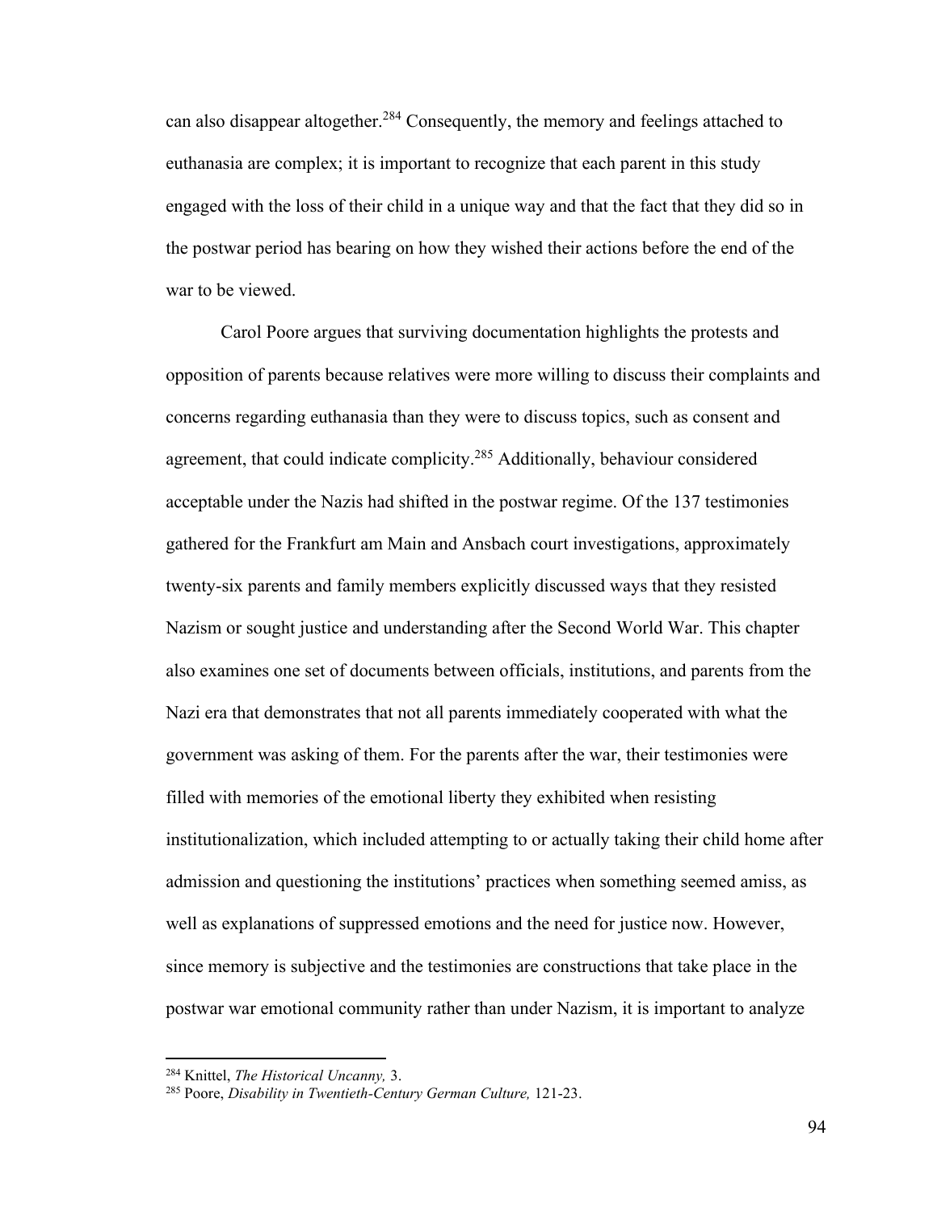can also disappear altogether.[284] Consequently, the memory and feelings attached to euthanasia are complex; it is important to recognize that each parent in this study engaged with the loss of their child in a unique way and that the fact that they did so in the postwar period has bearing on how they wished their actions before the end of the war to be viewed.

Carol Poore argues that surviving documentation highlights the protests and opposition of parents because relatives were more willing to discuss their complaints and concerns regarding euthanasia than they were to discuss topics, such as consent and agreement, that could indicate complicity.[285] Additionally, behaviour considered acceptable under the Nazis had shifted in the postwar regime. Of the 137 testimonies gathered for the Frankfurt am Main and Ansbach court investigations, approximately twenty-six parents and family members explicitly discussed ways that they resisted Nazism or sought justice and understanding after the Second World War. This chapter also examines one set of documents between officials, institutions, and parents from the Nazi era that demonstrates that not all parents immediately cooperated with what the government was asking of them. For the parents after the war, their testimonies were filled with memories of the emotional liberty they exhibited when resisting institutionalization, which included attempting to or actually taking their child home after admission and questioning the institutions' practices when something seemed amiss, as well as explanations of suppressed emotions and the need for justice now. However, since memory is subjective and the testimonies are constructions that take place in the postwar war emotional community rather than under Nazism, it is important to analyze

---

[284] Knittel, *The Historical Uncanny,* 3.

[285] Poore, *Disability in Twentieth-Century German Culture,* 121-23.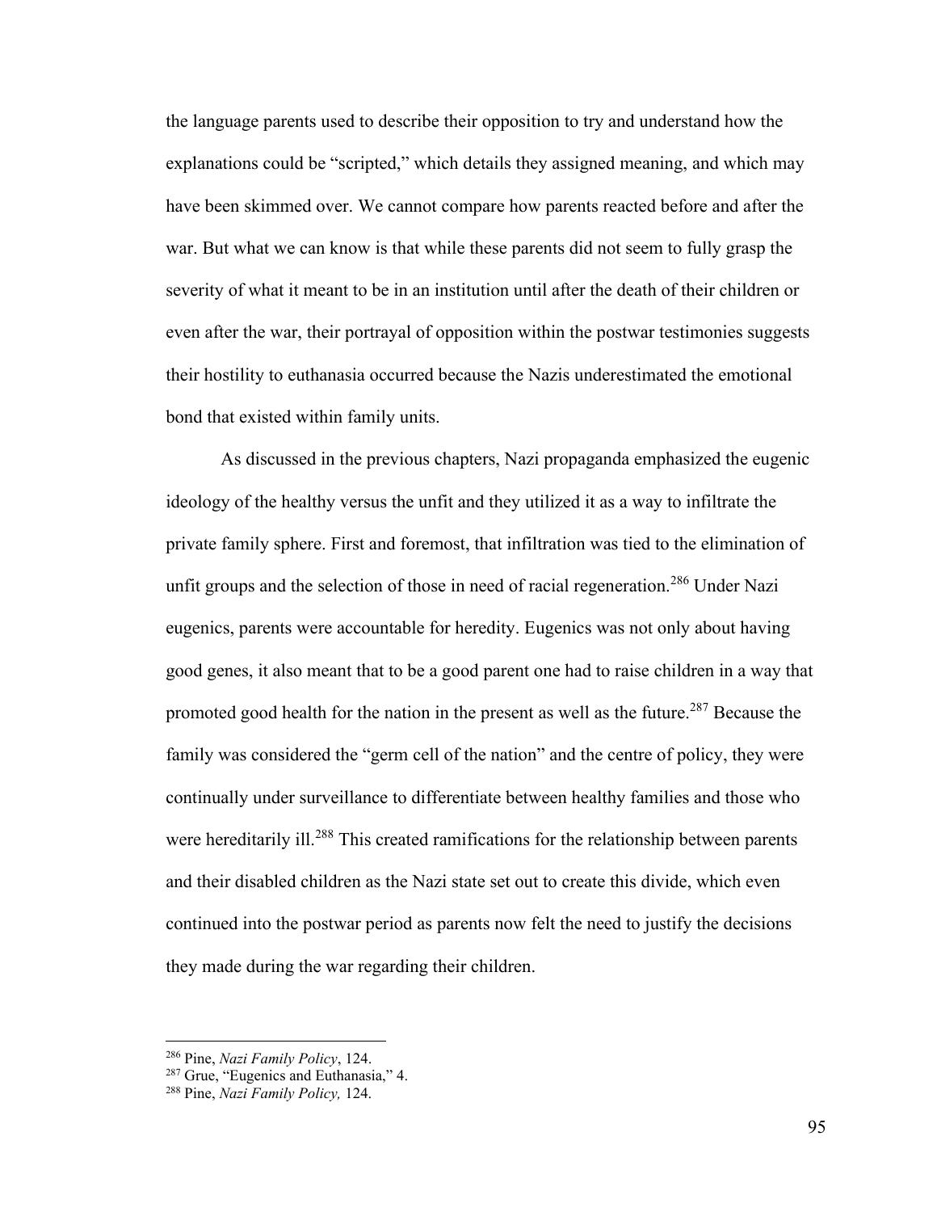the language parents used to describe their opposition to try and understand how the explanations could be "scripted," which details they assigned meaning, and which may have been skimmed over. We cannot compare how parents reacted before and after the war. But what we can know is that while these parents did not seem to fully grasp the severity of what it meant to be in an institution until after the death of their children or even after the war, their portrayal of opposition within the postwar testimonies suggests their hostility to euthanasia occurred because the Nazis underestimated the emotional bond that existed within family units.

As discussed in the previous chapters, Nazi propaganda emphasized the eugenic ideology of the healthy versus the unfit and they utilized it as a way to infiltrate the private family sphere. First and foremost, that infiltration was tied to the elimination of unfit groups and the selection of those in need of racial regeneration.[286] Under Nazi eugenics, parents were accountable for heredity. Eugenics was not only about having good genes, it also meant that to be a good parent one had to raise children in a way that promoted good health for the nation in the present as well as the future.[287] Because the family was considered the "germ cell of the nation" and the centre of policy, they were continually under surveillance to differentiate between healthy families and those who were hereditarily ill.[288] This created ramifications for the relationship between parents and their disabled children as the Nazi state set out to create this divide, which even continued into the postwar period as parents now felt the need to justify the decisions they made during the war regarding their children.

---

[286] Pine, *Nazi Family Policy*, 124.

[287] Grue, "Eugenics and Euthanasia," 4.

[288] Pine, *Nazi Family Policy,* 124.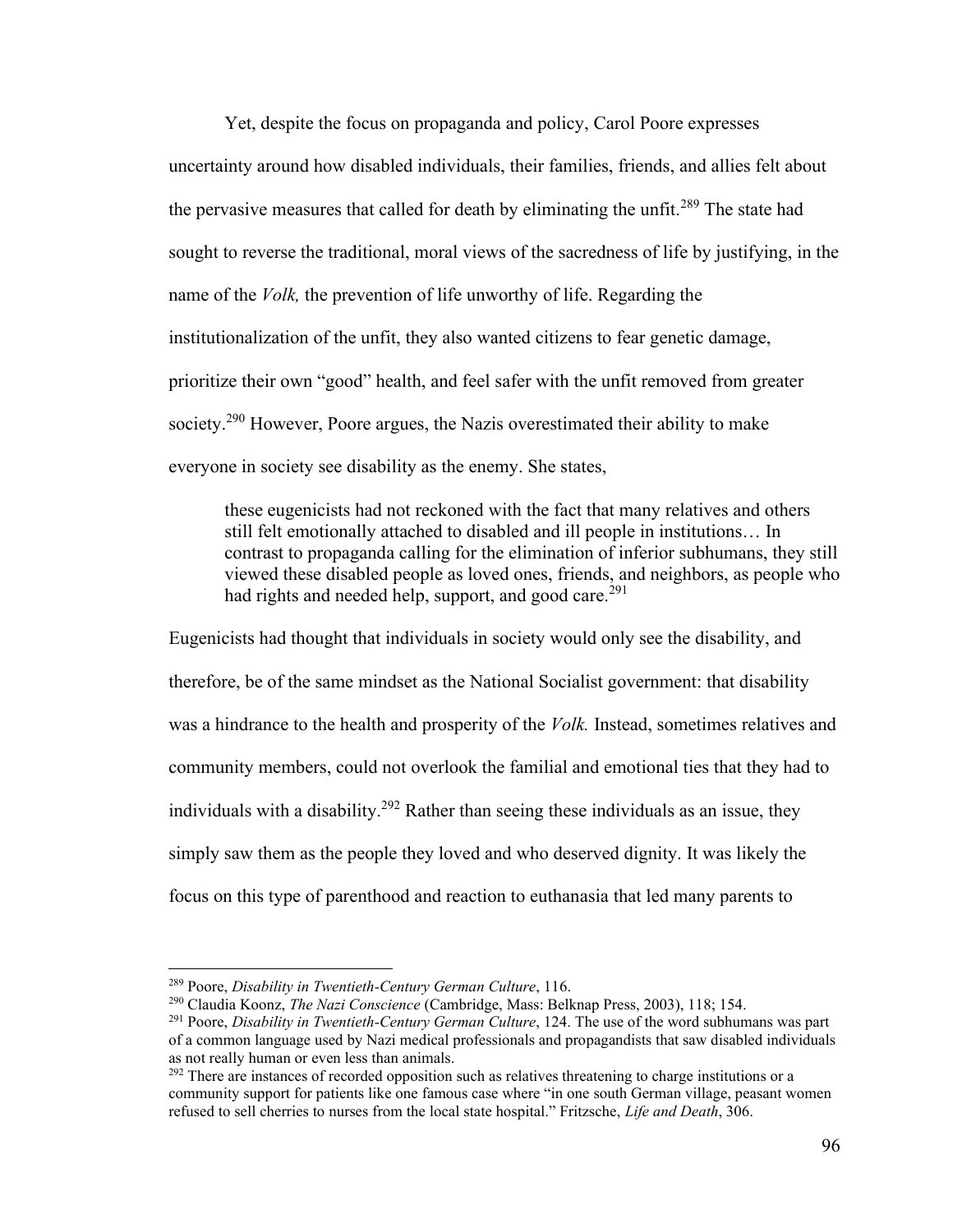Yet, despite the focus on propaganda and policy, Carol Poore expresses uncertainty around how disabled individuals, their families, friends, and allies felt about the pervasive measures that called for death by eliminating the unfit.[289] The state had sought to reverse the traditional, moral views of the sacredness of life by justifying, in the name of the *Volk,* the prevention of life unworthy of life. Regarding the institutionalization of the unfit, they also wanted citizens to fear genetic damage, prioritize their own "good" health, and feel safer with the unfit removed from greater society.[290] However, Poore argues, the Nazis overestimated their ability to make everyone in society see disability as the enemy. She states,

> these eugenicists had not reckoned with the fact that many relatives and others still felt emotionally attached to disabled and ill people in institutions… In contrast to propaganda calling for the elimination of inferior subhumans, they still viewed these disabled people as loved ones, friends, and neighbors, as people who had rights and needed help, support, and good care.[291]

Eugenicists had thought that individuals in society would only see the disability, and therefore, be of the same mindset as the National Socialist government: that disability was a hindrance to the health and prosperity of the *Volk.* Instead, sometimes relatives and community members, could not overlook the familial and emotional ties that they had to individuals with a disability.[292] Rather than seeing these individuals as an issue, they simply saw them as the people they loved and who deserved dignity. It was likely the focus on this type of parenthood and reaction to euthanasia that led many parents to

---

[289] Poore, *Disability in Twentieth-Century German Culture*, 116.

[290] Claudia Koonz, *The Nazi Conscience* (Cambridge, Mass: Belknap Press, 2003), 118; 154.

[291] Poore, *Disability in Twentieth-Century German Culture*, 124. The use of the word subhumans was part of a common language used by Nazi medical professionals and propagandists that saw disabled individuals as not really human or even less than animals.

[292] There are instances of recorded opposition such as relatives threatening to charge institutions or a community support for patients like one famous case where "in one south German village, peasant women refused to sell cherries to nurses from the local state hospital." Fritzsche, *Life and Death*, 306.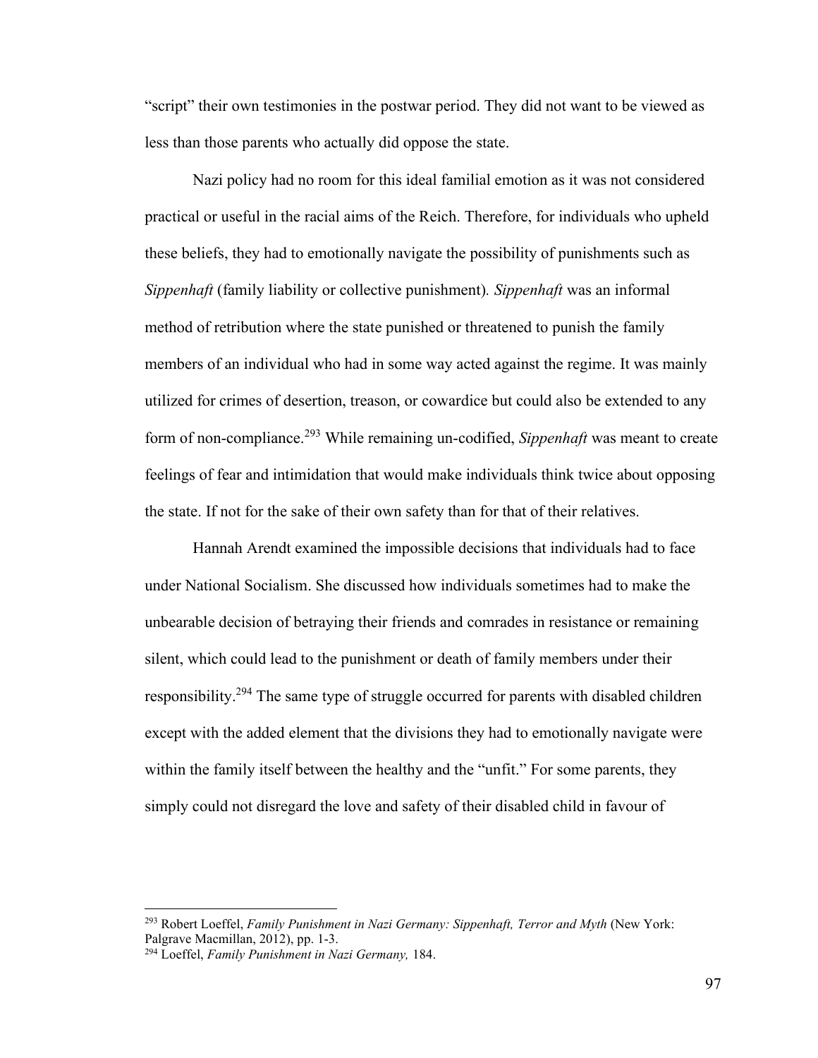"script" their own testimonies in the postwar period. They did not want to be viewed as less than those parents who actually did oppose the state.

Nazi policy had no room for this ideal familial emotion as it was not considered practical or useful in the racial aims of the Reich. Therefore, for individuals who upheld these beliefs, they had to emotionally navigate the possibility of punishments such as *Sippenhaft* (family liability or collective punishment). *Sippenhaft* was an informal method of retribution where the state punished or threatened to punish the family members of an individual who had in some way acted against the regime. It was mainly utilized for crimes of desertion, treason, or cowardice but could also be extended to any form of non-compliance.[293] While remaining un-codified, *Sippenhaft* was meant to create feelings of fear and intimidation that would make individuals think twice about opposing the state. If not for the sake of their own safety than for that of their relatives.

Hannah Arendt examined the impossible decisions that individuals had to face under National Socialism. She discussed how individuals sometimes had to make the unbearable decision of betraying their friends and comrades in resistance or remaining silent, which could lead to the punishment or death of family members under their responsibility.[294] The same type of struggle occurred for parents with disabled children except with the added element that the divisions they had to emotionally navigate were within the family itself between the healthy and the "unfit." For some parents, they simply could not disregard the love and safety of their disabled child in favour of

---

[293] Robert Loeffel, *Family Punishment in Nazi Germany: Sippenhaft, Terror and Myth* (New York: Palgrave Macmillan, 2012), pp. 1-3.

[294] Loeffel, *Family Punishment in Nazi Germany,* 184.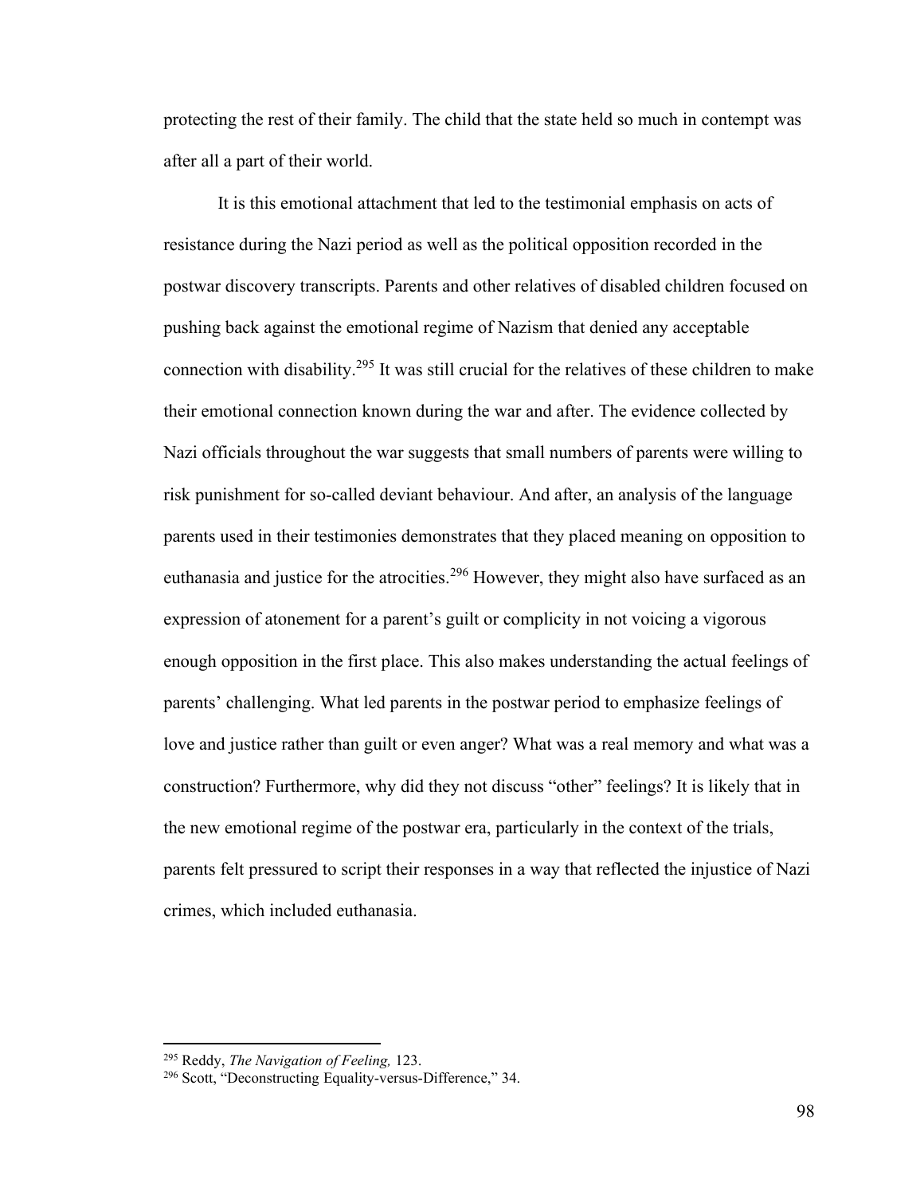protecting the rest of their family. The child that the state held so much in contempt was after all a part of their world.

It is this emotional attachment that led to the testimonial emphasis on acts of resistance during the Nazi period as well as the political opposition recorded in the postwar discovery transcripts. Parents and other relatives of disabled children focused on pushing back against the emotional regime of Nazism that denied any acceptable connection with disability.[295] It was still crucial for the relatives of these children to make their emotional connection known during the war and after. The evidence collected by Nazi officials throughout the war suggests that small numbers of parents were willing to risk punishment for so-called deviant behaviour. And after, an analysis of the language parents used in their testimonies demonstrates that they placed meaning on opposition to euthanasia and justice for the atrocities.[296] However, they might also have surfaced as an expression of atonement for a parent's guilt or complicity in not voicing a vigorous enough opposition in the first place. This also makes understanding the actual feelings of parents' challenging. What led parents in the postwar period to emphasize feelings of love and justice rather than guilt or even anger? What was a real memory and what was a construction? Furthermore, why did they not discuss "other" feelings? It is likely that in the new emotional regime of the postwar era, particularly in the context of the trials, parents felt pressured to script their responses in a way that reflected the injustice of Nazi crimes, which included euthanasia.

---

[295] Reddy, *The Navigation of Feeling,* 123.

[296] Scott, "Deconstructing Equality-versus-Difference," 34.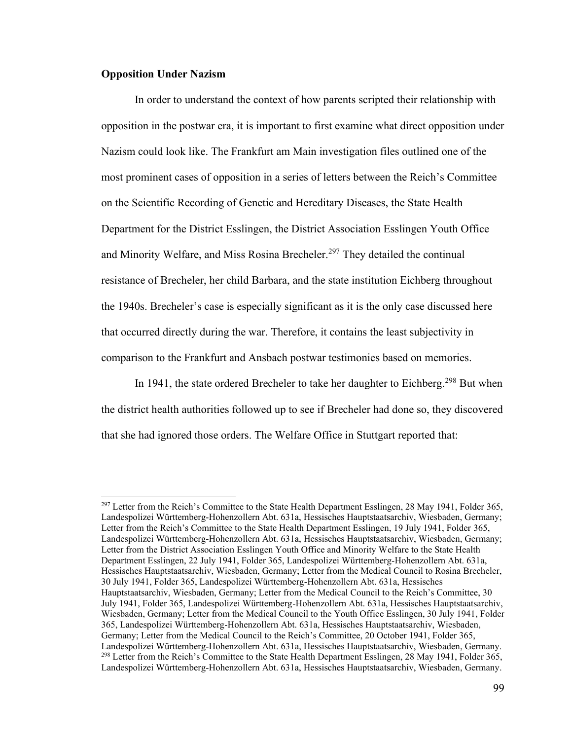**Opposition Under Nazism**

In order to understand the context of how parents scripted their relationship with opposition in the postwar era, it is important to first examine what direct opposition under Nazism could look like. The Frankfurt am Main investigation files outlined one of the most prominent cases of opposition in a series of letters between the Reich's Committee on the Scientific Recording of Genetic and Hereditary Diseases, the State Health Department for the District Esslingen, the District Association Esslingen Youth Office and Minority Welfare, and Miss Rosina Brecheler.[297] They detailed the continual resistance of Brecheler, her child Barbara, and the state institution Eichberg throughout the 1940s. Brecheler's case is especially significant as it is the only case discussed here that occurred directly during the war. Therefore, it contains the least subjectivity in comparison to the Frankfurt and Ansbach postwar testimonies based on memories.

In 1941, the state ordered Brecheler to take her daughter to Eichberg.[298] But when the district health authorities followed up to see if Brecheler had done so, they discovered that she had ignored those orders. The Welfare Office in Stuttgart reported that:

---

[297] Letter from the Reich's Committee to the State Health Department Esslingen, 28 May 1941, Folder 365, Landespolizei Württemberg-Hohenzollern Abt. 631a, Hessisches Hauptstaatsarchiv, Wiesbaden, Germany; Letter from the Reich's Committee to the State Health Department Esslingen, 19 July 1941, Folder 365, Landespolizei Württemberg-Hohenzollern Abt. 631a, Hessisches Hauptstaatsarchiv, Wiesbaden, Germany; Letter from the District Association Esslingen Youth Office and Minority Welfare to the State Health Department Esslingen, 22 July 1941, Folder 365, Landespolizei Württemberg-Hohenzollern Abt. 631a, Hessisches Hauptstaatsarchiv, Wiesbaden, Germany; Letter from the Medical Council to Rosina Brecheler, 30 July 1941, Folder 365, Landespolizei Württemberg-Hohenzollern Abt. 631a, Hessisches Hauptstaatsarchiv, Wiesbaden, Germany; Letter from the Medical Council to the Reich's Committee, 30 July 1941, Folder 365, Landespolizei Württemberg-Hohenzollern Abt. 631a, Hessisches Hauptstaatsarchiv, Wiesbaden, Germany; Letter from the Medical Council to the Youth Office Esslingen, 30 July 1941, Folder 365, Landespolizei Württemberg-Hohenzollern Abt. 631a, Hessisches Hauptstaatsarchiv, Wiesbaden, Germany; Letter from the Medical Council to the Reich's Committee, 20 October 1941, Folder 365, Landespolizei Württemberg-Hohenzollern Abt. 631a, Hessisches Hauptstaatsarchiv, Wiesbaden, Germany.

[298] Letter from the Reich's Committee to the State Health Department Esslingen, 28 May 1941, Folder 365, Landespolizei Württemberg-Hohenzollern Abt. 631a, Hessisches Hauptstaatsarchiv, Wiesbaden, Germany.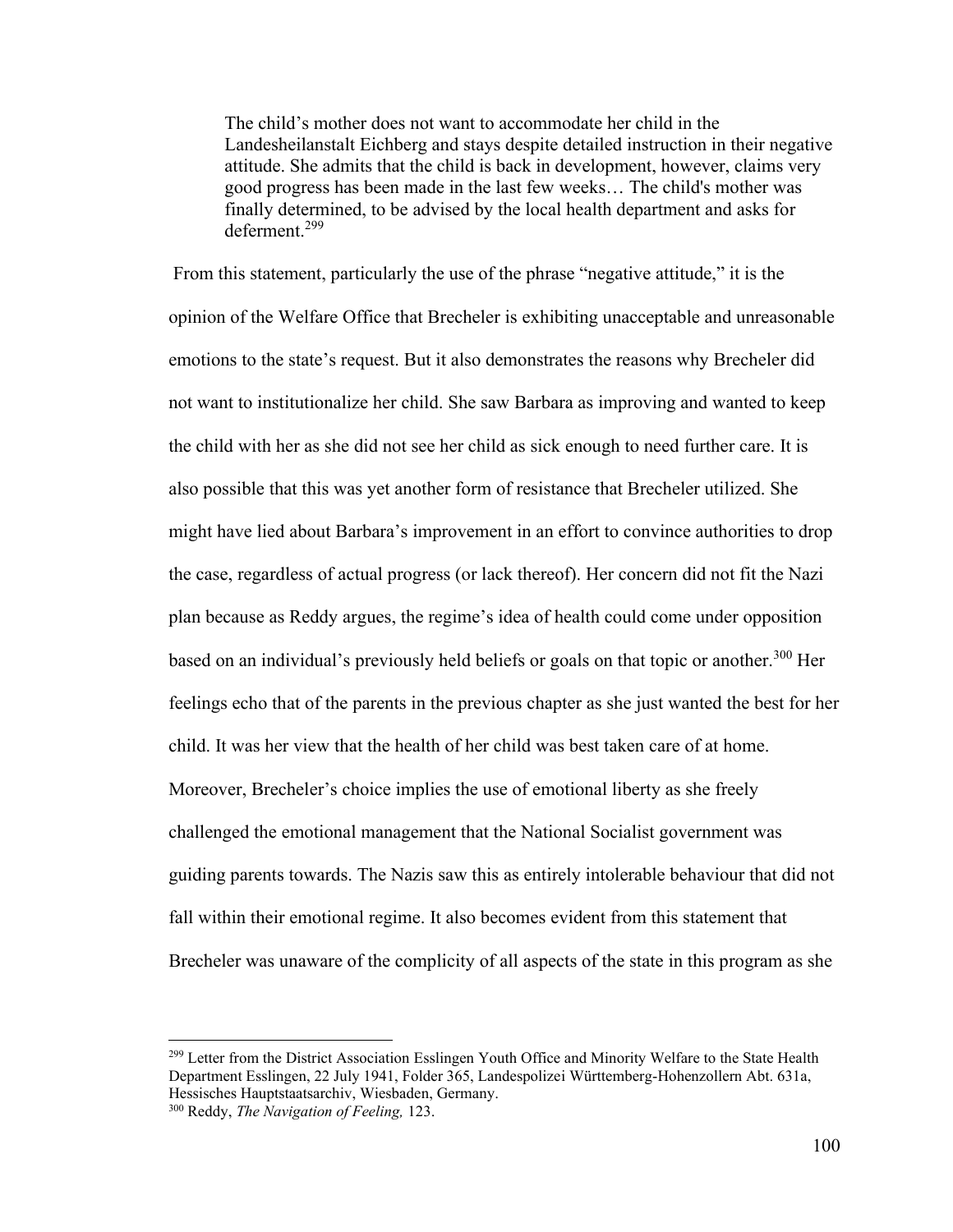> The child's mother does not want to accommodate her child in the Landesheilanstalt Eichberg and stays despite detailed instruction in their negative attitude. She admits that the child is back in development, however, claims very good progress has been made in the last few weeks… The child's mother was finally determined, to be advised by the local health department and asks for deferment.[299]

From this statement, particularly the use of the phrase "negative attitude," it is the opinion of the Welfare Office that Brecheler is exhibiting unacceptable and unreasonable emotions to the state's request. But it also demonstrates the reasons why Brecheler did not want to institutionalize her child. She saw Barbara as improving and wanted to keep the child with her as she did not see her child as sick enough to need further care. It is also possible that this was yet another form of resistance that Brecheler utilized. She might have lied about Barbara's improvement in an effort to convince authorities to drop the case, regardless of actual progress (or lack thereof). Her concern did not fit the Nazi plan because as Reddy argues, the regime's idea of health could come under opposition based on an individual's previously held beliefs or goals on that topic or another.[300] Her feelings echo that of the parents in the previous chapter as she just wanted the best for her child. It was her view that the health of her child was best taken care of at home. Moreover, Brecheler's choice implies the use of emotional liberty as she freely challenged the emotional management that the National Socialist government was guiding parents towards. The Nazis saw this as entirely intolerable behaviour that did not fall within their emotional regime. It also becomes evident from this statement that Brecheler was unaware of the complicity of all aspects of the state in this program as she

---

[299] Letter from the District Association Esslingen Youth Office and Minority Welfare to the State Health Department Esslingen, 22 July 1941, Folder 365, Landespolizei Württemberg-Hohenzollern Abt. 631a, Hessisches Hauptstaatsarchiv, Wiesbaden, Germany.

[300] Reddy, *The Navigation of Feeling,* 123.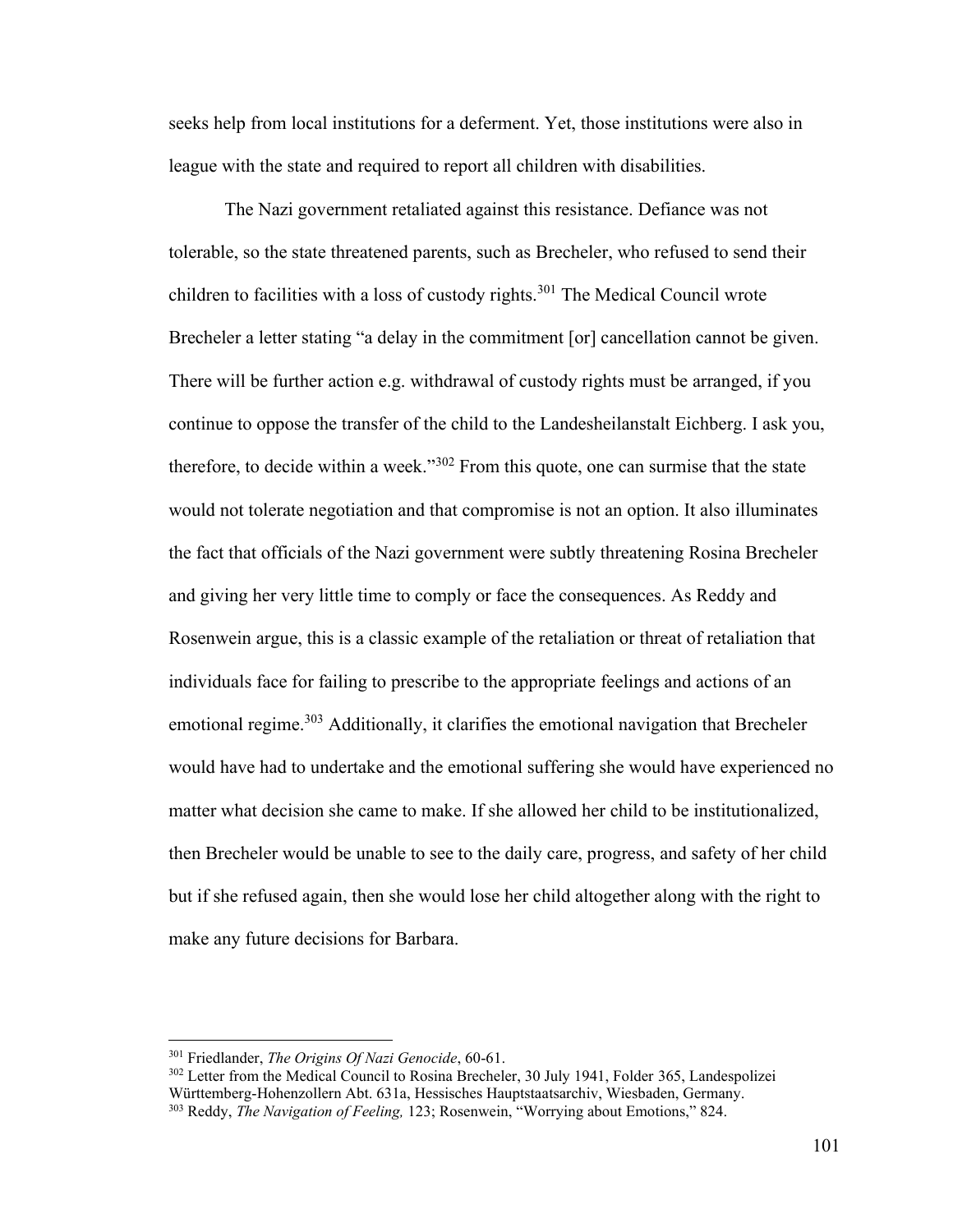seeks help from local institutions for a deferment. Yet, those institutions were also in league with the state and required to report all children with disabilities.

The Nazi government retaliated against this resistance. Defiance was not tolerable, so the state threatened parents, such as Brecheler, who refused to send their children to facilities with a loss of custody rights.[301] The Medical Council wrote Brecheler a letter stating "a delay in the commitment [or] cancellation cannot be given. There will be further action e.g. withdrawal of custody rights must be arranged, if you continue to oppose the transfer of the child to the Landesheilanstalt Eichberg. I ask you, therefore, to decide within a week."[302] From this quote, one can surmise that the state would not tolerate negotiation and that compromise is not an option. It also illuminates the fact that officials of the Nazi government were subtly threatening Rosina Brecheler and giving her very little time to comply or face the consequences. As Reddy and Rosenwein argue, this is a classic example of the retaliation or threat of retaliation that individuals face for failing to prescribe to the appropriate feelings and actions of an emotional regime.[303] Additionally, it clarifies the emotional navigation that Brecheler would have had to undertake and the emotional suffering she would have experienced no matter what decision she came to make. If she allowed her child to be institutionalized, then Brecheler would be unable to see to the daily care, progress, and safety of her child but if she refused again, then she would lose her child altogether along with the right to make any future decisions for Barbara.

---

[301] Friedlander, *The Origins Of Nazi Genocide*, 60-61.

[302] Letter from the Medical Council to Rosina Brecheler, 30 July 1941, Folder 365, Landespolizei Württemberg-Hohenzollern Abt. 631a, Hessisches Hauptstaatsarchiv, Wiesbaden, Germany.

[303] Reddy, *The Navigation of Feeling,* 123; Rosenwein, "Worrying about Emotions," 824.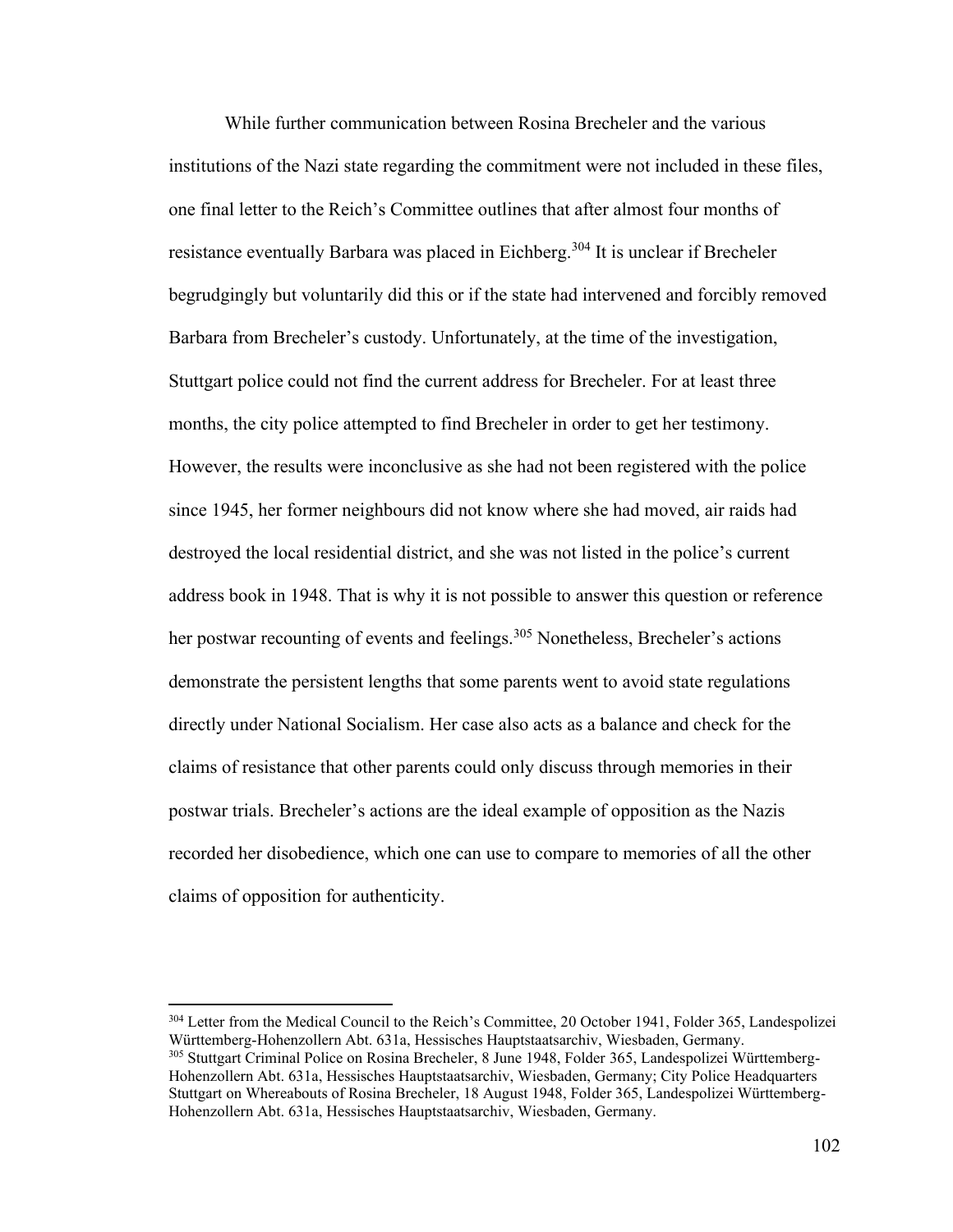While further communication between Rosina Brecheler and the various institutions of the Nazi state regarding the commitment were not included in these files, one final letter to the Reich's Committee outlines that after almost four months of resistance eventually Barbara was placed in Eichberg.[304] It is unclear if Brecheler begrudgingly but voluntarily did this or if the state had intervened and forcibly removed Barbara from Brecheler's custody. Unfortunately, at the time of the investigation, Stuttgart police could not find the current address for Brecheler. For at least three months, the city police attempted to find Brecheler in order to get her testimony. However, the results were inconclusive as she had not been registered with the police since 1945, her former neighbours did not know where she had moved, air raids had destroyed the local residential district, and she was not listed in the police's current address book in 1948. That is why it is not possible to answer this question or reference her postwar recounting of events and feelings.[305] Nonetheless, Brecheler's actions demonstrate the persistent lengths that some parents went to avoid state regulations directly under National Socialism. Her case also acts as a balance and check for the claims of resistance that other parents could only discuss through memories in their postwar trials. Brecheler's actions are the ideal example of opposition as the Nazis recorded her disobedience, which one can use to compare to memories of all the other claims of opposition for authenticity.

---

[304] Letter from the Medical Council to the Reich's Committee, 20 October 1941, Folder 365, Landespolizei Württemberg-Hohenzollern Abt. 631a, Hessisches Hauptstaatsarchiv, Wiesbaden, Germany.

[305] Stuttgart Criminal Police on Rosina Brecheler, 8 June 1948, Folder 365, Landespolizei Württemberg-Hohenzollern Abt. 631a, Hessisches Hauptstaatsarchiv, Wiesbaden, Germany; City Police Headquarters Stuttgart on Whereabouts of Rosina Brecheler, 18 August 1948, Folder 365, Landespolizei Württemberg-Hohenzollern Abt. 631a, Hessisches Hauptstaatsarchiv, Wiesbaden, Germany.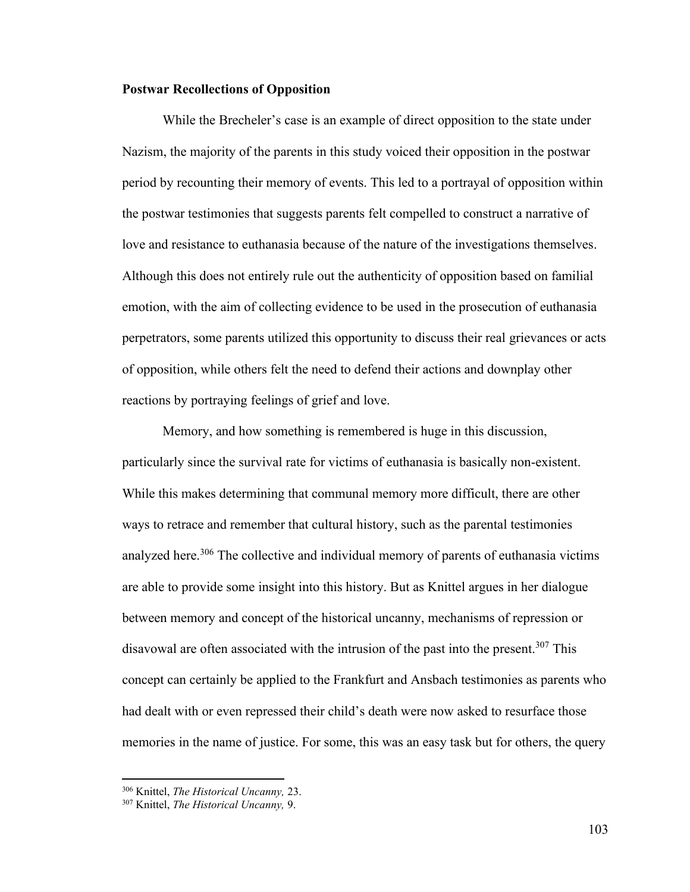**Postwar Recollections of Opposition**

While the Brecheler's case is an example of direct opposition to the state under Nazism, the majority of the parents in this study voiced their opposition in the postwar period by recounting their memory of events. This led to a portrayal of opposition within the postwar testimonies that suggests parents felt compelled to construct a narrative of love and resistance to euthanasia because of the nature of the investigations themselves. Although this does not entirely rule out the authenticity of opposition based on familial emotion, with the aim of collecting evidence to be used in the prosecution of euthanasia perpetrators, some parents utilized this opportunity to discuss their real grievances or acts of opposition, while others felt the need to defend their actions and downplay other reactions by portraying feelings of grief and love.

Memory, and how something is remembered is huge in this discussion, particularly since the survival rate for victims of euthanasia is basically non-existent. While this makes determining that communal memory more difficult, there are other ways to retrace and remember that cultural history, such as the parental testimonies analyzed here.[306] The collective and individual memory of parents of euthanasia victims are able to provide some insight into this history. But as Knittel argues in her dialogue between memory and concept of the historical uncanny, mechanisms of repression or disavowal are often associated with the intrusion of the past into the present.[307] This concept can certainly be applied to the Frankfurt and Ansbach testimonies as parents who had dealt with or even repressed their child's death were now asked to resurface those memories in the name of justice. For some, this was an easy task but for others, the query

[306] Knittel, *The Historical Uncanny,* 23.
[307] Knittel, *The Historical Uncanny,* 9.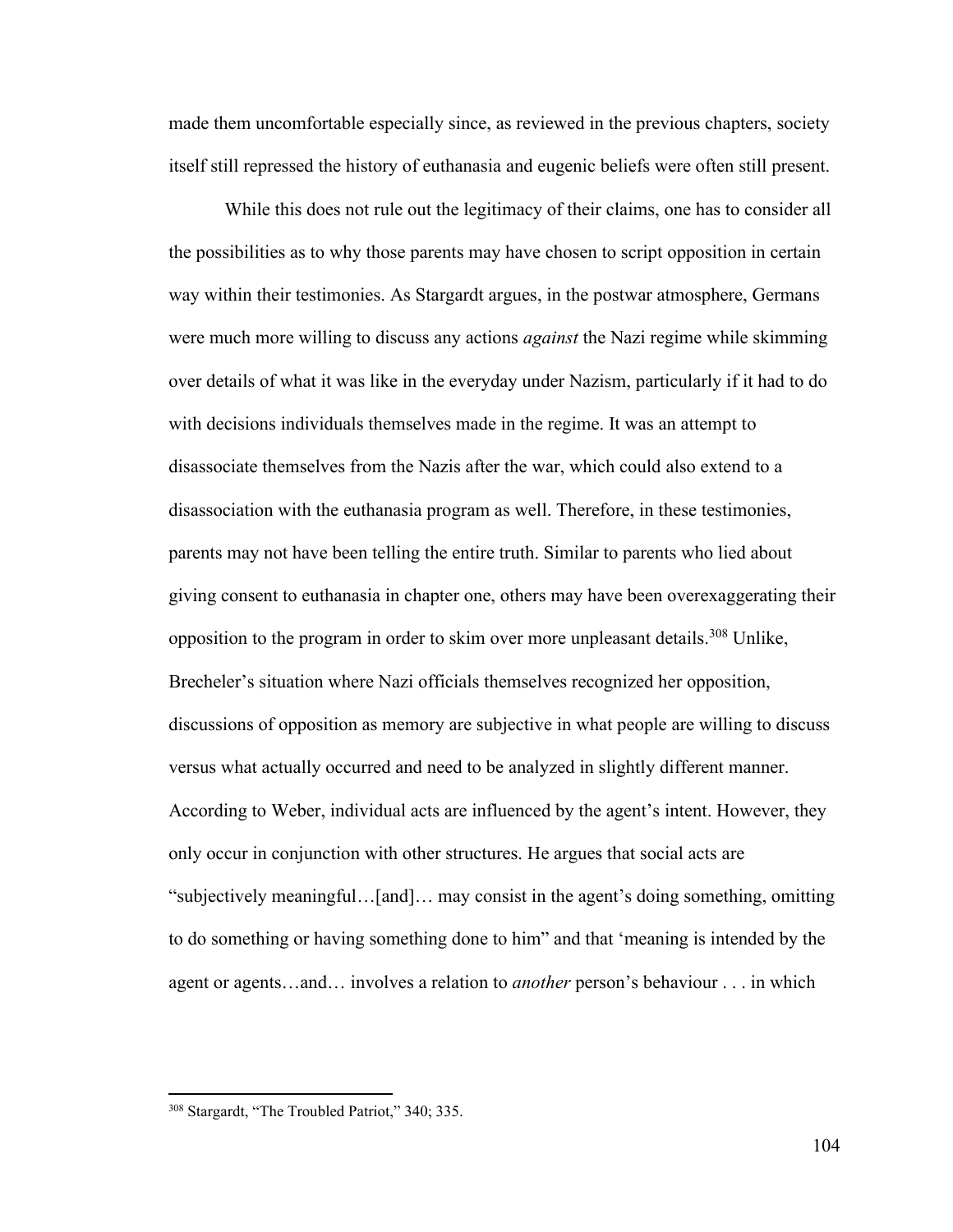made them uncomfortable especially since, as reviewed in the previous chapters, society itself still repressed the history of euthanasia and eugenic beliefs were often still present.

While this does not rule out the legitimacy of their claims, one has to consider all the possibilities as to why those parents may have chosen to script opposition in certain way within their testimonies. As Stargardt argues, in the postwar atmosphere, Germans were much more willing to discuss any actions *against* the Nazi regime while skimming over details of what it was like in the everyday under Nazism, particularly if it had to do with decisions individuals themselves made in the regime. It was an attempt to disassociate themselves from the Nazis after the war, which could also extend to a disassociation with the euthanasia program as well. Therefore, in these testimonies, parents may not have been telling the entire truth. Similar to parents who lied about giving consent to euthanasia in chapter one, others may have been overexaggerating their opposition to the program in order to skim over more unpleasant details.[308] Unlike, Brecheler's situation where Nazi officials themselves recognized her opposition, discussions of opposition as memory are subjective in what people are willing to discuss versus what actually occurred and need to be analyzed in slightly different manner. According to Weber, individual acts are influenced by the agent's intent. However, they only occur in conjunction with other structures. He argues that social acts are "subjectively meaningful…[and]… may consist in the agent's doing something, omitting to do something or having something done to him" and that 'meaning is intended by the agent or agents…and… involves a relation to *another* person's behaviour . . . in which

---

[308] Stargardt, "The Troubled Patriot," 340; 335.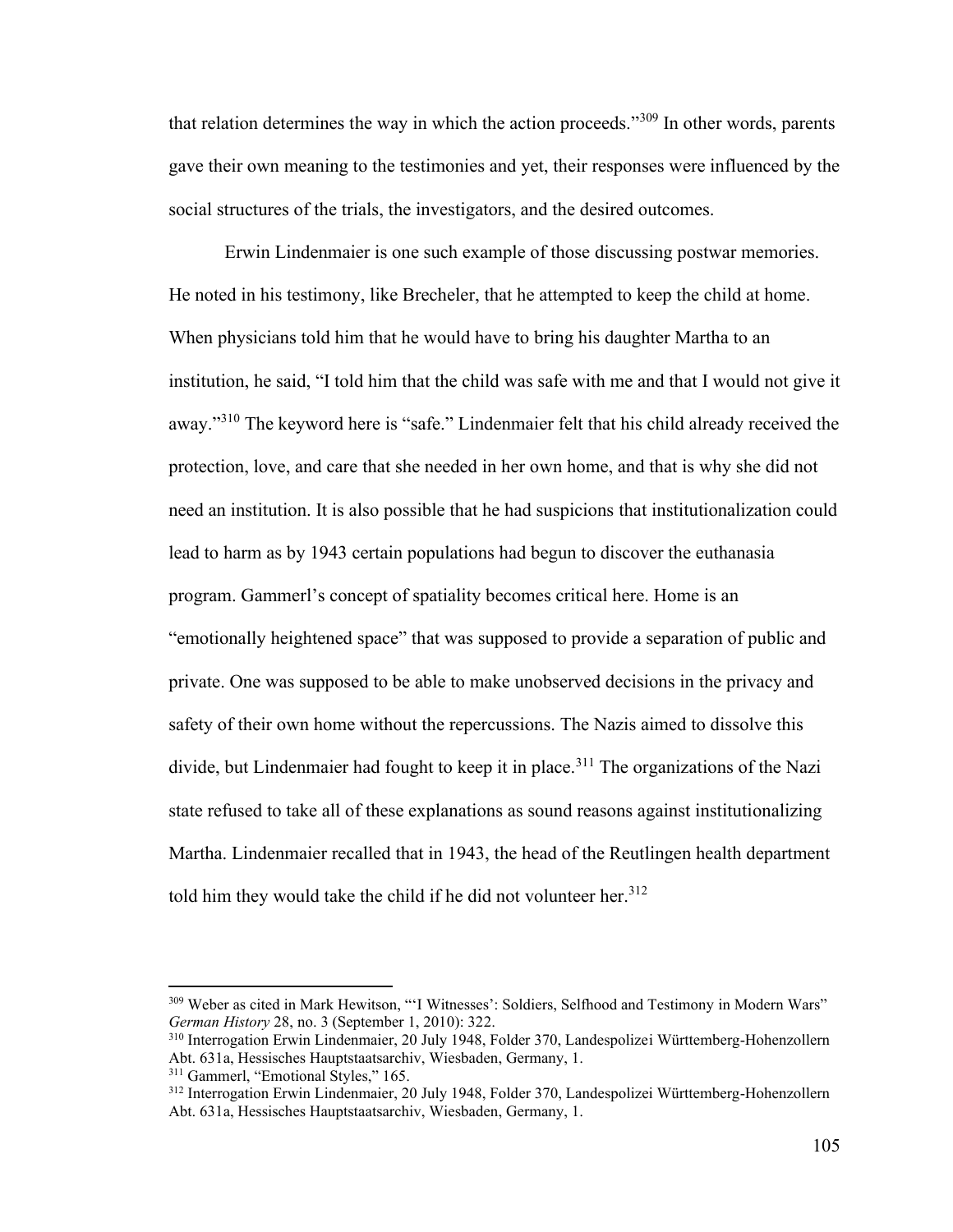that relation determines the way in which the action proceeds."[309] In other words, parents gave their own meaning to the testimonies and yet, their responses were influenced by the social structures of the trials, the investigators, and the desired outcomes.

Erwin Lindenmaier is one such example of those discussing postwar memories. He noted in his testimony, like Brecheler, that he attempted to keep the child at home. When physicians told him that he would have to bring his daughter Martha to an institution, he said, "I told him that the child was safe with me and that I would not give it away."[310] The keyword here is "safe." Lindenmaier felt that his child already received the protection, love, and care that she needed in her own home, and that is why she did not need an institution. It is also possible that he had suspicions that institutionalization could lead to harm as by 1943 certain populations had begun to discover the euthanasia program. Gammerl's concept of spatiality becomes critical here. Home is an "emotionally heightened space" that was supposed to provide a separation of public and private. One was supposed to be able to make unobserved decisions in the privacy and safety of their own home without the repercussions. The Nazis aimed to dissolve this divide, but Lindenmaier had fought to keep it in place.[311] The organizations of the Nazi state refused to take all of these explanations as sound reasons against institutionalizing Martha. Lindenmaier recalled that in 1943, the head of the Reutlingen health department told him they would take the child if he did not volunteer her.[312]

---

[309] Weber as cited in Mark Hewitson, "'I Witnesses': Soldiers, Selfhood and Testimony in Modern Wars" *German History* 28, no. 3 (September 1, 2010): 322.

[310] Interrogation Erwin Lindenmaier, 20 July 1948, Folder 370, Landespolizei Württemberg-Hohenzollern Abt. 631a, Hessisches Hauptstaatsarchiv, Wiesbaden, Germany, 1.

[311] Gammerl, "Emotional Styles," 165.

[312] Interrogation Erwin Lindenmaier, 20 July 1948, Folder 370, Landespolizei Württemberg-Hohenzollern Abt. 631a, Hessisches Hauptstaatsarchiv, Wiesbaden, Germany, 1.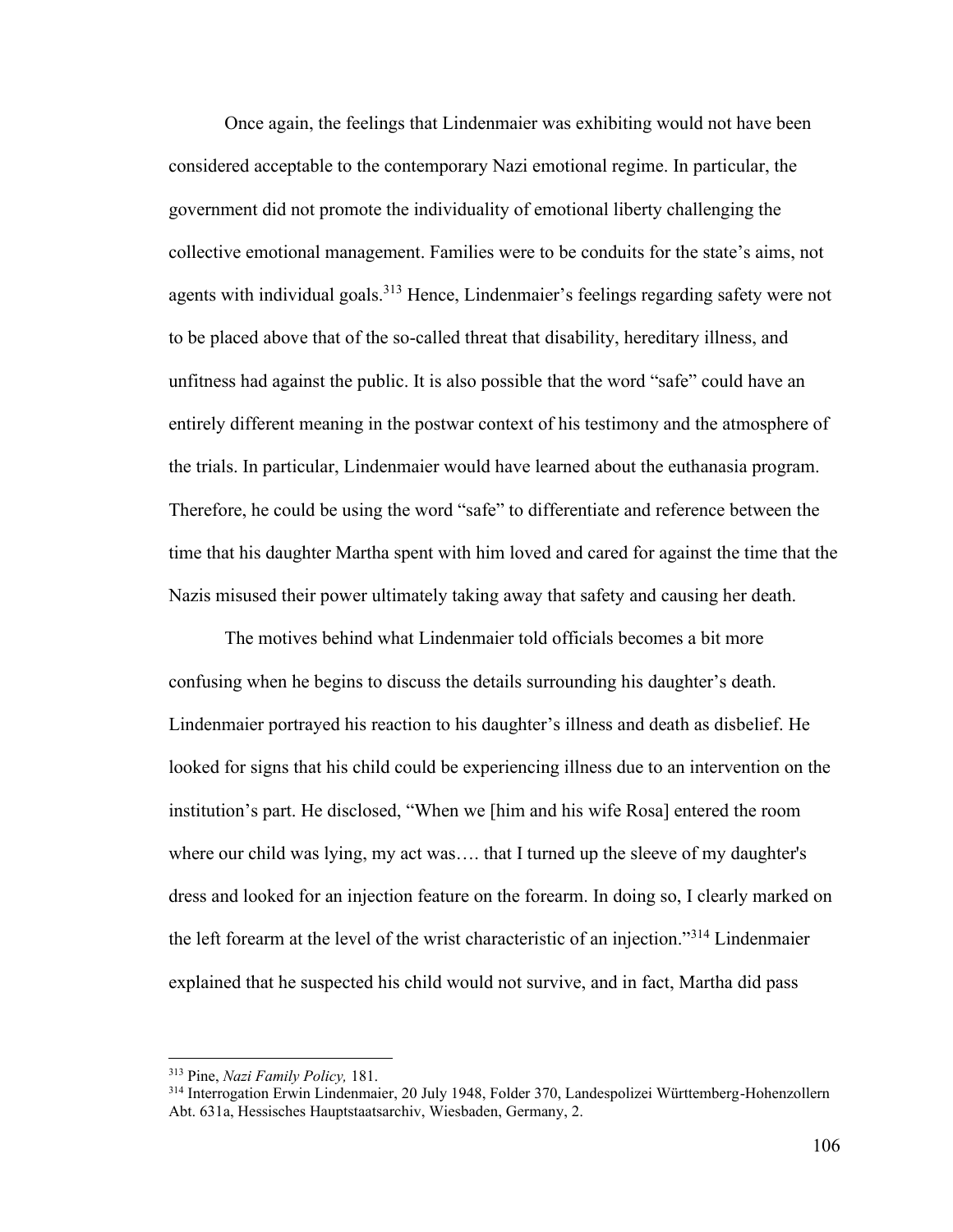Once again, the feelings that Lindenmaier was exhibiting would not have been considered acceptable to the contemporary Nazi emotional regime. In particular, the government did not promote the individuality of emotional liberty challenging the collective emotional management. Families were to be conduits for the state's aims, not agents with individual goals.[313] Hence, Lindenmaier's feelings regarding safety were not to be placed above that of the so-called threat that disability, hereditary illness, and unfitness had against the public. It is also possible that the word "safe" could have an entirely different meaning in the postwar context of his testimony and the atmosphere of the trials. In particular, Lindenmaier would have learned about the euthanasia program. Therefore, he could be using the word "safe" to differentiate and reference between the time that his daughter Martha spent with him loved and cared for against the time that the Nazis misused their power ultimately taking away that safety and causing her death.

The motives behind what Lindenmaier told officials becomes a bit more confusing when he begins to discuss the details surrounding his daughter's death. Lindenmaier portrayed his reaction to his daughter's illness and death as disbelief. He looked for signs that his child could be experiencing illness due to an intervention on the institution's part. He disclosed, "When we [him and his wife Rosa] entered the room where our child was lying, my act was…. that I turned up the sleeve of my daughter's dress and looked for an injection feature on the forearm. In doing so, I clearly marked on the left forearm at the level of the wrist characteristic of an injection."[314] Lindenmaier explained that he suspected his child would not survive, and in fact, Martha did pass

---

[313] Pine, *Nazi Family Policy,* 181.

[314] Interrogation Erwin Lindenmaier, 20 July 1948, Folder 370, Landespolizei Württemberg-Hohenzollern Abt. 631a, Hessisches Hauptstaatsarchiv, Wiesbaden, Germany, 2.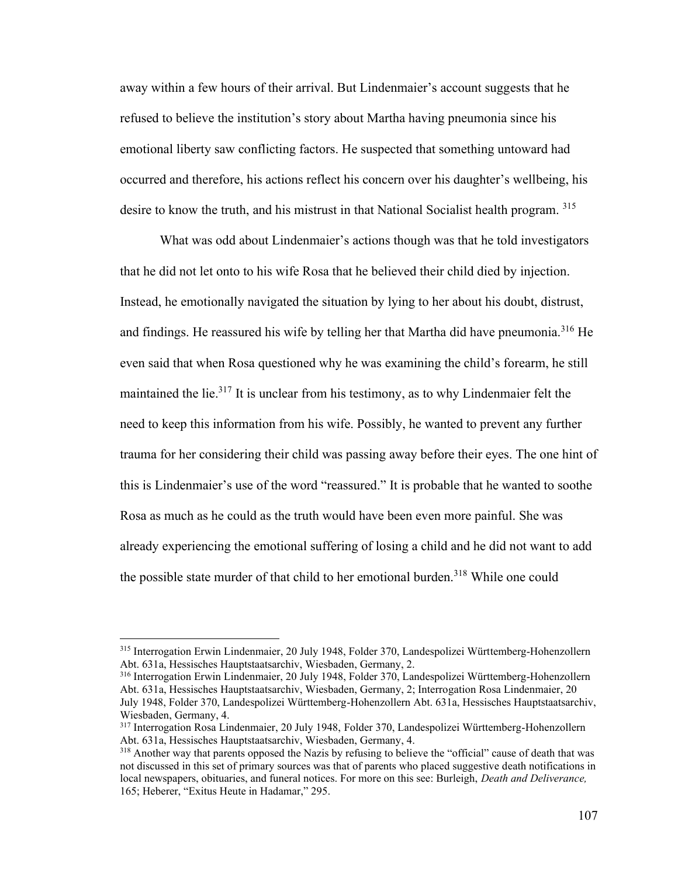away within a few hours of their arrival. But Lindenmaier's account suggests that he refused to believe the institution's story about Martha having pneumonia since his emotional liberty saw conflicting factors. He suspected that something untoward had occurred and therefore, his actions reflect his concern over his daughter's wellbeing, his desire to know the truth, and his mistrust in that National Socialist health program. [315]

What was odd about Lindenmaier's actions though was that he told investigators that he did not let onto to his wife Rosa that he believed their child died by injection. Instead, he emotionally navigated the situation by lying to her about his doubt, distrust, and findings. He reassured his wife by telling her that Martha did have pneumonia.[316] He even said that when Rosa questioned why he was examining the child's forearm, he still maintained the lie.[317] It is unclear from his testimony, as to why Lindenmaier felt the need to keep this information from his wife. Possibly, he wanted to prevent any further trauma for her considering their child was passing away before their eyes. The one hint of this is Lindenmaier's use of the word "reassured." It is probable that he wanted to soothe Rosa as much as he could as the truth would have been even more painful. She was already experiencing the emotional suffering of losing a child and he did not want to add the possible state murder of that child to her emotional burden.[318] While one could

---

[315] Interrogation Erwin Lindenmaier, 20 July 1948, Folder 370, Landespolizei Württemberg-Hohenzollern Abt. 631a, Hessisches Hauptstaatsarchiv, Wiesbaden, Germany, 2.

[316] Interrogation Erwin Lindenmaier, 20 July 1948, Folder 370, Landespolizei Württemberg-Hohenzollern Abt. 631a, Hessisches Hauptstaatsarchiv, Wiesbaden, Germany, 2; Interrogation Rosa Lindenmaier, 20 July 1948, Folder 370, Landespolizei Württemberg-Hohenzollern Abt. 631a, Hessisches Hauptstaatsarchiv, Wiesbaden, Germany, 4.

[317] Interrogation Rosa Lindenmaier, 20 July 1948, Folder 370, Landespolizei Württemberg-Hohenzollern Abt. 631a, Hessisches Hauptstaatsarchiv, Wiesbaden, Germany, 4.

[318] Another way that parents opposed the Nazis by refusing to believe the "official" cause of death that was not discussed in this set of primary sources was that of parents who placed suggestive death notifications in local newspapers, obituaries, and funeral notices. For more on this see: Burleigh, *Death and Deliverance,* 165; Heberer, "Exitus Heute in Hadamar," 295.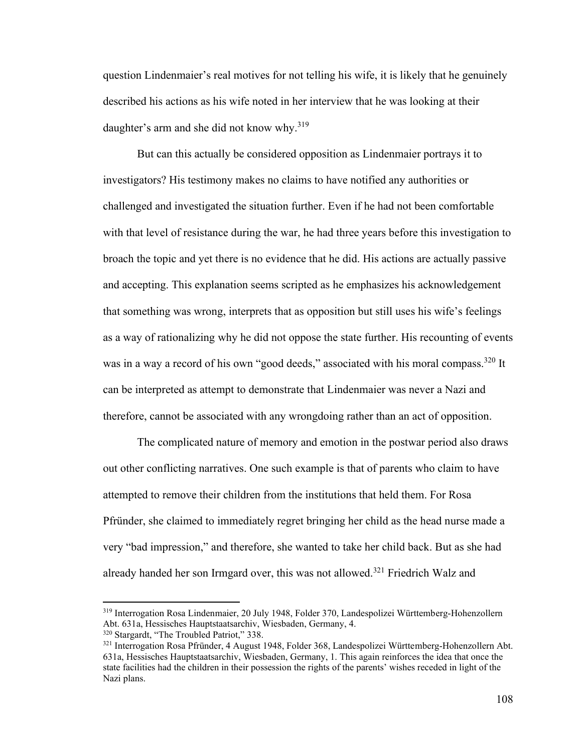question Lindenmaier's real motives for not telling his wife, it is likely that he genuinely described his actions as his wife noted in her interview that he was looking at their daughter's arm and she did not know why.[319]

But can this actually be considered opposition as Lindenmaier portrays it to investigators? His testimony makes no claims to have notified any authorities or challenged and investigated the situation further. Even if he had not been comfortable with that level of resistance during the war, he had three years before this investigation to broach the topic and yet there is no evidence that he did. His actions are actually passive and accepting. This explanation seems scripted as he emphasizes his acknowledgement that something was wrong, interprets that as opposition but still uses his wife's feelings as a way of rationalizing why he did not oppose the state further. His recounting of events was in a way a record of his own "good deeds," associated with his moral compass.[320] It can be interpreted as attempt to demonstrate that Lindenmaier was never a Nazi and therefore, cannot be associated with any wrongdoing rather than an act of opposition.

The complicated nature of memory and emotion in the postwar period also draws out other conflicting narratives. One such example is that of parents who claim to have attempted to remove their children from the institutions that held them. For Rosa Pfründer, she claimed to immediately regret bringing her child as the head nurse made a very "bad impression," and therefore, she wanted to take her child back. But as she had already handed her son Irmgard over, this was not allowed.[321] Friedrich Walz and

---

[319] Interrogation Rosa Lindenmaier, 20 July 1948, Folder 370, Landespolizei Württemberg-Hohenzollern Abt. 631a, Hessisches Hauptstaatsarchiv, Wiesbaden, Germany, 4.

[320] Stargardt, "The Troubled Patriot," 338.

[321] Interrogation Rosa Pfründer, 4 August 1948, Folder 368, Landespolizei Württemberg-Hohenzollern Abt. 631a, Hessisches Hauptstaatsarchiv, Wiesbaden, Germany, 1. This again reinforces the idea that once the state facilities had the children in their possession the rights of the parents' wishes receded in light of the Nazi plans.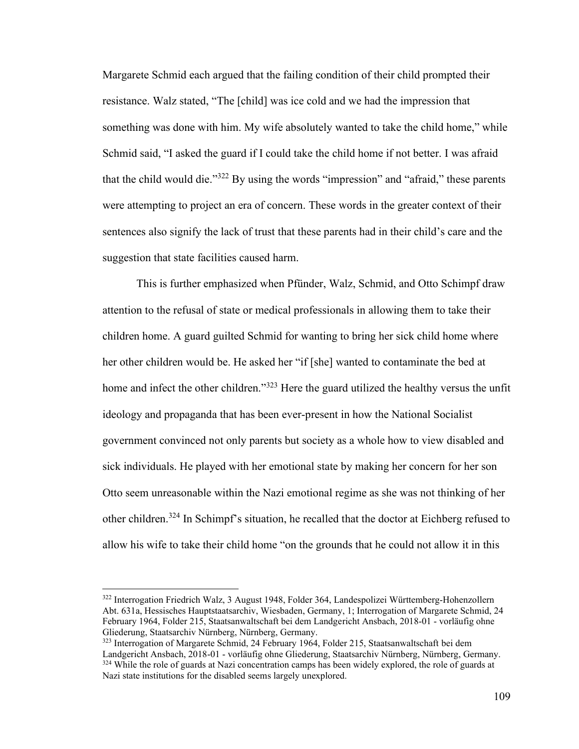Margarete Schmid each argued that the failing condition of their child prompted their resistance. Walz stated, "The [child] was ice cold and we had the impression that something was done with him. My wife absolutely wanted to take the child home," while Schmid said, "I asked the guard if I could take the child home if not better. I was afraid that the child would die."[322] By using the words "impression" and "afraid," these parents were attempting to project an era of concern. These words in the greater context of their sentences also signify the lack of trust that these parents had in their child's care and the suggestion that state facilities caused harm.

This is further emphasized when Pfünder, Walz, Schmid, and Otto Schimpf draw attention to the refusal of state or medical professionals in allowing them to take their children home. A guard guilted Schmid for wanting to bring her sick child home where her other children would be. He asked her "if [she] wanted to contaminate the bed at home and infect the other children."[323] Here the guard utilized the healthy versus the unfit ideology and propaganda that has been ever-present in how the National Socialist government convinced not only parents but society as a whole how to view disabled and sick individuals. He played with her emotional state by making her concern for her son Otto seem unreasonable within the Nazi emotional regime as she was not thinking of her other children.[324] In Schimpf's situation, he recalled that the doctor at Eichberg refused to allow his wife to take their child home "on the grounds that he could not allow it in this

---

[322] Interrogation Friedrich Walz, 3 August 1948, Folder 364, Landespolizei Württemberg-Hohenzollern Abt. 631a, Hessisches Hauptstaatsarchiv, Wiesbaden, Germany, 1; Interrogation of Margarete Schmid, 24 February 1964, Folder 215, Staatsanwaltschaft bei dem Landgericht Ansbach, 2018-01 - vorläufig ohne Gliederung, Staatsarchiv Nürnberg, Nürnberg, Germany.

[323] Interrogation of Margarete Schmid, 24 February 1964, Folder 215, Staatsanwaltschaft bei dem Landgericht Ansbach, 2018-01 - vorläufig ohne Gliederung, Staatsarchiv Nürnberg, Nürnberg, Germany.

[324] While the role of guards at Nazi concentration camps has been widely explored, the role of guards at Nazi state institutions for the disabled seems largely unexplored.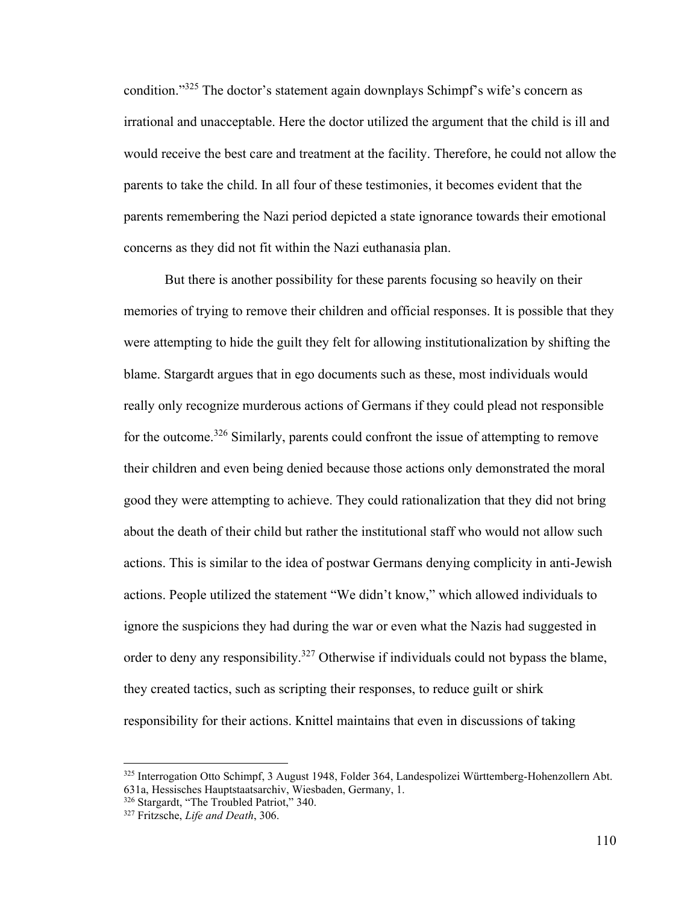condition."[325] The doctor's statement again downplays Schimpf's wife's concern as irrational and unacceptable. Here the doctor utilized the argument that the child is ill and would receive the best care and treatment at the facility. Therefore, he could not allow the parents to take the child. In all four of these testimonies, it becomes evident that the parents remembering the Nazi period depicted a state ignorance towards their emotional concerns as they did not fit within the Nazi euthanasia plan.

But there is another possibility for these parents focusing so heavily on their memories of trying to remove their children and official responses. It is possible that they were attempting to hide the guilt they felt for allowing institutionalization by shifting the blame. Stargardt argues that in ego documents such as these, most individuals would really only recognize murderous actions of Germans if they could plead not responsible for the outcome.[326] Similarly, parents could confront the issue of attempting to remove their children and even being denied because those actions only demonstrated the moral good they were attempting to achieve. They could rationalization that they did not bring about the death of their child but rather the institutional staff who would not allow such actions. This is similar to the idea of postwar Germans denying complicity in anti-Jewish actions. People utilized the statement "We didn't know," which allowed individuals to ignore the suspicions they had during the war or even what the Nazis had suggested in order to deny any responsibility.[327] Otherwise if individuals could not bypass the blame, they created tactics, such as scripting their responses, to reduce guilt or shirk responsibility for their actions. Knittel maintains that even in discussions of taking

---

[325] Interrogation Otto Schimpf, 3 August 1948, Folder 364, Landespolizei Württemberg-Hohenzollern Abt. 631a, Hessisches Hauptstaatsarchiv, Wiesbaden, Germany, 1.

[326] Stargardt, "The Troubled Patriot," 340.

[327] Fritzsche, *Life and Death*, 306.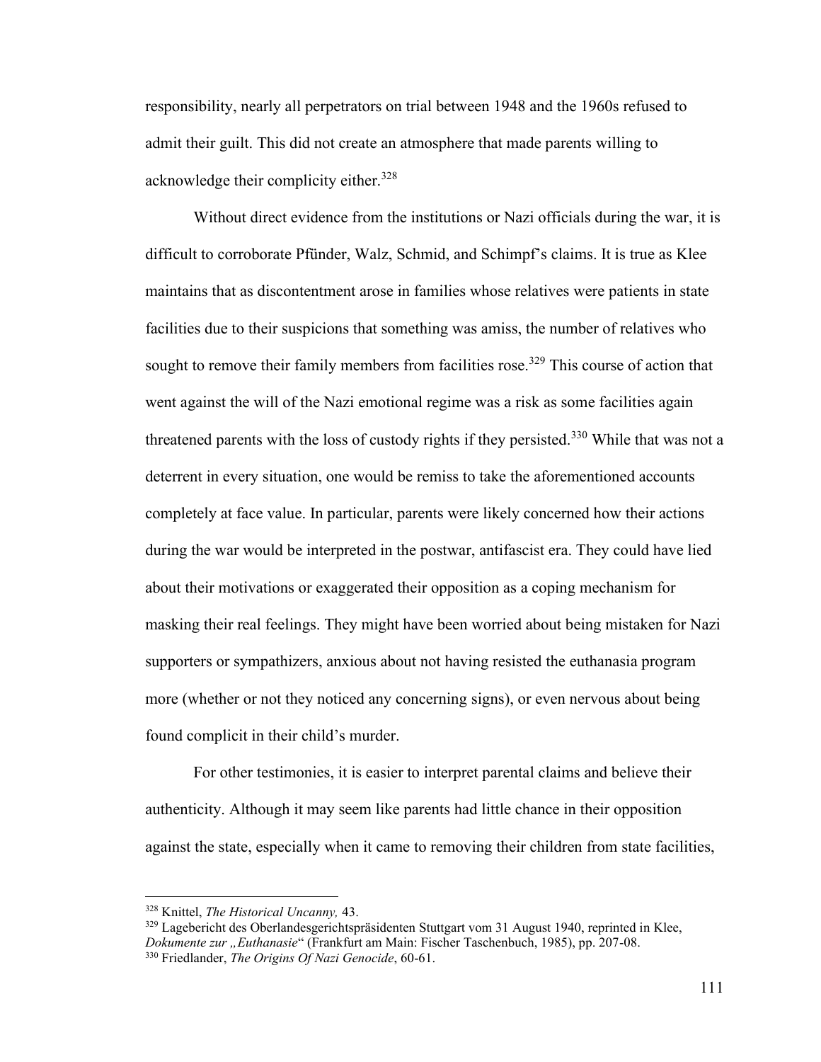responsibility, nearly all perpetrators on trial between 1948 and the 1960s refused to admit their guilt. This did not create an atmosphere that made parents willing to acknowledge their complicity either.[328]

Without direct evidence from the institutions or Nazi officials during the war, it is difficult to corroborate Pfünder, Walz, Schmid, and Schimpf's claims. It is true as Klee maintains that as discontentment arose in families whose relatives were patients in state facilities due to their suspicions that something was amiss, the number of relatives who sought to remove their family members from facilities rose.[329] This course of action that went against the will of the Nazi emotional regime was a risk as some facilities again threatened parents with the loss of custody rights if they persisted.[330] While that was not a deterrent in every situation, one would be remiss to take the aforementioned accounts completely at face value. In particular, parents were likely concerned how their actions during the war would be interpreted in the postwar, antifascist era. They could have lied about their motivations or exaggerated their opposition as a coping mechanism for masking their real feelings. They might have been worried about being mistaken for Nazi supporters or sympathizers, anxious about not having resisted the euthanasia program more (whether or not they noticed any concerning signs), or even nervous about being found complicit in their child's murder.

For other testimonies, it is easier to interpret parental claims and believe their authenticity. Although it may seem like parents had little chance in their opposition against the state, especially when it came to removing their children from state facilities,

---

[328] Knittel, *The Historical Uncanny,* 43.

[329] Lagebericht des Oberlandesgerichtspräsidenten Stuttgart vom 31 August 1940, reprinted in Klee, *Dokumente zur „Euthanasie*" (Frankfurt am Main: Fischer Taschenbuch, 1985), pp. 207-08.

[330] Friedlander, *The Origins Of Nazi Genocide*, 60-61.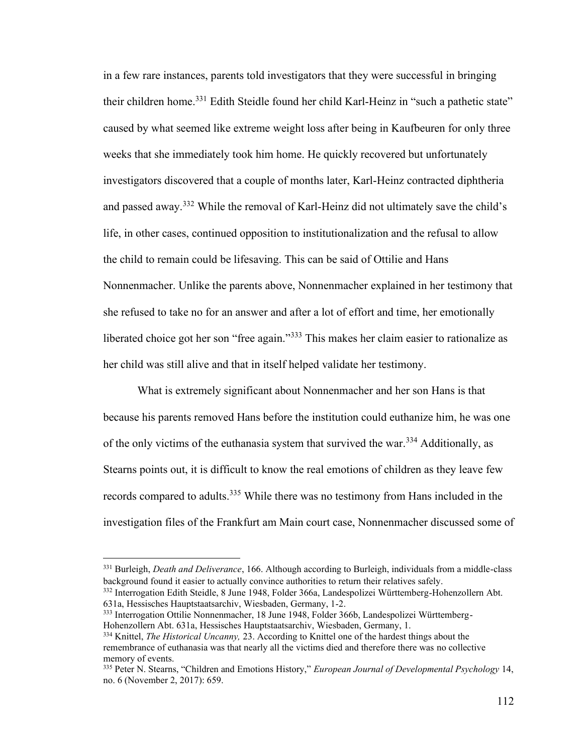in a few rare instances, parents told investigators that they were successful in bringing their children home.[331] Edith Steidle found her child Karl-Heinz in "such a pathetic state" caused by what seemed like extreme weight loss after being in Kaufbeuren for only three weeks that she immediately took him home. He quickly recovered but unfortunately investigators discovered that a couple of months later, Karl-Heinz contracted diphtheria and passed away.[332] While the removal of Karl-Heinz did not ultimately save the child's life, in other cases, continued opposition to institutionalization and the refusal to allow the child to remain could be lifesaving. This can be said of Ottilie and Hans Nonnenmacher. Unlike the parents above, Nonnenmacher explained in her testimony that she refused to take no for an answer and after a lot of effort and time, her emotionally liberated choice got her son "free again."[333] This makes her claim easier to rationalize as her child was still alive and that in itself helped validate her testimony.

What is extremely significant about Nonnenmacher and her son Hans is that because his parents removed Hans before the institution could euthanize him, he was one of the only victims of the euthanasia system that survived the war.[334] Additionally, as Stearns points out, it is difficult to know the real emotions of children as they leave few records compared to adults.[335] While there was no testimony from Hans included in the investigation files of the Frankfurt am Main court case, Nonnenmacher discussed some of

---

[331] Burleigh, *Death and Deliverance*, 166. Although according to Burleigh, individuals from a middle-class background found it easier to actually convince authorities to return their relatives safely.

[332] Interrogation Edith Steidle, 8 June 1948, Folder 366a, Landespolizei Württemberg-Hohenzollern Abt. 631a, Hessisches Hauptstaatsarchiv, Wiesbaden, Germany, 1-2.

[333] Interrogation Ottilie Nonnenmacher, 18 June 1948, Folder 366b, Landespolizei Württemberg-Hohenzollern Abt. 631a, Hessisches Hauptstaatsarchiv, Wiesbaden, Germany, 1.

[334] Knittel, *The Historical Uncanny,* 23. According to Knittel one of the hardest things about the remembrance of euthanasia was that nearly all the victims died and therefore there was no collective memory of events.

[335] Peter N. Stearns, "Children and Emotions History," *European Journal of Developmental Psychology* 14, no. 6 (November 2, 2017): 659.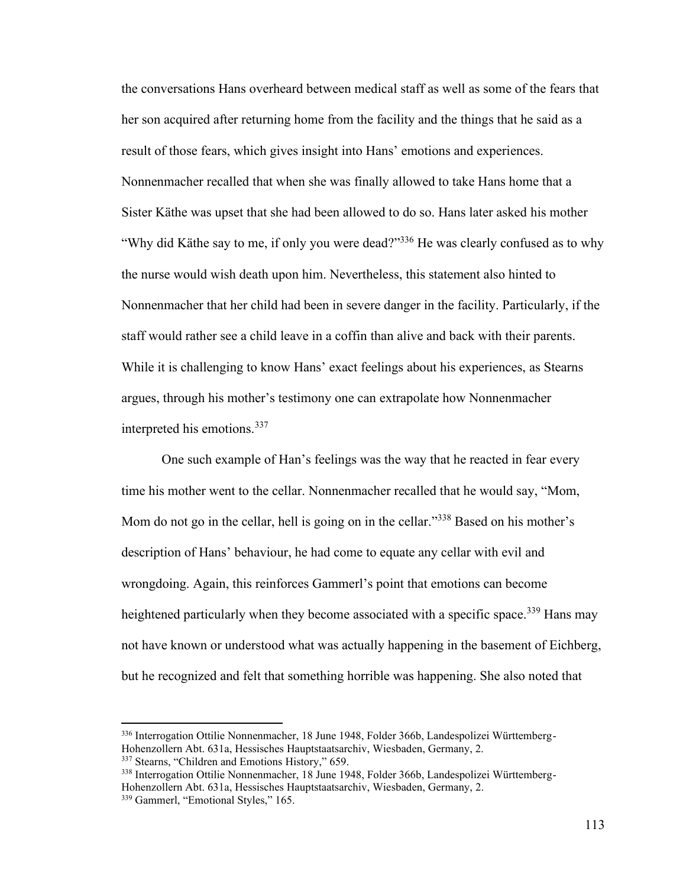the conversations Hans overheard between medical staff as well as some of the fears that her son acquired after returning home from the facility and the things that he said as a result of those fears, which gives insight into Hans' emotions and experiences. Nonnenmacher recalled that when she was finally allowed to take Hans home that a Sister Käthe was upset that she had been allowed to do so. Hans later asked his mother "Why did Käthe say to me, if only you were dead?"[336] He was clearly confused as to why the nurse would wish death upon him. Nevertheless, this statement also hinted to Nonnenmacher that her child had been in severe danger in the facility. Particularly, if the staff would rather see a child leave in a coffin than alive and back with their parents. While it is challenging to know Hans' exact feelings about his experiences, as Stearns argues, through his mother's testimony one can extrapolate how Nonnenmacher interpreted his emotions.[337]

One such example of Han's feelings was the way that he reacted in fear every time his mother went to the cellar. Nonnenmacher recalled that he would say, "Mom, Mom do not go in the cellar, hell is going on in the cellar."[338] Based on his mother's description of Hans' behaviour, he had come to equate any cellar with evil and wrongdoing. Again, this reinforces Gammerl's point that emotions can become heightened particularly when they become associated with a specific space.[339] Hans may not have known or understood what was actually happening in the basement of Eichberg, but he recognized and felt that something horrible was happening. She also noted that

---

[336] Interrogation Ottilie Nonnenmacher, 18 June 1948, Folder 366b, Landespolizei Württemberg-Hohenzollern Abt. 631a, Hessisches Hauptstaatsarchiv, Wiesbaden, Germany, 2.

[337] Stearns, "Children and Emotions History," 659.

[338] Interrogation Ottilie Nonnenmacher, 18 June 1948, Folder 366b, Landespolizei Württemberg-Hohenzollern Abt. 631a, Hessisches Hauptstaatsarchiv, Wiesbaden, Germany, 2.

[339] Gammerl, "Emotional Styles," 165.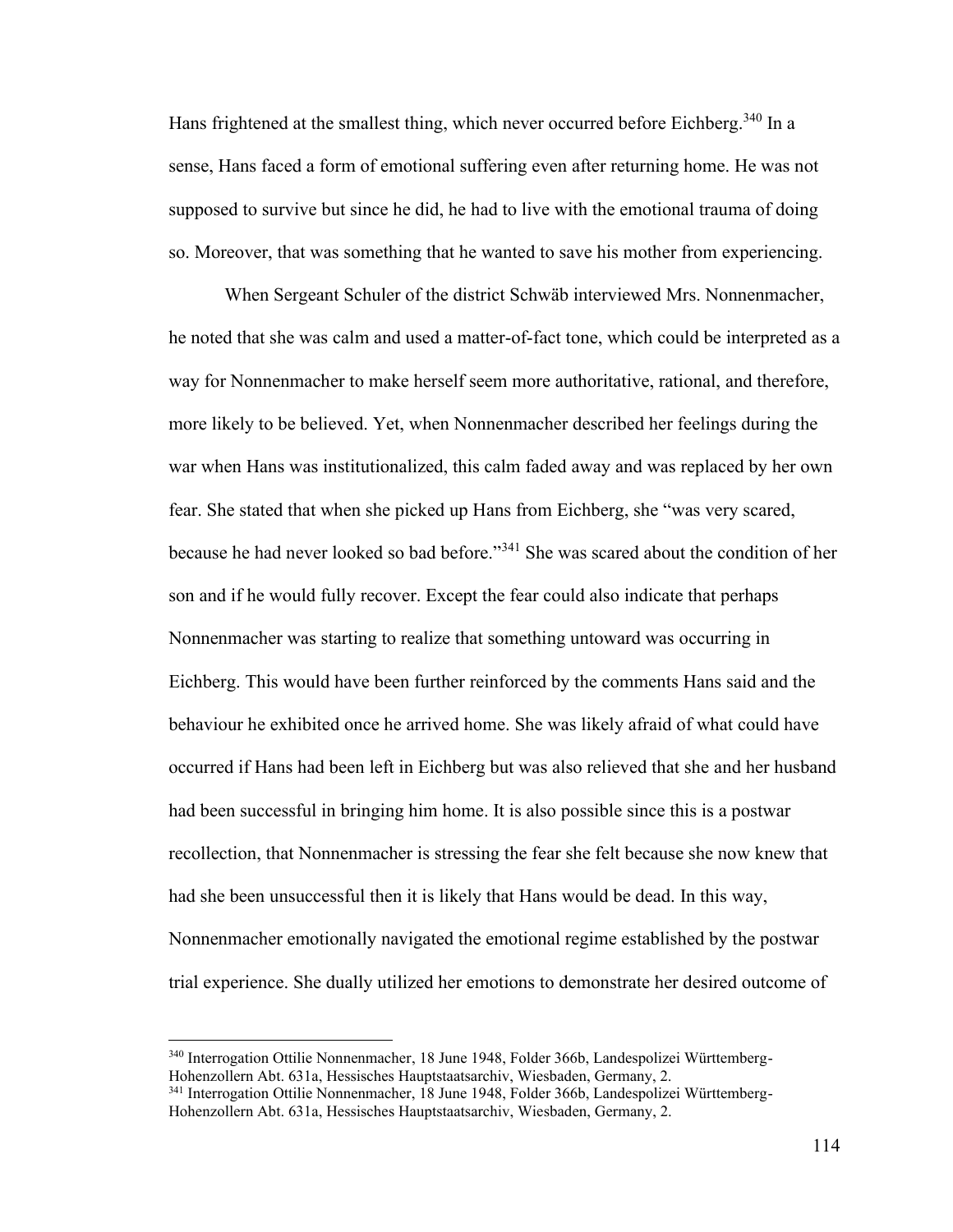Hans frightened at the smallest thing, which never occurred before Eichberg.[340] In a sense, Hans faced a form of emotional suffering even after returning home. He was not supposed to survive but since he did, he had to live with the emotional trauma of doing so. Moreover, that was something that he wanted to save his mother from experiencing.

When Sergeant Schuler of the district Schwäb interviewed Mrs. Nonnenmacher, he noted that she was calm and used a matter-of-fact tone, which could be interpreted as a way for Nonnenmacher to make herself seem more authoritative, rational, and therefore, more likely to be believed. Yet, when Nonnenmacher described her feelings during the war when Hans was institutionalized, this calm faded away and was replaced by her own fear. She stated that when she picked up Hans from Eichberg, she "was very scared, because he had never looked so bad before."[341] She was scared about the condition of her son and if he would fully recover. Except the fear could also indicate that perhaps Nonnenmacher was starting to realize that something untoward was occurring in Eichberg. This would have been further reinforced by the comments Hans said and the behaviour he exhibited once he arrived home. She was likely afraid of what could have occurred if Hans had been left in Eichberg but was also relieved that she and her husband had been successful in bringing him home. It is also possible since this is a postwar recollection, that Nonnenmacher is stressing the fear she felt because she now knew that had she been unsuccessful then it is likely that Hans would be dead. In this way, Nonnenmacher emotionally navigated the emotional regime established by the postwar trial experience. She dually utilized her emotions to demonstrate her desired outcome of

[340] Interrogation Ottilie Nonnenmacher, 18 June 1948, Folder 366b, Landespolizei Württemberg-Hohenzollern Abt. 631a, Hessisches Hauptstaatsarchiv, Wiesbaden, Germany, 2.

[341] Interrogation Ottilie Nonnenmacher, 18 June 1948, Folder 366b, Landespolizei Württemberg-Hohenzollern Abt. 631a, Hessisches Hauptstaatsarchiv, Wiesbaden, Germany, 2.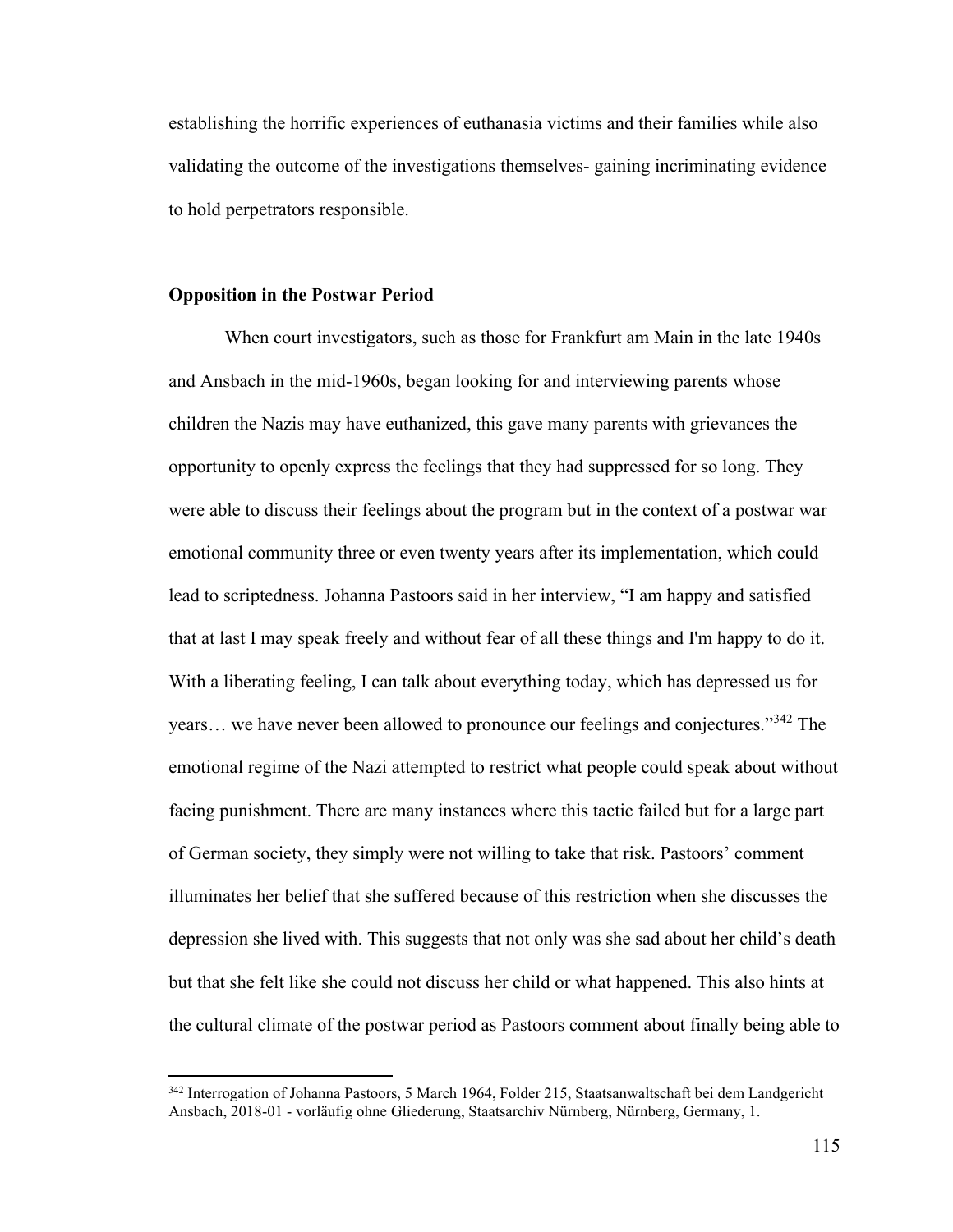establishing the horrific experiences of euthanasia victims and their families while also validating the outcome of the investigations themselves- gaining incriminating evidence to hold perpetrators responsible.

### Opposition in the Postwar Period

When court investigators, such as those for Frankfurt am Main in the late 1940s and Ansbach in the mid-1960s, began looking for and interviewing parents whose children the Nazis may have euthanized, this gave many parents with grievances the opportunity to openly express the feelings that they had suppressed for so long. They were able to discuss their feelings about the program but in the context of a postwar war emotional community three or even twenty years after its implementation, which could lead to scriptedness. Johanna Pastoors said in her interview, "I am happy and satisfied that at last I may speak freely and without fear of all these things and I'm happy to do it. With a liberating feeling, I can talk about everything today, which has depressed us for years… we have never been allowed to pronounce our feelings and conjectures."[342] The emotional regime of the Nazi attempted to restrict what people could speak about without facing punishment. There are many instances where this tactic failed but for a large part of German society, they simply were not willing to take that risk. Pastoors' comment illuminates her belief that she suffered because of this restriction when she discusses the depression she lived with. This suggests that not only was she sad about her child's death but that she felt like she could not discuss her child or what happened. This also hints at the cultural climate of the postwar period as Pastoors comment about finally being able to

---

[342] Interrogation of Johanna Pastoors, 5 March 1964, Folder 215, Staatsanwaltschaft bei dem Landgericht Ansbach, 2018-01 - vorläufig ohne Gliederung, Staatsarchiv Nürnberg, Nürnberg, Germany, 1.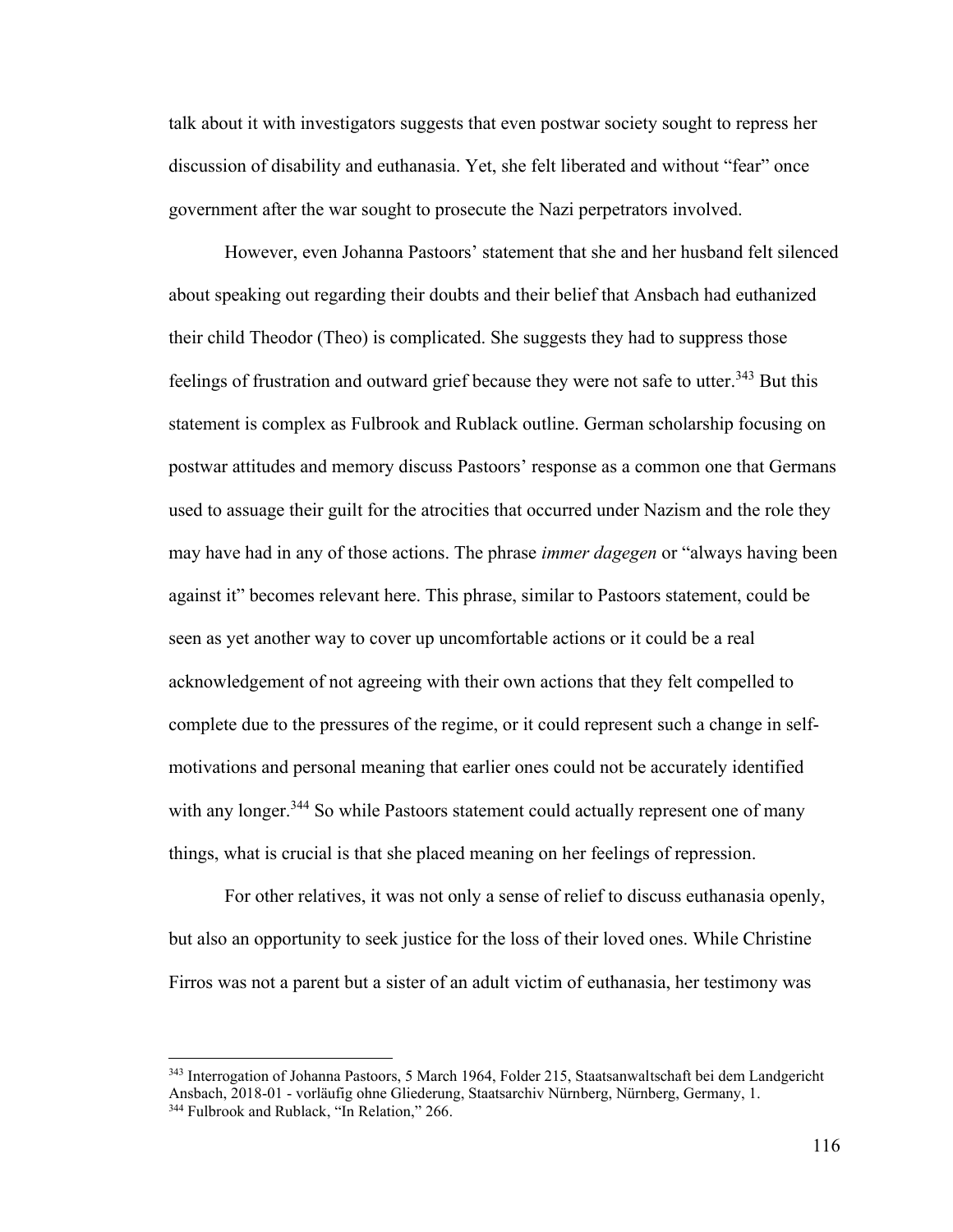talk about it with investigators suggests that even postwar society sought to repress her discussion of disability and euthanasia. Yet, she felt liberated and without "fear" once government after the war sought to prosecute the Nazi perpetrators involved.

However, even Johanna Pastoors' statement that she and her husband felt silenced about speaking out regarding their doubts and their belief that Ansbach had euthanized their child Theodor (Theo) is complicated. She suggests they had to suppress those feelings of frustration and outward grief because they were not safe to utter.[343] But this statement is complex as Fulbrook and Rublack outline. German scholarship focusing on postwar attitudes and memory discuss Pastoors' response as a common one that Germans used to assuage their guilt for the atrocities that occurred under Nazism and the role they may have had in any of those actions. The phrase *immer dagegen* or "always having been against it" becomes relevant here. This phrase, similar to Pastoors statement, could be seen as yet another way to cover up uncomfortable actions or it could be a real acknowledgement of not agreeing with their own actions that they felt compelled to complete due to the pressures of the regime, or it could represent such a change in self-motivations and personal meaning that earlier ones could not be accurately identified with any longer.[344] So while Pastoors statement could actually represent one of many things, what is crucial is that she placed meaning on her feelings of repression.

For other relatives, it was not only a sense of relief to discuss euthanasia openly, but also an opportunity to seek justice for the loss of their loved ones. While Christine Firros was not a parent but a sister of an adult victim of euthanasia, her testimony was

---

[343] Interrogation of Johanna Pastoors, 5 March 1964, Folder 215, Staatsanwaltschaft bei dem Landgericht Ansbach, 2018-01 - vorläufig ohne Gliederung, Staatsarchiv Nürnberg, Nürnberg, Germany, 1.

[344] Fulbrook and Rublack, "In Relation," 266.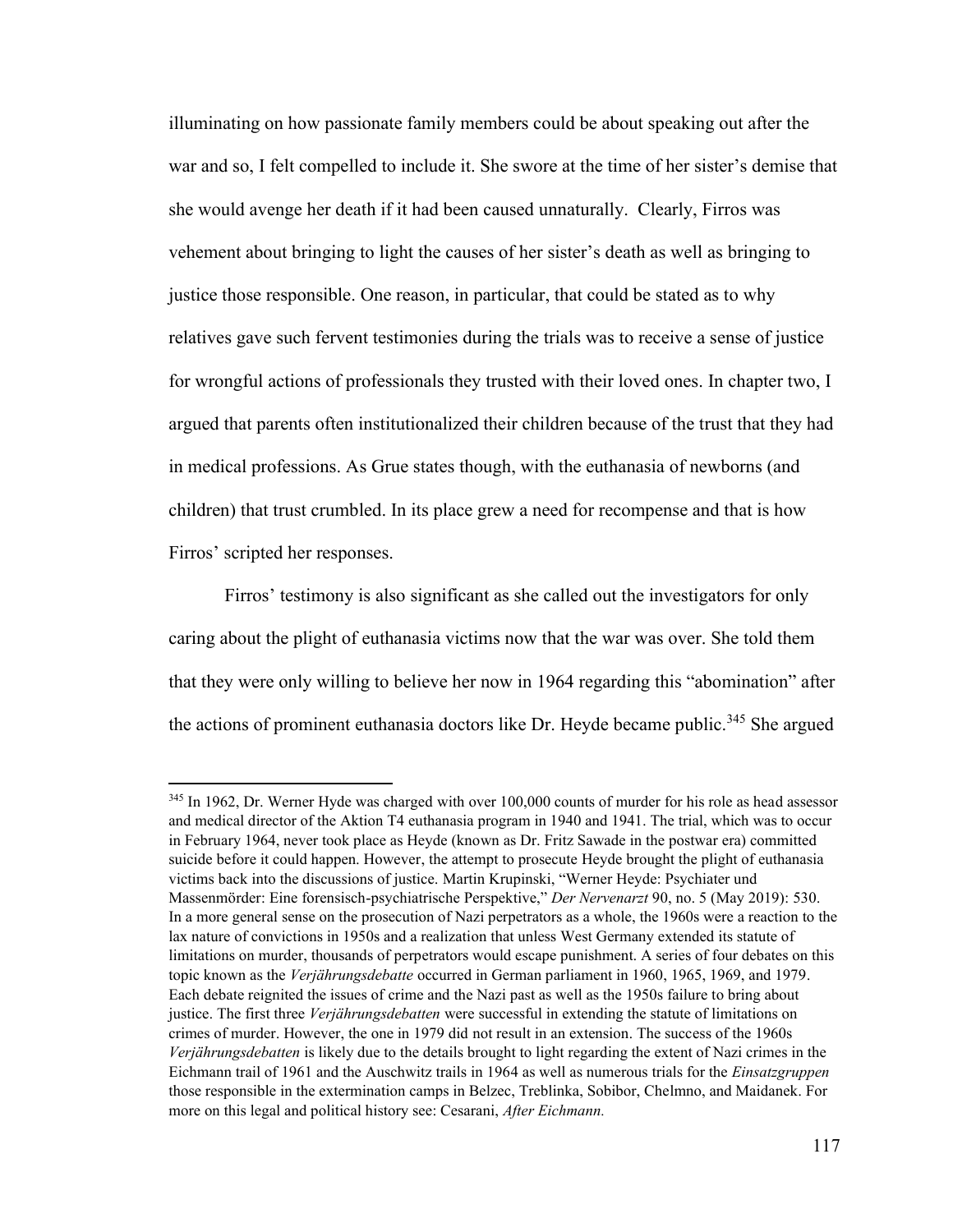illuminating on how passionate family members could be about speaking out after the war and so, I felt compelled to include it. She swore at the time of her sister's demise that she would avenge her death if it had been caused unnaturally. Clearly, Firros was vehement about bringing to light the causes of her sister's death as well as bringing to justice those responsible. One reason, in particular, that could be stated as to why relatives gave such fervent testimonies during the trials was to receive a sense of justice for wrongful actions of professionals they trusted with their loved ones. In chapter two, I argued that parents often institutionalized their children because of the trust that they had in medical professions. As Grue states though, with the euthanasia of newborns (and children) that trust crumbled. In its place grew a need for recompense and that is how Firros' scripted her responses.

Firros' testimony is also significant as she called out the investigators for only caring about the plight of euthanasia victims now that the war was over. She told them that they were only willing to believe her now in 1964 regarding this "abomination" after the actions of prominent euthanasia doctors like Dr. Heyde became public.[345] She argued

---

[345] In 1962, Dr. Werner Hyde was charged with over 100,000 counts of murder for his role as head assessor and medical director of the Aktion T4 euthanasia program in 1940 and 1941. The trial, which was to occur in February 1964, never took place as Heyde (known as Dr. Fritz Sawade in the postwar era) committed suicide before it could happen. However, the attempt to prosecute Heyde brought the plight of euthanasia victims back into the discussions of justice. Martin Krupinski, "Werner Heyde: Psychiater und Massenmörder: Eine forensisch-psychiatrische Perspektive," *Der Nervenarzt* 90, no. 5 (May 2019): 530. In a more general sense on the prosecution of Nazi perpetrators as a whole, the 1960s were a reaction to the lax nature of convictions in 1950s and a realization that unless West Germany extended its statute of limitations on murder, thousands of perpetrators would escape punishment. A series of four debates on this topic known as the *Verjährungsdebatte* occurred in German parliament in 1960, 1965, 1969, and 1979. Each debate reignited the issues of crime and the Nazi past as well as the 1950s failure to bring about justice. The first three *Verjährungsdebatten* were successful in extending the statute of limitations on crimes of murder. However, the one in 1979 did not result in an extension. The success of the 1960s *Verjährungsdebatten* is likely due to the details brought to light regarding the extent of Nazi crimes in the Eichmann trail of 1961 and the Auschwitz trails in 1964 as well as numerous trials for the *Einsatzgruppen* those responsible in the extermination camps in Belzec, Treblinka, Sobibor, Chelmno, and Maidanek. For more on this legal and political history see: Cesarani, *After Eichmann.*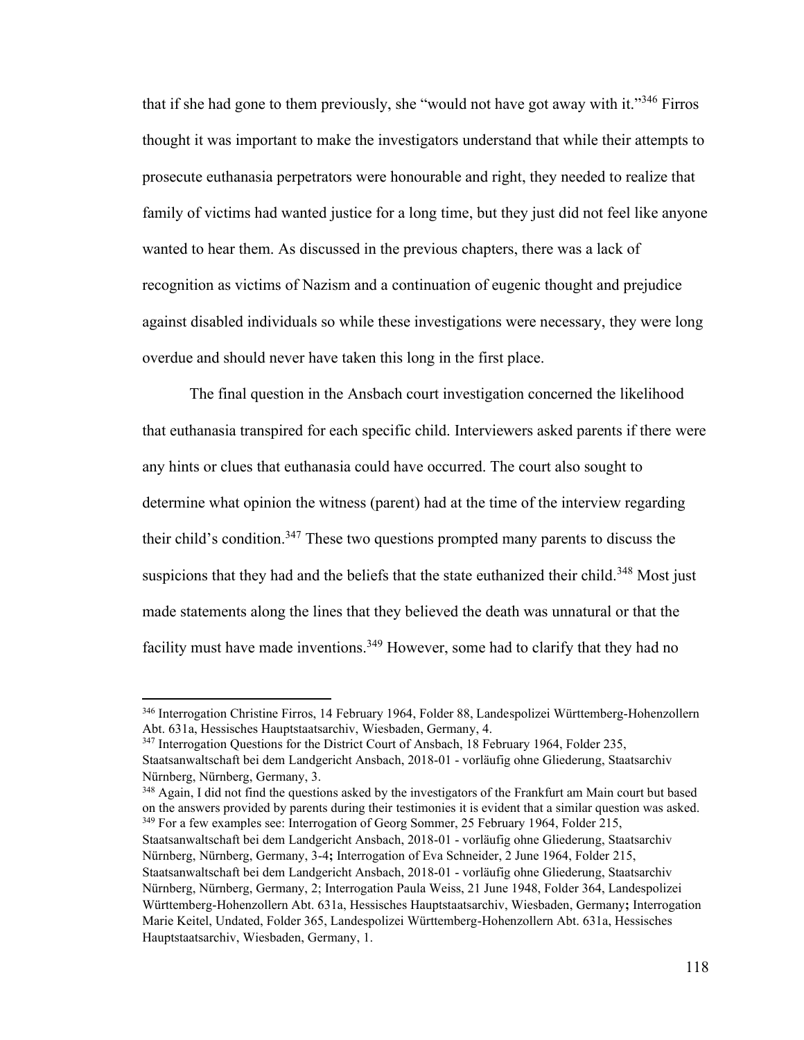that if she had gone to them previously, she "would not have got away with it."[346] Firros thought it was important to make the investigators understand that while their attempts to prosecute euthanasia perpetrators were honourable and right, they needed to realize that family of victims had wanted justice for a long time, but they just did not feel like anyone wanted to hear them. As discussed in the previous chapters, there was a lack of recognition as victims of Nazism and a continuation of eugenic thought and prejudice against disabled individuals so while these investigations were necessary, they were long overdue and should never have taken this long in the first place.

The final question in the Ansbach court investigation concerned the likelihood that euthanasia transpired for each specific child. Interviewers asked parents if there were any hints or clues that euthanasia could have occurred. The court also sought to determine what opinion the witness (parent) had at the time of the interview regarding their child's condition.[347] These two questions prompted many parents to discuss the suspicions that they had and the beliefs that the state euthanized their child.[348] Most just made statements along the lines that they believed the death was unnatural or that the facility must have made inventions.[349] However, some had to clarify that they had no

---

[346] Interrogation Christine Firros, 14 February 1964, Folder 88, Landespolizei Württemberg-Hohenzollern Abt. 631a, Hessisches Hauptstaatsarchiv, Wiesbaden, Germany, 4.

[347] Interrogation Questions for the District Court of Ansbach, 18 February 1964, Folder 235, Staatsanwaltschaft bei dem Landgericht Ansbach, 2018-01 - vorläufig ohne Gliederung, Staatsarchiv Nürnberg, Nürnberg, Germany, 3.

[348] Again, I did not find the questions asked by the investigators of the Frankfurt am Main court but based on the answers provided by parents during their testimonies it is evident that a similar question was asked.

[349] For a few examples see: Interrogation of Georg Sommer, 25 February 1964, Folder 215, Staatsanwaltschaft bei dem Landgericht Ansbach, 2018-01 - vorläufig ohne Gliederung, Staatsarchiv Nürnberg, Nürnberg, Germany, 3-4**;** Interrogation of Eva Schneider, 2 June 1964, Folder 215, Staatsanwaltschaft bei dem Landgericht Ansbach, 2018-01 - vorläufig ohne Gliederung, Staatsarchiv Nürnberg, Nürnberg, Germany, 2; Interrogation Paula Weiss, 21 June 1948, Folder 364, Landespolizei Württemberg-Hohenzollern Abt. 631a, Hessisches Hauptstaatsarchiv, Wiesbaden, Germany**;** Interrogation Marie Keitel, Undated, Folder 365, Landespolizei Württemberg-Hohenzollern Abt. 631a, Hessisches Hauptstaatsarchiv, Wiesbaden, Germany, 1.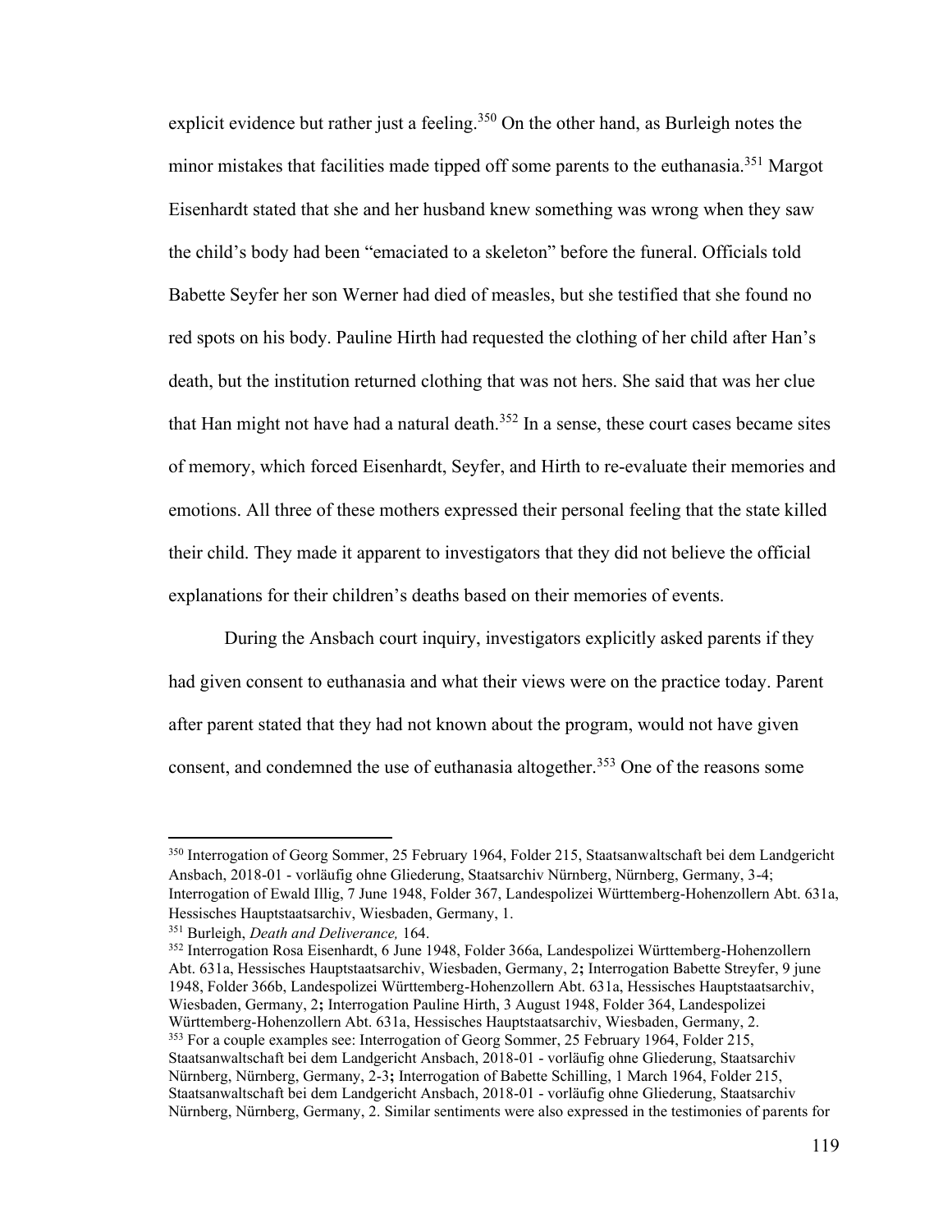explicit evidence but rather just a feeling.[350] On the other hand, as Burleigh notes the minor mistakes that facilities made tipped off some parents to the euthanasia.[351] Margot Eisenhardt stated that she and her husband knew something was wrong when they saw the child's body had been "emaciated to a skeleton" before the funeral. Officials told Babette Seyfer her son Werner had died of measles, but she testified that she found no red spots on his body. Pauline Hirth had requested the clothing of her child after Han's death, but the institution returned clothing that was not hers. She said that was her clue that Han might not have had a natural death.[352] In a sense, these court cases became sites of memory, which forced Eisenhardt, Seyfer, and Hirth to re-evaluate their memories and emotions. All three of these mothers expressed their personal feeling that the state killed their child. They made it apparent to investigators that they did not believe the official explanations for their children's deaths based on their memories of events.

During the Ansbach court inquiry, investigators explicitly asked parents if they had given consent to euthanasia and what their views were on the practice today. Parent after parent stated that they had not known about the program, would not have given consent, and condemned the use of euthanasia altogether.[353] One of the reasons some

---

[350] Interrogation of Georg Sommer, 25 February 1964, Folder 215, Staatsanwaltschaft bei dem Landgericht Ansbach, 2018-01 - vorläufig ohne Gliederung, Staatsarchiv Nürnberg, Nürnberg, Germany, 3-4; Interrogation of Ewald Illig, 7 June 1948, Folder 367, Landespolizei Württemberg-Hohenzollern Abt. 631a, Hessisches Hauptstaatsarchiv, Wiesbaden, Germany, 1.

[351] Burleigh, *Death and Deliverance,* 164.

[352] Interrogation Rosa Eisenhardt, 6 June 1948, Folder 366a, Landespolizei Württemberg-Hohenzollern Abt. 631a, Hessisches Hauptstaatsarchiv, Wiesbaden, Germany, 2**;** Interrogation Babette Streyfer, 9 june 1948, Folder 366b, Landespolizei Württemberg-Hohenzollern Abt. 631a, Hessisches Hauptstaatsarchiv, Wiesbaden, Germany, 2**;** Interrogation Pauline Hirth, 3 August 1948, Folder 364, Landespolizei Württemberg-Hohenzollern Abt. 631a, Hessisches Hauptstaatsarchiv, Wiesbaden, Germany, 2.

[353] For a couple examples see: Interrogation of Georg Sommer, 25 February 1964, Folder 215, Staatsanwaltschaft bei dem Landgericht Ansbach, 2018-01 - vorläufig ohne Gliederung, Staatsarchiv Nürnberg, Nürnberg, Germany, 2-3**;** Interrogation of Babette Schilling, 1 March 1964, Folder 215, Staatsanwaltschaft bei dem Landgericht Ansbach, 2018-01 - vorläufig ohne Gliederung, Staatsarchiv Nürnberg, Nürnberg, Germany, 2. Similar sentiments were also expressed in the testimonies of parents for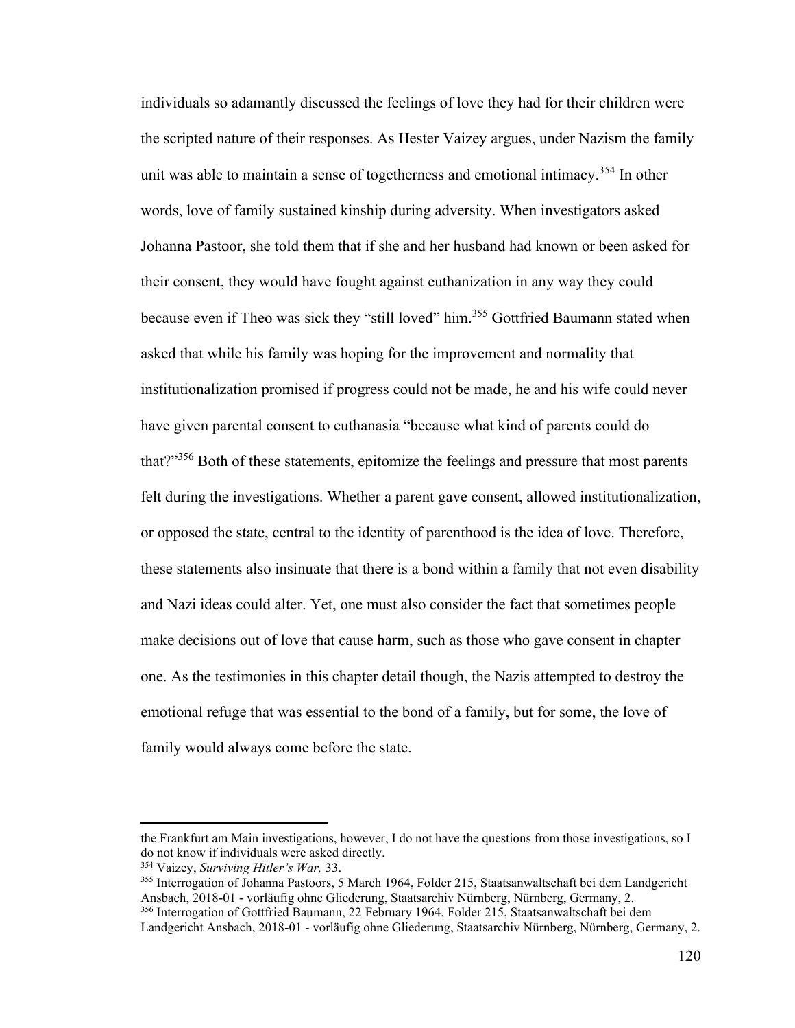individuals so adamantly discussed the feelings of love they had for their children were the scripted nature of their responses. As Hester Vaizey argues, under Nazism the family unit was able to maintain a sense of togetherness and emotional intimacy.[354] In other words, love of family sustained kinship during adversity. When investigators asked Johanna Pastoor, she told them that if she and her husband had known or been asked for their consent, they would have fought against euthanization in any way they could because even if Theo was sick they "still loved" him.[355] Gottfried Baumann stated when asked that while his family was hoping for the improvement and normality that institutionalization promised if progress could not be made, he and his wife could never have given parental consent to euthanasia "because what kind of parents could do that?"[356] Both of these statements, epitomize the feelings and pressure that most parents felt during the investigations. Whether a parent gave consent, allowed institutionalization, or opposed the state, central to the identity of parenthood is the idea of love. Therefore, these statements also insinuate that there is a bond within a family that not even disability and Nazi ideas could alter. Yet, one must also consider the fact that sometimes people make decisions out of love that cause harm, such as those who gave consent in chapter one. As the testimonies in this chapter detail though, the Nazis attempted to destroy the emotional refuge that was essential to the bond of a family, but for some, the love of family would always come before the state.

---

the Frankfurt am Main investigations, however, I do not have the questions from those investigations, so I do not know if individuals were asked directly.

[354] Vaizey, *Surviving Hitler's War,* 33.

[355] Interrogation of Johanna Pastoors, 5 March 1964, Folder 215, Staatsanwaltschaft bei dem Landgericht Ansbach, 2018-01 - vorläufig ohne Gliederung, Staatsarchiv Nürnberg, Nürnberg, Germany, 2.

[356] Interrogation of Gottfried Baumann, 22 February 1964, Folder 215, Staatsanwaltschaft bei dem Landgericht Ansbach, 2018-01 - vorläufig ohne Gliederung, Staatsarchiv Nürnberg, Nürnberg, Germany, 2.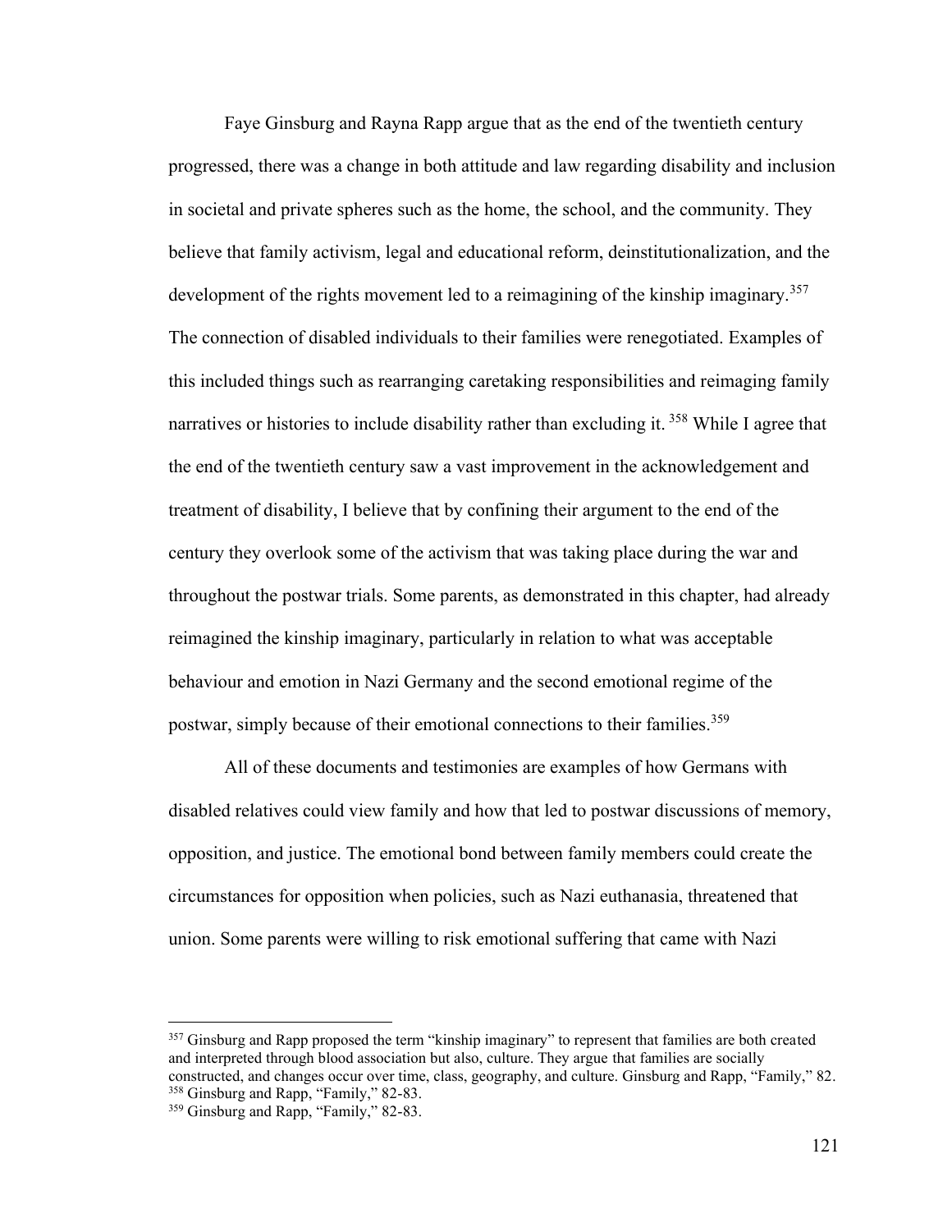Faye Ginsburg and Rayna Rapp argue that as the end of the twentieth century progressed, there was a change in both attitude and law regarding disability and inclusion in societal and private spheres such as the home, the school, and the community. They believe that family activism, legal and educational reform, deinstitutionalization, and the development of the rights movement led to a reimagining of the kinship imaginary.[357] The connection of disabled individuals to their families were renegotiated. Examples of this included things such as rearranging caretaking responsibilities and reimaging family narratives or histories to include disability rather than excluding it.[358] While I agree that the end of the twentieth century saw a vast improvement in the acknowledgement and treatment of disability, I believe that by confining their argument to the end of the century they overlook some of the activism that was taking place during the war and throughout the postwar trials. Some parents, as demonstrated in this chapter, had already reimagined the kinship imaginary, particularly in relation to what was acceptable behaviour and emotion in Nazi Germany and the second emotional regime of the postwar, simply because of their emotional connections to their families.[359]

All of these documents and testimonies are examples of how Germans with disabled relatives could view family and how that led to postwar discussions of memory, opposition, and justice. The emotional bond between family members could create the circumstances for opposition when policies, such as Nazi euthanasia, threatened that union. Some parents were willing to risk emotional suffering that came with Nazi

---

[357] Ginsburg and Rapp proposed the term "kinship imaginary" to represent that families are both created and interpreted through blood association but also, culture. They argue that families are socially constructed, and changes occur over time, class, geography, and culture. Ginsburg and Rapp, "Family," 82.

[358] Ginsburg and Rapp, "Family," 82-83.

[359] Ginsburg and Rapp, "Family," 82-83.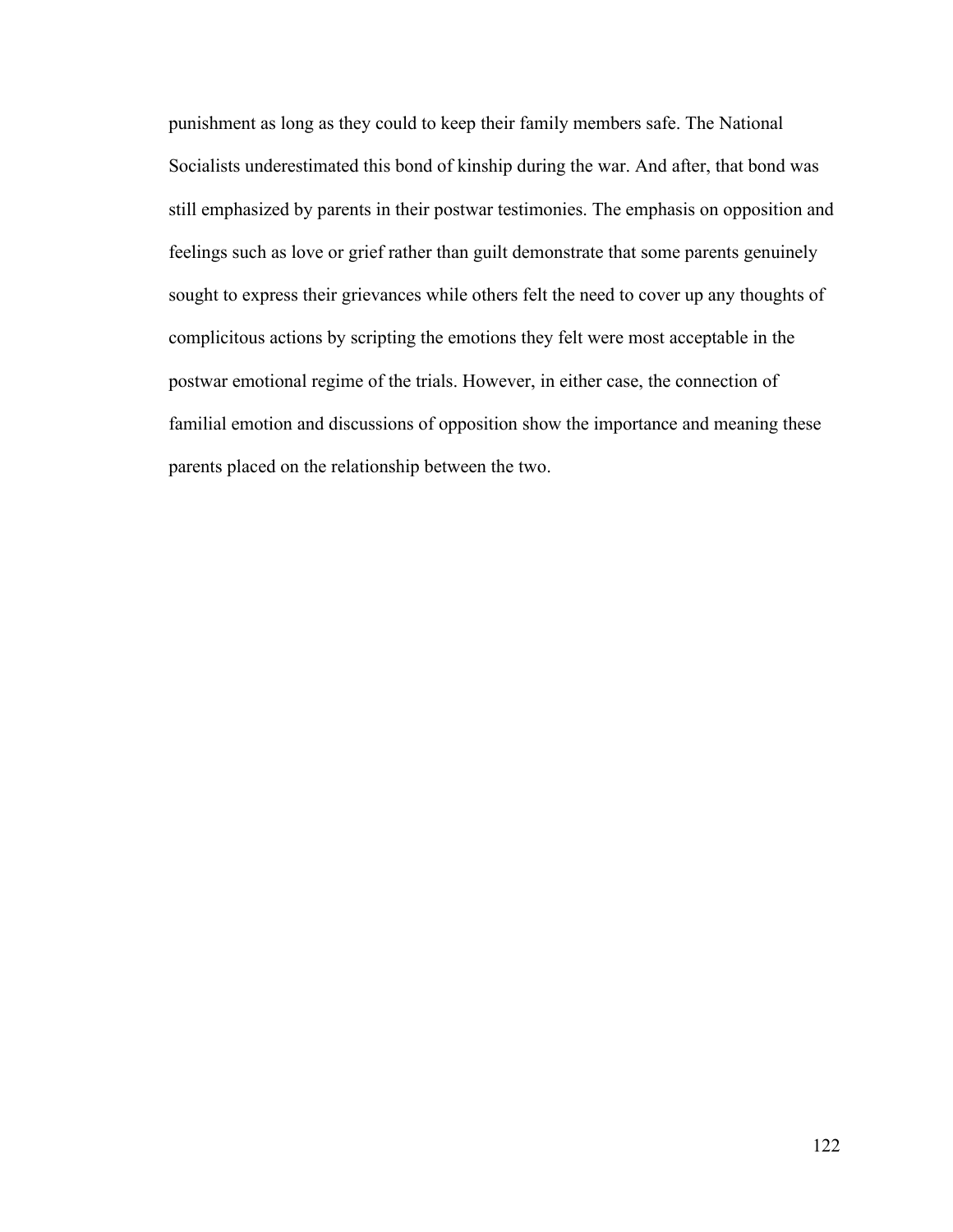punishment as long as they could to keep their family members safe. The National Socialists underestimated this bond of kinship during the war. And after, that bond was still emphasized by parents in their postwar testimonies. The emphasis on opposition and feelings such as love or grief rather than guilt demonstrate that some parents genuinely sought to express their grievances while others felt the need to cover up any thoughts of complicitous actions by scripting the emotions they felt were most acceptable in the postwar emotional regime of the trials. However, in either case, the connection of familial emotion and discussions of opposition show the importance and meaning these parents placed on the relationship between the two.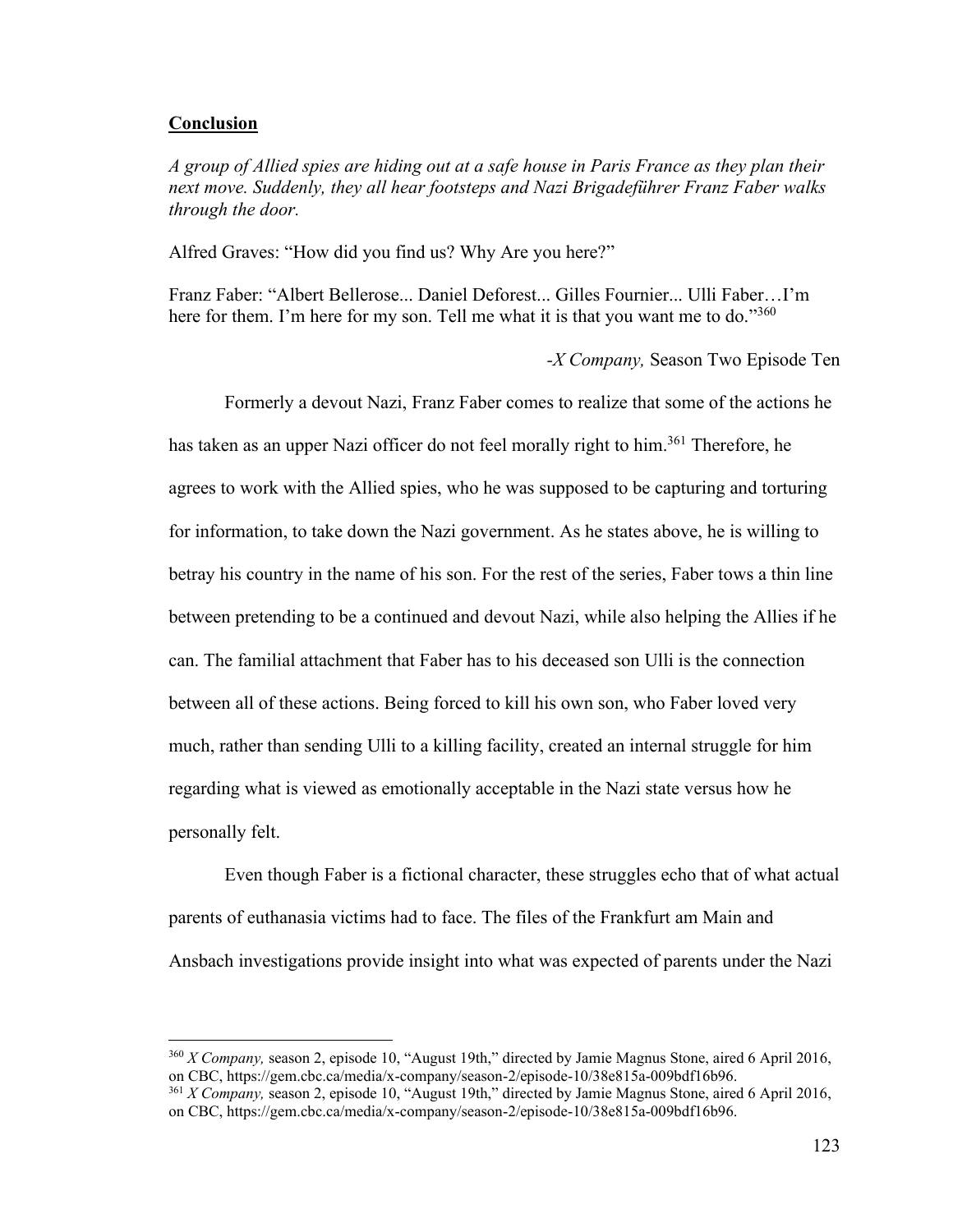## Conclusion

*A group of Allied spies are hiding out at a safe house in Paris France as they plan their next move. Suddenly, they all hear footsteps and Nazi Brigadeführer Franz Faber walks through the door.*

Alfred Graves: "How did you find us? Why Are you here?"

Franz Faber: "Albert Bellerose... Daniel Deforest... Gilles Fournier... Ulli Faber…I'm here for them. I'm here for my son. Tell me what it is that you want me to do."[360]

-*X Company,* Season Two Episode Ten

Formerly a devout Nazi, Franz Faber comes to realize that some of the actions he has taken as an upper Nazi officer do not feel morally right to him.[361] Therefore, he agrees to work with the Allied spies, who he was supposed to be capturing and torturing for information, to take down the Nazi government. As he states above, he is willing to betray his country in the name of his son. For the rest of the series, Faber tows a thin line between pretending to be a continued and devout Nazi, while also helping the Allies if he can. The familial attachment that Faber has to his deceased son Ulli is the connection between all of these actions. Being forced to kill his own son, who Faber loved very much, rather than sending Ulli to a killing facility, created an internal struggle for him regarding what is viewed as emotionally acceptable in the Nazi state versus how he personally felt.

Even though Faber is a fictional character, these struggles echo that of what actual parents of euthanasia victims had to face. The files of the Frankfurt am Main and Ansbach investigations provide insight into what was expected of parents under the Nazi

[360] *X Company,* season 2, episode 10, "August 19th," directed by Jamie Magnus Stone, aired 6 April 2016, on CBC, https://gem.cbc.ca/media/x-company/season-2/episode-10/38e815a-009bdf16b96.

[361] *X Company,* season 2, episode 10, "August 19th," directed by Jamie Magnus Stone, aired 6 April 2016, on CBC, https://gem.cbc.ca/media/x-company/season-2/episode-10/38e815a-009bdf16b96.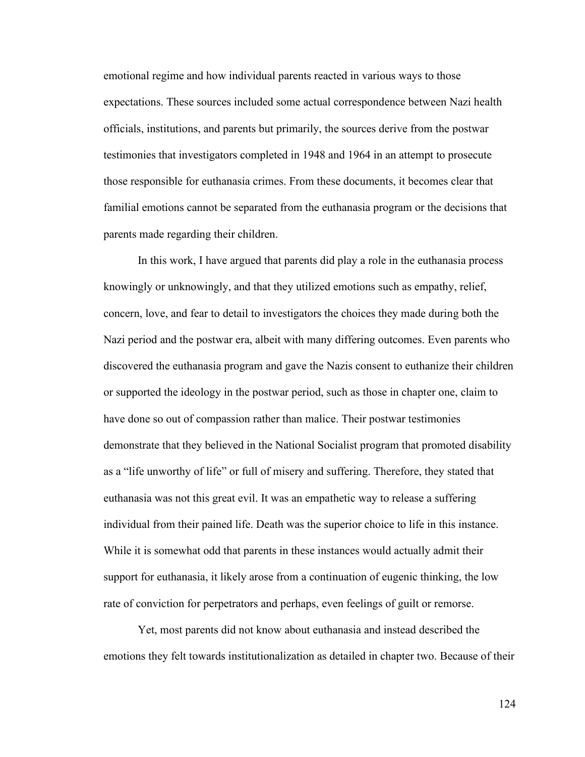emotional regime and how individual parents reacted in various ways to those expectations. These sources included some actual correspondence between Nazi health officials, institutions, and parents but primarily, the sources derive from the postwar testimonies that investigators completed in 1948 and 1964 in an attempt to prosecute those responsible for euthanasia crimes. From these documents, it becomes clear that familial emotions cannot be separated from the euthanasia program or the decisions that parents made regarding their children.

In this work, I have argued that parents did play a role in the euthanasia process knowingly or unknowingly, and that they utilized emotions such as empathy, relief, concern, love, and fear to detail to investigators the choices they made during both the Nazi period and the postwar era, albeit with many differing outcomes. Even parents who discovered the euthanasia program and gave the Nazis consent to euthanize their children or supported the ideology in the postwar period, such as those in chapter one, claim to have done so out of compassion rather than malice. Their postwar testimonies demonstrate that they believed in the National Socialist program that promoted disability as a "life unworthy of life" or full of misery and suffering. Therefore, they stated that euthanasia was not this great evil. It was an empathetic way to release a suffering individual from their pained life. Death was the superior choice to life in this instance. While it is somewhat odd that parents in these instances would actually admit their support for euthanasia, it likely arose from a continuation of eugenic thinking, the low rate of conviction for perpetrators and perhaps, even feelings of guilt or remorse.

Yet, most parents did not know about euthanasia and instead described the emotions they felt towards institutionalization as detailed in chapter two. Because of their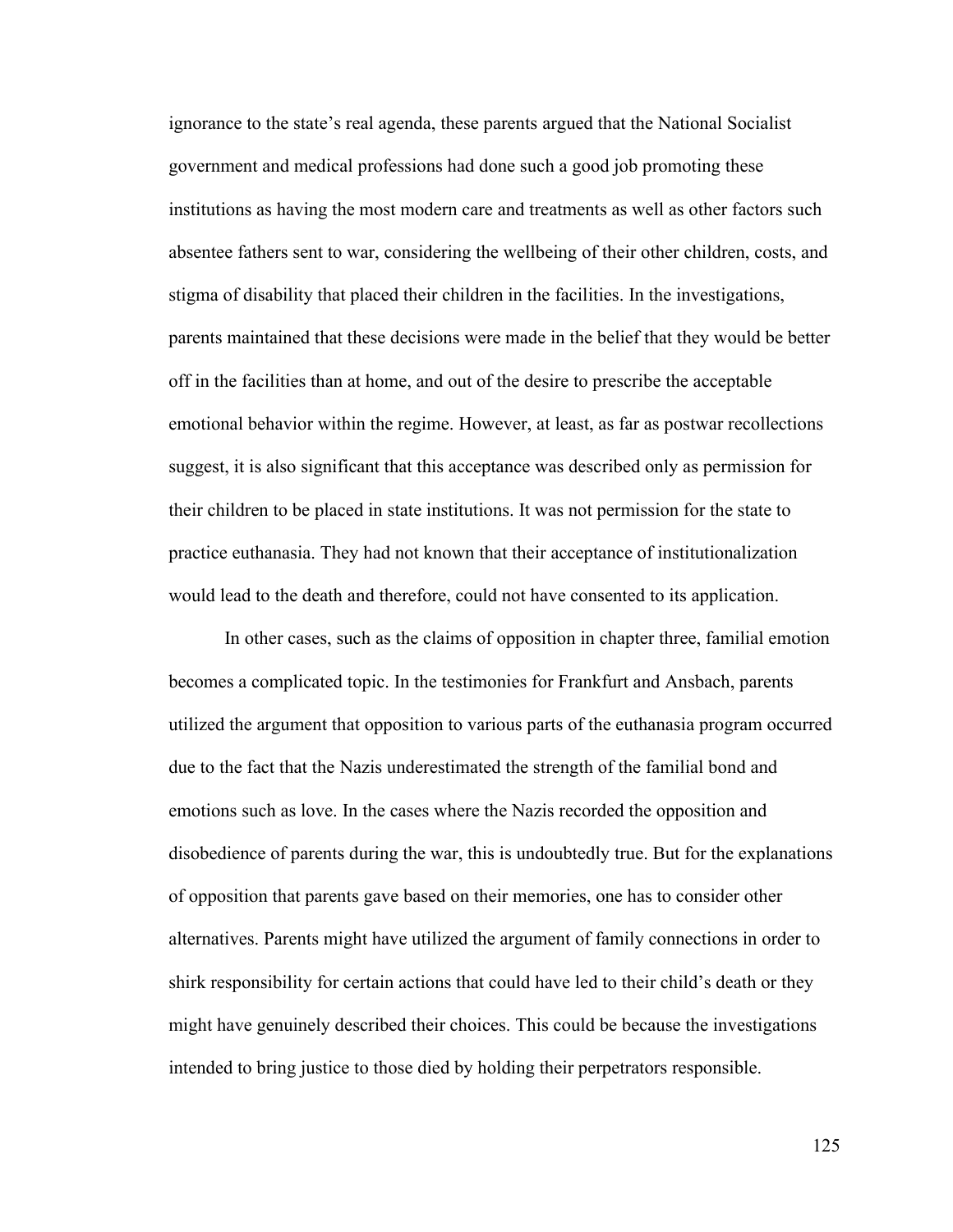ignorance to the state's real agenda, these parents argued that the National Socialist government and medical professions had done such a good job promoting these institutions as having the most modern care and treatments as well as other factors such absentee fathers sent to war, considering the wellbeing of their other children, costs, and stigma of disability that placed their children in the facilities. In the investigations, parents maintained that these decisions were made in the belief that they would be better off in the facilities than at home, and out of the desire to prescribe the acceptable emotional behavior within the regime. However, at least, as far as postwar recollections suggest, it is also significant that this acceptance was described only as permission for their children to be placed in state institutions. It was not permission for the state to practice euthanasia. They had not known that their acceptance of institutionalization would lead to the death and therefore, could not have consented to its application.

In other cases, such as the claims of opposition in chapter three, familial emotion becomes a complicated topic. In the testimonies for Frankfurt and Ansbach, parents utilized the argument that opposition to various parts of the euthanasia program occurred due to the fact that the Nazis underestimated the strength of the familial bond and emotions such as love. In the cases where the Nazis recorded the opposition and disobedience of parents during the war, this is undoubtedly true. But for the explanations of opposition that parents gave based on their memories, one has to consider other alternatives. Parents might have utilized the argument of family connections in order to shirk responsibility for certain actions that could have led to their child's death or they might have genuinely described their choices. This could be because the investigations intended to bring justice to those died by holding their perpetrators responsible.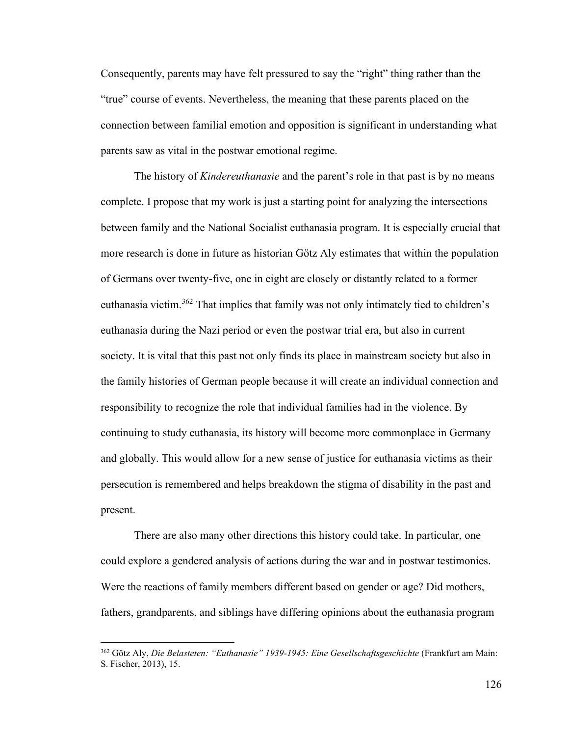Consequently, parents may have felt pressured to say the "right" thing rather than the "true" course of events. Nevertheless, the meaning that these parents placed on the connection between familial emotion and opposition is significant in understanding what parents saw as vital in the postwar emotional regime.

The history of *Kindereuthanasie* and the parent's role in that past is by no means complete. I propose that my work is just a starting point for analyzing the intersections between family and the National Socialist euthanasia program. It is especially crucial that more research is done in future as historian Götz Aly estimates that within the population of Germans over twenty-five, one in eight are closely or distantly related to a former euthanasia victim.[362] That implies that family was not only intimately tied to children's euthanasia during the Nazi period or even the postwar trial era, but also in current society. It is vital that this past not only finds its place in mainstream society but also in the family histories of German people because it will create an individual connection and responsibility to recognize the role that individual families had in the violence. By continuing to study euthanasia, its history will become more commonplace in Germany and globally. This would allow for a new sense of justice for euthanasia victims as their persecution is remembered and helps breakdown the stigma of disability in the past and present.

There are also many other directions this history could take. In particular, one could explore a gendered analysis of actions during the war and in postwar testimonies. Were the reactions of family members different based on gender or age? Did mothers, fathers, grandparents, and siblings have differing opinions about the euthanasia program

---

[362] Götz Aly, *Die Belasteten: "Euthanasie" 1939-1945: Eine Gesellschaftsgeschichte* (Frankfurt am Main: S. Fischer, 2013), 15.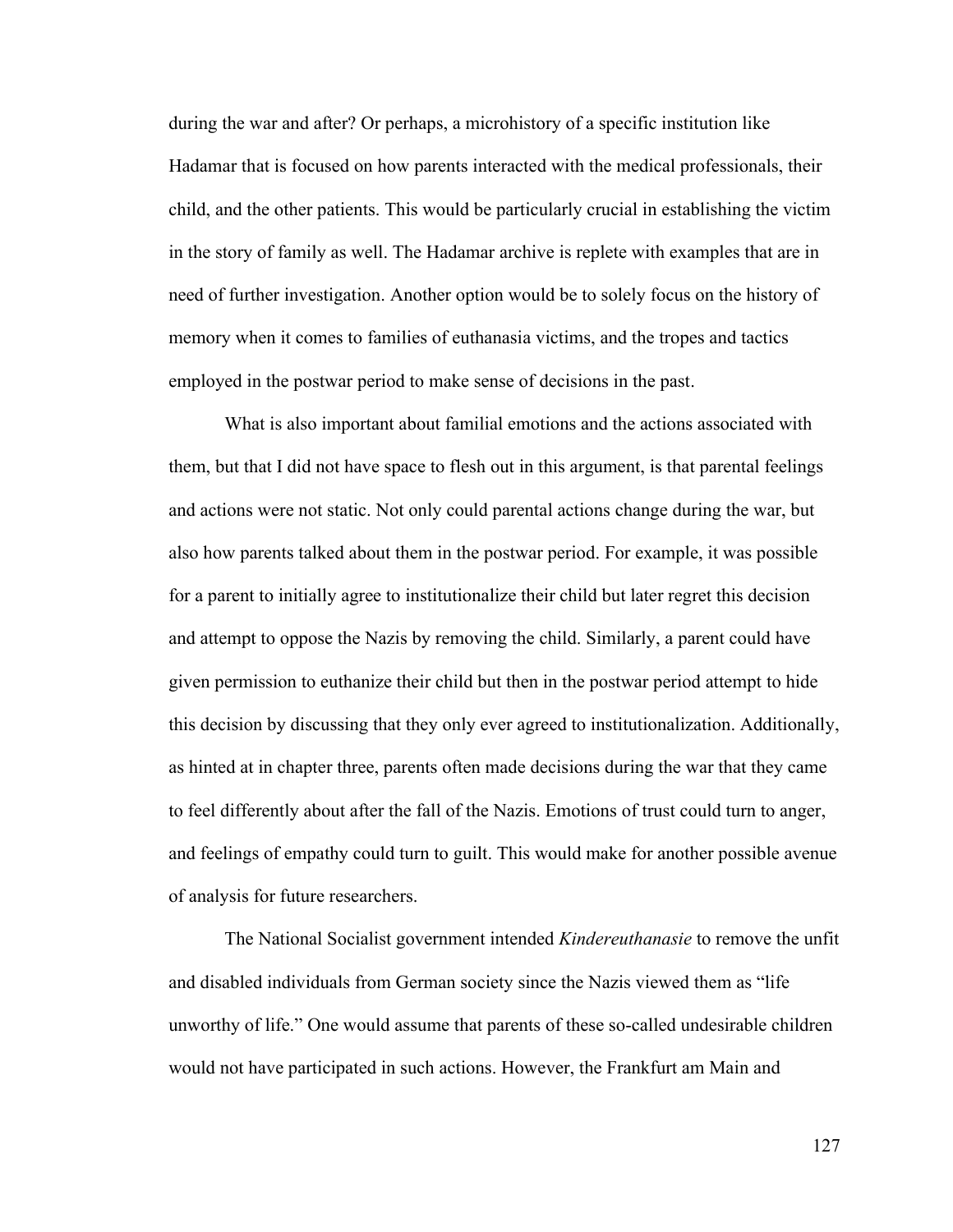during the war and after? Or perhaps, a microhistory of a specific institution like Hadamar that is focused on how parents interacted with the medical professionals, their child, and the other patients. This would be particularly crucial in establishing the victim in the story of family as well. The Hadamar archive is replete with examples that are in need of further investigation. Another option would be to solely focus on the history of memory when it comes to families of euthanasia victims, and the tropes and tactics employed in the postwar period to make sense of decisions in the past.

What is also important about familial emotions and the actions associated with them, but that I did not have space to flesh out in this argument, is that parental feelings and actions were not static. Not only could parental actions change during the war, but also how parents talked about them in the postwar period. For example, it was possible for a parent to initially agree to institutionalize their child but later regret this decision and attempt to oppose the Nazis by removing the child. Similarly, a parent could have given permission to euthanize their child but then in the postwar period attempt to hide this decision by discussing that they only ever agreed to institutionalization. Additionally, as hinted at in chapter three, parents often made decisions during the war that they came to feel differently about after the fall of the Nazis. Emotions of trust could turn to anger, and feelings of empathy could turn to guilt. This would make for another possible avenue of analysis for future researchers.

The National Socialist government intended *Kindereuthanasie* to remove the unfit and disabled individuals from German society since the Nazis viewed them as "life unworthy of life." One would assume that parents of these so-called undesirable children would not have participated in such actions. However, the Frankfurt am Main and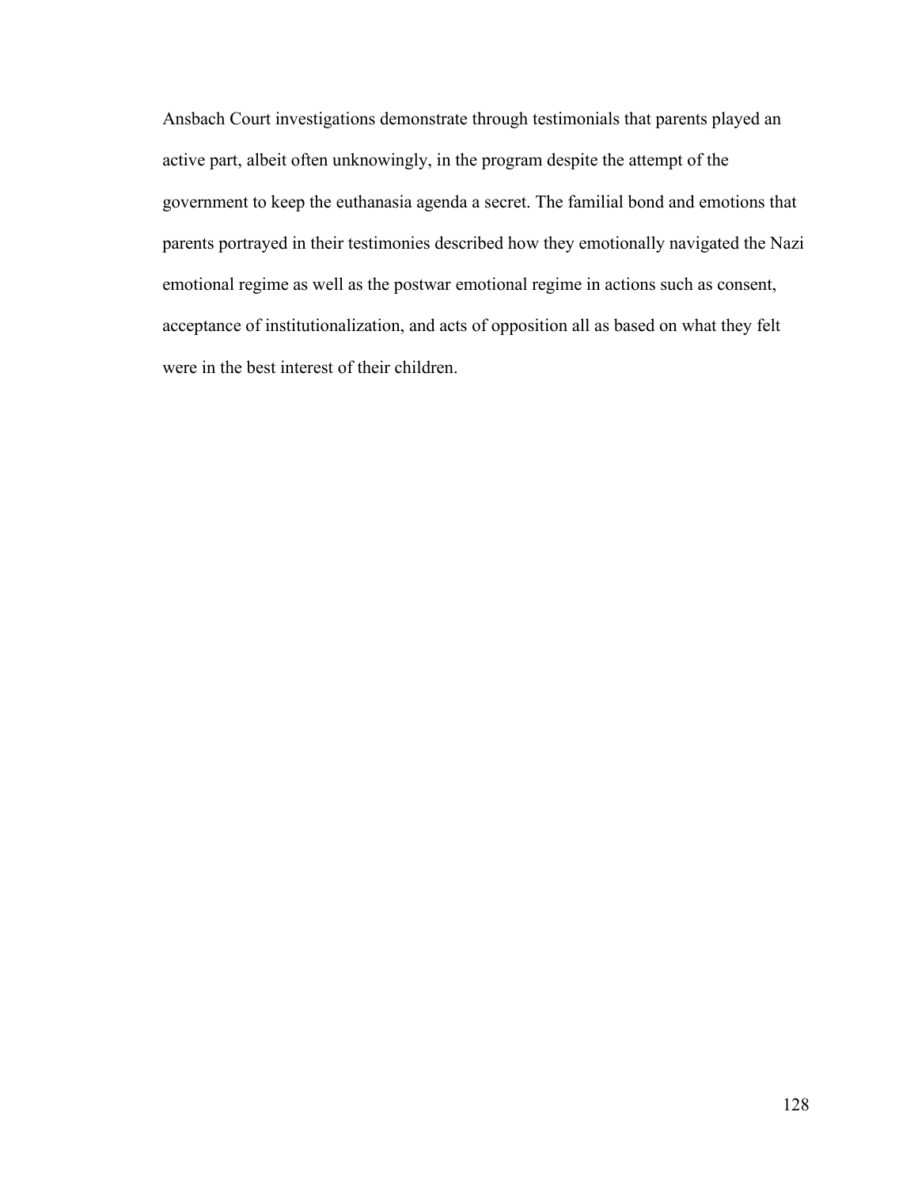Ansbach Court investigations demonstrate through testimonials that parents played an active part, albeit often unknowingly, in the program despite the attempt of the government to keep the euthanasia agenda a secret. The familial bond and emotions that parents portrayed in their testimonies described how they emotionally navigated the Nazi emotional regime as well as the postwar emotional regime in actions such as consent, acceptance of institutionalization, and acts of opposition all as based on what they felt were in the best interest of their children.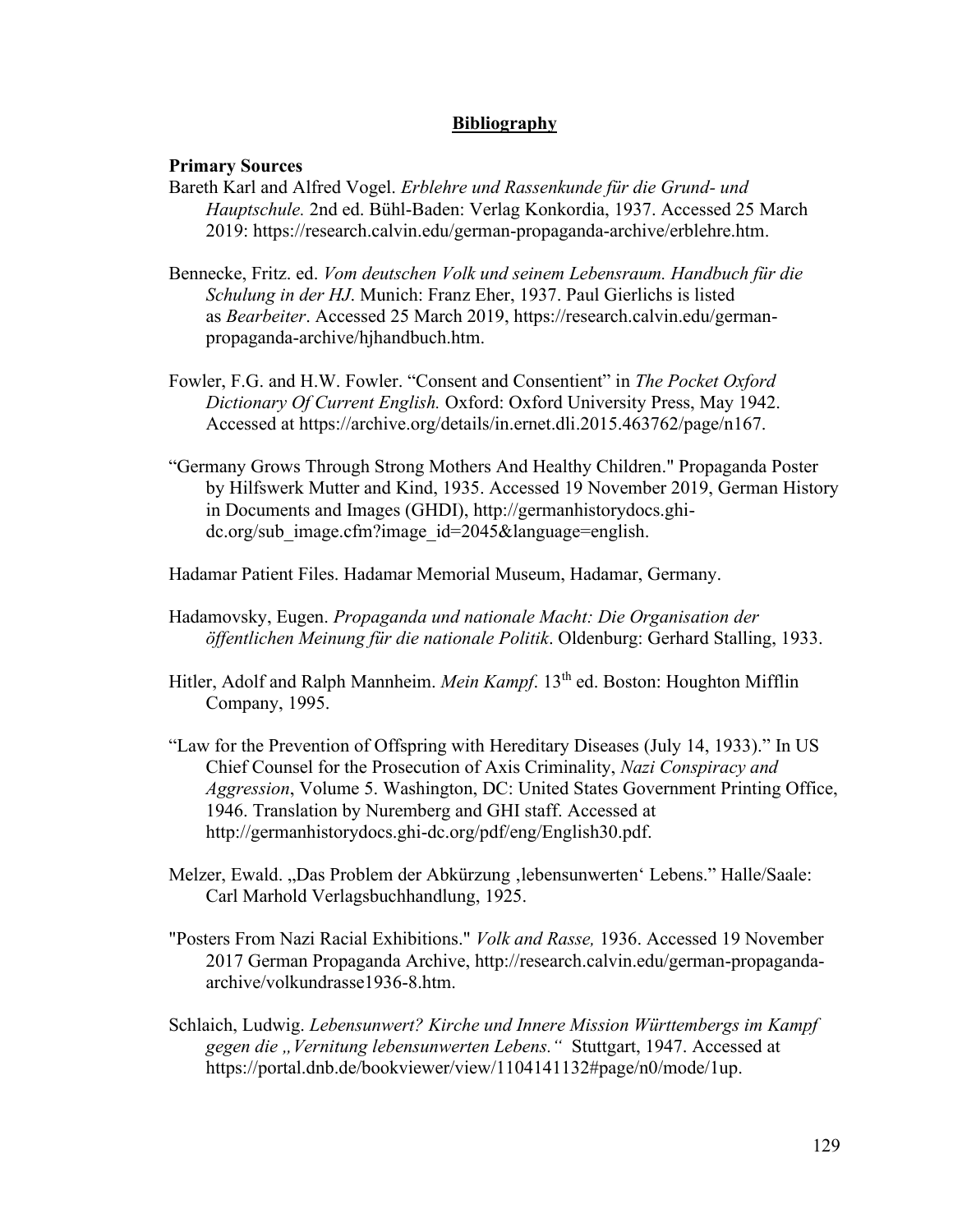# Bibliography

## Primary Sources

Bareth Karl and Alfred Vogel. *Erblehre und Rassenkunde für die Grund- und Hauptschule.* 2nd ed. Bühl-Baden: Verlag Konkordia, 1937. Accessed 25 March 2019: https://research.calvin.edu/german-propaganda-archive/erblehre.htm.

Bennecke, Fritz. ed. *Vom deutschen Volk und seinem Lebensraum. Handbuch für die Schulung in der HJ*. Munich: Franz Eher, 1937. Paul Gierlichs is listed as *Bearbeiter*. Accessed 25 March 2019, https://research.calvin.edu/german-propaganda-archive/hjhandbuch.htm.

Fowler, F.G. and H.W. Fowler. "Consent and Consentient" in *The Pocket Oxford Dictionary Of Current English.* Oxford: Oxford University Press, May 1942. Accessed at https://archive.org/details/in.ernet.dli.2015.463762/page/n167.

"Germany Grows Through Strong Mothers And Healthy Children." Propaganda Poster by Hilfswerk Mutter and Kind, 1935. Accessed 19 November 2019, German History in Documents and Images (GHDI), http://germanhistorydocs.ghi-dc.org/sub_image.cfm?image_id=2045&language=english.

Hadamar Patient Files. Hadamar Memorial Museum, Hadamar, Germany.

Hadamovsky, Eugen. *Propaganda und nationale Macht: Die Organisation der öffentlichen Meinung für die nationale Politik*. Oldenburg: Gerhard Stalling, 1933.

Hitler, Adolf and Ralph Mannheim. *Mein Kampf*. 13th ed. Boston: Houghton Mifflin Company, 1995.

"Law for the Prevention of Offspring with Hereditary Diseases (July 14, 1933)." In US Chief Counsel for the Prosecution of Axis Criminality, *Nazi Conspiracy and Aggression*, Volume 5. Washington, DC: United States Government Printing Office, 1946. Translation by Nuremberg and GHI staff. Accessed at http://germanhistorydocs.ghi-dc.org/pdf/eng/English30.pdf.

Melzer, Ewald. „Das Problem der Abkürzung ‚lebensunwerten' Lebens." Halle/Saale: Carl Marhold Verlagsbuchhandlung, 1925.

"Posters From Nazi Racial Exhibitions." *Volk and Rasse,* 1936. Accessed 19 November 2017 German Propaganda Archive, http://research.calvin.edu/german-propaganda-archive/volkundrasse1936-8.htm.

Schlaich, Ludwig. *Lebensunwert? Kirche und Innere Mission Württembergs im Kampf gegen die „Vernitung lebensunwerten Lebens."* Stuttgart, 1947. Accessed at https://portal.dnb.de/bookviewer/view/1104141132#page/n0/mode/1up.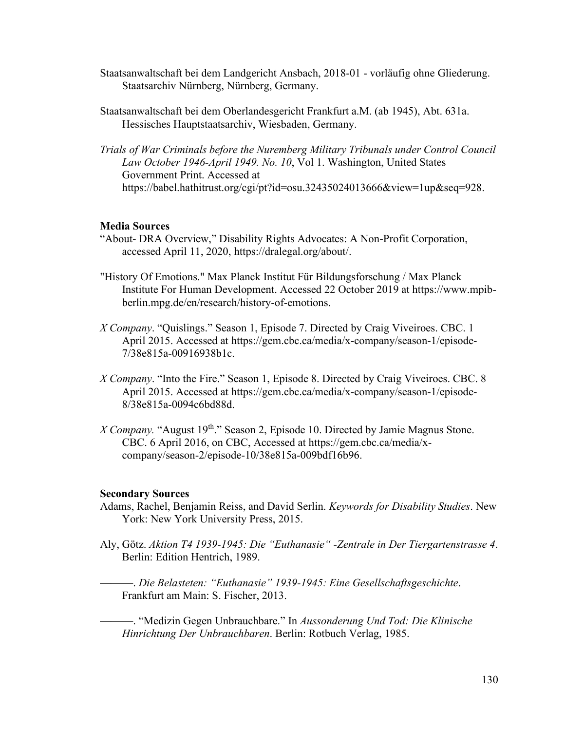Staatsanwaltschaft bei dem Landgericht Ansbach, 2018-01 - vorläufig ohne Gliederung. Staatsarchiv Nürnberg, Nürnberg, Germany.

Staatsanwaltschaft bei dem Oberlandesgericht Frankfurt a.M. (ab 1945), Abt. 631a. Hessisches Hauptstaatsarchiv, Wiesbaden, Germany.

*Trials of War Criminals before the Nuremberg Military Tribunals under Control Council Law October 1946-April 1949. No. 10*, Vol 1. Washington, United States Government Print. Accessed at https://babel.hathitrust.org/cgi/pt?id=osu.32435024013666&view=1up&seq=928.

**Media Sources**

"About- DRA Overview," Disability Rights Advocates: A Non-Profit Corporation, accessed April 11, 2020, https://dralegal.org/about/.

"History Of Emotions." Max Planck Institut Für Bildungsforschung / Max Planck Institute For Human Development. Accessed 22 October 2019 at https://www.mpib-berlin.mpg.de/en/research/history-of-emotions.

*X Company*. "Quislings." Season 1, Episode 7. Directed by Craig Viveiroes. CBC. 1 April 2015. Accessed at https://gem.cbc.ca/media/x-company/season-1/episode-7/38e815a-00916938b1c.

*X Company*. "Into the Fire." Season 1, Episode 8. Directed by Craig Viveiroes. CBC. 8 April 2015. Accessed at https://gem.cbc.ca/media/x-company/season-1/episode-8/38e815a-0094c6bd88d.

*X Company.* "August 19th." Season 2, Episode 10. Directed by Jamie Magnus Stone. CBC. 6 April 2016, on CBC, Accessed at https://gem.cbc.ca/media/x-company/season-2/episode-10/38e815a-009bdf16b96.

**Secondary Sources**

Adams, Rachel, Benjamin Reiss, and David Serlin. *Keywords for Disability Studies*. New York: New York University Press, 2015.

Aly, Götz. *Aktion T4 1939-1945: Die "Euthanasie" -Zentrale in Der Tiergartenstrasse 4*. Berlin: Edition Hentrich, 1989.

———. *Die Belasteten: "Euthanasie" 1939-1945: Eine Gesellschaftsgeschichte*. Frankfurt am Main: S. Fischer, 2013.

———. "Medizin Gegen Unbrauchbare." In *Aussonderung Und Tod: Die Klinische Hinrichtung Der Unbrauchbaren*. Berlin: Rotbuch Verlag, 1985.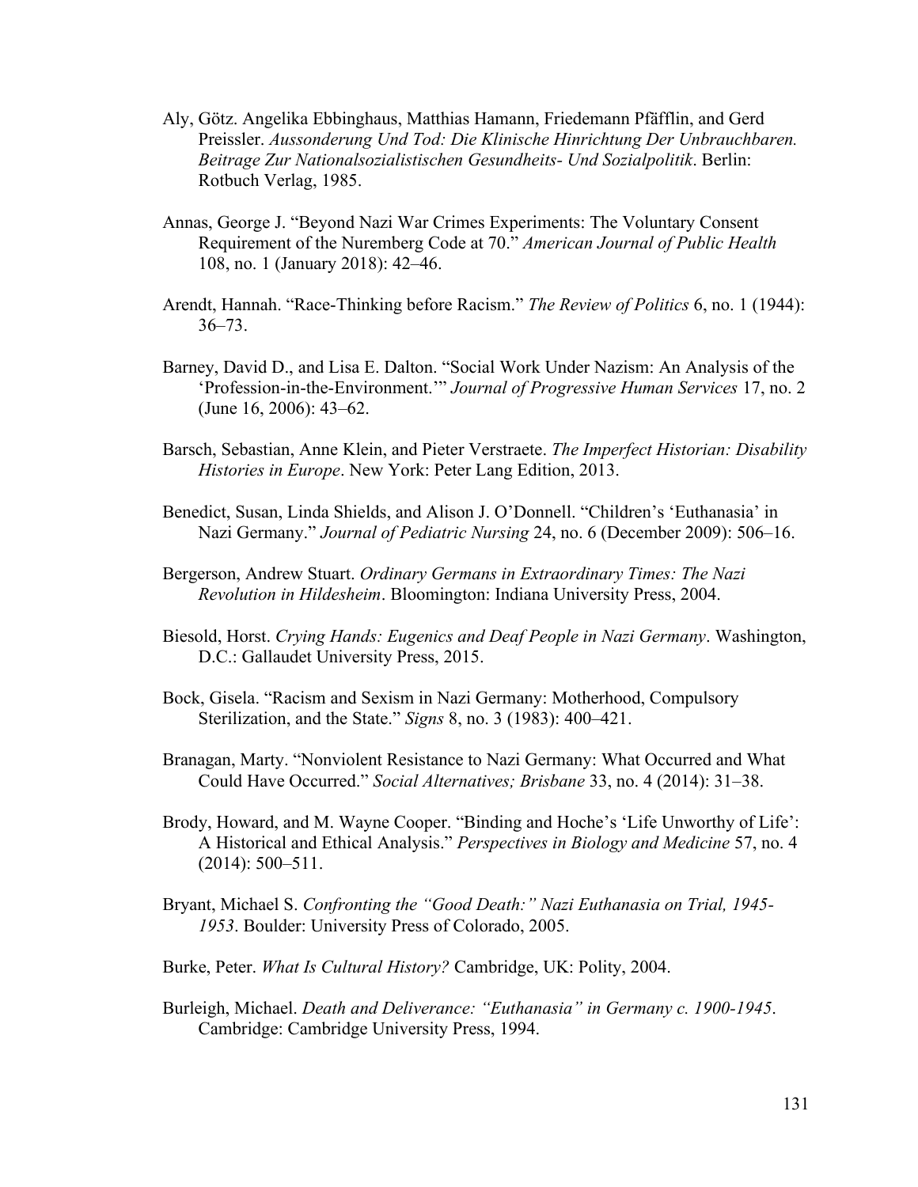Aly, Götz. Angelika Ebbinghaus, Matthias Hamann, Friedemann Pfäfflin, and Gerd Preissler. *Aussonderung Und Tod: Die Klinische Hinrichtung Der Unbrauchbaren. Beitrage Zur Nationalsozialistischen Gesundheits- Und Sozialpolitik*. Berlin: Rotbuch Verlag, 1985.

Annas, George J. "Beyond Nazi War Crimes Experiments: The Voluntary Consent Requirement of the Nuremberg Code at 70." *American Journal of Public Health* 108, no. 1 (January 2018): 42–46.

Arendt, Hannah. "Race-Thinking before Racism." *The Review of Politics* 6, no. 1 (1944): 36–73.

Barney, David D., and Lisa E. Dalton. "Social Work Under Nazism: An Analysis of the 'Profession-in-the-Environment.'" *Journal of Progressive Human Services* 17, no. 2 (June 16, 2006): 43–62.

Barsch, Sebastian, Anne Klein, and Pieter Verstraete. *The Imperfect Historian: Disability Histories in Europe*. New York: Peter Lang Edition, 2013.

Benedict, Susan, Linda Shields, and Alison J. O'Donnell. "Children's 'Euthanasia' in Nazi Germany." *Journal of Pediatric Nursing* 24, no. 6 (December 2009): 506–16.

Bergerson, Andrew Stuart. *Ordinary Germans in Extraordinary Times: The Nazi Revolution in Hildesheim*. Bloomington: Indiana University Press, 2004.

Biesold, Horst. *Crying Hands: Eugenics and Deaf People in Nazi Germany*. Washington, D.C.: Gallaudet University Press, 2015.

Bock, Gisela. "Racism and Sexism in Nazi Germany: Motherhood, Compulsory Sterilization, and the State." *Signs* 8, no. 3 (1983): 400–421.

Branagan, Marty. "Nonviolent Resistance to Nazi Germany: What Occurred and What Could Have Occurred." *Social Alternatives; Brisbane* 33, no. 4 (2014): 31–38.

Brody, Howard, and M. Wayne Cooper. "Binding and Hoche's 'Life Unworthy of Life': A Historical and Ethical Analysis." *Perspectives in Biology and Medicine* 57, no. 4 (2014): 500–511.

Bryant, Michael S. *Confronting the "Good Death:" Nazi Euthanasia on Trial, 1945-1953*. Boulder: University Press of Colorado, 2005.

Burke, Peter. *What Is Cultural History?* Cambridge, UK: Polity, 2004.

Burleigh, Michael. *Death and Deliverance: "Euthanasia" in Germany c. 1900-1945*. Cambridge: Cambridge University Press, 1994.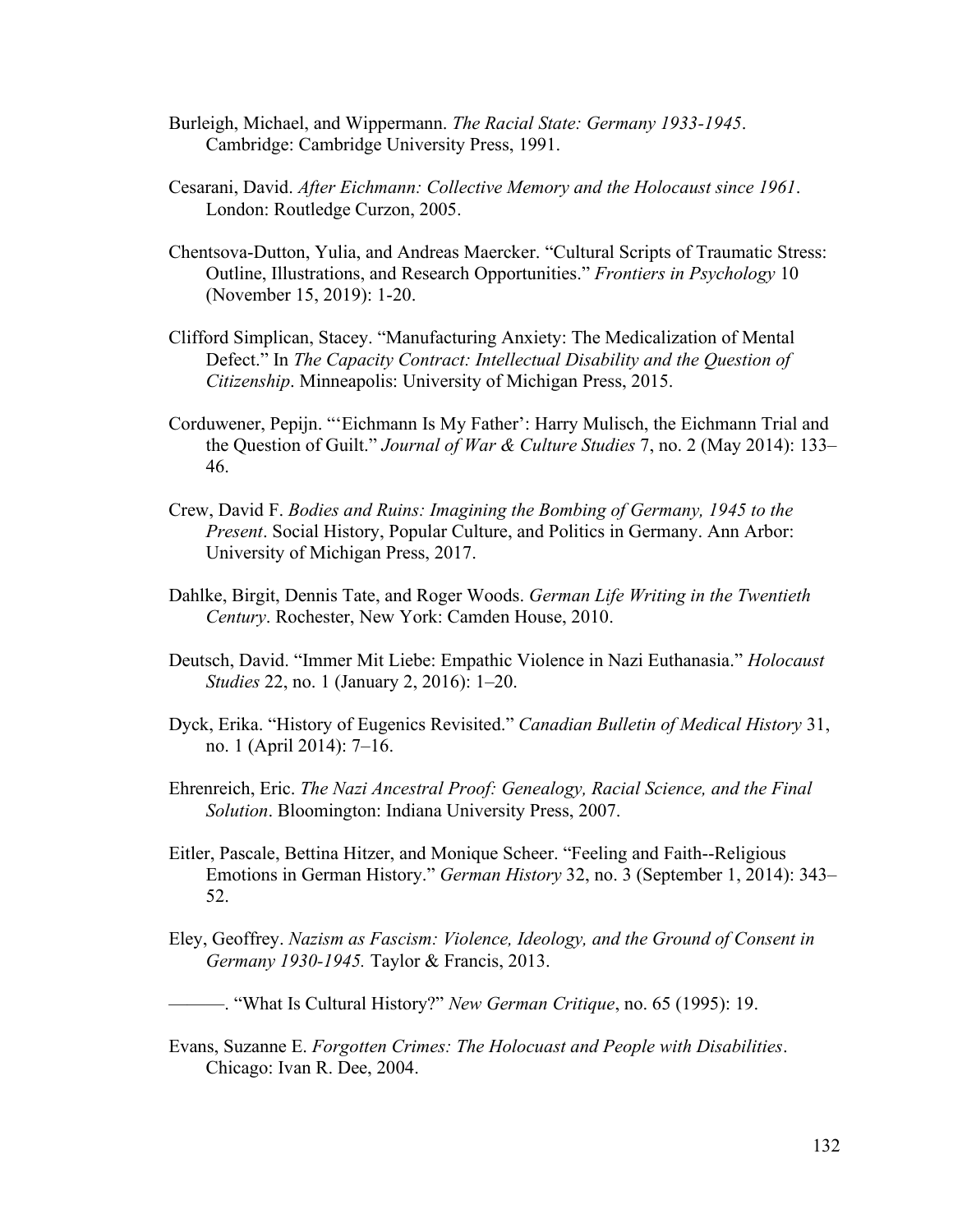Burleigh, Michael, and Wippermann. *The Racial State: Germany 1933-1945*. Cambridge: Cambridge University Press, 1991.

Cesarani, David. *After Eichmann: Collective Memory and the Holocaust since 1961*. London: Routledge Curzon, 2005.

Chentsova-Dutton, Yulia, and Andreas Maercker. "Cultural Scripts of Traumatic Stress: Outline, Illustrations, and Research Opportunities." *Frontiers in Psychology* 10 (November 15, 2019): 1-20.

Clifford Simplican, Stacey. "Manufacturing Anxiety: The Medicalization of Mental Defect." In *The Capacity Contract: Intellectual Disability and the Question of Citizenship*. Minneapolis: University of Michigan Press, 2015.

Corduwener, Pepijn. "'Eichmann Is My Father': Harry Mulisch, the Eichmann Trial and the Question of Guilt." *Journal of War & Culture Studies* 7, no. 2 (May 2014): 133–46.

Crew, David F. *Bodies and Ruins: Imagining the Bombing of Germany, 1945 to the Present*. Social History, Popular Culture, and Politics in Germany. Ann Arbor: University of Michigan Press, 2017.

Dahlke, Birgit, Dennis Tate, and Roger Woods. *German Life Writing in the Twentieth Century*. Rochester, New York: Camden House, 2010.

Deutsch, David. "Immer Mit Liebe: Empathic Violence in Nazi Euthanasia." *Holocaust Studies* 22, no. 1 (January 2, 2016): 1–20.

Dyck, Erika. "History of Eugenics Revisited." *Canadian Bulletin of Medical History* 31, no. 1 (April 2014): 7–16.

Ehrenreich, Eric. *The Nazi Ancestral Proof: Genealogy, Racial Science, and the Final Solution*. Bloomington: Indiana University Press, 2007.

Eitler, Pascale, Bettina Hitzer, and Monique Scheer. "Feeling and Faith--Religious Emotions in German History." *German History* 32, no. 3 (September 1, 2014): 343–52.

Eley, Geoffrey. *Nazism as Fascism: Violence, Ideology, and the Ground of Consent in Germany 1930-1945.* Taylor & Francis, 2013.

———. "What Is Cultural History?" *New German Critique*, no. 65 (1995): 19.

Evans, Suzanne E. *Forgotten Crimes: The Holocaust and People with Disabilities*. Chicago: Ivan R. Dee, 2004.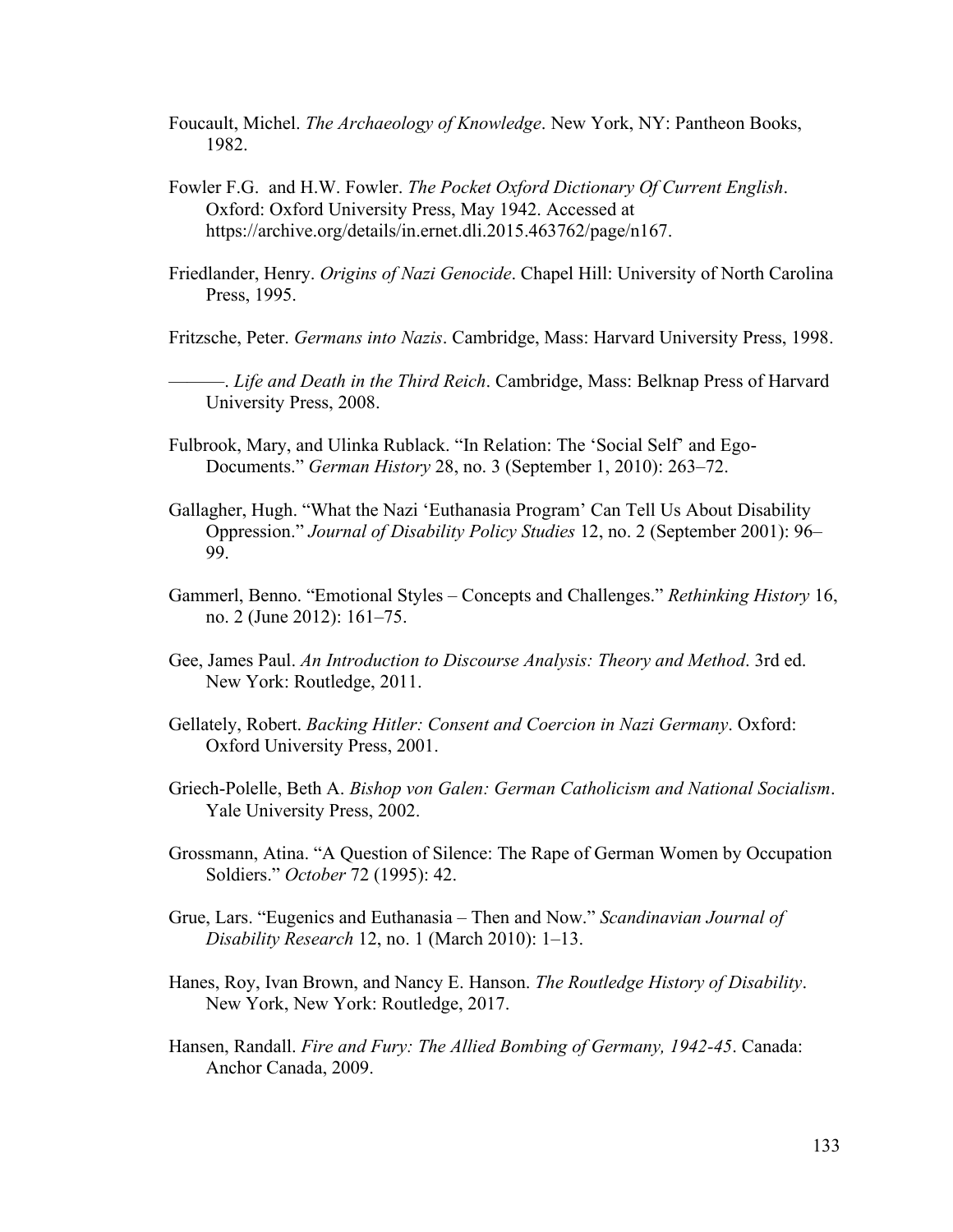Foucault, Michel. *The Archaeology of Knowledge*. New York, NY: Pantheon Books, 1982.

Fowler F.G. and H.W. Fowler. *The Pocket Oxford Dictionary Of Current English*. Oxford: Oxford University Press, May 1942. Accessed at https://archive.org/details/in.ernet.dli.2015.463762/page/n167.

Friedlander, Henry. *Origins of Nazi Genocide*. Chapel Hill: University of North Carolina Press, 1995.

Fritzsche, Peter. *Germans into Nazis*. Cambridge, Mass: Harvard University Press, 1998.

———. *Life and Death in the Third Reich*. Cambridge, Mass: Belknap Press of Harvard University Press, 2008.

Fulbrook, Mary, and Ulinka Rublack. "In Relation: The 'Social Self' and Ego-Documents." *German History* 28, no. 3 (September 1, 2010): 263–72.

Gallagher, Hugh. "What the Nazi 'Euthanasia Program' Can Tell Us About Disability Oppression." *Journal of Disability Policy Studies* 12, no. 2 (September 2001): 96–99.

Gammerl, Benno. "Emotional Styles – Concepts and Challenges." *Rethinking History* 16, no. 2 (June 2012): 161–75.

Gee, James Paul. *An Introduction to Discourse Analysis: Theory and Method*. 3rd ed. New York: Routledge, 2011.

Gellately, Robert. *Backing Hitler: Consent and Coercion in Nazi Germany*. Oxford: Oxford University Press, 2001.

Griech-Polelle, Beth A. *Bishop von Galen: German Catholicism and National Socialism*. Yale University Press, 2002.

Grossmann, Atina. "A Question of Silence: The Rape of German Women by Occupation Soldiers." *October* 72 (1995): 42.

Grue, Lars. "Eugenics and Euthanasia – Then and Now." *Scandinavian Journal of Disability Research* 12, no. 1 (March 2010): 1–13.

Hanes, Roy, Ivan Brown, and Nancy E. Hanson. *The Routledge History of Disability*. New York, New York: Routledge, 2017.

Hansen, Randall. *Fire and Fury: The Allied Bombing of Germany, 1942-45*. Canada: Anchor Canada, 2009.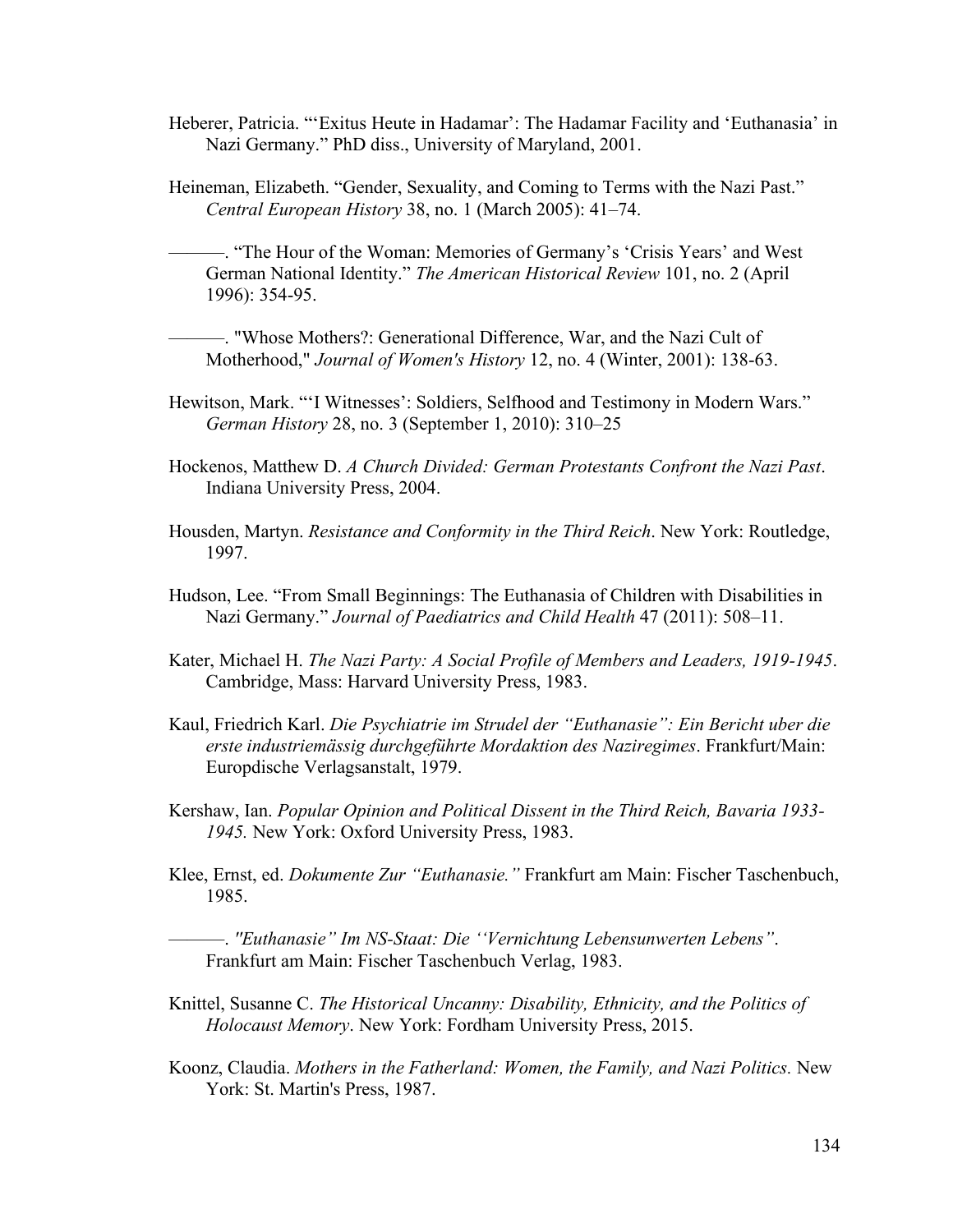Heberer, Patricia. "'Exitus Heute in Hadamar': The Hadamar Facility and 'Euthanasia' in Nazi Germany." PhD diss., University of Maryland, 2001.

Heineman, Elizabeth. "Gender, Sexuality, and Coming to Terms with the Nazi Past." *Central European History* 38, no. 1 (March 2005): 41–74.

———. "The Hour of the Woman: Memories of Germany's 'Crisis Years' and West German National Identity." *The American Historical Review* 101, no. 2 (April 1996): 354-95.

———. "Whose Mothers?: Generational Difference, War, and the Nazi Cult of Motherhood," *Journal of Women's History* 12, no. 4 (Winter, 2001): 138-63.

Hewitson, Mark. "'I Witnesses': Soldiers, Selfhood and Testimony in Modern Wars." *German History* 28, no. 3 (September 1, 2010): 310–25

Hockenos, Matthew D. *A Church Divided: German Protestants Confront the Nazi Past*. Indiana University Press, 2004.

Housden, Martyn. *Resistance and Conformity in the Third Reich*. New York: Routledge, 1997.

Hudson, Lee. "From Small Beginnings: The Euthanasia of Children with Disabilities in Nazi Germany." *Journal of Paediatrics and Child Health* 47 (2011): 508–11.

Kater, Michael H. *The Nazi Party: A Social Profile of Members and Leaders, 1919-1945*. Cambridge, Mass: Harvard University Press, 1983.

Kaul, Friedrich Karl. *Die Psychiatrie im Strudel der "Euthanasie": Ein Bericht uber die erste industriemässig durchgeführte Mordaktion des Naziregimes*. Frankfurt/Main: Europdische Verlagsanstalt, 1979.

Kershaw, Ian. *Popular Opinion and Political Dissent in the Third Reich, Bavaria 1933-1945.* New York: Oxford University Press, 1983.

Klee, Ernst, ed. *Dokumente Zur "Euthanasie."* Frankfurt am Main: Fischer Taschenbuch, 1985.

———. *"Euthanasie" Im NS-Staat: Die ''Vernichtung Lebensunwerten Lebens"*. Frankfurt am Main: Fischer Taschenbuch Verlag, 1983.

Knittel, Susanne C. *The Historical Uncanny: Disability, Ethnicity, and the Politics of Holocaust Memory*. New York: Fordham University Press, 2015.

Koonz, Claudia. *Mothers in the Fatherland: Women, the Family, and Nazi Politics.* New York: St. Martin's Press, 1987.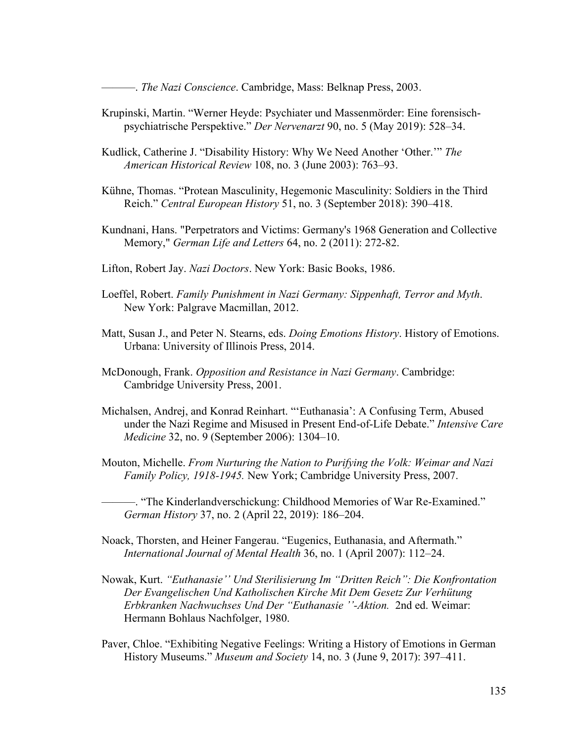———. *The Nazi Conscience*. Cambridge, Mass: Belknap Press, 2003.

Krupinski, Martin. "Werner Heyde: Psychiater und Massenmörder: Eine forensisch-psychiatrische Perspektive." *Der Nervenarzt* 90, no. 5 (May 2019): 528–34.

Kudlick, Catherine J. "Disability History: Why We Need Another 'Other.'" *The American Historical Review* 108, no. 3 (June 2003): 763–93.

Kühne, Thomas. "Protean Masculinity, Hegemonic Masculinity: Soldiers in the Third Reich." *Central European History* 51, no. 3 (September 2018): 390–418.

Kundnani, Hans. "Perpetrators and Victims: Germany's 1968 Generation and Collective Memory," *German Life and Letters* 64, no. 2 (2011): 272-82.

Lifton, Robert Jay. *Nazi Doctors*. New York: Basic Books, 1986.

Loeffel, Robert. *Family Punishment in Nazi Germany: Sippenhaft, Terror and Myth*. New York: Palgrave Macmillan, 2012.

Matt, Susan J., and Peter N. Stearns, eds. *Doing Emotions History*. History of Emotions. Urbana: University of Illinois Press, 2014.

McDonough, Frank. *Opposition and Resistance in Nazi Germany*. Cambridge: Cambridge University Press, 2001.

Michalsen, Andrej, and Konrad Reinhart. "'Euthanasia': A Confusing Term, Abused under the Nazi Regime and Misused in Present End-of-Life Debate." *Intensive Care Medicine* 32, no. 9 (September 2006): 1304–10.

Mouton, Michelle. *From Nurturing the Nation to Purifying the Volk: Weimar and Nazi Family Policy, 1918-1945.* New York; Cambridge University Press, 2007.

———. "The Kinderlandverschickung: Childhood Memories of War Re-Examined." *German History* 37, no. 2 (April 22, 2019): 186–204.

Noack, Thorsten, and Heiner Fangerau. "Eugenics, Euthanasia, and Aftermath." *International Journal of Mental Health* 36, no. 1 (April 2007): 112–24.

Nowak, Kurt. *"Euthanasie'' Und Sterilisierung Im "Dritten Reich": Die Konfrontation Der Evangelischen Und Katholischen Kirche Mit Dem Gesetz Zur Verhütung Erbkranken Nachwuchses Und Der "Euthanasie ''-Aktion.* 2nd ed. Weimar: Hermann Bohlaus Nachfolger, 1980.

Paver, Chloe. "Exhibiting Negative Feelings: Writing a History of Emotions in German History Museums." *Museum and Society* 14, no. 3 (June 9, 2017): 397–411.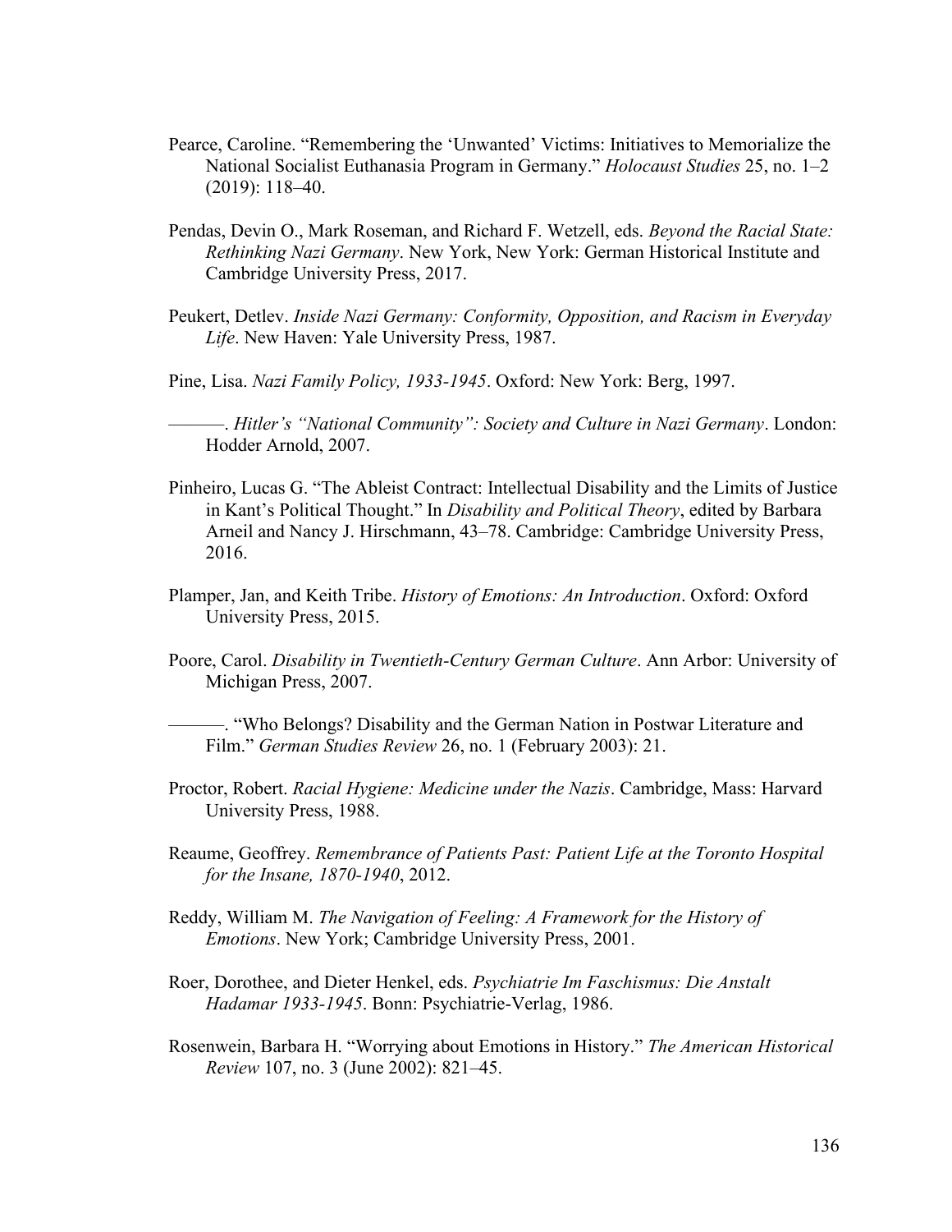Pearce, Caroline. "Remembering the 'Unwanted' Victims: Initiatives to Memorialize the National Socialist Euthanasia Program in Germany." *Holocaust Studies* 25, no. 1–2 (2019): 118–40.

Pendas, Devin O., Mark Roseman, and Richard F. Wetzell, eds. *Beyond the Racial State: Rethinking Nazi Germany*. New York, New York: German Historical Institute and Cambridge University Press, 2017.

Peukert, Detlev. *Inside Nazi Germany: Conformity, Opposition, and Racism in Everyday Life*. New Haven: Yale University Press, 1987.

Pine, Lisa. *Nazi Family Policy, 1933-1945*. Oxford: New York: Berg, 1997.

———. *Hitler's "National Community": Society and Culture in Nazi Germany*. London: Hodder Arnold, 2007.

Pinheiro, Lucas G. "The Ableist Contract: Intellectual Disability and the Limits of Justice in Kant's Political Thought." In *Disability and Political Theory*, edited by Barbara Arneil and Nancy J. Hirschmann, 43–78. Cambridge: Cambridge University Press, 2016.

Plamper, Jan, and Keith Tribe. *History of Emotions: An Introduction*. Oxford: Oxford University Press, 2015.

Poore, Carol. *Disability in Twentieth-Century German Culture*. Ann Arbor: University of Michigan Press, 2007.

———. "Who Belongs? Disability and the German Nation in Postwar Literature and Film." *German Studies Review* 26, no. 1 (February 2003): 21.

Proctor, Robert. *Racial Hygiene: Medicine under the Nazis*. Cambridge, Mass: Harvard University Press, 1988.

Reaume, Geoffrey. *Remembrance of Patients Past: Patient Life at the Toronto Hospital for the Insane, 1870-1940*, 2012.

Reddy, William M. *The Navigation of Feeling: A Framework for the History of Emotions*. New York; Cambridge University Press, 2001.

Roer, Dorothee, and Dieter Henkel, eds. *Psychiatrie Im Faschismus: Die Anstalt Hadamar 1933-1945*. Bonn: Psychiatrie-Verlag, 1986.

Rosenwein, Barbara H. "Worrying about Emotions in History." *The American Historical Review* 107, no. 3 (June 2002): 821–45.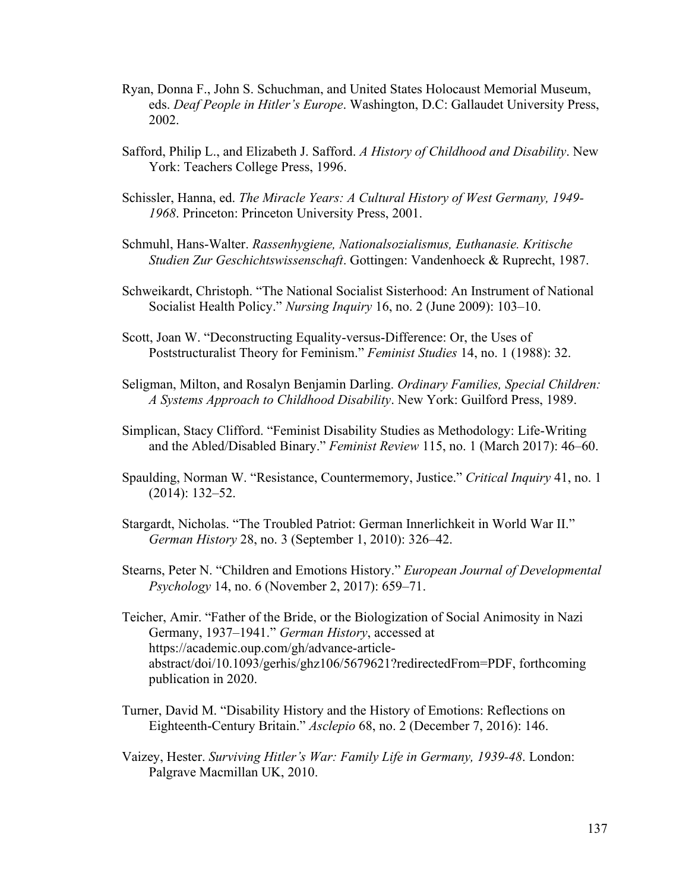Ryan, Donna F., John S. Schuchman, and United States Holocaust Memorial Museum, eds. *Deaf People in Hitler's Europe*. Washington, D.C: Gallaudet University Press, 2002.

Safford, Philip L., and Elizabeth J. Safford. *A History of Childhood and Disability*. New York: Teachers College Press, 1996.

Schissler, Hanna, ed. *The Miracle Years: A Cultural History of West Germany, 1949-1968*. Princeton: Princeton University Press, 2001.

Schmuhl, Hans-Walter. *Rassenhygiene, Nationalsozialismus, Euthanasie. Kritische Studien Zur Geschichtswissenschaft*. Gottingen: Vandenhoeck & Ruprecht, 1987.

Schweikardt, Christoph. "The National Socialist Sisterhood: An Instrument of National Socialist Health Policy." *Nursing Inquiry* 16, no. 2 (June 2009): 103–10.

Scott, Joan W. "Deconstructing Equality-versus-Difference: Or, the Uses of Poststructuralist Theory for Feminism." *Feminist Studies* 14, no. 1 (1988): 32.

Seligman, Milton, and Rosalyn Benjamin Darling. *Ordinary Families, Special Children: A Systems Approach to Childhood Disability*. New York: Guilford Press, 1989.

Simplican, Stacy Clifford. "Feminist Disability Studies as Methodology: Life-Writing and the Abled/Disabled Binary." *Feminist Review* 115, no. 1 (March 2017): 46–60.

Spaulding, Norman W. "Resistance, Countermemory, Justice." *Critical Inquiry* 41, no. 1 (2014): 132–52.

Stargardt, Nicholas. "The Troubled Patriot: German Innerlichkeit in World War II." *German History* 28, no. 3 (September 1, 2010): 326–42.

Stearns, Peter N. "Children and Emotions History." *European Journal of Developmental Psychology* 14, no. 6 (November 2, 2017): 659–71.

Teicher, Amir. "Father of the Bride, or the Biologization of Social Animosity in Nazi Germany, 1937–1941." *German History*, accessed at https://academic.oup.com/gh/advance-article-abstract/doi/10.1093/gerhis/ghz106/5679621?redirectedFrom=PDF, forthcoming publication in 2020.

Turner, David M. "Disability History and the History of Emotions: Reflections on Eighteenth-Century Britain." *Asclepio* 68, no. 2 (December 7, 2016): 146.

Vaizey, Hester. *Surviving Hitler's War: Family Life in Germany, 1939-48*. London: Palgrave Macmillan UK, 2010.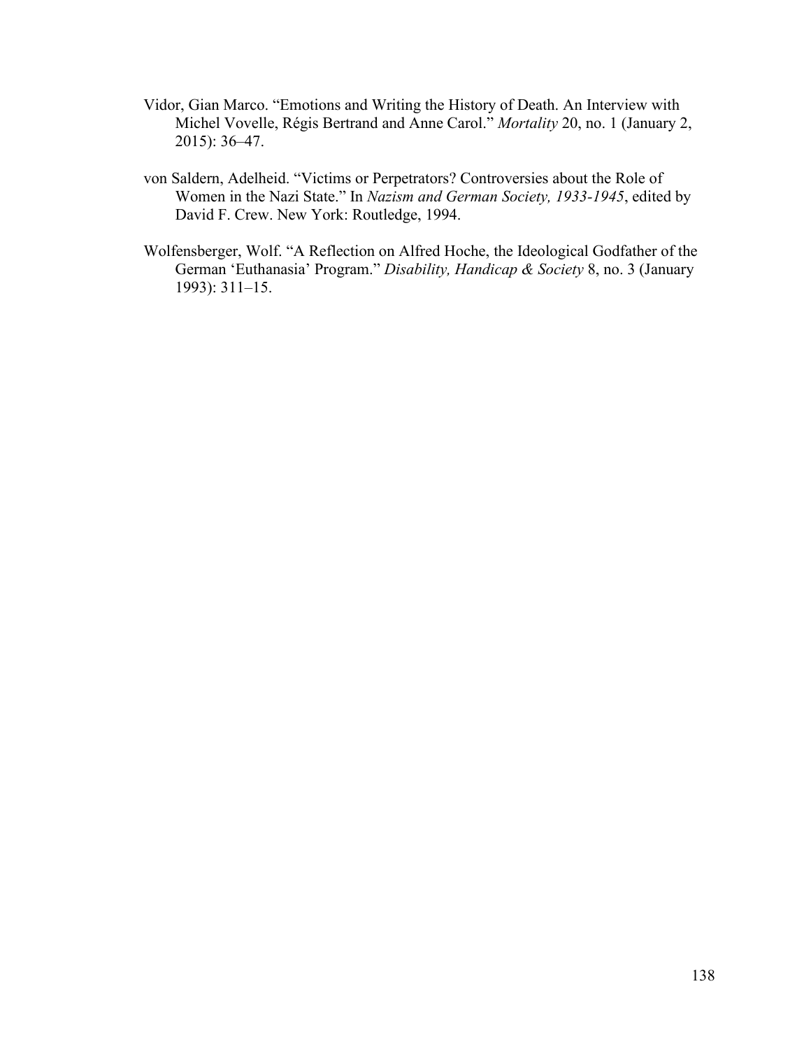Vidor, Gian Marco. "Emotions and Writing the History of Death. An Interview with Michel Vovelle, Régis Bertrand and Anne Carol." *Mortality* 20, no. 1 (January 2, 2015): 36–47.

von Saldern, Adelheid. "Victims or Perpetrators? Controversies about the Role of Women in the Nazi State." In *Nazism and German Society, 1933-1945*, edited by David F. Crew. New York: Routledge, 1994.

Wolfensberger, Wolf. "A Reflection on Alfred Hoche, the Ideological Godfather of the German 'Euthanasia' Program." *Disability, Handicap & Society* 8, no. 3 (January 1993): 311–15.